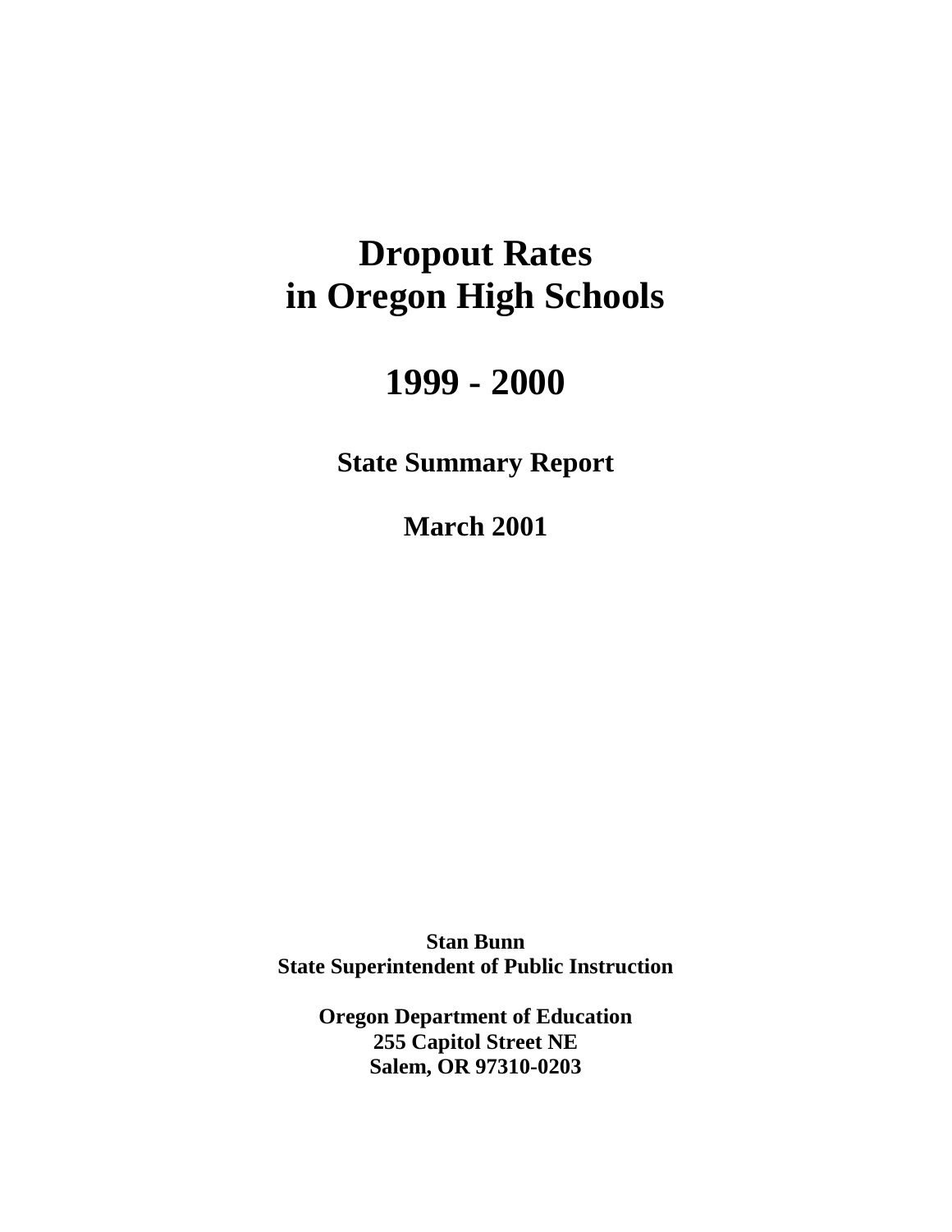# Dropout Rates in Oregon High Schools

# 1999 - 2000

## State Summary Report

**March 2001**

**Stan Bunn**
**State Superintendent of Public Instruction**

**Oregon Department of Education**
**255 Capitol Street NE**
**Salem, OR 97310-0203**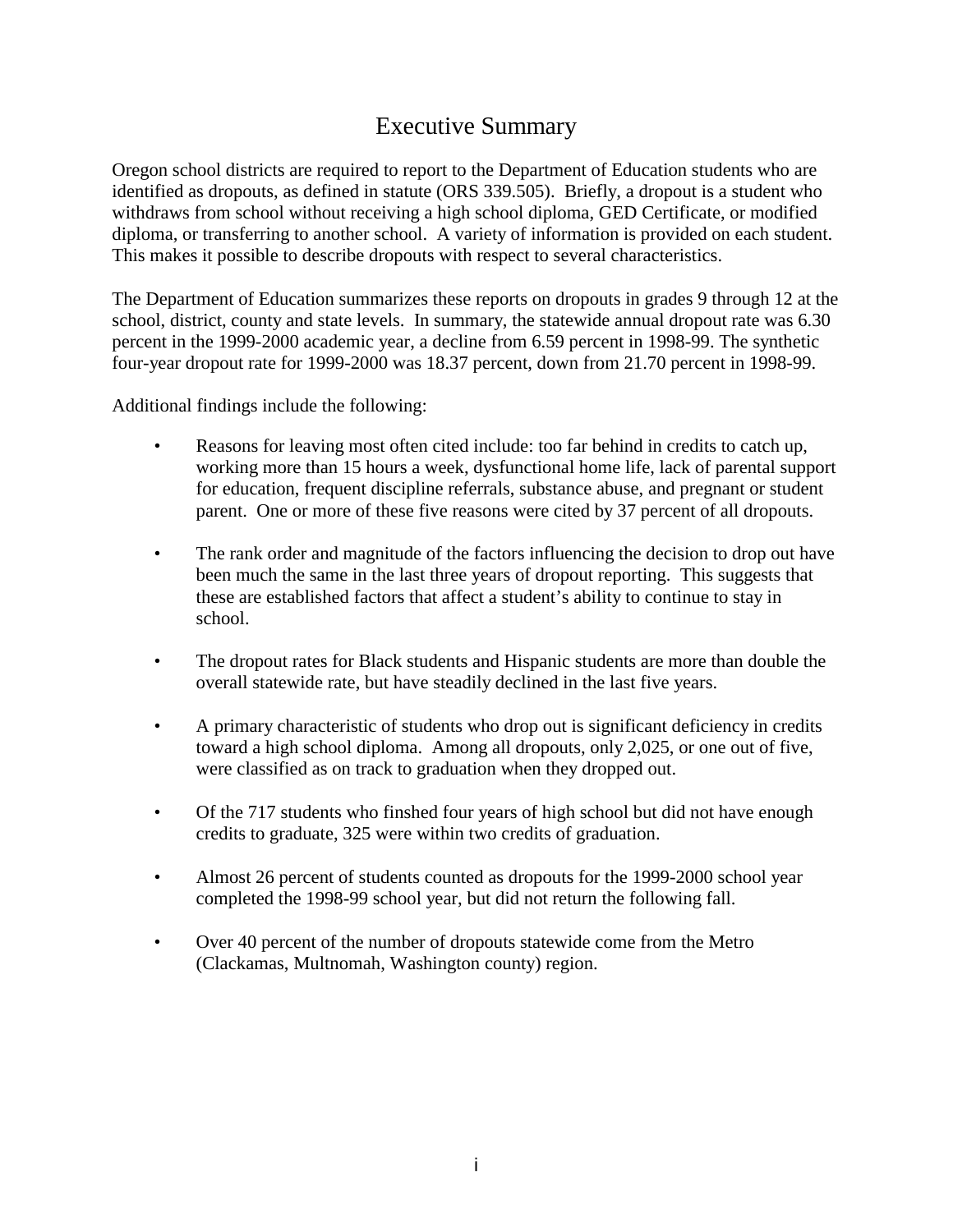# Executive Summary

Oregon school districts are required to report to the Department of Education students who are identified as dropouts, as defined in statute (ORS 339.505). Briefly, a dropout is a student who withdraws from school without receiving a high school diploma, GED Certificate, or modified diploma, or transferring to another school. A variety of information is provided on each student. This makes it possible to describe dropouts with respect to several characteristics.

The Department of Education summarizes these reports on dropouts in grades 9 through 12 at the school, district, county and state levels. In summary, the statewide annual dropout rate was 6.30 percent in the 1999-2000 academic year, a decline from 6.59 percent in 1998-99. The synthetic four-year dropout rate for 1999-2000 was 18.37 percent, down from 21.70 percent in 1998-99.

Additional findings include the following:

- Reasons for leaving most often cited include: too far behind in credits to catch up, working more than 15 hours a week, dysfunctional home life, lack of parental support for education, frequent discipline referrals, substance abuse, and pregnant or student parent. One or more of these five reasons were cited by 37 percent of all dropouts.

- The rank order and magnitude of the factors influencing the decision to drop out have been much the same in the last three years of dropout reporting. This suggests that these are established factors that affect a student's ability to continue to stay in school.

- The dropout rates for Black students and Hispanic students are more than double the overall statewide rate, but have steadily declined in the last five years.

- A primary characteristic of students who drop out is significant deficiency in credits toward a high school diploma. Among all dropouts, only 2,025, or one out of five, were classified as on track to graduation when they dropped out.

- Of the 717 students who finshed four years of high school but did not have enough credits to graduate, 325 were within two credits of graduation.

- Almost 26 percent of students counted as dropouts for the 1999-2000 school year completed the 1998-99 school year, but did not return the following fall.

- Over 40 percent of the number of dropouts statewide come from the Metro (Clackamas, Multnomah, Washington county) region.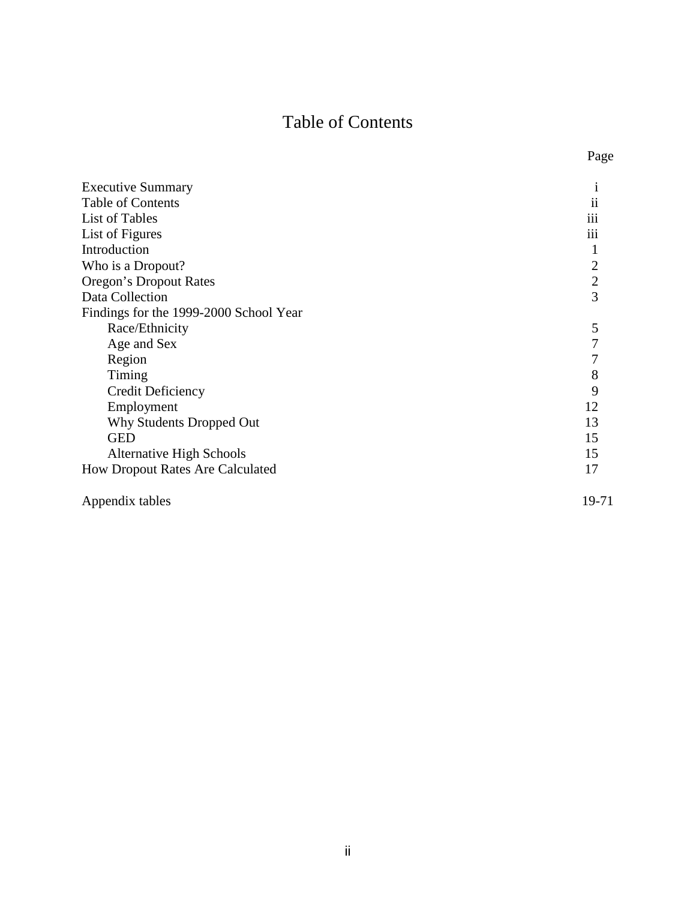# Table of Contents

| | Page |
|---|---|
| Executive Summary | i |
| Table of Contents | ii |
| List of Tables | iii |
| List of Figures | iii |
| Introduction | 1 |
| Who is a Dropout? | 2 |
| Oregon's Dropout Rates | 2 |
| Data Collection | 3 |
| Findings for the 1999-2000 School Year | |
| Race/Ethnicity | 5 |
| Age and Sex | 7 |
| Region | 7 |
| Timing | 8 |
| Credit Deficiency | 9 |
| Employment | 12 |
| Why Students Dropped Out | 13 |
| GED | 15 |
| Alternative High Schools | 15 |
| How Dropout Rates Are Calculated | 17 |
| Appendix tables | 19-71 |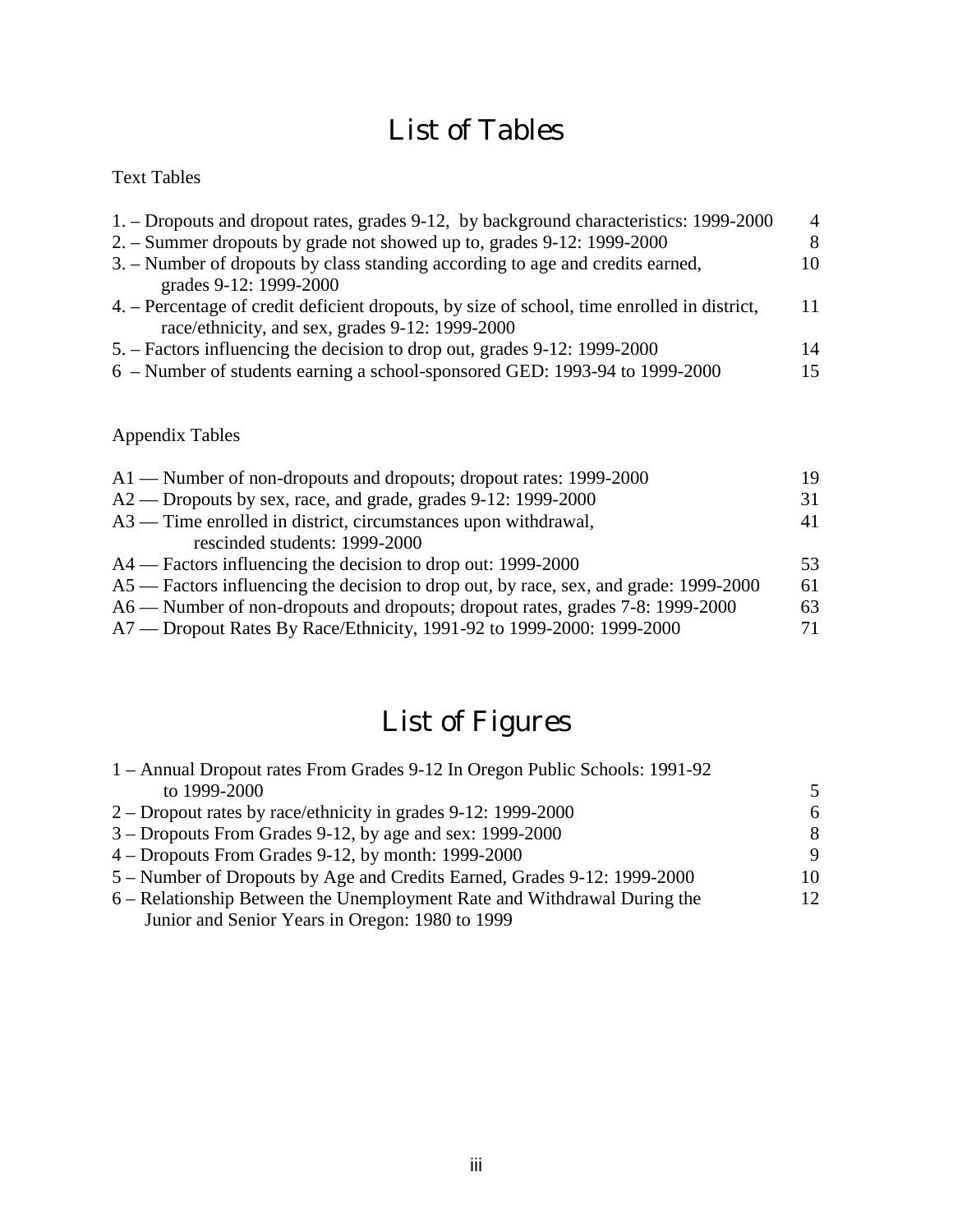# List of Tables

Text Tables

| | |
|---|---|
| 1. – Dropouts and dropout rates, grades 9-12, by background characteristics: 1999-2000 | 4 |
| 2. – Summer dropouts by grade not showed up to, grades 9-12: 1999-2000 | 8 |
| 3. – Number of dropouts by class standing according to age and credits earned, grades 9-12: 1999-2000 | 10 |
| 4. – Percentage of credit deficient dropouts, by size of school, time enrolled in district, race/ethnicity, and sex, grades 9-12: 1999-2000 | 11 |
| 5. – Factors influencing the decision to drop out, grades 9-12: 1999-2000 | 14 |
| 6 – Number of students earning a school-sponsored GED: 1993-94 to 1999-2000 | 15 |

Appendix Tables

| | |
|---|---|
| A1 — Number of non-dropouts and dropouts; dropout rates: 1999-2000 | 19 |
| A2 — Dropouts by sex, race, and grade, grades 9-12: 1999-2000 | 31 |
| A3 — Time enrolled in district, circumstances upon withdrawal, rescinded students: 1999-2000 | 41 |
| A4 — Factors influencing the decision to drop out: 1999-2000 | 53 |
| A5 — Factors influencing the decision to drop out, by race, sex, and grade: 1999-2000 | 61 |
| A6 — Number of non-dropouts and dropouts; dropout rates, grades 7-8: 1999-2000 | 63 |
| A7 — Dropout Rates By Race/Ethnicity, 1991-92 to 1999-2000: 1999-2000 | 71 |

# List of Figures

| | |
|---|---|
| 1 – Annual Dropout rates From Grades 9-12 In Oregon Public Schools: 1991-92 to 1999-2000 | 5 |
| 2 – Dropout rates by race/ethnicity in grades 9-12: 1999-2000 | 6 |
| 3 – Dropouts From Grades 9-12, by age and sex: 1999-2000 | 8 |
| 4 – Dropouts From Grades 9-12, by month: 1999-2000 | 9 |
| 5 – Number of Dropouts by Age and Credits Earned, Grades 9-12: 1999-2000 | 10 |
| 6 – Relationship Between the Unemployment Rate and Withdrawal During the Junior and Senior Years in Oregon: 1980 to 1999 | 12 |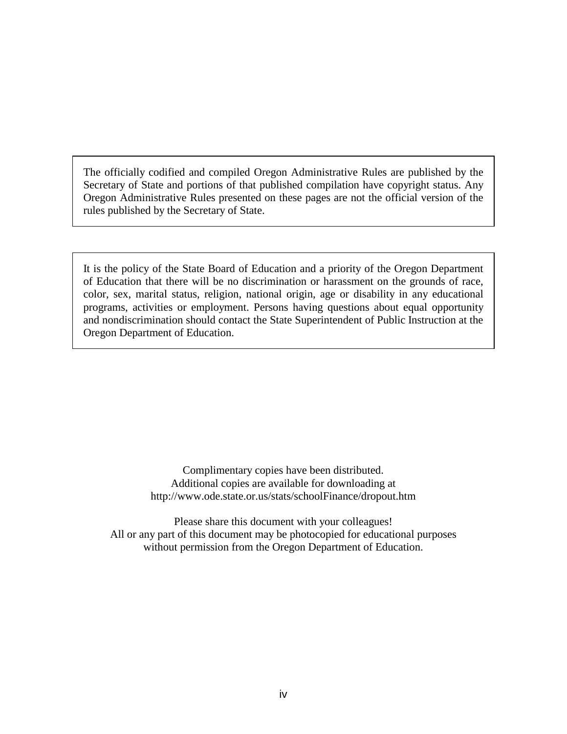The officially codified and compiled Oregon Administrative Rules are published by the Secretary of State and portions of that published compilation have copyright status. Any Oregon Administrative Rules presented on these pages are not the official version of the rules published by the Secretary of State.

It is the policy of the State Board of Education and a priority of the Oregon Department of Education that there will be no discrimination or harassment on the grounds of race, color, sex, marital status, religion, national origin, age or disability in any educational programs, activities or employment. Persons having questions about equal opportunity and nondiscrimination should contact the State Superintendent of Public Instruction at the Oregon Department of Education.

Complimentary copies have been distributed.
Additional copies are available for downloading at
http://www.ode.state.or.us/stats/schoolFinance/dropout.htm

Please share this document with your colleagues!
All or any part of this document may be photocopied for educational purposes
without permission from the Oregon Department of Education.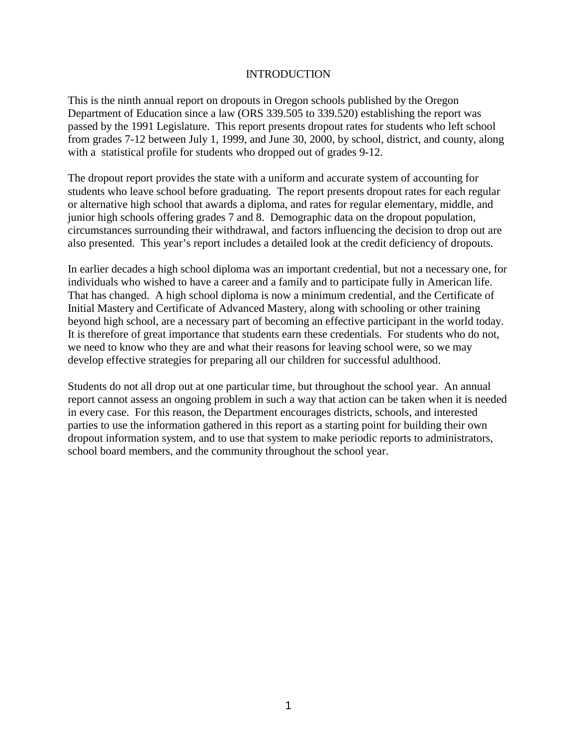# INTRODUCTION

This is the ninth annual report on dropouts in Oregon schools published by the Oregon Department of Education since a law (ORS 339.505 to 339.520) establishing the report was passed by the 1991 Legislature. This report presents dropout rates for students who left school from grades 7-12 between July 1, 1999, and June 30, 2000, by school, district, and county, along with a statistical profile for students who dropped out of grades 9-12.

The dropout report provides the state with a uniform and accurate system of accounting for students who leave school before graduating. The report presents dropout rates for each regular or alternative high school that awards a diploma, and rates for regular elementary, middle, and junior high schools offering grades 7 and 8. Demographic data on the dropout population, circumstances surrounding their withdrawal, and factors influencing the decision to drop out are also presented. This year's report includes a detailed look at the credit deficiency of dropouts.

In earlier decades a high school diploma was an important credential, but not a necessary one, for individuals who wished to have a career and a family and to participate fully in American life. That has changed. A high school diploma is now a minimum credential, and the Certificate of Initial Mastery and Certificate of Advanced Mastery, along with schooling or other training beyond high school, are a necessary part of becoming an effective participant in the world today. It is therefore of great importance that students earn these credentials. For students who do not, we need to know who they are and what their reasons for leaving school were, so we may develop effective strategies for preparing all our children for successful adulthood.

Students do not all drop out at one particular time, but throughout the school year. An annual report cannot assess an ongoing problem in such a way that action can be taken when it is needed in every case. For this reason, the Department encourages districts, schools, and interested parties to use the information gathered in this report as a starting point for building their own dropout information system, and to use that system to make periodic reports to administrators, school board members, and the community throughout the school year.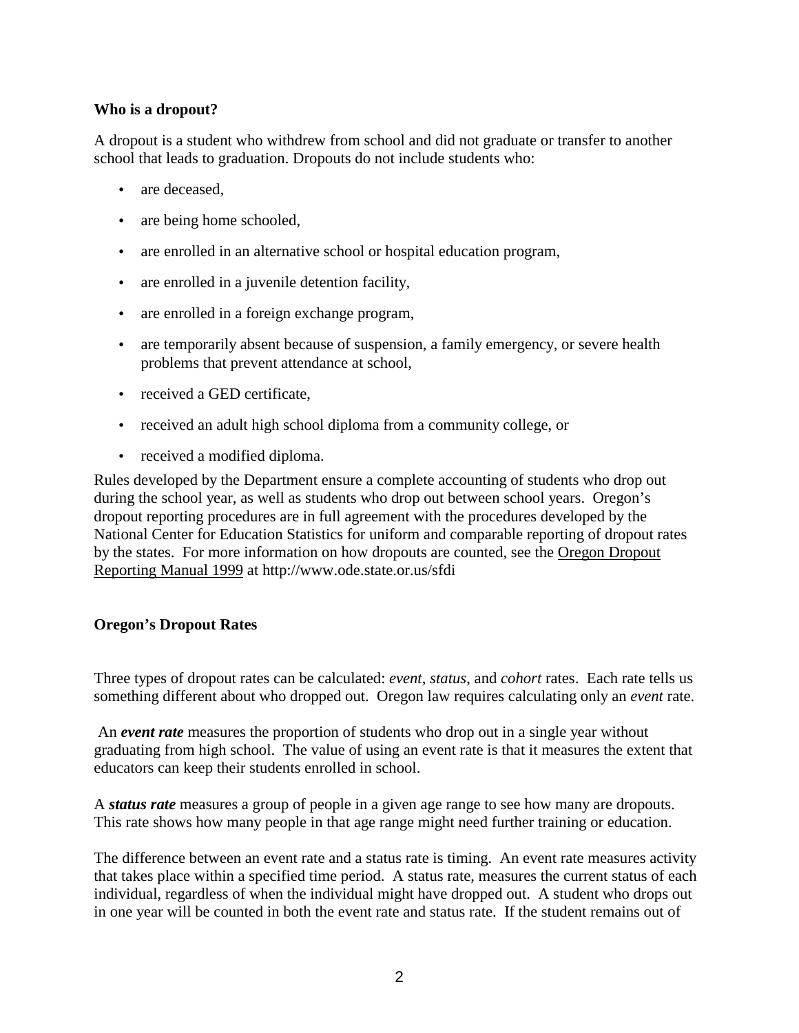### Who is a dropout?

A dropout is a student who withdrew from school and did not graduate or transfer to another school that leads to graduation. Dropouts do not include students who:

- are deceased,
- are being home schooled,
- are enrolled in an alternative school or hospital education program,
- are enrolled in a juvenile detention facility,
- are enrolled in a foreign exchange program,
- are temporarily absent because of suspension, a family emergency, or severe health problems that prevent attendance at school,
- received a GED certificate,
- received an adult high school diploma from a community college, or
- received a modified diploma.

Rules developed by the Department ensure a complete accounting of students who drop out during the school year, as well as students who drop out between school years. Oregon's dropout reporting procedures are in full agreement with the procedures developed by the National Center for Education Statistics for uniform and comparable reporting of dropout rates by the states. For more information on how dropouts are counted, see the Oregon Dropout Reporting Manual 1999 at http://www.ode.state.or.us/sfdi

### Oregon's Dropout Rates

Three types of dropout rates can be calculated: *event*, *status*, and *cohort* rates. Each rate tells us something different about who dropped out. Oregon law requires calculating only an *event* rate.

An ***event rate*** measures the proportion of students who drop out in a single year without graduating from high school. The value of using an event rate is that it measures the extent that educators can keep their students enrolled in school.

A ***status rate*** measures a group of people in a given age range to see how many are dropouts. This rate shows how many people in that age range might need further training or education.

The difference between an event rate and a status rate is timing. An event rate measures activity that takes place within a specified time period. A status rate, measures the current status of each individual, regardless of when the individual might have dropped out. A student who drops out in one year will be counted in both the event rate and status rate. If the student remains out of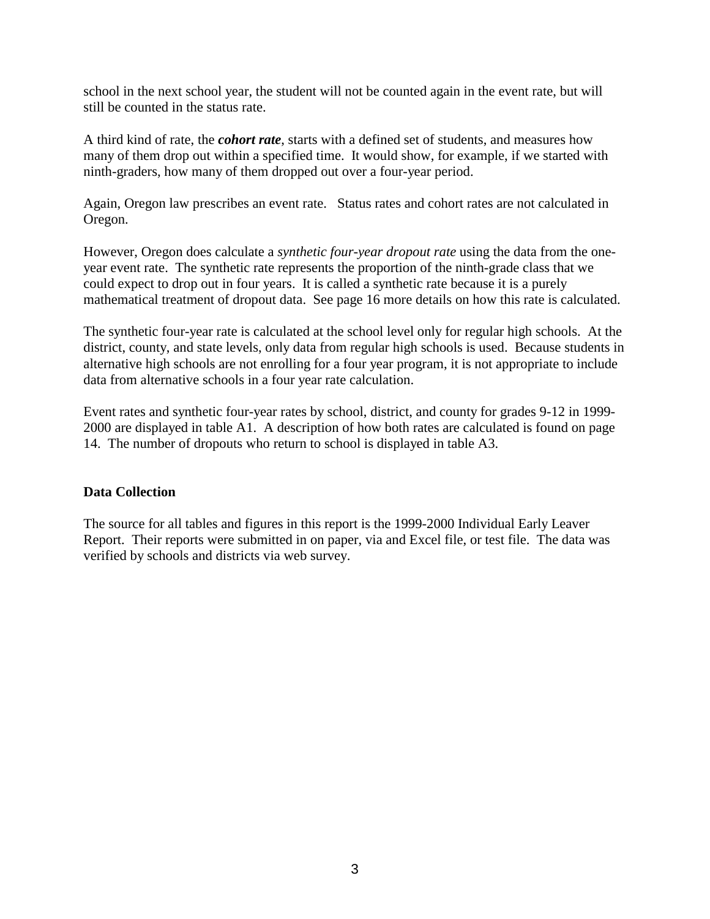school in the next school year, the student will not be counted again in the event rate, but will still be counted in the status rate.

A third kind of rate, the ***cohort rate***, starts with a defined set of students, and measures how many of them drop out within a specified time. It would show, for example, if we started with ninth-graders, how many of them dropped out over a four-year period.

Again, Oregon law prescribes an event rate. Status rates and cohort rates are not calculated in Oregon.

However, Oregon does calculate a *synthetic four-year dropout rate* using the data from the one-year event rate. The synthetic rate represents the proportion of the ninth-grade class that we could expect to drop out in four years. It is called a synthetic rate because it is a purely mathematical treatment of dropout data. See page 16 more details on how this rate is calculated.

The synthetic four-year rate is calculated at the school level only for regular high schools. At the district, county, and state levels, only data from regular high schools is used. Because students in alternative high schools are not enrolling for a four year program, it is not appropriate to include data from alternative schools in a four year rate calculation.

Event rates and synthetic four-year rates by school, district, and county for grades 9-12 in 1999-2000 are displayed in table A1. A description of how both rates are calculated is found on page 14. The number of dropouts who return to school is displayed in table A3.

**Data Collection**

The source for all tables and figures in this report is the 1999-2000 Individual Early Leaver Report. Their reports were submitted in on paper, via and Excel file, or test file. The data was verified by schools and districts via web survey.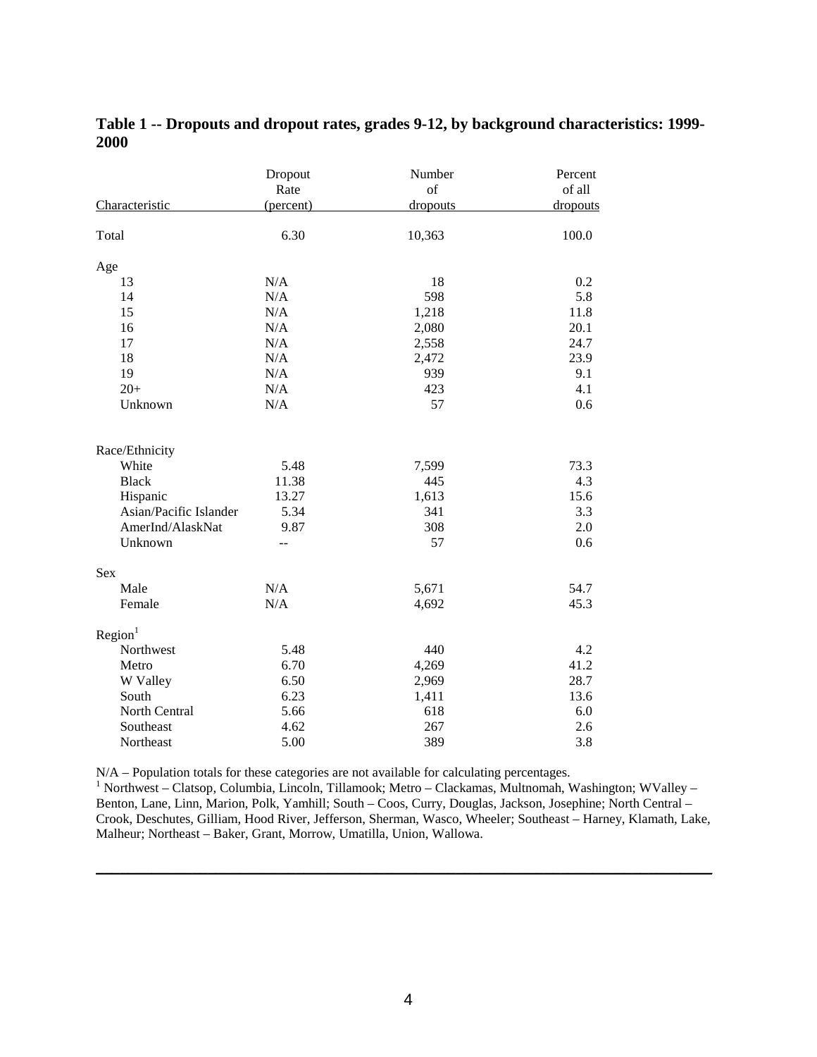**Table 1 -- Dropouts and dropout rates, grades 9-12, by background characteristics: 1999-2000**

| Characteristic | Dropout Rate (percent) | Number of dropouts | Percent of all dropouts |
|---|---|---|---|
| Total | 6.30 | 10,363 | 100.0 |
| Age | | | |
| 13 | N/A | 18 | 0.2 |
| 14 | N/A | 598 | 5.8 |
| 15 | N/A | 1,218 | 11.8 |
| 16 | N/A | 2,080 | 20.1 |
| 17 | N/A | 2,558 | 24.7 |
| 18 | N/A | 2,472 | 23.9 |
| 19 | N/A | 939 | 9.1 |
| 20+ | N/A | 423 | 4.1 |
| Unknown | N/A | 57 | 0.6 |
| Race/Ethnicity | | | |
| White | 5.48 | 7,599 | 73.3 |
| Black | 11.38 | 445 | 4.3 |
| Hispanic | 13.27 | 1,613 | 15.6 |
| Asian/Pacific Islander | 5.34 | 341 | 3.3 |
| AmerInd/AlaskNat | 9.87 | 308 | 2.0 |
| Unknown | -- | 57 | 0.6 |
| Sex | | | |
| Male | N/A | 5,671 | 54.7 |
| Female | N/A | 4,692 | 45.3 |
| Region[1] | | | |
| Northwest | 5.48 | 440 | 4.2 |
| Metro | 6.70 | 4,269 | 41.2 |
| W Valley | 6.50 | 2,969 | 28.7 |
| South | 6.23 | 1,411 | 13.6 |
| North Central | 5.66 | 618 | 6.0 |
| Southeast | 4.62 | 267 | 2.6 |
| Northeast | 5.00 | 389 | 3.8 |

N/A – Population totals for these categories are not available for calculating percentages.

[1] Northwest – Clatsop, Columbia, Lincoln, Tillamook; Metro – Clackamas, Multnomah, Washington; WValley – Benton, Lane, Linn, Marion, Polk, Yamhill; South – Coos, Curry, Douglas, Jackson, Josephine; North Central – Crook, Deschutes, Gilliam, Hood River, Jefferson, Sherman, Wasco, Wheeler; Southeast – Harney, Klamath, Lake, Malheur; Northeast – Baker, Grant, Morrow, Umatilla, Union, Wallowa.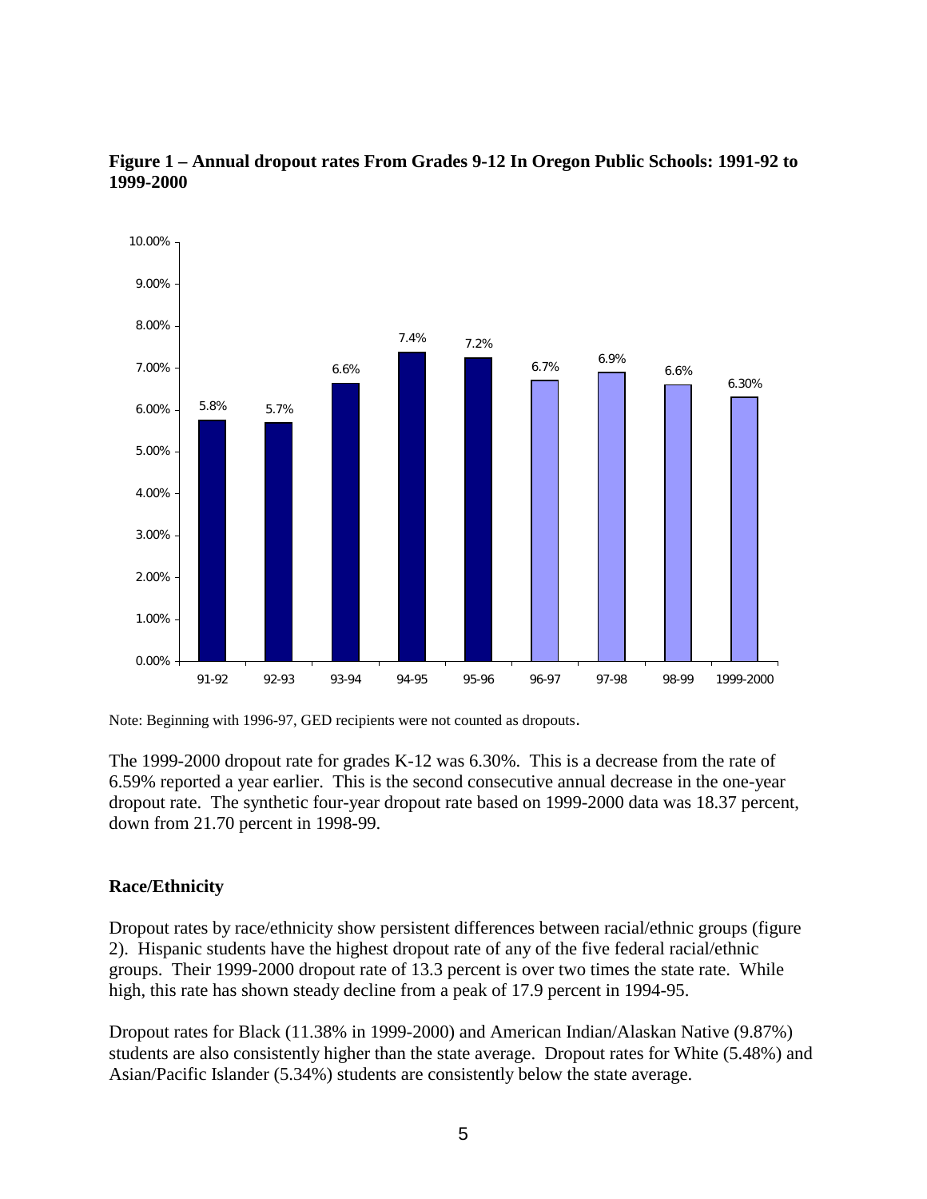**Figure 1 – Annual dropout rates From Grades 9-12 In Oregon Public Schools: 1991-92 to 1999-2000**

| Year | Dropout rate |
|---|---|
| 91-92 | 5.8% |
| 92-93 | 5.7% |
| 93-94 | 6.6% |
| 94-95 | 7.4% |
| 95-96 | 7.2% |
| 96-97 | 6.7% |
| 97-98 | 6.9% |
| 98-99 | 6.6% |
| 1999-2000 | 6.30% |

Note: Beginning with 1996-97, GED recipients were not counted as dropouts.

The 1999-2000 dropout rate for grades K-12 was 6.30%. This is a decrease from the rate of 6.59% reported a year earlier. This is the second consecutive annual decrease in the one-year dropout rate. The synthetic four-year dropout rate based on 1999-2000 data was 18.37 percent, down from 21.70 percent in 1998-99.

## Race/Ethnicity

Dropout rates by race/ethnicity show persistent differences between racial/ethnic groups (figure 2). Hispanic students have the highest dropout rate of any of the five federal racial/ethnic groups. Their 1999-2000 dropout rate of 13.3 percent is over two times the state rate. While high, this rate has shown steady decline from a peak of 17.9 percent in 1994-95.

Dropout rates for Black (11.38% in 1999-2000) and American Indian/Alaskan Native (9.87%) students are also consistently higher than the state average. Dropout rates for White (5.48%) and Asian/Pacific Islander (5.34%) students are consistently below the state average.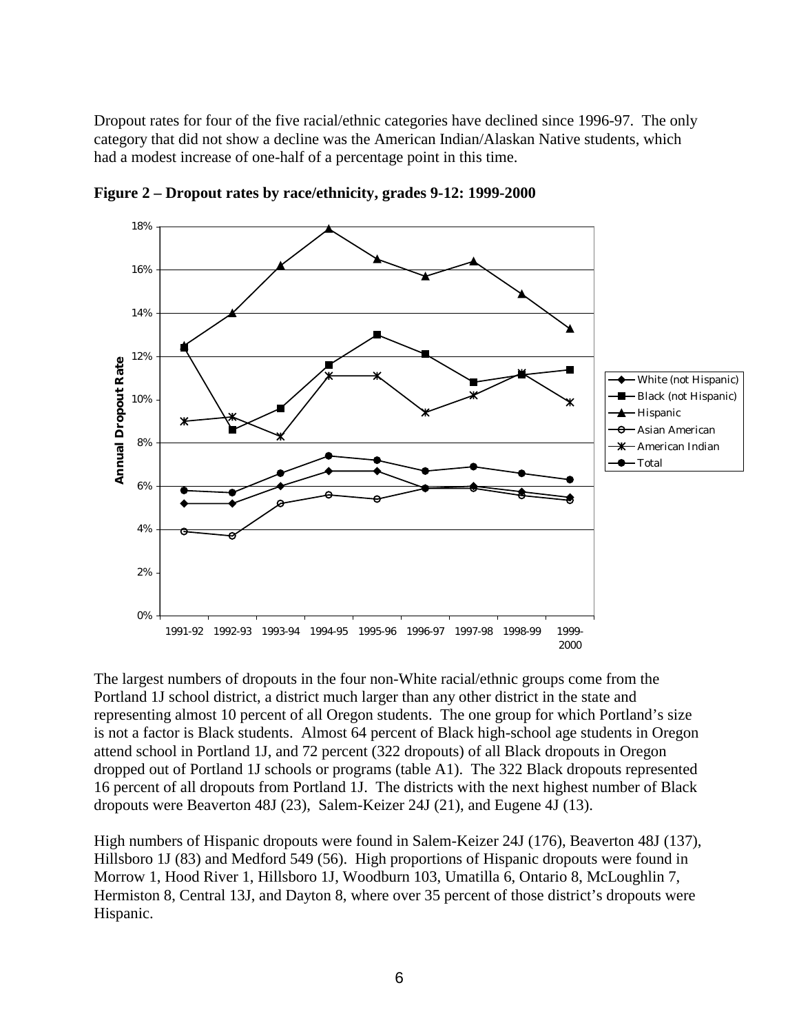Dropout rates for four of the five racial/ethnic categories have declined since 1996-97. The only category that did not show a decline was the American Indian/Alaskan Native students, which had a modest increase of one-half of a percentage point in this time.

**Figure 2 – Dropout rates by race/ethnicity, grades 9-12: 1999-2000**

The largest numbers of dropouts in the four non-White racial/ethnic groups come from the Portland 1J school district, a district much larger than any other district in the state and representing almost 10 percent of all Oregon students. The one group for which Portland's size is not a factor is Black students. Almost 64 percent of Black high-school age students in Oregon attend school in Portland 1J, and 72 percent (322 dropouts) of all Black dropouts in Oregon dropped out of Portland 1J schools or programs (table A1). The 322 Black dropouts represented 16 percent of all dropouts from Portland 1J. The districts with the next highest number of Black dropouts were Beaverton 48J (23), Salem-Keizer 24J (21), and Eugene 4J (13).

High numbers of Hispanic dropouts were found in Salem-Keizer 24J (176), Beaverton 48J (137), Hillsboro 1J (83) and Medford 549 (56). High proportions of Hispanic dropouts were found in Morrow 1, Hood River 1, Hillsboro 1J, Woodburn 103, Umatilla 6, Ontario 8, McLoughlin 7, Hermiston 8, Central 13J, and Dayton 8, where over 35 percent of those district's dropouts were Hispanic.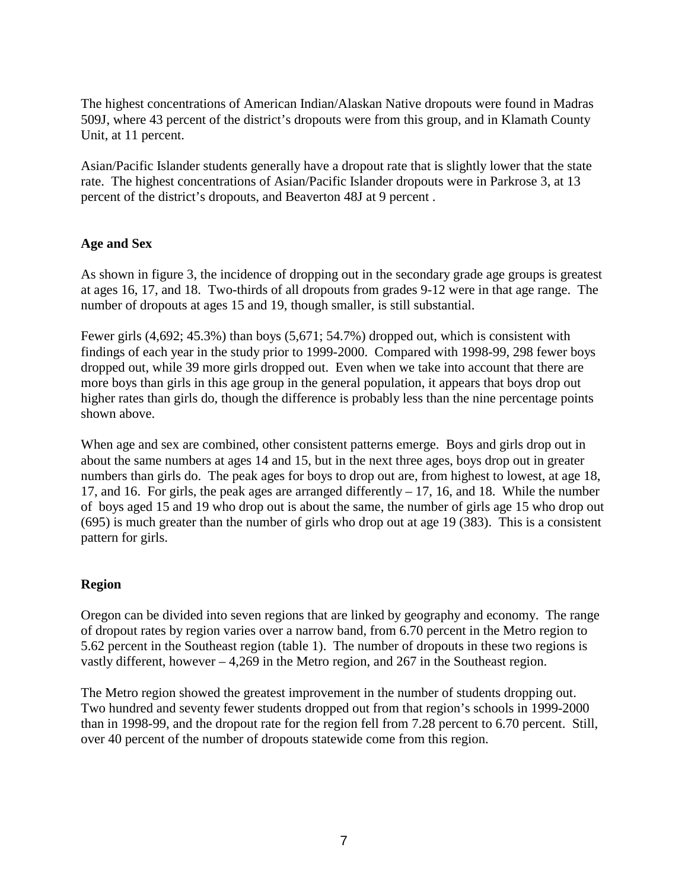The highest concentrations of American Indian/Alaskan Native dropouts were found in Madras 509J, where 43 percent of the district's dropouts were from this group, and in Klamath County Unit, at 11 percent.

Asian/Pacific Islander students generally have a dropout rate that is slightly lower that the state rate. The highest concentrations of Asian/Pacific Islander dropouts were in Parkrose 3, at 13 percent of the district's dropouts, and Beaverton 48J at 9 percent .

## Age and Sex

As shown in figure 3, the incidence of dropping out in the secondary grade age groups is greatest at ages 16, 17, and 18. Two-thirds of all dropouts from grades 9-12 were in that age range. The number of dropouts at ages 15 and 19, though smaller, is still substantial.

Fewer girls (4,692; 45.3%) than boys (5,671; 54.7%) dropped out, which is consistent with findings of each year in the study prior to 1999-2000. Compared with 1998-99, 298 fewer boys dropped out, while 39 more girls dropped out. Even when we take into account that there are more boys than girls in this age group in the general population, it appears that boys drop out higher rates than girls do, though the difference is probably less than the nine percentage points shown above.

When age and sex are combined, other consistent patterns emerge. Boys and girls drop out in about the same numbers at ages 14 and 15, but in the next three ages, boys drop out in greater numbers than girls do. The peak ages for boys to drop out are, from highest to lowest, at age 18, 17, and 16. For girls, the peak ages are arranged differently – 17, 16, and 18. While the number of boys aged 15 and 19 who drop out is about the same, the number of girls age 15 who drop out (695) is much greater than the number of girls who drop out at age 19 (383). This is a consistent pattern for girls.

## Region

Oregon can be divided into seven regions that are linked by geography and economy. The range of dropout rates by region varies over a narrow band, from 6.70 percent in the Metro region to 5.62 percent in the Southeast region (table 1). The number of dropouts in these two regions is vastly different, however – 4,269 in the Metro region, and 267 in the Southeast region.

The Metro region showed the greatest improvement in the number of students dropping out. Two hundred and seventy fewer students dropped out from that region's schools in 1999-2000 than in 1998-99, and the dropout rate for the region fell from 7.28 percent to 6.70 percent. Still, over 40 percent of the number of dropouts statewide come from this region.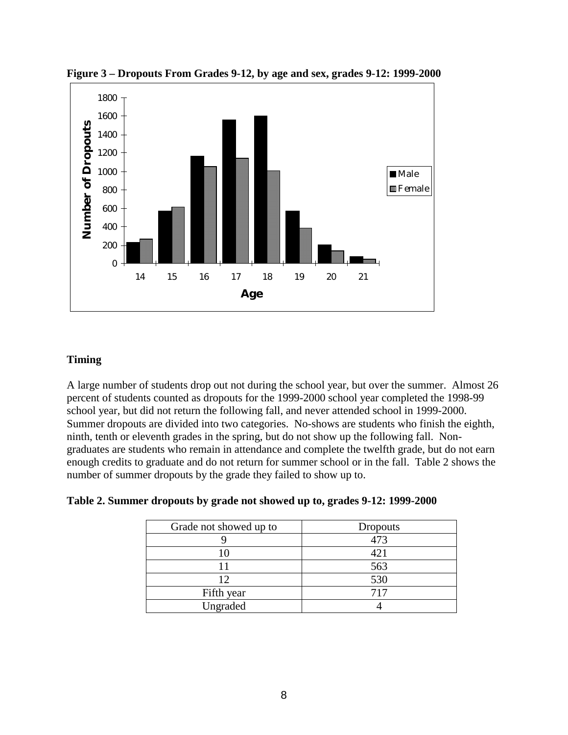**Figure 3 – Dropouts From Grades 9-12, by age and sex, grades 9-12: 1999-2000**

### Timing

A large number of students drop out not during the school year, but over the summer. Almost 26 percent of students counted as dropouts for the 1999-2000 school year completed the 1998-99 school year, but did not return the following fall, and never attended school in 1999-2000. Summer dropouts are divided into two categories. No-shows are students who finish the eighth, ninth, tenth or eleventh grades in the spring, but do not show up the following fall. Non-graduates are students who remain in attendance and complete the twelfth grade, but do not earn enough credits to graduate and do not return for summer school or in the fall. Table 2 shows the number of summer dropouts by the grade they failed to show up to.

**Table 2. Summer dropouts by grade not showed up to, grades 9-12: 1999-2000**

| Grade not showed up to | Dropouts |
|---|---|
| 9 | 473 |
| 10 | 421 |
| 11 | 563 |
| 12 | 530 |
| Fifth year | 717 |
| Ungraded | 4 |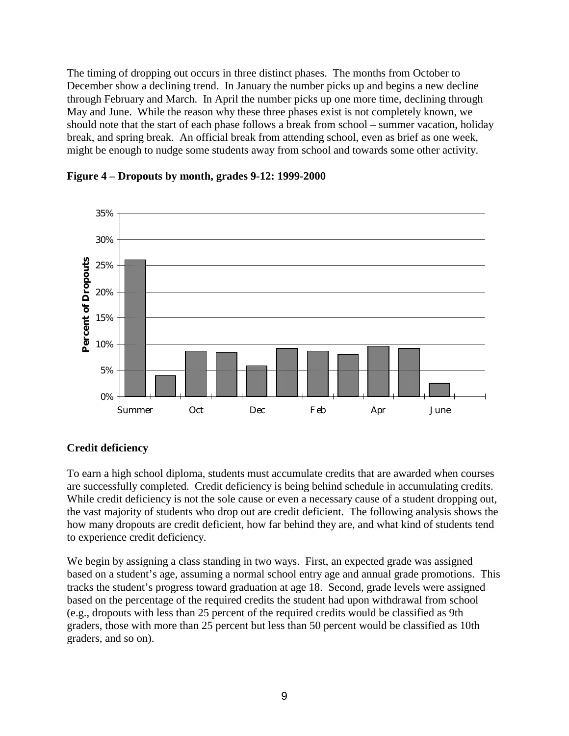The timing of dropping out occurs in three distinct phases. The months from October to December show a declining trend. In January the number picks up and begins a new decline through February and March. In April the number picks up one more time, declining through May and June. While the reason why these three phases exist is not completely known, we should note that the start of each phase follows a break from school – summer vacation, holiday break, and spring break. An official break from attending school, even as brief as one week, might be enough to nudge some students away from school and towards some other activity.

**Figure 4 – Dropouts by month, grades 9-12: 1999-2000**

## Credit deficiency

To earn a high school diploma, students must accumulate credits that are awarded when courses are successfully completed. Credit deficiency is being behind schedule in accumulating credits. While credit deficiency is not the sole cause or even a necessary cause of a student dropping out, the vast majority of students who drop out are credit deficient. The following analysis shows the how many dropouts are credit deficient, how far behind they are, and what kind of students tend to experience credit deficiency.

We begin by assigning a class standing in two ways. First, an expected grade was assigned based on a student's age, assuming a normal school entry age and annual grade promotions. This tracks the student's progress toward graduation at age 18. Second, grade levels were assigned based on the percentage of the required credits the student had upon withdrawal from school (e.g., dropouts with less than 25 percent of the required credits would be classified as 9th graders, those with more than 25 percent but less than 50 percent would be classified as 10th graders, and so on).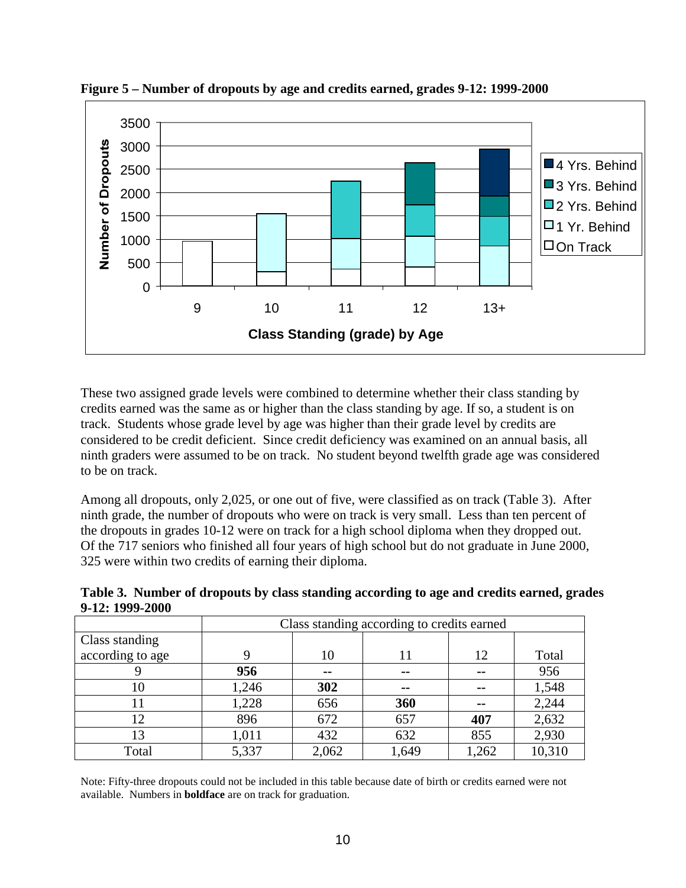**Figure 5 – Number of dropouts by age and credits earned, grades 9-12: 1999-2000**

These two assigned grade levels were combined to determine whether their class standing by credits earned was the same as or higher than the class standing by age. If so, a student is on track. Students whose grade level by age was higher than their grade level by credits are considered to be credit deficient. Since credit deficiency was examined on an annual basis, all ninth graders were assumed to be on track. No student beyond twelfth grade age was considered to be on track.

Among all dropouts, only 2,025, or one out of five, were classified as on track (Table 3). After ninth grade, the number of dropouts who were on track is very small. Less than ten percent of the dropouts in grades 10-12 were on track for a high school diploma when they dropped out. Of the 717 seniors who finished all four years of high school but do not graduate in June 2000, 325 were within two credits of earning their diploma.

**Table 3. Number of dropouts by class standing according to age and credits earned, grades 9-12: 1999-2000**

| | Class standing according to credits earned | | | | |
|---|---|---|---|---|---|
| Class standing according to age | 9 | 10 | 11 | 12 | Total |
| 9 | **956** | -- | -- | -- | 956 |
| 10 | 1,246 | **302** | -- | -- | 1,548 |
| 11 | 1,228 | 656 | **360** | -- | 2,244 |
| 12 | 896 | 672 | 657 | **407** | 2,632 |
| 13 | 1,011 | 432 | 632 | 855 | 2,930 |
| Total | 5,337 | 2,062 | 1,649 | 1,262 | 10,310 |

Note: Fifty-three dropouts could not be included in this table because date of birth or credits earned were not available. Numbers in **boldface** are on track for graduation.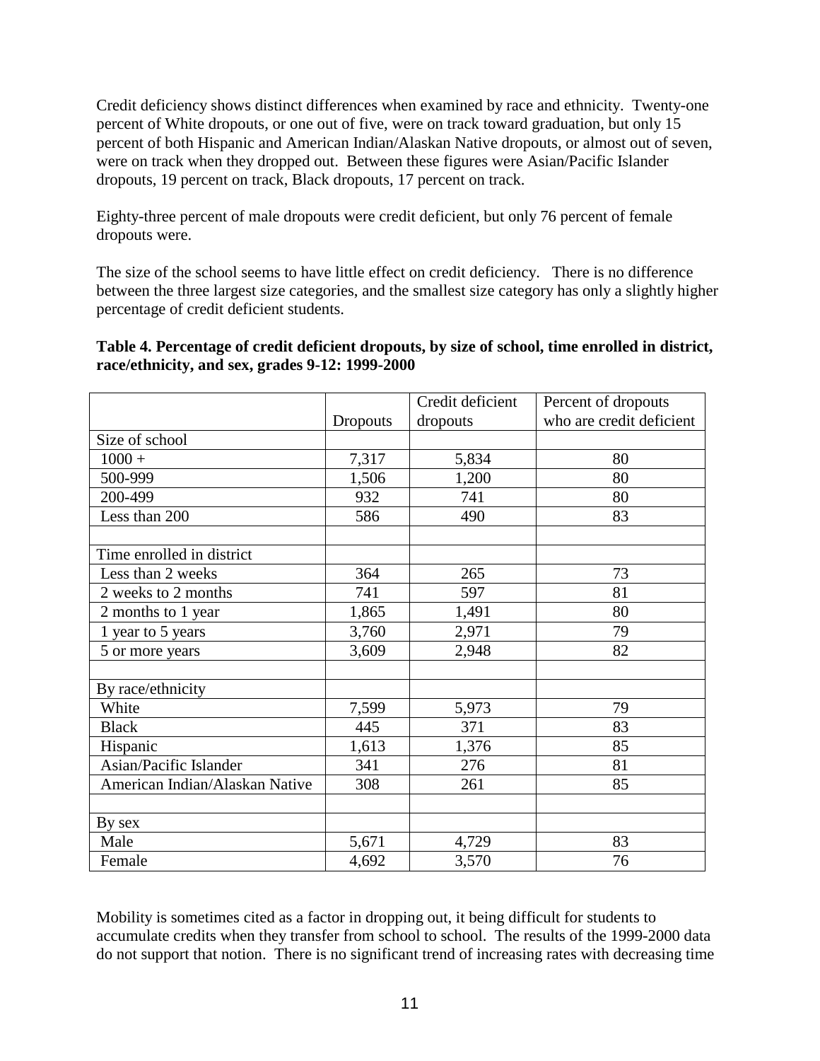Credit deficiency shows distinct differences when examined by race and ethnicity. Twenty-one percent of White dropouts, or one out of five, were on track toward graduation, but only 15 percent of both Hispanic and American Indian/Alaskan Native dropouts, or almost out of seven, were on track when they dropped out. Between these figures were Asian/Pacific Islander dropouts, 19 percent on track, Black dropouts, 17 percent on track.

Eighty-three percent of male dropouts were credit deficient, but only 76 percent of female dropouts were.

The size of the school seems to have little effect on credit deficiency. There is no difference between the three largest size categories, and the smallest size category has only a slightly higher percentage of credit deficient students.

**Table 4. Percentage of credit deficient dropouts, by size of school, time enrolled in district, race/ethnicity, and sex, grades 9-12: 1999-2000**

| | Dropouts | Credit deficient dropouts | Percent of dropouts who are credit deficient |
|---|---|---|---|
| Size of school | | | |
| 1000 + | 7,317 | 5,834 | 80 |
| 500-999 | 1,506 | 1,200 | 80 |
| 200-499 | 932 | 741 | 80 |
| Less than 200 | 586 | 490 | 83 |
| | | | |
| Time enrolled in district | | | |
| Less than 2 weeks | 364 | 265 | 73 |
| 2 weeks to 2 months | 741 | 597 | 81 |
| 2 months to 1 year | 1,865 | 1,491 | 80 |
| 1 year to 5 years | 3,760 | 2,971 | 79 |
| 5 or more years | 3,609 | 2,948 | 82 |
| | | | |
| By race/ethnicity | | | |
| White | 7,599 | 5,973 | 79 |
| Black | 445 | 371 | 83 |
| Hispanic | 1,613 | 1,376 | 85 |
| Asian/Pacific Islander | 341 | 276 | 81 |
| American Indian/Alaskan Native | 308 | 261 | 85 |
| | | | |
| By sex | | | |
| Male | 5,671 | 4,729 | 83 |
| Female | 4,692 | 3,570 | 76 |

Mobility is sometimes cited as a factor in dropping out, it being difficult for students to accumulate credits when they transfer from school to school. The results of the 1999-2000 data do not support that notion. There is no significant trend of increasing rates with decreasing time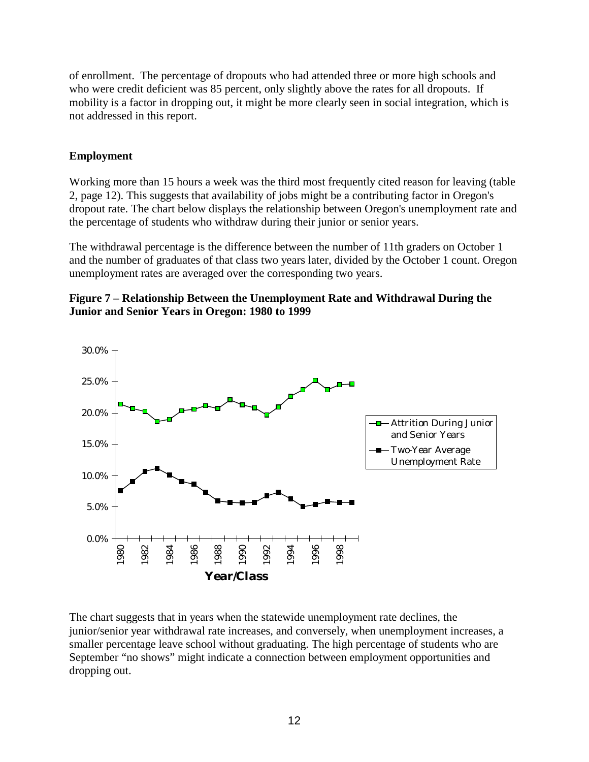of enrollment. The percentage of dropouts who had attended three or more high schools and who were credit deficient was 85 percent, only slightly above the rates for all dropouts. If mobility is a factor in dropping out, it might be more clearly seen in social integration, which is not addressed in this report.

## Employment

Working more than 15 hours a week was the third most frequently cited reason for leaving (table 2, page 12). This suggests that availability of jobs might be a contributing factor in Oregon's dropout rate. The chart below displays the relationship between Oregon's unemployment rate and the percentage of students who withdraw during their junior or senior years.

The withdrawal percentage is the difference between the number of 11th graders on October 1 and the number of graduates of that class two years later, divided by the October 1 count. Oregon unemployment rates are averaged over the corresponding two years.

**Figure 7 – Relationship Between the Unemployment Rate and Withdrawal During the Junior and Senior Years in Oregon: 1980 to 1999**

The chart suggests that in years when the statewide unemployment rate declines, the junior/senior year withdrawal rate increases, and conversely, when unemployment increases, a smaller percentage leave school without graduating. The high percentage of students who are September "no shows" might indicate a connection between employment opportunities and dropping out.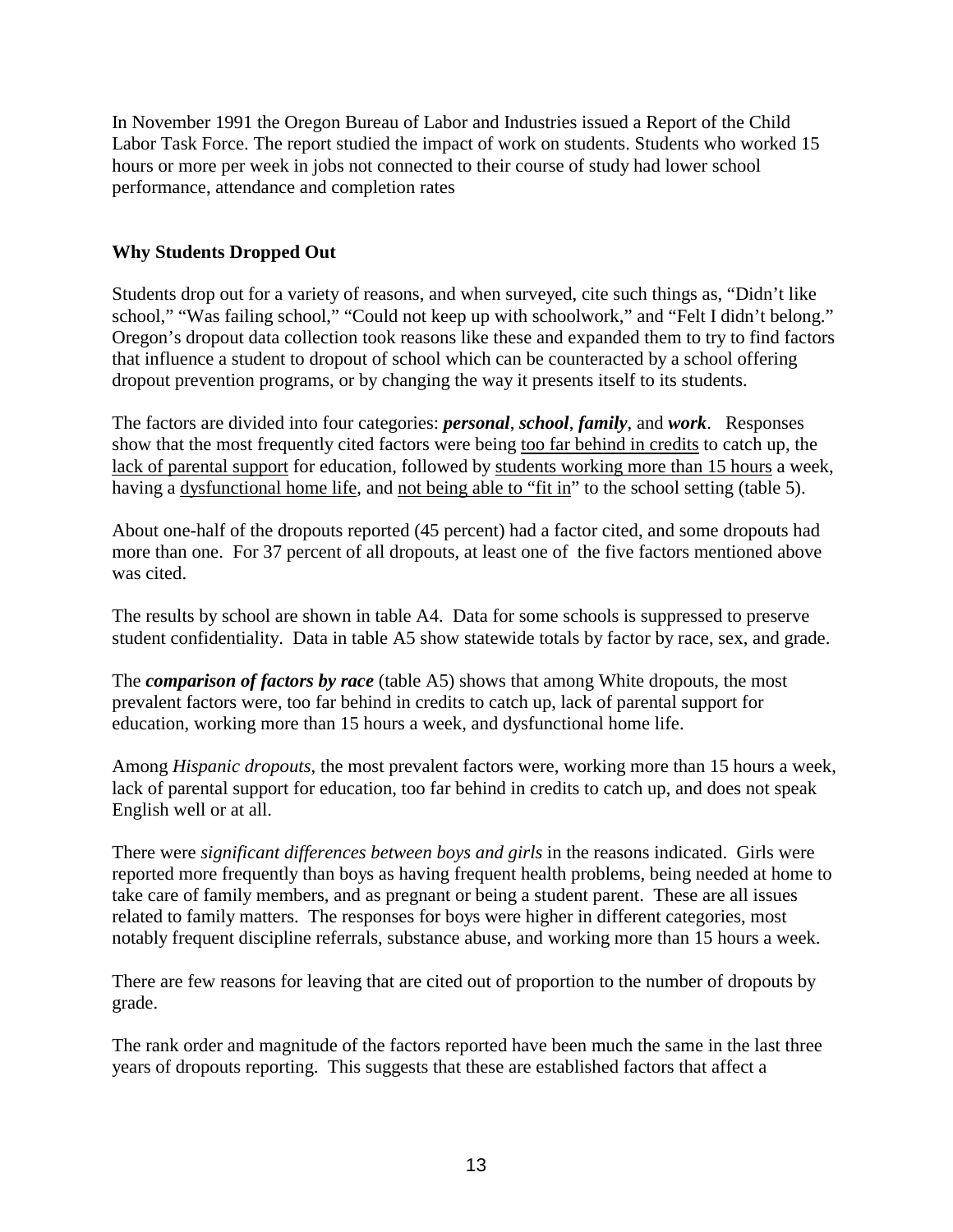In November 1991 the Oregon Bureau of Labor and Industries issued a Report of the Child Labor Task Force. The report studied the impact of work on students. Students who worked 15 hours or more per week in jobs not connected to their course of study had lower school performance, attendance and completion rates

**Why Students Dropped Out**

Students drop out for a variety of reasons, and when surveyed, cite such things as, "Didn't like school," "Was failing school," "Could not keep up with schoolwork," and "Felt I didn't belong." Oregon's dropout data collection took reasons like these and expanded them to try to find factors that influence a student to dropout of school which can be counteracted by a school offering dropout prevention programs, or by changing the way it presents itself to its students.

The factors are divided into four categories: ***personal***, ***school***, ***family***, and ***work***. Responses show that the most frequently cited factors were being too far behind in credits to catch up, the lack of parental support for education, followed by students working more than 15 hours a week, having a dysfunctional home life, and not being able to "fit in" to the school setting (table 5).

About one-half of the dropouts reported (45 percent) had a factor cited, and some dropouts had more than one. For 37 percent of all dropouts, at least one of the five factors mentioned above was cited.

The results by school are shown in table A4. Data for some schools is suppressed to preserve student confidentiality. Data in table A5 show statewide totals by factor by race, sex, and grade.

The ***comparison of factors by race*** (table A5) shows that among White dropouts, the most prevalent factors were, too far behind in credits to catch up, lack of parental support for education, working more than 15 hours a week, and dysfunctional home life.

Among *Hispanic dropouts*, the most prevalent factors were, working more than 15 hours a week, lack of parental support for education, too far behind in credits to catch up, and does not speak English well or at all.

There were *significant differences between boys and girls* in the reasons indicated. Girls were reported more frequently than boys as having frequent health problems, being needed at home to take care of family members, and as pregnant or being a student parent. These are all issues related to family matters. The responses for boys were higher in different categories, most notably frequent discipline referrals, substance abuse, and working more than 15 hours a week.

There are few reasons for leaving that are cited out of proportion to the number of dropouts by grade.

The rank order and magnitude of the factors reported have been much the same in the last three years of dropouts reporting. This suggests that these are established factors that affect a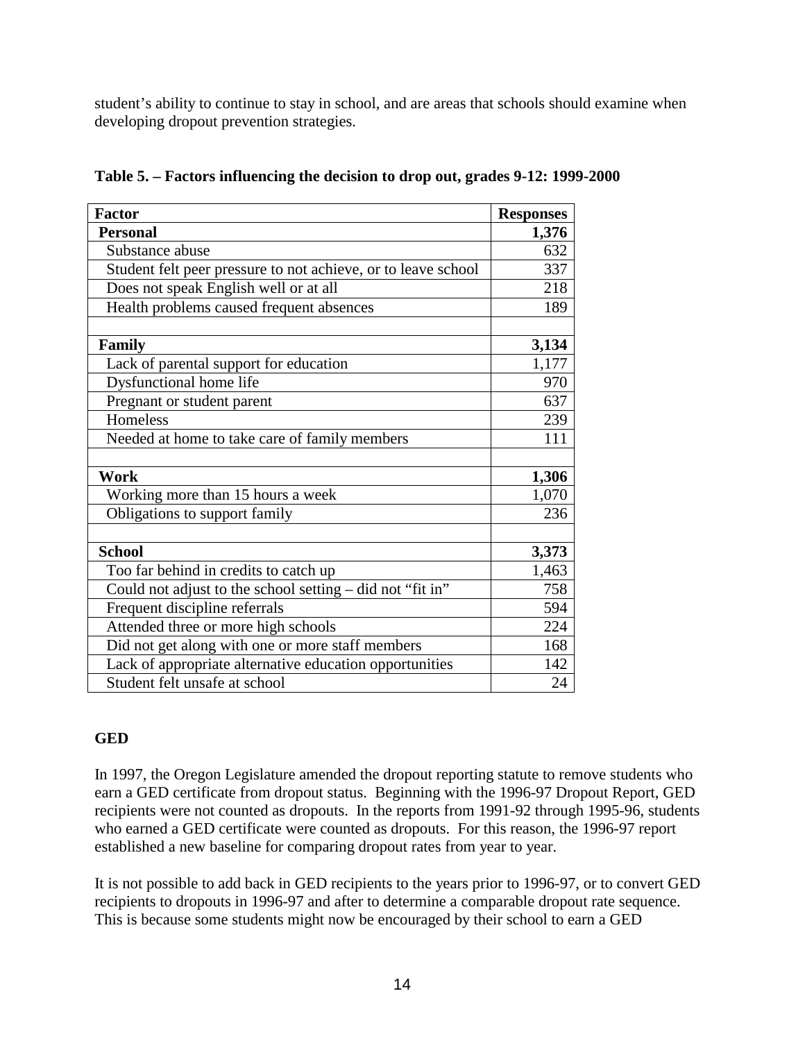student's ability to continue to stay in school, and are areas that schools should examine when developing dropout prevention strategies.

**Table 5. – Factors influencing the decision to drop out, grades 9-12: 1999-2000**

| Factor | Responses |
|---|---|
| **Personal** | **1,376** |
| Substance abuse | 632 |
| Student felt peer pressure to not achieve, or to leave school | 337 |
| Does not speak English well or at all | 218 |
| Health problems caused frequent absences | 189 |
| | |
| **Family** | **3,134** |
| Lack of parental support for education | 1,177 |
| Dysfunctional home life | 970 |
| Pregnant or student parent | 637 |
| Homeless | 239 |
| Needed at home to take care of family members | 111 |
| | |
| **Work** | **1,306** |
| Working more than 15 hours a week | 1,070 |
| Obligations to support family | 236 |
| | |
| **School** | **3,373** |
| Too far behind in credits to catch up | 1,463 |
| Could not adjust to the school setting – did not "fit in" | 758 |
| Frequent discipline referrals | 594 |
| Attended three or more high schools | 224 |
| Did not get along with one or more staff members | 168 |
| Lack of appropriate alternative education opportunities | 142 |
| Student felt unsafe at school | 24 |

**GED**

In 1997, the Oregon Legislature amended the dropout reporting statute to remove students who earn a GED certificate from dropout status. Beginning with the 1996-97 Dropout Report, GED recipients were not counted as dropouts. In the reports from 1991-92 through 1995-96, students who earned a GED certificate were counted as dropouts. For this reason, the 1996-97 report established a new baseline for comparing dropout rates from year to year.

It is not possible to add back in GED recipients to the years prior to 1996-97, or to convert GED recipients to dropouts in 1996-97 and after to determine a comparable dropout rate sequence. This is because some students might now be encouraged by their school to earn a GED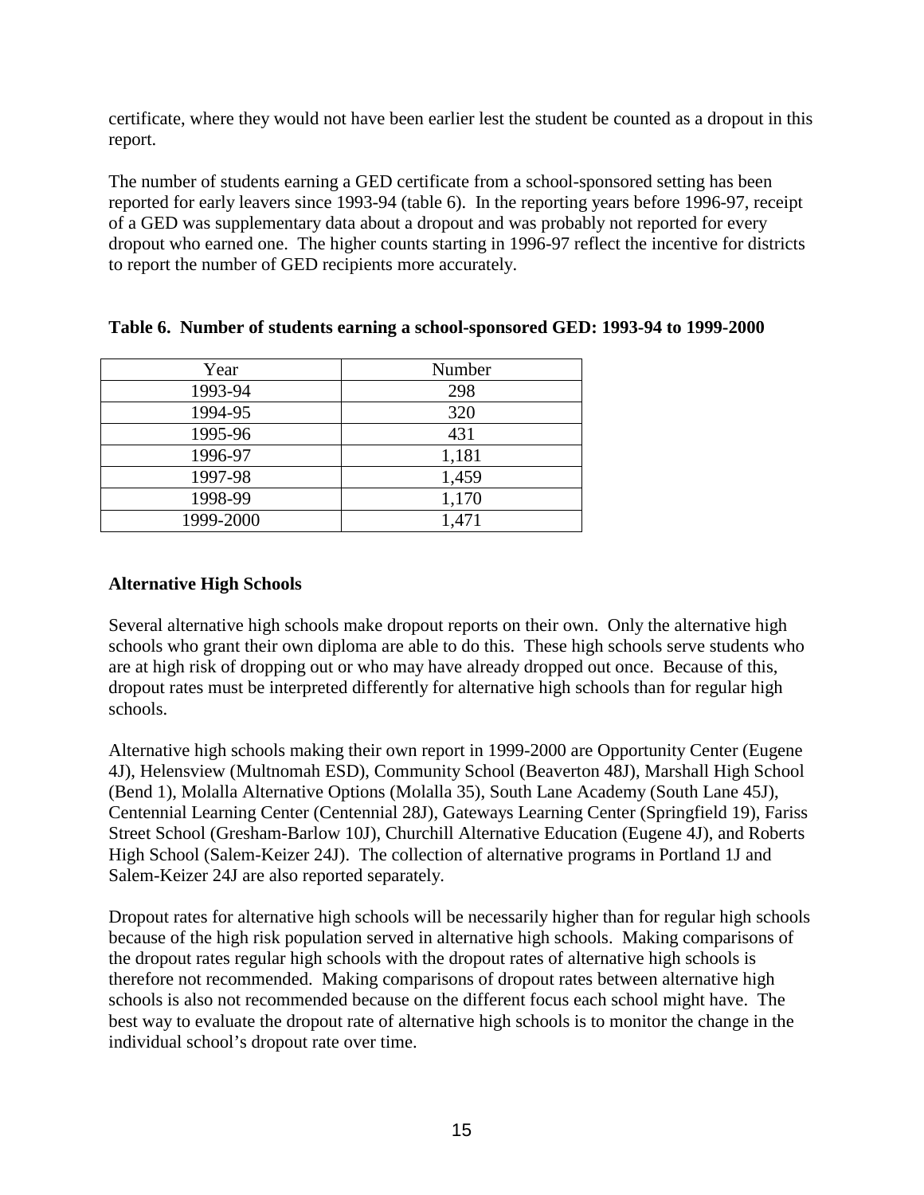certificate, where they would not have been earlier lest the student be counted as a dropout in this report.

The number of students earning a GED certificate from a school-sponsored setting has been reported for early leavers since 1993-94 (table 6). In the reporting years before 1996-97, receipt of a GED was supplementary data about a dropout and was probably not reported for every dropout who earned one. The higher counts starting in 1996-97 reflect the incentive for districts to report the number of GED recipients more accurately.

**Table 6. Number of students earning a school-sponsored GED: 1993-94 to 1999-2000**

| Year | Number |
|---|---|
| 1993-94 | 298 |
| 1994-95 | 320 |
| 1995-96 | 431 |
| 1996-97 | 1,181 |
| 1997-98 | 1,459 |
| 1998-99 | 1,170 |
| 1999-2000 | 1,471 |

**Alternative High Schools**

Several alternative high schools make dropout reports on their own. Only the alternative high schools who grant their own diploma are able to do this. These high schools serve students who are at high risk of dropping out or who may have already dropped out once. Because of this, dropout rates must be interpreted differently for alternative high schools than for regular high schools.

Alternative high schools making their own report in 1999-2000 are Opportunity Center (Eugene 4J), Helensview (Multnomah ESD), Community School (Beaverton 48J), Marshall High School (Bend 1), Molalla Alternative Options (Molalla 35), South Lane Academy (South Lane 45J), Centennial Learning Center (Centennial 28J), Gateways Learning Center (Springfield 19), Fariss Street School (Gresham-Barlow 10J), Churchill Alternative Education (Eugene 4J), and Roberts High School (Salem-Keizer 24J). The collection of alternative programs in Portland 1J and Salem-Keizer 24J are also reported separately.

Dropout rates for alternative high schools will be necessarily higher than for regular high schools because of the high risk population served in alternative high schools. Making comparisons of the dropout rates regular high schools with the dropout rates of alternative high schools is therefore not recommended. Making comparisons of dropout rates between alternative high schools is also not recommended because on the different focus each school might have. The best way to evaluate the dropout rate of alternative high schools is to monitor the change in the individual school's dropout rate over time.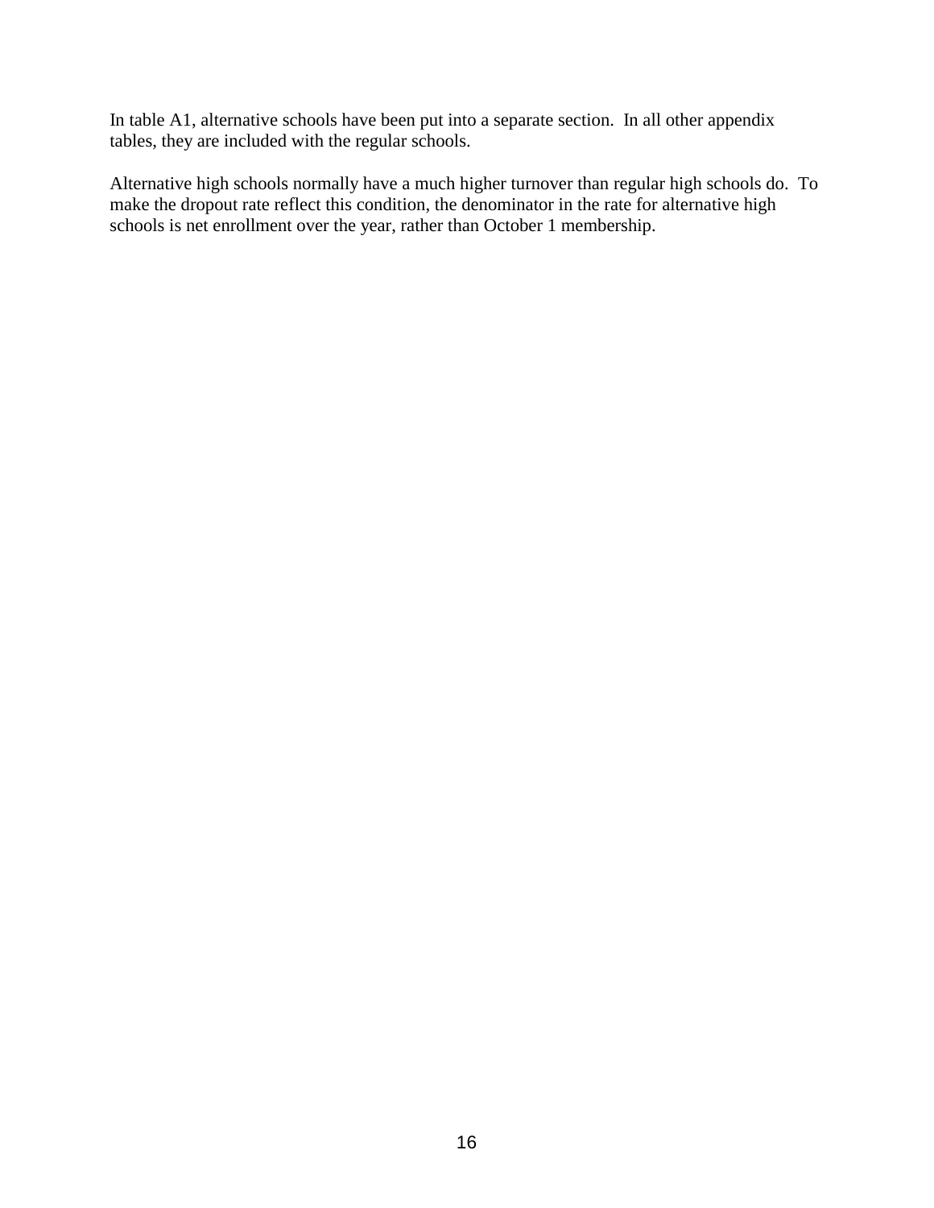In table A1, alternative schools have been put into a separate section. In all other appendix tables, they are included with the regular schools.

Alternative high schools normally have a much higher turnover than regular high schools do. To make the dropout rate reflect this condition, the denominator in the rate for alternative high schools is net enrollment over the year, rather than October 1 membership.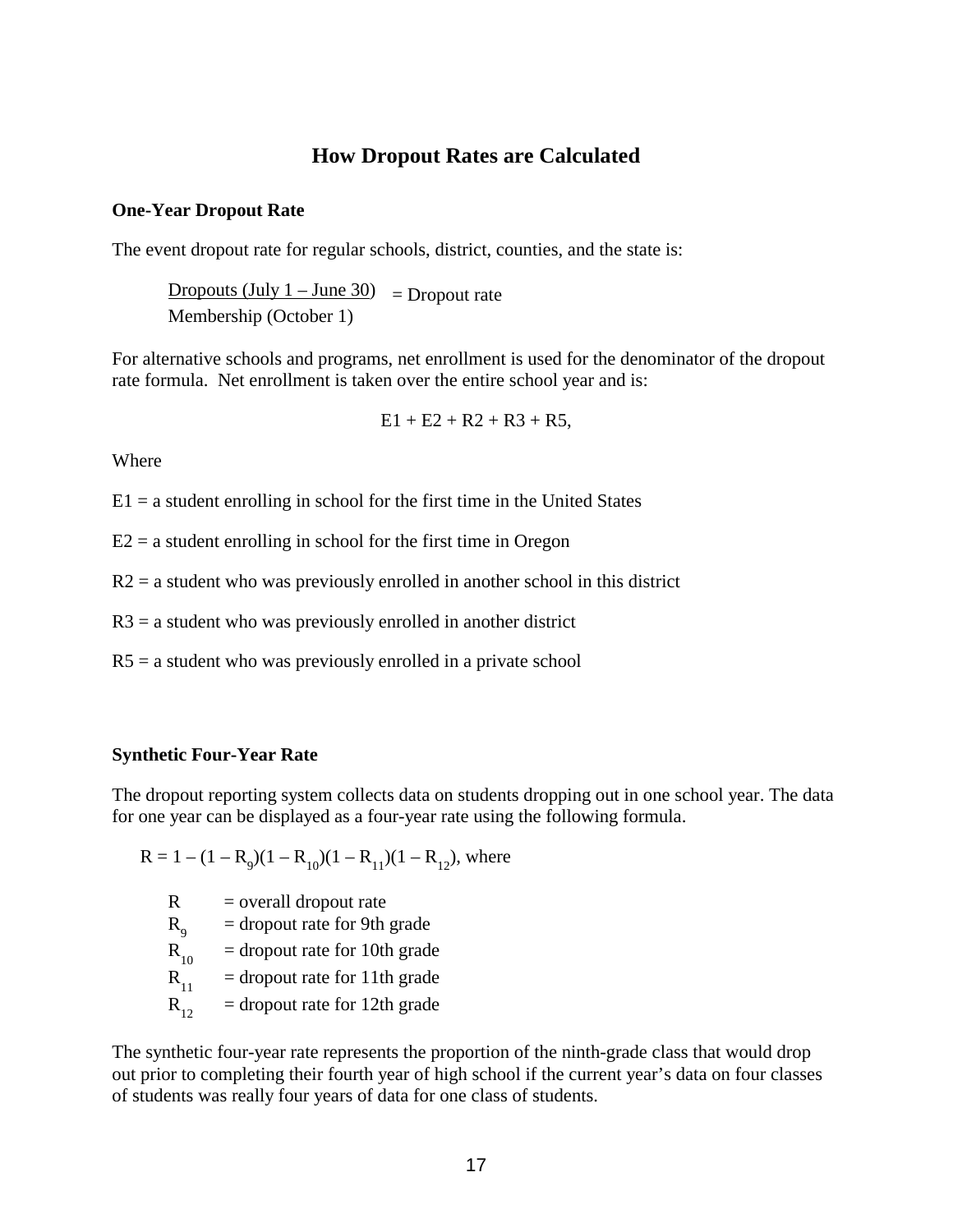# How Dropout Rates are Calculated

**One-Year Dropout Rate**

The event dropout rate for regular schools, district, counties, and the state is:

$$\frac{\text{Dropouts (July 1 – June 30)}}{\text{Membership (October 1)}} = \text{Dropout rate}$$

For alternative schools and programs, net enrollment is used for the denominator of the dropout rate formula. Net enrollment is taken over the entire school year and is:

$$E1 + E2 + R2 + R3 + R5,$$

Where

E1 = a student enrolling in school for the first time in the United States

E2 = a student enrolling in school for the first time in Oregon

R2 = a student who was previously enrolled in another school in this district

R3 = a student who was previously enrolled in another district

R5 = a student who was previously enrolled in a private school

**Synthetic Four-Year Rate**

The dropout reporting system collects data on students dropping out in one school year. The data for one year can be displayed as a four-year rate using the following formula.

$R = 1 – (1 – R_9)(1 – R_{10})(1 – R_{11})(1 – R_{12})$, where

$R$ = overall dropout rate
$R_9$ = dropout rate for 9th grade
$R_{10}$ = dropout rate for 10th grade
$R_{11}$ = dropout rate for 11th grade
$R_{12}$ = dropout rate for 12th grade

The synthetic four-year rate represents the proportion of the ninth-grade class that would drop out prior to completing their fourth year of high school if the current year's data on four classes of students was really four years of data for one class of students.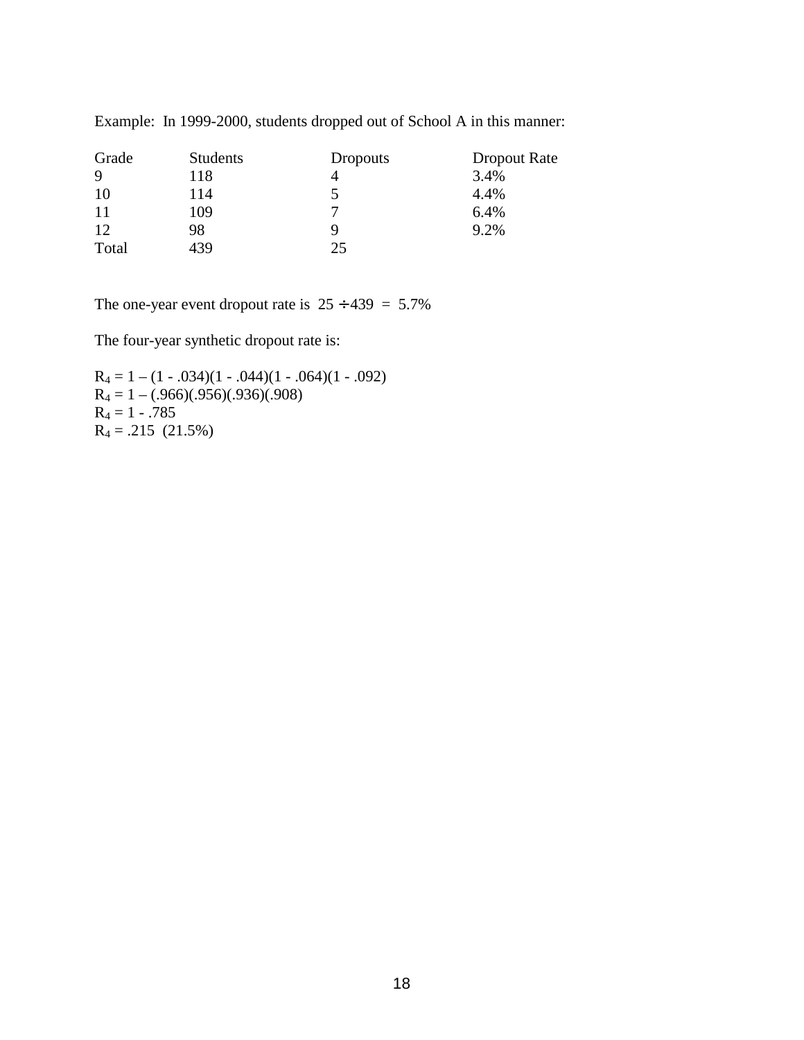Example: In 1999-2000, students dropped out of School A in this manner:

| Grade | Students | Dropouts | Dropout Rate |
|---|---|---|---|
| 9 | 118 | 4 | 3.4% |
| 10 | 114 | 5 | 4.4% |
| 11 | 109 | 7 | 6.4% |
| 12 | 98 | 9 | 9.2% |
| Total | 439 | 25 | |

The one-year event dropout rate is $25 \div 439 = 5.7\%$

The four-year synthetic dropout rate is:

$R_4 = 1 - (1 - .034)(1 - .044)(1 - .064)(1 - .092)$
$R_4 = 1 - (.966)(.956)(.936)(.908)$
$R_4 = 1 - .785$
$R_4 = .215$ (21.5%)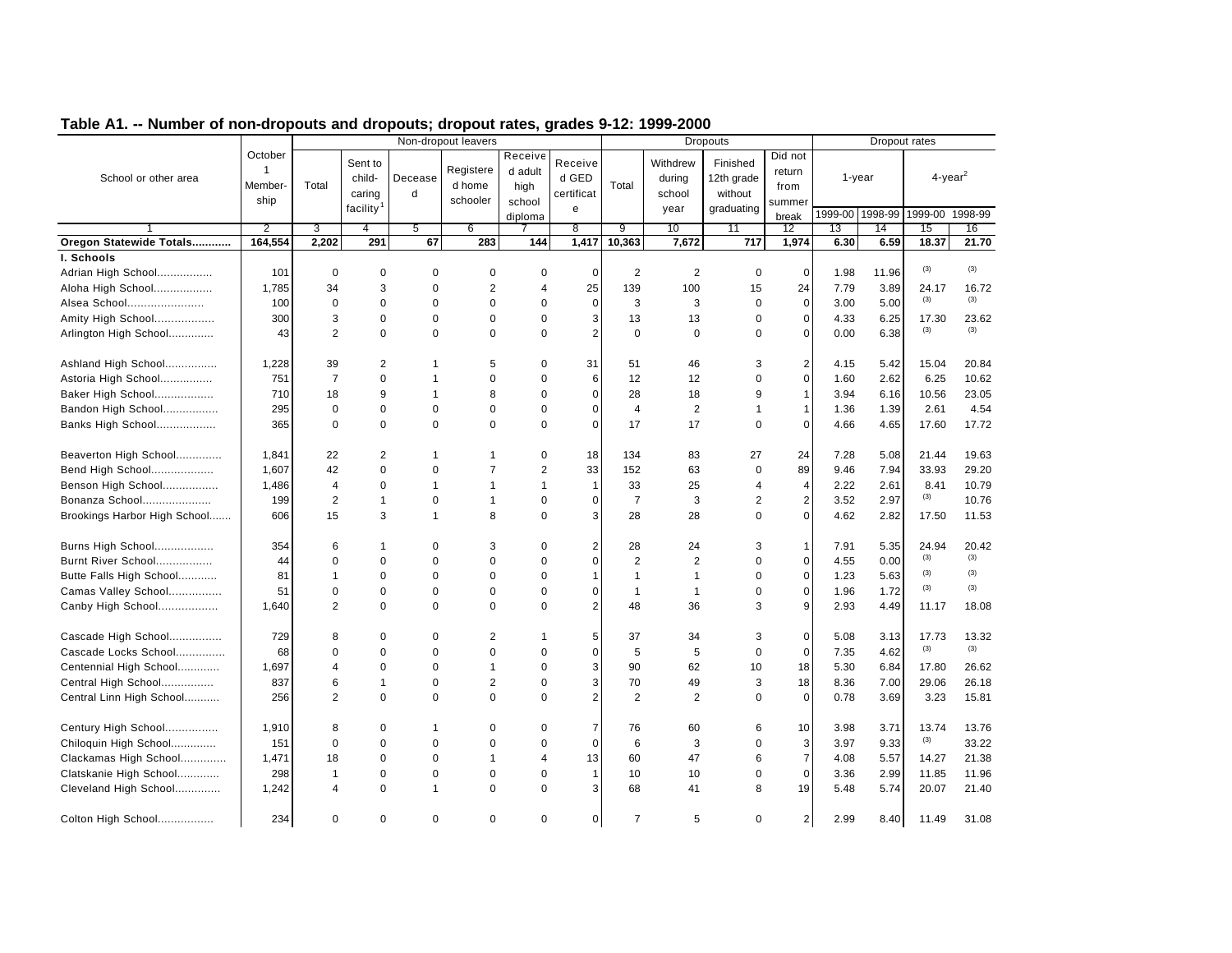## Table A1. -- Number of non-dropouts and dropouts; dropout rates, grades 9-12: 1999-2000

| School or other area | October 1 Member-ship | Non-dropout leavers | | | | | | Dropouts | | | | Dropout rates | | | |
|---|---|---|---|---|---|---|---|---|---|---|---|---|---|---|---|
| | | Total | Sent to child-caring facility[1] | Deceased | Registered home schooler | Received adult high school diploma | Received GED certificate | Total | Withdrew during school year | Finished 12th grade without graduating | Did not return from summer break | 1-year | | 4-year[2] | |
| | | | | | | | | | | | | 1999-00 | 1998-99 | 1999-00 | 1998-99 |
| 1 | 2 | 3 | 4 | 5 | 6 | 7 | 8 | 9 | 10 | 11 | 12 | 13 | 14 | 15 | 16 |
| **Oregon Statewide Totals............** | **164,554** | **2,202** | **291** | **67** | **283** | **144** | **1,417** | **10,363** | **7,672** | **717** | **1,974** | **6.30** | **6.59** | **18.37** | **21.70** |
| **I. Schools** | | | | | | | | | | | | | | | |
| Adrian High School................. | 101 | 0 | 0 | 0 | 0 | 0 | 0 | 2 | 2 | 0 | 0 | 1.98 | 11.96 | (3) | (3) |
| Aloha High School.................. | 1,785 | 34 | 3 | 0 | 2 | 4 | 25 | 139 | 100 | 15 | 24 | 7.79 | 3.89 | 24.17 | 16.72 |
| Alsea School....................... | 100 | 0 | 0 | 0 | 0 | 0 | 0 | 3 | 3 | 0 | 0 | 3.00 | 5.00 | (3) | (3) |
| Amity High School.................. | 300 | 3 | 0 | 0 | 0 | 0 | 3 | 13 | 13 | 0 | 0 | 4.33 | 6.25 | 17.30 | 23.62 |
| Arlington High School.............. | 43 | 2 | 0 | 0 | 0 | 0 | 2 | 0 | 0 | 0 | 0 | 0.00 | 6.38 | (3) | (3) |
| Ashland High School................ | 1,228 | 39 | 2 | 1 | 5 | 0 | 31 | 51 | 46 | 3 | 2 | 4.15 | 5.42 | 15.04 | 20.84 |
| Astoria High School................ | 751 | 7 | 0 | 1 | 0 | 0 | 6 | 12 | 12 | 0 | 0 | 1.60 | 2.62 | 6.25 | 10.62 |
| Baker High School.................. | 710 | 18 | 9 | 1 | 8 | 0 | 0 | 28 | 18 | 9 | 1 | 3.94 | 6.16 | 10.56 | 23.05 |
| Bandon High School................. | 295 | 0 | 0 | 0 | 0 | 0 | 0 | 4 | 2 | 1 | 1 | 1.36 | 1.39 | 2.61 | 4.54 |
| Banks High School.................. | 365 | 0 | 0 | 0 | 0 | 0 | 0 | 17 | 17 | 0 | 0 | 4.66 | 4.65 | 17.60 | 17.72 |
| Beaverton High School.............. | 1,841 | 22 | 2 | 1 | 1 | 0 | 18 | 134 | 83 | 27 | 24 | 7.28 | 5.08 | 21.44 | 19.63 |
| Bend High School................... | 1,607 | 42 | 0 | 0 | 7 | 2 | 33 | 152 | 63 | 0 | 89 | 9.46 | 7.94 | 33.93 | 29.20 |
| Benson High School................. | 1,486 | 4 | 0 | 1 | 1 | 1 | 1 | 33 | 25 | 4 | 4 | 2.22 | 2.61 | 8.41 | 10.79 |
| Bonanza School..................... | 199 | 2 | 1 | 0 | 1 | 0 | 0 | 7 | 3 | 2 | 2 | 3.52 | 2.97 | (3) | 10.76 |
| Brookings Harbor High School....... | 606 | 15 | 3 | 1 | 8 | 0 | 3 | 28 | 28 | 0 | 0 | 4.62 | 2.82 | 17.50 | 11.53 |
| Burns High School.................. | 354 | 6 | 1 | 0 | 3 | 0 | 2 | 28 | 24 | 3 | 1 | 7.91 | 5.35 | 24.94 | 20.42 |
| Burnt River School................. | 44 | 0 | 0 | 0 | 0 | 0 | 0 | 2 | 2 | 0 | 0 | 4.55 | 0.00 | (3) | (3) |
| Butte Falls High School............ | 81 | 1 | 0 | 0 | 0 | 0 | 1 | 1 | 1 | 0 | 0 | 1.23 | 5.63 | (3) | (3) |
| Camas Valley School................ | 51 | 0 | 0 | 0 | 0 | 0 | 0 | 1 | 1 | 0 | 0 | 1.96 | 1.72 | (3) | (3) |
| Canby High School.................. | 1,640 | 2 | 0 | 0 | 0 | 0 | 2 | 48 | 36 | 3 | 9 | 2.93 | 4.49 | 11.17 | 18.08 |
| Cascade High School................ | 729 | 8 | 0 | 0 | 2 | 1 | 5 | 37 | 34 | 3 | 0 | 5.08 | 3.13 | 17.73 | 13.32 |
| Cascade Locks School............... | 68 | 0 | 0 | 0 | 0 | 0 | 0 | 5 | 5 | 0 | 0 | 7.35 | 4.62 | (3) | (3) |
| Centennial High School............. | 1,697 | 4 | 0 | 0 | 1 | 0 | 3 | 90 | 62 | 10 | 18 | 5.30 | 6.84 | 17.80 | 26.62 |
| Central High School................ | 837 | 6 | 1 | 0 | 2 | 0 | 3 | 70 | 49 | 3 | 18 | 8.36 | 7.00 | 29.06 | 26.18 |
| Central Linn High School........... | 256 | 2 | 0 | 0 | 0 | 0 | 2 | 2 | 2 | 0 | 0 | 0.78 | 3.69 | 3.23 | 15.81 |
| Century High School................ | 1,910 | 8 | 0 | 1 | 0 | 0 | 7 | 76 | 60 | 6 | 10 | 3.98 | 3.71 | 13.74 | 13.76 |
| Chiloquin High School.............. | 151 | 0 | 0 | 0 | 0 | 0 | 0 | 6 | 3 | 0 | 3 | 3.97 | 9.33 | (3) | 33.22 |
| Clackamas High School.............. | 1,471 | 18 | 0 | 0 | 1 | 4 | 13 | 60 | 47 | 6 | 7 | 4.08 | 5.57 | 14.27 | 21.38 |
| Clatskanie High School............. | 298 | 1 | 0 | 0 | 0 | 0 | 1 | 10 | 10 | 0 | 0 | 3.36 | 2.99 | 11.85 | 11.96 |
| Cleveland High School.............. | 1,242 | 4 | 0 | 1 | 0 | 0 | 3 | 68 | 41 | 8 | 19 | 5.48 | 5.74 | 20.07 | 21.40 |
| Colton High School................. | 234 | 0 | 0 | 0 | 0 | 0 | 0 | 7 | 5 | 0 | 2 | 2.99 | 8.40 | 11.49 | 31.08 |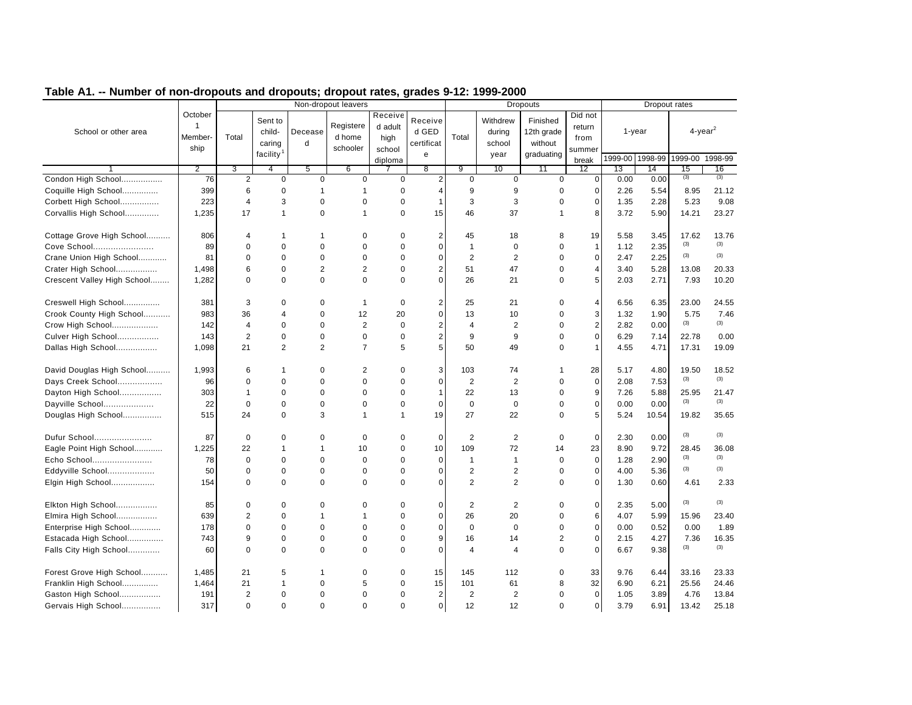## Table A1. -- Number of non-dropouts and dropouts; dropout rates, grades 9-12: 1999-2000

| School or other area | October 1 Member-ship | Non-dropout leavers | | | | | | Dropouts | | | | Dropout rates | | | |
|---|---|---|---|---|---|---|---|---|---|---|---|---|---|---|---|
| | | Total | Sent to child-caring facility[1] | Deceased | Registered home schooler | Received adult high school diploma | Received GED certificate | Total | Withdrew during school year | Finished 12th grade without graduating | Did not return from summer break | 1-year | | 4-year[2] | |
| | | | | | | | | | | | | 1999-00 | 1998-99 | 1999-00 | 1998-99 |
| 1 | 2 | 3 | 4 | 5 | 6 | 7 | 8 | 9 | 10 | 11 | 12 | 13 | 14 | 15 | 16 |
| Condon High School................ | 76 | 2 | 0 | 0 | 0 | 0 | 2 | 0 | 0 | 0 | 0 | 0.00 | 0.00 | (3) | (3) |
| Coquille High School.............. | 399 | 6 | 0 | 1 | 1 | 0 | 4 | 9 | 9 | 0 | 0 | 2.26 | 5.54 | 8.95 | 21.12 |
| Corbett High School................ | 223 | 4 | 3 | 0 | 0 | 0 | 1 | 3 | 3 | 0 | 0 | 1.35 | 2.28 | 5.23 | 9.08 |
| Corvallis High School............. | 1,235 | 17 | 1 | 0 | 1 | 0 | 15 | 46 | 37 | 1 | 8 | 3.72 | 5.90 | 14.21 | 23.27 |
| Cottage Grove High School.......... | 806 | 4 | 1 | 1 | 0 | 0 | 2 | 45 | 18 | 8 | 19 | 5.58 | 3.45 | 17.62 | 13.76 |
| Cove School........................ | 89 | 0 | 0 | 0 | 0 | 0 | 0 | 1 | 0 | 0 | 1 | 1.12 | 2.35 | (3) | (3) |
| Crane Union High School........... | 81 | 0 | 0 | 0 | 0 | 0 | 0 | 2 | 2 | 0 | 0 | 2.47 | 2.25 | (3) | (3) |
| Crater High School................ | 1,498 | 6 | 0 | 2 | 2 | 0 | 2 | 51 | 47 | 0 | 4 | 3.40 | 5.28 | 13.08 | 20.33 |
| Crescent Valley High School........ | 1,282 | 0 | 0 | 0 | 0 | 0 | 0 | 26 | 21 | 0 | 5 | 2.03 | 2.71 | 7.93 | 10.20 |
| Creswell High School............... | 381 | 3 | 0 | 0 | 1 | 0 | 2 | 25 | 21 | 0 | 4 | 6.56 | 6.35 | 23.00 | 24.55 |
| Crook County High School........... | 983 | 36 | 4 | 0 | 12 | 20 | 0 | 13 | 10 | 0 | 3 | 1.32 | 1.90 | 5.75 | 7.46 |
| Crow High School................... | 142 | 4 | 0 | 0 | 2 | 0 | 2 | 4 | 2 | 0 | 2 | 2.82 | 0.00 | (3) | (3) |
| Culver High School................. | 143 | 2 | 0 | 0 | 0 | 0 | 2 | 9 | 9 | 0 | 0 | 6.29 | 7.14 | 22.78 | 0.00 |
| Dallas High School................. | 1,098 | 21 | 2 | 2 | 7 | 5 | 5 | 50 | 49 | 0 | 1 | 4.55 | 4.71 | 17.31 | 19.09 |
| David Douglas High School.......... | 1,993 | 6 | 1 | 0 | 2 | 0 | 3 | 103 | 74 | 1 | 28 | 5.17 | 4.80 | 19.50 | 18.52 |
| Days Creek School.................. | 96 | 0 | 0 | 0 | 0 | 0 | 0 | 2 | 2 | 0 | 0 | 2.08 | 7.53 | (3) | (3) |
| Dayton High School................. | 303 | 1 | 0 | 0 | 0 | 0 | 1 | 22 | 13 | 0 | 9 | 7.26 | 5.88 | 25.95 | 21.47 |
| Dayville School.................... | 22 | 0 | 0 | 0 | 0 | 0 | 0 | 0 | 0 | 0 | 0 | 0.00 | 0.00 | (3) | (3) |
| Douglas High School................ | 515 | 24 | 0 | 3 | 1 | 1 | 19 | 27 | 22 | 0 | 5 | 5.24 | 10.54 | 19.82 | 35.65 |
| Dufur School....................... | 87 | 0 | 0 | 0 | 0 | 0 | 0 | 2 | 2 | 0 | 0 | 2.30 | 0.00 | (3) | (3) |
| Eagle Point High School............ | 1,225 | 22 | 1 | 1 | 10 | 0 | 10 | 109 | 72 | 14 | 23 | 8.90 | 9.72 | 28.45 | 36.08 |
| Echo School........................ | 78 | 0 | 0 | 0 | 0 | 0 | 0 | 1 | 1 | 0 | 0 | 1.28 | 2.90 | (3) | (3) |
| Eddyville School................... | 50 | 0 | 0 | 0 | 0 | 0 | 0 | 2 | 2 | 0 | 0 | 4.00 | 5.36 | (3) | (3) |
| Elgin High School.................. | 154 | 0 | 0 | 0 | 0 | 0 | 0 | 2 | 2 | 0 | 0 | 1.30 | 0.60 | 4.61 | 2.33 |
| Elkton High School................. | 85 | 0 | 0 | 0 | 0 | 0 | 0 | 2 | 2 | 0 | 0 | 2.35 | 5.00 | (3) | (3) |
| Elmira High School................. | 639 | 2 | 0 | 1 | 1 | 0 | 0 | 26 | 20 | 0 | 6 | 4.07 | 5.99 | 15.96 | 23.40 |
| Enterprise High School............. | 178 | 0 | 0 | 0 | 0 | 0 | 0 | 0 | 0 | 0 | 0 | 0.00 | 0.52 | 0.00 | 1.89 |
| Estacada High School............... | 743 | 9 | 0 | 0 | 0 | 0 | 9 | 16 | 14 | 2 | 0 | 2.15 | 4.27 | 7.36 | 16.35 |
| Falls City High School............. | 60 | 0 | 0 | 0 | 0 | 0 | 0 | 4 | 4 | 0 | 0 | 6.67 | 9.38 | (3) | (3) |
| Forest Grove High School........... | 1,485 | 21 | 5 | 1 | 0 | 0 | 15 | 145 | 112 | 0 | 33 | 9.76 | 6.44 | 33.16 | 23.33 |
| Franklin High School............... | 1,464 | 21 | 1 | 0 | 5 | 0 | 15 | 101 | 61 | 8 | 32 | 6.90 | 6.21 | 25.56 | 24.46 |
| Gaston High School................. | 191 | 2 | 0 | 0 | 0 | 0 | 2 | 2 | 2 | 0 | 0 | 1.05 | 3.89 | 4.76 | 13.84 |
| Gervais High School................ | 317 | 0 | 0 | 0 | 0 | 0 | 0 | 12 | 12 | 0 | 0 | 3.79 | 6.91 | 13.42 | 25.18 |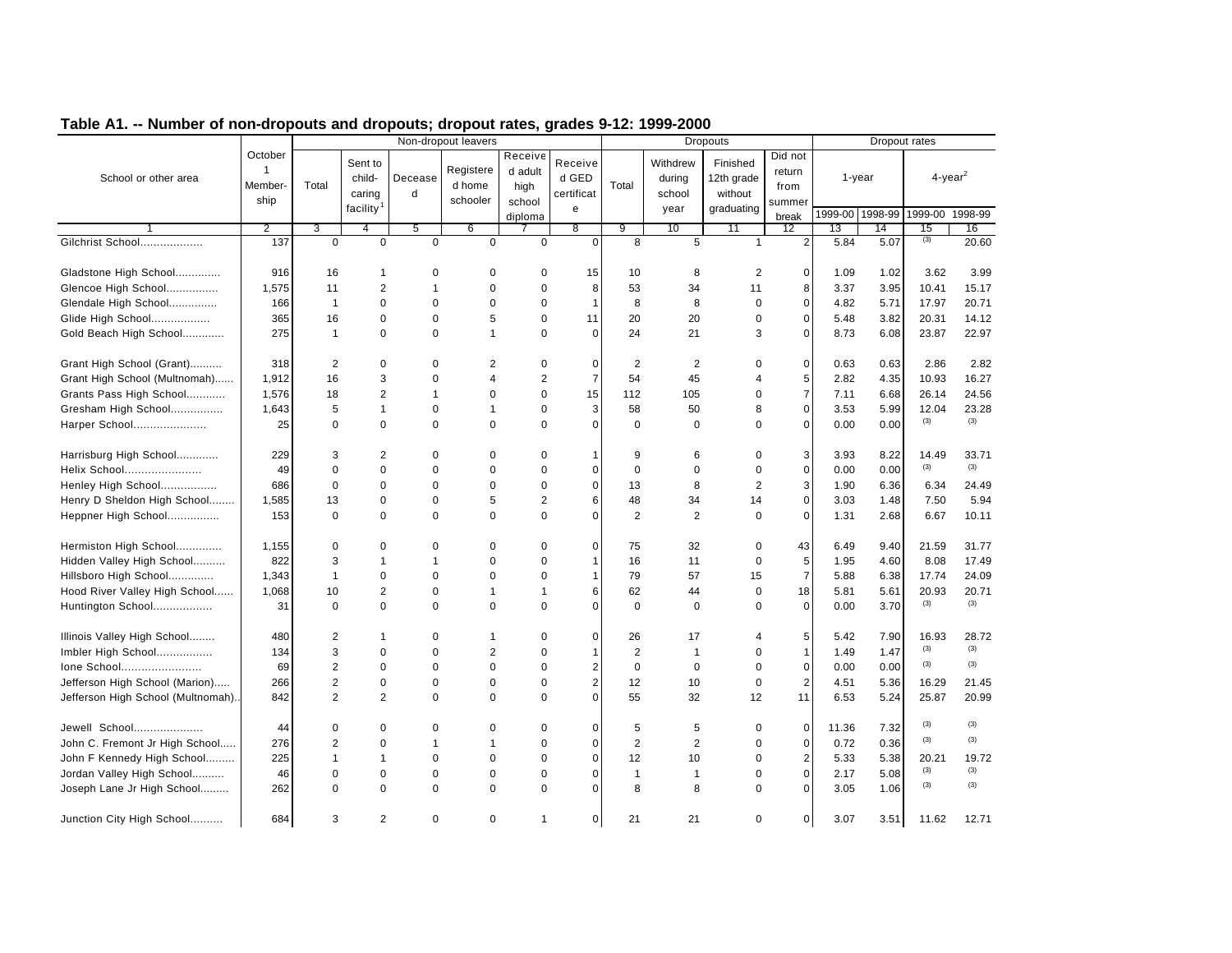## Table A1. -- Number of non-dropouts and dropouts; dropout rates, grades 9-12: 1999-2000

| School or other area | October 1 Member-ship | Non-dropout leavers | | | | | | Dropouts | | | | Dropout rates | | | |
|---|---|---|---|---|---|---|---|---|---|---|---|---|---|---|---|
| | | Total | Sent to child-caring facility[1] | Deceased | Registered home schooler | Received adult high school diploma | Received GED certificate | Total | Withdrew during school year | Finished 12th grade without graduating | Did not return from summer break | 1-year | | 4-year[2] | |
| | | | | | | | | | | | | 1999-00 | 1998-99 | 1999-00 | 1998-99 |
| 1 | 2 | 3 | 4 | 5 | 6 | 7 | 8 | 9 | 10 | 11 | 12 | 13 | 14 | 15 | 16 |
| Gilchrist School.................. | 137 | 0 | 0 | 0 | 0 | 0 | 0 | 8 | 5 | 1 | 2 | 5.84 | 5.07 | (3) | 20.60 |
| Gladstone High School............. | 916 | 16 | 1 | 0 | 0 | 0 | 15 | 10 | 8 | 2 | 0 | 1.09 | 1.02 | 3.62 | 3.99 |
| Glencoe High School............... | 1,575 | 11 | 2 | 1 | 0 | 0 | 8 | 53 | 34 | 11 | 8 | 3.37 | 3.95 | 10.41 | 15.17 |
| Glendale High School.............. | 166 | 1 | 0 | 0 | 0 | 0 | 1 | 8 | 8 | 0 | 0 | 4.82 | 5.71 | 17.97 | 20.71 |
| Glide High School................. | 365 | 16 | 0 | 0 | 5 | 0 | 11 | 20 | 20 | 0 | 0 | 5.48 | 3.82 | 20.31 | 14.12 |
| Gold Beach High School............ | 275 | 1 | 0 | 0 | 1 | 0 | 0 | 24 | 21 | 3 | 0 | 8.73 | 6.08 | 23.87 | 22.97 |
| Grant High School (Grant).......... | 318 | 2 | 0 | 0 | 2 | 0 | 0 | 2 | 2 | 0 | 0 | 0.63 | 0.63 | 2.86 | 2.82 |
| Grant High School (Multnomah)...... | 1,912 | 16 | 3 | 0 | 4 | 2 | 7 | 54 | 45 | 4 | 5 | 2.82 | 4.35 | 10.93 | 16.27 |
| Grants Pass High School............ | 1,576 | 18 | 2 | 1 | 0 | 0 | 15 | 112 | 105 | 0 | 7 | 7.11 | 6.68 | 26.14 | 24.56 |
| Gresham High School................ | 1,643 | 5 | 1 | 0 | 1 | 0 | 3 | 58 | 50 | 8 | 0 | 3.53 | 5.99 | 12.04 | 23.28 |
| Harper School...................... | 25 | 0 | 0 | 0 | 0 | 0 | 0 | 0 | 0 | 0 | 0 | 0.00 | 0.00 | (3) | (3) |
| Harrisburg High School............ | 229 | 3 | 2 | 0 | 0 | 0 | 1 | 9 | 6 | 0 | 3 | 3.93 | 8.22 | 14.49 | 33.71 |
| Helix School....................... | 49 | 0 | 0 | 0 | 0 | 0 | 0 | 0 | 0 | 0 | 0 | 0.00 | 0.00 | (3) | (3) |
| Henley High School................. | 686 | 0 | 0 | 0 | 0 | 0 | 0 | 13 | 8 | 2 | 3 | 1.90 | 6.36 | 6.34 | 24.49 |
| Henry D Sheldon High School........ | 1,585 | 13 | 0 | 0 | 5 | 2 | 6 | 48 | 34 | 14 | 0 | 3.03 | 1.48 | 7.50 | 5.94 |
| Heppner High School................ | 153 | 0 | 0 | 0 | 0 | 0 | 0 | 2 | 2 | 0 | 0 | 1.31 | 2.68 | 6.67 | 10.11 |
| Hermiston High School............. | 1,155 | 0 | 0 | 0 | 0 | 0 | 0 | 75 | 32 | 0 | 43 | 6.49 | 9.40 | 21.59 | 31.77 |
| Hidden Valley High School.......... | 822 | 3 | 1 | 1 | 0 | 0 | 1 | 16 | 11 | 0 | 5 | 1.95 | 4.60 | 8.08 | 17.49 |
| Hillsboro High School.............. | 1,343 | 1 | 0 | 0 | 0 | 0 | 1 | 79 | 57 | 15 | 7 | 5.88 | 6.38 | 17.74 | 24.09 |
| Hood River Valley High School...... | 1,068 | 10 | 2 | 0 | 1 | 1 | 6 | 62 | 44 | 0 | 18 | 5.81 | 5.61 | 20.93 | 20.71 |
| Huntington School.................. | 31 | 0 | 0 | 0 | 0 | 0 | 0 | 0 | 0 | 0 | 0 | 0.00 | 3.70 | (3) | (3) |
| Illinois Valley High School........ | 480 | 2 | 1 | 0 | 1 | 0 | 0 | 26 | 17 | 4 | 5 | 5.42 | 7.90 | 16.93 | 28.72 |
| Imbler High School................. | 134 | 3 | 0 | 0 | 2 | 0 | 1 | 2 | 1 | 0 | 1 | 1.49 | 1.47 | (3) | (3) |
| Ione School........................ | 69 | 2 | 0 | 0 | 0 | 0 | 2 | 0 | 0 | 0 | 0 | 0.00 | 0.00 | (3) | (3) |
| Jefferson High School (Marion)..... | 266 | 2 | 0 | 0 | 0 | 0 | 2 | 12 | 10 | 0 | 2 | 4.51 | 5.36 | 16.29 | 21.45 |
| Jefferson High School (Multnomah).. | 842 | 2 | 2 | 0 | 0 | 0 | 0 | 55 | 32 | 12 | 11 | 6.53 | 5.24 | 25.87 | 20.99 |
| Jewell School..................... | 44 | 0 | 0 | 0 | 0 | 0 | 0 | 5 | 5 | 0 | 0 | 11.36 | 7.32 | (3) | (3) |
| John C. Fremont Jr High School..... | 276 | 2 | 0 | 1 | 1 | 0 | 0 | 2 | 2 | 0 | 0 | 0.72 | 0.36 | (3) | (3) |
| John F Kennedy High School......... | 225 | 1 | 1 | 0 | 0 | 0 | 0 | 12 | 10 | 0 | 2 | 5.33 | 5.38 | 20.21 | 19.72 |
| Jordan Valley High School.......... | 46 | 0 | 0 | 0 | 0 | 0 | 0 | 1 | 1 | 0 | 0 | 2.17 | 5.08 | (3) | (3) |
| Joseph Lane Jr High School......... | 262 | 0 | 0 | 0 | 0 | 0 | 0 | 8 | 8 | 0 | 0 | 3.05 | 1.06 | (3) | (3) |
| Junction City High School.......... | 684 | 3 | 2 | 0 | 0 | 1 | 0 | 21 | 21 | 0 | 0 | 3.07 | 3.51 | 11.62 | 12.71 |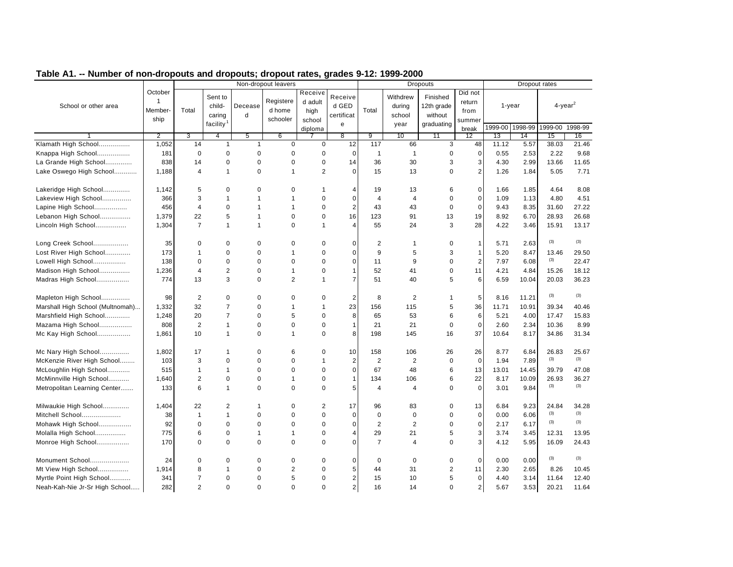## Table A1. -- Number of non-dropouts and dropouts; dropout rates, grades 9-12: 1999-2000

| School or other area | October 1 Member-ship | Non-dropout leavers | | | | | | Dropouts | | | | Dropout rates | | | |
|---|---|---|---|---|---|---|---|---|---|---|---|---|---|---|---|
| | | Total | Sent to child-caring facility[1] | Deceased | Registered home schooler | Received adult high school diploma | Received GED certificate | Total | Withdrew during school year | Finished 12th grade without graduating | Did not return from summer break | 1-year | | 4-year[2] | |
| | | | | | | | | | | | | 1999-00 | 1998-99 | 1999-00 | 1998-99 |
| 1 | 2 | 3 | 4 | 5 | 6 | 7 | 8 | 9 | 10 | 11 | 12 | 13 | 14 | 15 | 16 |
| Klamath High School................ | 1,052 | 14 | 1 | 1 | 0 | 0 | 12 | 117 | 66 | 3 | 48 | 11.12 | 5.57 | 38.03 | 21.46 |
| Knappa High School................. | 181 | 0 | 0 | 0 | 0 | 0 | 0 | 1 | 1 | 0 | 0 | 0.55 | 2.53 | 2.22 | 9.68 |
| La Grande High School............. | 838 | 14 | 0 | 0 | 0 | 0 | 14 | 36 | 30 | 3 | 3 | 4.30 | 2.99 | 13.66 | 11.65 |
| Lake Oswego High School............ | 1,188 | 4 | 1 | 0 | 1 | 2 | 0 | 15 | 13 | 0 | 2 | 1.26 | 1.84 | 5.05 | 7.71 |
| Lakeridge High School.............. | 1,142 | 5 | 0 | 0 | 0 | 1 | 4 | 19 | 13 | 6 | 0 | 1.66 | 1.85 | 4.64 | 8.08 |
| Lakeview High School............... | 366 | 3 | 1 | 1 | 1 | 0 | 0 | 4 | 4 | 0 | 0 | 1.09 | 1.13 | 4.80 | 4.51 |
| Lapine High School................. | 456 | 4 | 0 | 1 | 1 | 0 | 2 | 43 | 43 | 0 | 0 | 9.43 | 8.35 | 31.60 | 27.22 |
| Lebanon High School................ | 1,379 | 22 | 5 | 1 | 0 | 0 | 16 | 123 | 91 | 13 | 19 | 8.92 | 6.70 | 28.93 | 26.68 |
| Lincoln High School................ | 1,304 | 7 | 1 | 1 | 0 | 1 | 4 | 55 | 24 | 3 | 28 | 4.22 | 3.46 | 15.91 | 13.17 |
| Long Creek School.................. | 35 | 0 | 0 | 0 | 0 | 0 | 0 | 2 | 1 | 0 | 1 | 5.71 | 2.63 | (3) | (3) |
| Lost River High School............. | 173 | 1 | 0 | 0 | 1 | 0 | 0 | 9 | 5 | 3 | 1 | 5.20 | 8.47 | 13.46 | 29.50 |
| Lowell High School................. | 138 | 0 | 0 | 0 | 0 | 0 | 0 | 11 | 9 | 0 | 2 | 7.97 | 6.08 | (3) | 22.47 |
| Madison High School................ | 1,236 | 4 | 2 | 0 | 1 | 0 | 1 | 52 | 41 | 0 | 11 | 4.21 | 4.84 | 15.26 | 18.12 |
| Madras High School................. | 774 | 13 | 3 | 0 | 2 | 1 | 7 | 51 | 40 | 5 | 6 | 6.59 | 10.04 | 20.03 | 36.23 |
| Mapleton High School............... | 98 | 2 | 0 | 0 | 0 | 0 | 2 | 8 | 2 | 1 | 5 | 8.16 | 11.21 | (3) | (3) |
| Marshall High School (Multnomah)... | 1,332 | 32 | 7 | 0 | 1 | 1 | 23 | 156 | 115 | 5 | 36 | 11.71 | 10.91 | 39.34 | 40.46 |
| Marshfield High School............. | 1,248 | 20 | 7 | 0 | 5 | 0 | 8 | 65 | 53 | 6 | 6 | 5.21 | 4.00 | 17.47 | 15.83 |
| Mazama High School................. | 808 | 2 | 1 | 0 | 0 | 0 | 1 | 21 | 21 | 0 | 0 | 2.60 | 2.34 | 10.36 | 8.99 |
| Mc Kay High School................. | 1,861 | 10 | 1 | 0 | 1 | 0 | 8 | 198 | 145 | 16 | 37 | 10.64 | 8.17 | 34.86 | 31.34 |
| Mc Nary High School............... | 1,802 | 17 | 1 | 0 | 6 | 0 | 10 | 158 | 106 | 26 | 26 | 8.77 | 6.84 | 26.83 | 25.67 |
| McKenzie River High School........ | 103 | 3 | 0 | 0 | 0 | 1 | 2 | 2 | 2 | 0 | 0 | 1.94 | 7.89 | (3) | (3) |
| McLoughlin High School............ | 515 | 1 | 1 | 0 | 0 | 0 | 0 | 67 | 48 | 6 | 13 | 13.01 | 14.45 | 39.79 | 47.08 |
| McMinnville High School........... | 1,640 | 2 | 0 | 0 | 1 | 0 | 1 | 134 | 106 | 6 | 22 | 8.17 | 10.09 | 26.93 | 36.27 |
| Metropolitan Learning Center....... | 133 | 6 | 1 | 0 | 0 | 0 | 5 | 4 | 4 | 0 | 0 | 3.01 | 9.84 | (3) | (3) |
| Milwaukie High School............. | 1,404 | 22 | 2 | 1 | 0 | 2 | 17 | 96 | 83 | 0 | 13 | 6.84 | 9.23 | 24.84 | 34.28 |
| Mitchell School.................... | 38 | 1 | 1 | 0 | 0 | 0 | 0 | 0 | 0 | 0 | 0 | 0.00 | 6.06 | (3) | (3) |
| Mohawk High School................. | 92 | 0 | 0 | 0 | 0 | 0 | 0 | 2 | 2 | 0 | 0 | 2.17 | 6.17 | (3) | (3) |
| Molalla High School................ | 775 | 6 | 0 | 1 | 1 | 0 | 4 | 29 | 21 | 5 | 3 | 3.74 | 3.45 | 12.31 | 13.95 |
| Monroe High School................. | 170 | 0 | 0 | 0 | 0 | 0 | 0 | 7 | 4 | 0 | 3 | 4.12 | 5.95 | 16.09 | 24.43 |
| Monument School.................... | 24 | 0 | 0 | 0 | 0 | 0 | 0 | 0 | 0 | 0 | 0 | 0.00 | 0.00 | (3) | (3) |
| Mt View High School................ | 1,914 | 8 | 1 | 0 | 2 | 0 | 5 | 44 | 31 | 2 | 11 | 2.30 | 2.65 | 8.26 | 10.45 |
| Myrtle Point High School........... | 341 | 7 | 0 | 0 | 5 | 0 | 2 | 15 | 10 | 5 | 0 | 4.40 | 3.14 | 11.64 | 12.40 |
| Neah-Kah-Nie Jr-Sr High School..... | 282 | 2 | 0 | 0 | 0 | 0 | 2 | 16 | 14 | 0 | 2 | 5.67 | 3.53 | 20.21 | 11.64 |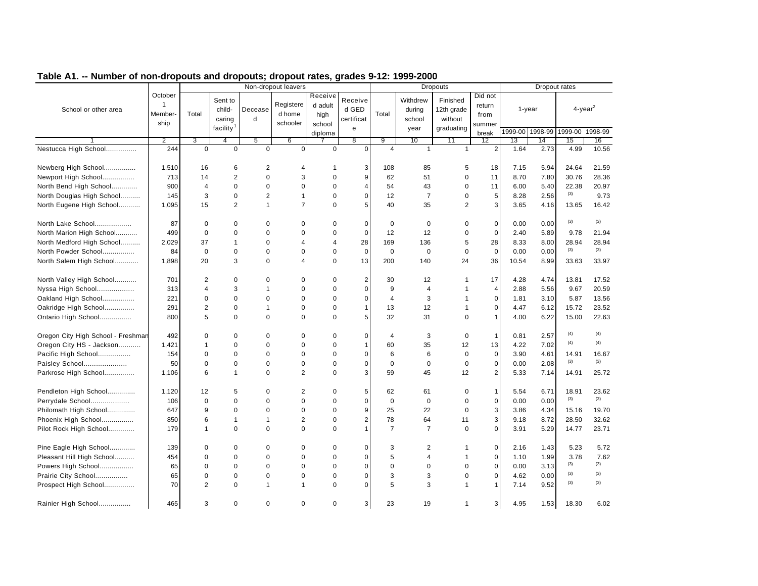## Table A1. -- Number of non-dropouts and dropouts; dropout rates, grades 9-12: 1999-2000

| School or other area | October 1 Member-ship | Non-dropout leavers | | | | | | Dropouts | | | | Dropout rates | | | |
|---|---|---|---|---|---|---|---|---|---|---|---|---|---|---|---|
| | | Total | Sent to child-caring facility[1] | Deceased | Registered home schooler | Received adult high school diploma | Received GED certificate | Total | Withdrew during school year | Finished 12th grade without graduating | Did not return from summer break | 1-year | | 4-year[2] | |
| | | | | | | | | | | | | 1999-00 | 1998-99 | 1999-00 | 1998-99 |
| 1 | 2 | 3 | 4 | 5 | 6 | 7 | 8 | 9 | 10 | 11 | 12 | 13 | 14 | 15 | 16 |
| Nestucca High School............... | 244 | 0 | 0 | 0 | 0 | 0 | 0 | 4 | 1 | 1 | 2 | 1.64 | 2.73 | 4.99 | 10.56 |
| Newberg High School................ | 1,510 | 16 | 6 | 2 | 4 | 1 | 3 | 108 | 85 | 5 | 18 | 7.15 | 5.94 | 24.64 | 21.59 |
| Newport High School................ | 713 | 14 | 2 | 0 | 3 | 0 | 9 | 62 | 51 | 0 | 11 | 8.70 | 7.80 | 30.76 | 28.36 |
| North Bend High School............. | 900 | 4 | 0 | 0 | 0 | 0 | 4 | 54 | 43 | 0 | 11 | 6.00 | 5.40 | 22.38 | 20.97 |
| North Douglas High School.......... | 145 | 3 | 0 | 2 | 1 | 0 | 0 | 12 | 7 | 0 | 5 | 8.28 | 2.56 | (3) | 9.73 |
| North Eugene High School........... | 1,095 | 15 | 2 | 1 | 7 | 0 | 5 | 40 | 35 | 2 | 3 | 3.65 | 4.16 | 13.65 | 16.42 |
| North Lake School.................. | 87 | 0 | 0 | 0 | 0 | 0 | 0 | 0 | 0 | 0 | 0 | 0.00 | 0.00 | (3) | (3) |
| North Marion High School........... | 499 | 0 | 0 | 0 | 0 | 0 | 0 | 12 | 12 | 0 | 0 | 2.40 | 5.89 | 9.78 | 21.94 |
| North Medford High School.......... | 2,029 | 37 | 1 | 0 | 4 | 4 | 28 | 169 | 136 | 5 | 28 | 8.33 | 8.00 | 28.94 | 28.94 |
| North Powder School................ | 84 | 0 | 0 | 0 | 0 | 0 | 0 | 0 | 0 | 0 | 0 | 0.00 | 0.00 | (3) | (3) |
| North Salem High School............ | 1,898 | 20 | 3 | 0 | 4 | 0 | 13 | 200 | 140 | 24 | 36 | 10.54 | 8.99 | 33.63 | 33.97 |
| North Valley High School........... | 701 | 2 | 0 | 0 | 0 | 0 | 2 | 30 | 12 | 1 | 17 | 4.28 | 4.74 | 13.81 | 17.52 |
| Nyssa High School.................. | 313 | 4 | 3 | 1 | 0 | 0 | 0 | 9 | 4 | 1 | 4 | 2.88 | 5.56 | 9.67 | 20.59 |
| Oakland High School................ | 221 | 0 | 0 | 0 | 0 | 0 | 0 | 4 | 3 | 1 | 0 | 1.81 | 3.10 | 5.87 | 13.56 |
| Oakridge High School............... | 291 | 2 | 0 | 1 | 0 | 0 | 1 | 13 | 12 | 1 | 0 | 4.47 | 6.12 | 15.72 | 23.52 |
| Ontario High School................ | 800 | 5 | 0 | 0 | 0 | 0 | 5 | 32 | 31 | 0 | 1 | 4.00 | 6.22 | 15.00 | 22.63 |
| Oregon City High School - Freshman | 492 | 0 | 0 | 0 | 0 | 0 | 0 | 4 | 3 | 0 | 1 | 0.81 | 2.57 | (4) | (4) |
| Oregon City HS - Jackson........... | 1,421 | 1 | 0 | 0 | 0 | 0 | 1 | 60 | 35 | 12 | 13 | 4.22 | 7.02 | (4) | (4) |
| Pacific High School................ | 154 | 0 | 0 | 0 | 0 | 0 | 0 | 6 | 6 | 0 | 0 | 3.90 | 4.61 | 14.91 | 16.67 |
| Paisley School..................... | 50 | 0 | 0 | 0 | 0 | 0 | 0 | 0 | 0 | 0 | 0 | 0.00 | 2.08 | (3) | (3) |
| Parkrose High School............... | 1,106 | 6 | 1 | 0 | 2 | 0 | 3 | 59 | 45 | 12 | 2 | 5.33 | 7.14 | 14.91 | 25.72 |
| Pendleton High School.............. | 1,120 | 12 | 5 | 0 | 2 | 0 | 5 | 62 | 61 | 0 | 1 | 5.54 | 6.71 | 18.91 | 23.62 |
| Perrydale School................... | 106 | 0 | 0 | 0 | 0 | 0 | 0 | 0 | 0 | 0 | 0 | 0.00 | 0.00 | (3) | (3) |
| Philomath High School.............. | 647 | 9 | 0 | 0 | 0 | 0 | 9 | 25 | 22 | 0 | 3 | 3.86 | 4.34 | 15.16 | 19.70 |
| Phoenix High School................ | 850 | 6 | 1 | 1 | 2 | 0 | 2 | 78 | 64 | 11 | 3 | 9.18 | 8.72 | 28.50 | 32.62 |
| Pilot Rock High School............. | 179 | 1 | 0 | 0 | 0 | 0 | 1 | 7 | 7 | 0 | 0 | 3.91 | 5.29 | 14.77 | 23.71 |
| Pine Eagle High School............. | 139 | 0 | 0 | 0 | 0 | 0 | 0 | 3 | 2 | 1 | 0 | 2.16 | 1.43 | 5.23 | 5.72 |
| Pleasant Hill High School.......... | 454 | 0 | 0 | 0 | 0 | 0 | 0 | 5 | 4 | 1 | 0 | 1.10 | 1.99 | 3.78 | 7.62 |
| Powers High School................. | 65 | 0 | 0 | 0 | 0 | 0 | 0 | 0 | 0 | 0 | 0 | 0.00 | 3.13 | (3) | (3) |
| Prairie City School................ | 65 | 0 | 0 | 0 | 0 | 0 | 0 | 3 | 3 | 0 | 0 | 4.62 | 0.00 | (3) | (3) |
| Prospect High School............... | 70 | 2 | 0 | 1 | 1 | 0 | 0 | 5 | 3 | 1 | 1 | 7.14 | 9.52 | (3) | (3) |
| Rainier High School................ | 465 | 3 | 0 | 0 | 0 | 0 | 3 | 23 | 19 | 1 | 3 | 4.95 | 1.53 | 18.30 | 6.02 |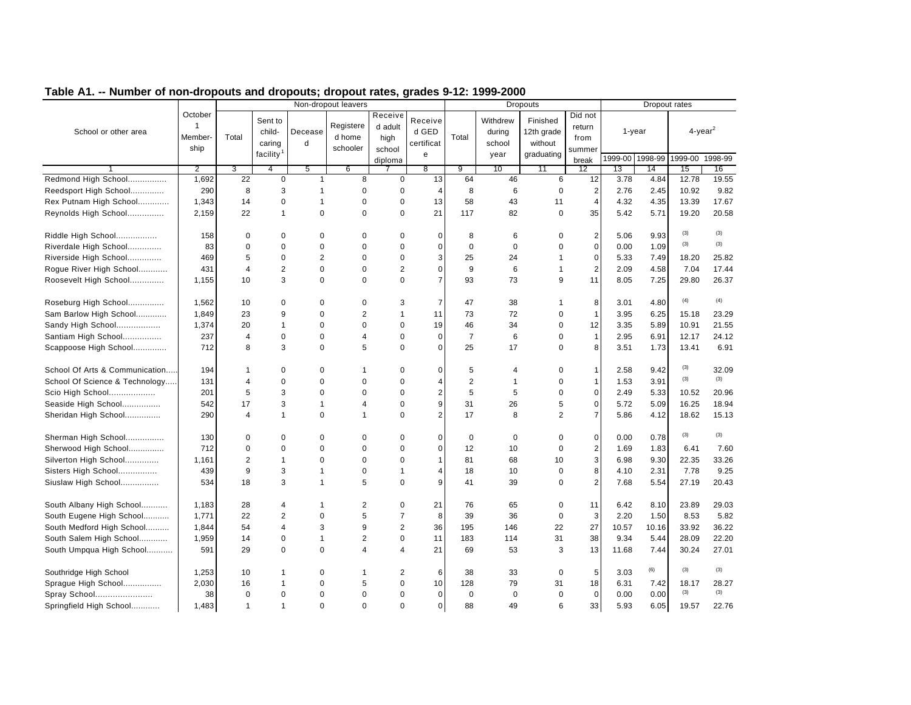## Table A1. -- Number of non-dropouts and dropouts; dropout rates, grades 9-12: 1999-2000

| School or other area | October 1 Member-ship | Non-dropout leavers | | | | | | Dropouts | | | | Dropout rates | | | |
|---|---|---|---|---|---|---|---|---|---|---|---|---|---|---|---|
| | | Total | Sent to child-caring facility[1] | Deceased | Registered home schooler | Received adult high school diploma | Received GED certificate | Total | Withdrew during school year | Finished 12th grade without graduating | Did not return from summer break | 1-year | | 4-year[2] | |
| | | | | | | | | | | | | 1999-00 | 1998-99 | 1999-00 | 1998-99 |
| 1 | 2 | 3 | 4 | 5 | 6 | 7 | 8 | 9 | 10 | 11 | 12 | 13 | 14 | 15 | 16 |
| Redmond High School................ | 1,692 | 22 | 0 | 1 | 8 | 0 | 13 | 64 | 46 | 6 | 12 | 3.78 | 4.84 | 12.78 | 19.55 |
| Reedsport High School.............. | 290 | 8 | 3 | 1 | 0 | 0 | 4 | 8 | 6 | 0 | 2 | 2.76 | 2.45 | 10.92 | 9.82 |
| Rex Putnam High School............. | 1,343 | 14 | 0 | 1 | 0 | 0 | 13 | 58 | 43 | 11 | 4 | 4.32 | 4.35 | 13.39 | 17.67 |
| Reynolds High School............... | 2,159 | 22 | 1 | 0 | 0 | 0 | 21 | 117 | 82 | 0 | 35 | 5.42 | 5.71 | 19.20 | 20.58 |
| Riddle High School................. | 158 | 0 | 0 | 0 | 0 | 0 | 0 | 8 | 6 | 0 | 2 | 5.06 | 9.93 | (3) | (3) |
| Riverdale High School.............. | 83 | 0 | 0 | 0 | 0 | 0 | 0 | 0 | 0 | 0 | 0 | 0.00 | 1.09 | (3) | (3) |
| Riverside High School.............. | 469 | 5 | 0 | 2 | 0 | 0 | 3 | 25 | 24 | 1 | 0 | 5.33 | 7.49 | 18.20 | 25.82 |
| Rogue River High School............ | 431 | 4 | 2 | 0 | 0 | 2 | 0 | 9 | 6 | 1 | 2 | 2.09 | 4.58 | 7.04 | 17.44 |
| Roosevelt High School.............. | 1,155 | 10 | 3 | 0 | 0 | 0 | 7 | 93 | 73 | 9 | 11 | 8.05 | 7.25 | 29.80 | 26.37 |
| Roseburg High School............... | 1,562 | 10 | 0 | 0 | 0 | 3 | 7 | 47 | 38 | 1 | 8 | 3.01 | 4.80 | (4) | (4) |
| Sam Barlow High School............. | 1,849 | 23 | 9 | 0 | 2 | 1 | 11 | 73 | 72 | 0 | 1 | 3.95 | 6.25 | 15.18 | 23.29 |
| Sandy High School.................. | 1,374 | 20 | 1 | 0 | 0 | 0 | 19 | 46 | 34 | 0 | 12 | 3.35 | 5.89 | 10.91 | 21.55 |
| Santiam High School................ | 237 | 4 | 0 | 0 | 4 | 0 | 0 | 7 | 6 | 0 | 1 | 2.95 | 6.91 | 12.17 | 24.12 |
| Scappoose High School.............. | 712 | 8 | 3 | 0 | 5 | 0 | 0 | 25 | 17 | 0 | 8 | 3.51 | 1.73 | 13.41 | 6.91 |
| School Of Arts & Communication..... | 194 | 1 | 0 | 0 | 1 | 0 | 0 | 5 | 4 | 0 | 1 | 2.58 | 9.42 | (3) | 32.09 |
| School Of Science & Technology..... | 131 | 4 | 0 | 0 | 0 | 0 | 4 | 2 | 1 | 0 | 1 | 1.53 | 3.91 | (3) | (3) |
| Scio High School................... | 201 | 5 | 3 | 0 | 0 | 0 | 2 | 5 | 5 | 0 | 0 | 2.49 | 5.33 | 10.52 | 20.96 |
| Seaside High School................ | 542 | 17 | 3 | 1 | 4 | 0 | 9 | 31 | 26 | 5 | 0 | 5.72 | 5.09 | 16.25 | 18.94 |
| Sheridan High School............... | 290 | 4 | 1 | 0 | 1 | 0 | 2 | 17 | 8 | 2 | 7 | 5.86 | 4.12 | 18.62 | 15.13 |
| Sherman High School................ | 130 | 0 | 0 | 0 | 0 | 0 | 0 | 0 | 0 | 0 | 0 | 0.00 | 0.78 | (3) | (3) |
| Sherwood High School............... | 712 | 0 | 0 | 0 | 0 | 0 | 0 | 12 | 10 | 0 | 2 | 1.69 | 1.83 | 6.41 | 7.60 |
| Silverton High School.............. | 1,161 | 2 | 1 | 0 | 0 | 0 | 1 | 81 | 68 | 10 | 3 | 6.98 | 9.30 | 22.35 | 33.26 |
| Sisters High School................ | 439 | 9 | 3 | 1 | 0 | 1 | 4 | 18 | 10 | 0 | 8 | 4.10 | 2.31 | 7.78 | 9.25 |
| Siuslaw High School................ | 534 | 18 | 3 | 1 | 5 | 0 | 9 | 41 | 39 | 0 | 2 | 7.68 | 5.54 | 27.19 | 20.43 |
| South Albany High School........... | 1,183 | 28 | 4 | 1 | 2 | 0 | 21 | 76 | 65 | 0 | 11 | 6.42 | 8.10 | 23.89 | 29.03 |
| South Eugene High School........... | 1,771 | 22 | 2 | 0 | 5 | 7 | 8 | 39 | 36 | 0 | 3 | 2.20 | 1.50 | 8.53 | 5.82 |
| South Medford High School.......... | 1,844 | 54 | 4 | 3 | 9 | 2 | 36 | 195 | 146 | 22 | 27 | 10.57 | 10.16 | 33.92 | 36.22 |
| South Salem High School............ | 1,959 | 14 | 0 | 1 | 2 | 0 | 11 | 183 | 114 | 31 | 38 | 9.34 | 5.44 | 28.09 | 22.20 |
| South Umpqua High School........... | 591 | 29 | 0 | 0 | 4 | 4 | 21 | 69 | 53 | 3 | 13 | 11.68 | 7.44 | 30.24 | 27.01 |
| Southridge High School | 1,253 | 10 | 1 | 0 | 1 | 2 | 6 | 38 | 33 | 0 | 5 | 3.03 | (6) | (3) | (3) |
| Sprague High School................ | 2,030 | 16 | 1 | 0 | 5 | 0 | 10 | 128 | 79 | 31 | 18 | 6.31 | 7.42 | 18.17 | 28.27 |
| Spray School....................... | 38 | 0 | 0 | 0 | 0 | 0 | 0 | 0 | 0 | 0 | 0 | 0.00 | 0.00 | (3) | (3) |
| Springfield High School............ | 1,483 | 1 | 1 | 0 | 0 | 0 | 0 | 88 | 49 | 6 | 33 | 5.93 | 6.05 | 19.57 | 22.76 |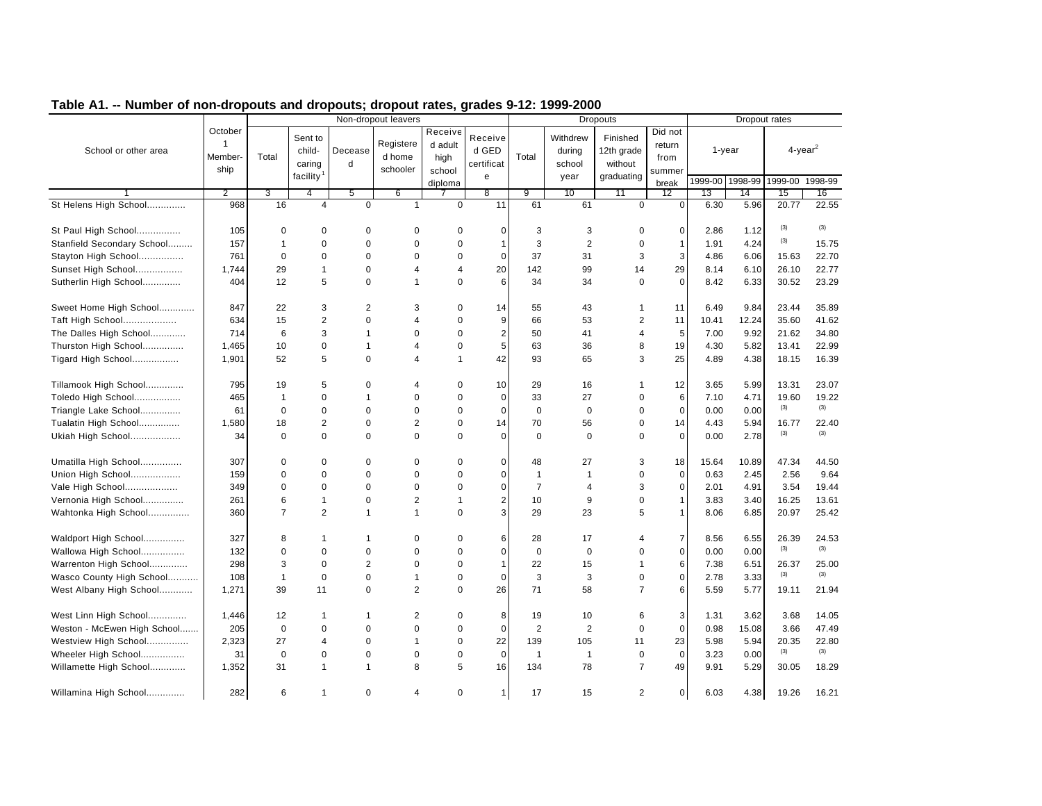## Table A1. -- Number of non-dropouts and dropouts; dropout rates, grades 9-12: 1999-2000

| School or other area | October 1 Member-ship | Non-dropout leavers | | | | | | Dropouts | | | | Dropout rates | | | |
|---|---|---|---|---|---|---|---|---|---|---|---|---|---|---|---|
| | | Total | Sent to child-caring facility[1] | Deceased | Registered home schooler | Received adult high school diploma | Received GED certificate | Total | Withdrew during school year | Finished 12th grade without graduating | Did not return from summer break | 1-year | | 4-year[2] | |
| | | | | | | | | | | | | 1999-00 | 1998-99 | 1999-00 | 1998-99 |
| 1 | 2 | 3 | 4 | 5 | 6 | 7 | 8 | 9 | 10 | 11 | 12 | 13 | 14 | 15 | 16 |
| St Helens High School.............. | 968 | 16 | 4 | 0 | 1 | 0 | 11 | 61 | 61 | 0 | 0 | 6.30 | 5.96 | 20.77 | 22.55 |
| St Paul High School................ | 105 | 0 | 0 | 0 | 0 | 0 | 0 | 3 | 3 | 0 | 0 | 2.86 | 1.12 | (3) | (3) |
| Stanfield Secondary School......... | 157 | 1 | 0 | 0 | 0 | 0 | 1 | 3 | 2 | 0 | 1 | 1.91 | 4.24 | (3) | 15.75 |
| Stayton High School................ | 761 | 0 | 0 | 0 | 0 | 0 | 0 | 37 | 31 | 3 | 3 | 4.86 | 6.06 | 15.63 | 22.70 |
| Sunset High School................. | 1,744 | 29 | 1 | 0 | 4 | 4 | 20 | 142 | 99 | 14 | 29 | 8.14 | 6.10 | 26.10 | 22.77 |
| Sutherlin High School.............. | 404 | 12 | 5 | 0 | 1 | 0 | 6 | 34 | 34 | 0 | 0 | 8.42 | 6.33 | 30.52 | 23.29 |
| Sweet Home High School............. | 847 | 22 | 3 | 2 | 3 | 0 | 14 | 55 | 43 | 1 | 11 | 6.49 | 9.84 | 23.44 | 35.89 |
| Taft High School................... | 634 | 15 | 2 | 0 | 4 | 0 | 9 | 66 | 53 | 2 | 11 | 10.41 | 12.24 | 35.60 | 41.62 |
| The Dalles High School............. | 714 | 6 | 3 | 1 | 0 | 0 | 2 | 50 | 41 | 4 | 5 | 7.00 | 9.92 | 21.62 | 34.80 |
| Thurston High School............... | 1,465 | 10 | 0 | 1 | 4 | 0 | 5 | 63 | 36 | 8 | 19 | 4.30 | 5.82 | 13.41 | 22.99 |
| Tigard High School................. | 1,901 | 52 | 5 | 0 | 4 | 1 | 42 | 93 | 65 | 3 | 25 | 4.89 | 4.38 | 18.15 | 16.39 |
| Tillamook High School.............. | 795 | 19 | 5 | 0 | 4 | 0 | 10 | 29 | 16 | 1 | 12 | 3.65 | 5.99 | 13.31 | 23.07 |
| Toledo High School................. | 465 | 1 | 0 | 1 | 0 | 0 | 0 | 33 | 27 | 0 | 6 | 7.10 | 4.71 | 19.60 | 19.22 |
| Triangle Lake School............... | 61 | 0 | 0 | 0 | 0 | 0 | 0 | 0 | 0 | 0 | 0 | 0.00 | 0.00 | (3) | (3) |
| Tualatin High School............... | 1,580 | 18 | 2 | 0 | 2 | 0 | 14 | 70 | 56 | 0 | 14 | 4.43 | 5.94 | 16.77 | 22.40 |
| Ukiah High School.................. | 34 | 0 | 0 | 0 | 0 | 0 | 0 | 0 | 0 | 0 | 0 | 0.00 | 2.78 | (3) | (3) |
| Umatilla High School............... | 307 | 0 | 0 | 0 | 0 | 0 | 0 | 48 | 27 | 3 | 18 | 15.64 | 10.89 | 47.34 | 44.50 |
| Union High School.................. | 159 | 0 | 0 | 0 | 0 | 0 | 0 | 1 | 1 | 0 | 0 | 0.63 | 2.45 | 2.56 | 9.64 |
| Vale High School................... | 349 | 0 | 0 | 0 | 0 | 0 | 0 | 7 | 4 | 3 | 0 | 2.01 | 4.91 | 3.54 | 19.44 |
| Vernonia High School............... | 261 | 6 | 1 | 0 | 2 | 1 | 2 | 10 | 9 | 0 | 1 | 3.83 | 3.40 | 16.25 | 13.61 |
| Wahtonka High School............... | 360 | 7 | 2 | 1 | 1 | 0 | 3 | 29 | 23 | 5 | 1 | 8.06 | 6.85 | 20.97 | 25.42 |
| Waldport High School............... | 327 | 8 | 1 | 1 | 0 | 0 | 6 | 28 | 17 | 4 | 7 | 8.56 | 6.55 | 26.39 | 24.53 |
| Wallowa High School................ | 132 | 0 | 0 | 0 | 0 | 0 | 0 | 0 | 0 | 0 | 0 | 0.00 | 0.00 | (3) | (3) |
| Warrenton High School.............. | 298 | 3 | 0 | 2 | 0 | 0 | 1 | 22 | 15 | 1 | 6 | 7.38 | 6.51 | 26.37 | 25.00 |
| Wasco County High School........... | 108 | 1 | 0 | 0 | 1 | 0 | 0 | 3 | 3 | 0 | 0 | 2.78 | 3.33 | (3) | (3) |
| West Albany High School............ | 1,271 | 39 | 11 | 0 | 2 | 0 | 26 | 71 | 58 | 7 | 6 | 5.59 | 5.77 | 19.11 | 21.94 |
| West Linn High School.............. | 1,446 | 12 | 1 | 1 | 2 | 0 | 8 | 19 | 10 | 6 | 3 | 1.31 | 3.62 | 3.68 | 14.05 |
| Weston - McEwen High School....... | 205 | 0 | 0 | 0 | 0 | 0 | 0 | 2 | 2 | 0 | 0 | 0.98 | 15.08 | 3.66 | 47.49 |
| Westview High School............... | 2,323 | 27 | 4 | 0 | 1 | 0 | 22 | 139 | 105 | 11 | 23 | 5.98 | 5.94 | 20.35 | 22.80 |
| Wheeler High School................ | 31 | 0 | 0 | 0 | 0 | 0 | 0 | 1 | 1 | 0 | 0 | 3.23 | 0.00 | (3) | (3) |
| Willamette High School............. | 1,352 | 31 | 1 | 1 | 8 | 5 | 16 | 134 | 78 | 7 | 49 | 9.91 | 5.29 | 30.05 | 18.29 |
| Willamina High School.............. | 282 | 6 | 1 | 0 | 4 | 0 | 1 | 17 | 15 | 2 | 0 | 6.03 | 4.38 | 19.26 | 16.21 |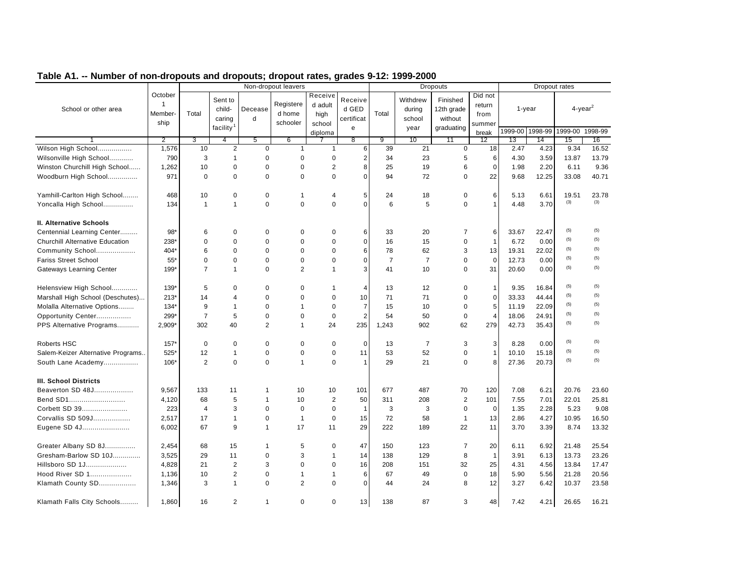## Table A1. -- Number of non-dropouts and dropouts; dropout rates, grades 9-12: 1999-2000

| School or other area | October 1 Member-ship | Non-dropout leavers | | | | | | Dropouts | | | | Dropout rates | | | |
|---|---|---|---|---|---|---|---|---|---|---|---|---|---|---|---|
| | | Total | Sent to child-caring facility[1] | Deceased | Registered home schooler | Received adult high school diploma | Received GED certificate | Total | Withdrew during school year | Finished 12th grade without graduating | Did not return from summer break | 1-year | | 4-year[2] | |
| | | | | | | | | | | | | 1999-00 | 1998-99 | 1999-00 | 1998-99 |
| 1 | 2 | 3 | 4 | 5 | 6 | 7 | 8 | 9 | 10 | 11 | 12 | 13 | 14 | 15 | 16 |
| Wilson High School................. | 1,576 | 10 | 2 | 0 | 1 | 1 | 6 | 39 | 21 | 0 | 18 | 2.47 | 4.23 | 9.34 | 16.52 |
| Wilsonville High School............ | 790 | 3 | 1 | 0 | 0 | 0 | 2 | 34 | 23 | 5 | 6 | 4.30 | 3.59 | 13.87 | 13.79 |
| Winston Churchill High School...... | 1,262 | 10 | 0 | 0 | 0 | 2 | 8 | 25 | 19 | 6 | 0 | 1.98 | 2.20 | 6.11 | 9.36 |
| Woodburn High School............... | 971 | 0 | 0 | 0 | 0 | 0 | 0 | 94 | 72 | 0 | 22 | 9.68 | 12.25 | 33.08 | 40.71 |
| Yamhill-Carlton High School........ | 468 | 10 | 0 | 0 | 1 | 4 | 5 | 24 | 18 | 0 | 6 | 5.13 | 6.61 | 19.51 | 23.78 |
| Yoncalla High School............... | 134 | 1 | 1 | 0 | 0 | 0 | 0 | 6 | 5 | 0 | 1 | 4.48 | 3.70 | (3) | (3) |
| **II. Alternative Schools** | | | | | | | | | | | | | | | |
| Centennial Learning Center......... | 98* | 6 | 0 | 0 | 0 | 0 | 6 | 33 | 20 | 7 | 6 | 33.67 | 22.47 | (5) | (5) |
| Churchill Alternative Education | 238* | 0 | 0 | 0 | 0 | 0 | 0 | 16 | 15 | 0 | 1 | 6.72 | 0.00 | (5) | (5) |
| Community School................... | 404* | 6 | 0 | 0 | 0 | 0 | 6 | 78 | 62 | 3 | 13 | 19.31 | 22.02 | (5) | (5) |
| Fariss Street School | 55* | 0 | 0 | 0 | 0 | 0 | 0 | 7 | 7 | 0 | 0 | 12.73 | 0.00 | (5) | (5) |
| Gateways Learning Center | 199* | 7 | 1 | 0 | 2 | 1 | 3 | 41 | 10 | 0 | 31 | 20.60 | 0.00 | (5) | (5) |
| Helensview High School............. | 139* | 5 | 0 | 0 | 0 | 1 | 4 | 13 | 12 | 0 | 1 | 9.35 | 16.84 | (5) | (5) |
| Marshall High School (Deschutes)... | 213* | 14 | 4 | 0 | 0 | 0 | 10 | 71 | 71 | 0 | 0 | 33.33 | 44.44 | (5) | (5) |
| Molalla Alternative Options........ | 134* | 9 | 1 | 0 | 1 | 0 | 7 | 15 | 10 | 0 | 5 | 11.19 | 22.09 | (5) | (5) |
| Opportunity Center................. | 299* | 7 | 5 | 0 | 0 | 0 | 2 | 54 | 50 | 0 | 4 | 18.06 | 24.91 | (5) | (5) |
| PPS Alternative Programs........... | 2,909* | 302 | 40 | 2 | 1 | 24 | 235 | 1,243 | 902 | 62 | 279 | 42.73 | 35.43 | (5) | (5) |
| Roberts HSC | 157* | 0 | 0 | 0 | 0 | 0 | 0 | 13 | 7 | 3 | 3 | 8.28 | 0.00 | (5) | (5) |
| Salem-Keizer Alternative Programs.. | 525* | 12 | 1 | 0 | 0 | 0 | 11 | 53 | 52 | 0 | 1 | 10.10 | 15.18 | (5) | (5) |
| South Lane Academy................. | 106* | 2 | 0 | 0 | 1 | 0 | 1 | 29 | 21 | 0 | 8 | 27.36 | 20.73 | (5) | (5) |
| **III. School Districts** | | | | | | | | | | | | | | | |
| Beaverton SD 48J................... | 9,567 | 133 | 11 | 1 | 10 | 10 | 101 | 677 | 487 | 70 | 120 | 7.08 | 6.21 | 20.76 | 23.60 |
| Bend SD1........................... | 4,120 | 68 | 5 | 1 | 10 | 2 | 50 | 311 | 208 | 2 | 101 | 7.55 | 7.01 | 22.01 | 25.81 |
| Corbett SD 39...................... | 223 | 4 | 3 | 0 | 0 | 0 | 1 | 3 | 3 | 0 | 0 | 1.35 | 2.28 | 5.23 | 9.08 |
| Corvallis SD 509J.................. | 2,517 | 17 | 1 | 0 | 1 | 0 | 15 | 72 | 58 | 1 | 13 | 2.86 | 4.27 | 10.95 | 16.50 |
| Eugene SD 4J....................... | 6,002 | 67 | 9 | 1 | 17 | 11 | 29 | 222 | 189 | 22 | 11 | 3.70 | 3.39 | 8.74 | 13.32 |
| Greater Albany SD 8J............... | 2,454 | 68 | 15 | 1 | 5 | 0 | 47 | 150 | 123 | 7 | 20 | 6.11 | 6.92 | 21.48 | 25.54 |
| Gresham-Barlow SD 10J.............. | 3,525 | 29 | 11 | 0 | 3 | 1 | 14 | 138 | 129 | 8 | 1 | 3.91 | 6.13 | 13.73 | 23.26 |
| Hillsboro SD 1J.................... | 4,828 | 21 | 2 | 3 | 0 | 0 | 16 | 208 | 151 | 32 | 25 | 4.31 | 4.56 | 13.84 | 17.47 |
| Hood River SD 1.................... | 1,136 | 10 | 2 | 0 | 1 | 1 | 6 | 67 | 49 | 0 | 18 | 5.90 | 5.56 | 21.28 | 20.56 |
| Klamath County SD.................. | 1,346 | 3 | 1 | 0 | 2 | 0 | 0 | 44 | 24 | 8 | 12 | 3.27 | 6.42 | 10.37 | 23.58 |
| Klamath Falls City Schools......... | 1,860 | 16 | 2 | 1 | 0 | 0 | 13 | 138 | 87 | 3 | 48 | 7.42 | 4.21 | 26.65 | 16.21 |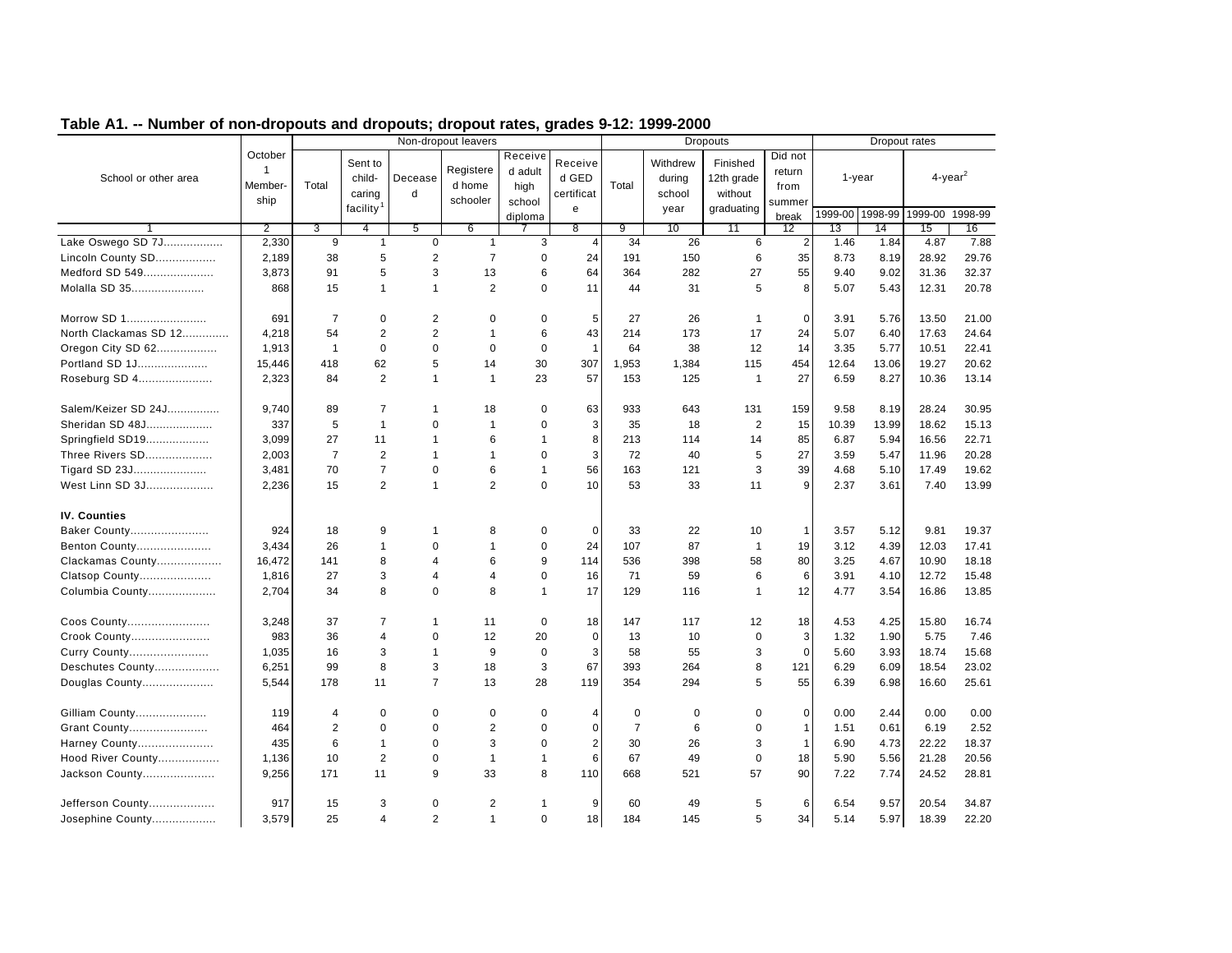## Table A1. -- Number of non-dropouts and dropouts; dropout rates, grades 9-12: 1999-2000

| School or other area | October 1 Member-ship | Non-dropout leavers | | | | | | Dropouts | | | | Dropout rates | | | |
|---|---|---|---|---|---|---|---|---|---|---|---|---|---|---|---|
| | | Total | Sent to child-caring facility[1] | Deceased | Registered home schooler | Received adult high school diploma | Received GED certificate | Total | Withdrew during school year | Finished 12th grade without graduating | Did not return from summer break | 1-year | | 4-year[2] | |
| | | | | | | | | | | | | 1999-00 | 1998-99 | 1999-00 | 1998-99 |
| 1 | 2 | 3 | 4 | 5 | 6 | 7 | 8 | 9 | 10 | 11 | 12 | 13 | 14 | 15 | 16 |
| Lake Oswego SD 7J.................. | 2,330 | 9 | 1 | 0 | 1 | 3 | 4 | 34 | 26 | 6 | 2 | 1.46 | 1.84 | 4.87 | 7.88 |
| Lincoln County SD.................. | 2,189 | 38 | 5 | 2 | 7 | 0 | 24 | 191 | 150 | 6 | 35 | 8.73 | 8.19 | 28.92 | 29.76 |
| Medford SD 549..................... | 3,873 | 91 | 5 | 3 | 13 | 6 | 64 | 364 | 282 | 27 | 55 | 9.40 | 9.02 | 31.36 | 32.37 |
| Molalla SD 35...................... | 868 | 15 | 1 | 1 | 2 | 0 | 11 | 44 | 31 | 5 | 8 | 5.07 | 5.43 | 12.31 | 20.78 |
| Morrow SD 1........................ | 691 | 7 | 0 | 2 | 0 | 0 | 5 | 27 | 26 | 1 | 0 | 3.91 | 5.76 | 13.50 | 21.00 |
| North Clackamas SD 12............. | 4,218 | 54 | 2 | 2 | 1 | 6 | 43 | 214 | 173 | 17 | 24 | 5.07 | 6.40 | 17.63 | 24.64 |
| Oregon City SD 62.................. | 1,913 | 1 | 0 | 0 | 0 | 0 | 1 | 64 | 38 | 12 | 14 | 3.35 | 5.77 | 10.51 | 22.41 |
| Portland SD 1J..................... | 15,446 | 418 | 62 | 5 | 14 | 30 | 307 | 1,953 | 1,384 | 115 | 454 | 12.64 | 13.06 | 19.27 | 20.62 |
| Roseburg SD 4...................... | 2,323 | 84 | 2 | 1 | 1 | 23 | 57 | 153 | 125 | 1 | 27 | 6.59 | 8.27 | 10.36 | 13.14 |
| Salem/Keizer SD 24J................ | 9,740 | 89 | 7 | 1 | 18 | 0 | 63 | 933 | 643 | 131 | 159 | 9.58 | 8.19 | 28.24 | 30.95 |
| Sheridan SD 48J.................... | 337 | 5 | 1 | 0 | 1 | 0 | 3 | 35 | 18 | 2 | 15 | 10.39 | 13.99 | 18.62 | 15.13 |
| Springfield SD19................... | 3,099 | 27 | 11 | 1 | 6 | 1 | 8 | 213 | 114 | 14 | 85 | 6.87 | 5.94 | 16.56 | 22.71 |
| Three Rivers SD.................... | 2,003 | 7 | 2 | 1 | 1 | 0 | 3 | 72 | 40 | 5 | 27 | 3.59 | 5.47 | 11.96 | 20.28 |
| Tigard SD 23J...................... | 3,481 | 70 | 7 | 0 | 6 | 1 | 56 | 163 | 121 | 3 | 39 | 4.68 | 5.10 | 17.49 | 19.62 |
| West Linn SD 3J.................... | 2,236 | 15 | 2 | 1 | 2 | 0 | 10 | 53 | 33 | 11 | 9 | 2.37 | 3.61 | 7.40 | 13.99 |
| **IV. Counties** | | | | | | | | | | | | | | | |
| Baker County....................... | 924 | 18 | 9 | 1 | 8 | 0 | 0 | 33 | 22 | 10 | 1 | 3.57 | 5.12 | 9.81 | 19.37 |
| Benton County...................... | 3,434 | 26 | 1 | 0 | 1 | 0 | 24 | 107 | 87 | 1 | 19 | 3.12 | 4.39 | 12.03 | 17.41 |
| Clackamas County................... | 16,472 | 141 | 8 | 4 | 6 | 9 | 114 | 536 | 398 | 58 | 80 | 3.25 | 4.67 | 10.90 | 18.18 |
| Clatsop County..................... | 1,816 | 27 | 3 | 4 | 4 | 0 | 16 | 71 | 59 | 6 | 6 | 3.91 | 4.10 | 12.72 | 15.48 |
| Columbia County.................... | 2,704 | 34 | 8 | 0 | 8 | 1 | 17 | 129 | 116 | 1 | 12 | 4.77 | 3.54 | 16.86 | 13.85 |
| Coos County........................ | 3,248 | 37 | 7 | 1 | 11 | 0 | 18 | 147 | 117 | 12 | 18 | 4.53 | 4.25 | 15.80 | 16.74 |
| Crook County....................... | 983 | 36 | 4 | 0 | 12 | 20 | 0 | 13 | 10 | 0 | 3 | 1.32 | 1.90 | 5.75 | 7.46 |
| Curry County....................... | 1,035 | 16 | 3 | 1 | 9 | 0 | 3 | 58 | 55 | 3 | 0 | 5.60 | 3.93 | 18.74 | 15.68 |
| Deschutes County................... | 6,251 | 99 | 8 | 3 | 18 | 3 | 67 | 393 | 264 | 8 | 121 | 6.29 | 6.09 | 18.54 | 23.02 |
| Douglas County..................... | 5,544 | 178 | 11 | 7 | 13 | 28 | 119 | 354 | 294 | 5 | 55 | 6.39 | 6.98 | 16.60 | 25.61 |
| Gilliam County..................... | 119 | 4 | 0 | 0 | 0 | 0 | 4 | 0 | 0 | 0 | 0 | 0.00 | 2.44 | 0.00 | 0.00 |
| Grant County....................... | 464 | 2 | 0 | 0 | 2 | 0 | 0 | 7 | 6 | 0 | 1 | 1.51 | 0.61 | 6.19 | 2.52 |
| Harney County...................... | 435 | 6 | 1 | 0 | 3 | 0 | 2 | 30 | 26 | 3 | 1 | 6.90 | 4.73 | 22.22 | 18.37 |
| Hood River County.................. | 1,136 | 10 | 2 | 0 | 1 | 1 | 6 | 67 | 49 | 0 | 18 | 5.90 | 5.56 | 21.28 | 20.56 |
| Jackson County..................... | 9,256 | 171 | 11 | 9 | 33 | 8 | 110 | 668 | 521 | 57 | 90 | 7.22 | 7.74 | 24.52 | 28.81 |
| Jefferson County................... | 917 | 15 | 3 | 0 | 2 | 1 | 9 | 60 | 49 | 5 | 6 | 6.54 | 9.57 | 20.54 | 34.87 |
| Josephine County................... | 3,579 | 25 | 4 | 2 | 1 | 0 | 18 | 184 | 145 | 5 | 34 | 5.14 | 5.97 | 18.39 | 22.20 |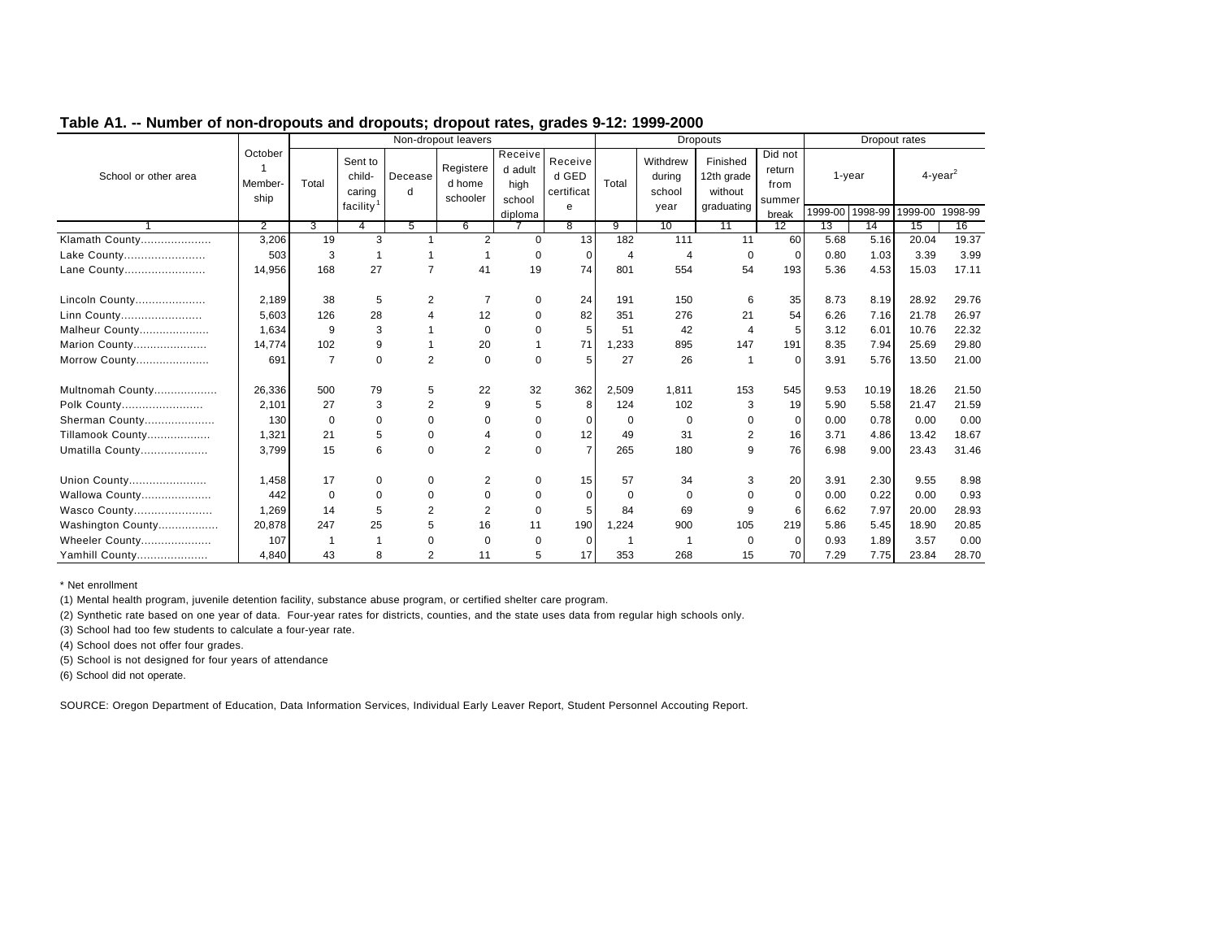## Table A1. -- Number of non-dropouts and dropouts; dropout rates, grades 9-12: 1999-2000

| School or other area | October 1 Member-ship | Non-dropout leavers | | | | | | Dropouts | | | | Dropout rates | | | |
|---|---|---|---|---|---|---|---|---|---|---|---|---|---|---|---|
| | | Total | Sent to child-caring facility[1] | Deceased | Registered home schooler | Received adult high school diploma | Received GED certificate | Total | Withdrew during school year | Finished 12th grade without graduating | Did not return from summer break | 1-year | | 4-year[2] | |
| | | | | | | | | | | | | 1999-00 | 1998-99 | 1999-00 | 1998-99 |
| 1 | 2 | 3 | 4 | 5 | 6 | 7 | 8 | 9 | 10 | 11 | 12 | 13 | 14 | 15 | 16 |
| Klamath County.................... | 3,206 | 19 | 3 | 1 | 2 | 0 | 13 | 182 | 111 | 11 | 60 | 5.68 | 5.16 | 20.04 | 19.37 |
| Lake County........................ | 503 | 3 | 1 | 1 | 1 | 0 | 0 | 4 | 4 | 0 | 0 | 0.80 | 1.03 | 3.39 | 3.99 |
| Lane County........................ | 14,956 | 168 | 27 | 7 | 41 | 19 | 74 | 801 | 554 | 54 | 193 | 5.36 | 4.53 | 15.03 | 17.11 |
| Lincoln County.................... | 2,189 | 38 | 5 | 2 | 7 | 0 | 24 | 191 | 150 | 6 | 35 | 8.73 | 8.19 | 28.92 | 29.76 |
| Linn County........................ | 5,603 | 126 | 28 | 4 | 12 | 0 | 82 | 351 | 276 | 21 | 54 | 6.26 | 7.16 | 21.78 | 26.97 |
| Malheur County.................... | 1,634 | 9 | 3 | 1 | 0 | 0 | 5 | 51 | 42 | 4 | 5 | 3.12 | 6.01 | 10.76 | 22.32 |
| Marion County..................... | 14,774 | 102 | 9 | 1 | 20 | 1 | 71 | 1,233 | 895 | 147 | 191 | 8.35 | 7.94 | 25.69 | 29.80 |
| Morrow County..................... | 691 | 7 | 0 | 2 | 0 | 0 | 5 | 27 | 26 | 1 | 0 | 3.91 | 5.76 | 13.50 | 21.00 |
| Multnomah County.................. | 26,336 | 500 | 79 | 5 | 22 | 32 | 362 | 2,509 | 1,811 | 153 | 545 | 9.53 | 10.19 | 18.26 | 21.50 |
| Polk County........................ | 2,101 | 27 | 3 | 2 | 9 | 5 | 8 | 124 | 102 | 3 | 19 | 5.90 | 5.58 | 21.47 | 21.59 |
| Sherman County.................... | 130 | 0 | 0 | 0 | 0 | 0 | 0 | 0 | 0 | 0 | 0 | 0.00 | 0.78 | 0.00 | 0.00 |
| Tillamook County.................. | 1,321 | 21 | 5 | 0 | 4 | 0 | 12 | 49 | 31 | 2 | 16 | 3.71 | 4.86 | 13.42 | 18.67 |
| Umatilla County................... | 3,799 | 15 | 6 | 0 | 2 | 0 | 7 | 265 | 180 | 9 | 76 | 6.98 | 9.00 | 23.43 | 31.46 |
| Union County...................... | 1,458 | 17 | 0 | 0 | 2 | 0 | 15 | 57 | 34 | 3 | 20 | 3.91 | 2.30 | 9.55 | 8.98 |
| Wallowa County.................... | 442 | 0 | 0 | 0 | 0 | 0 | 0 | 0 | 0 | 0 | 0 | 0.00 | 0.22 | 0.00 | 0.93 |
| Wasco County...................... | 1,269 | 14 | 5 | 2 | 2 | 0 | 5 | 84 | 69 | 9 | 6 | 6.62 | 7.97 | 20.00 | 28.93 |
| Washington County................. | 20,878 | 247 | 25 | 5 | 16 | 11 | 190 | 1,224 | 900 | 105 | 219 | 5.86 | 5.45 | 18.90 | 20.85 |
| Wheeler County.................... | 107 | 1 | 1 | 0 | 0 | 0 | 0 | 1 | 1 | 0 | 0 | 0.93 | 1.89 | 3.57 | 0.00 |
| Yamhill County.................... | 4,840 | 43 | 8 | 2 | 11 | 5 | 17 | 353 | 268 | 15 | 70 | 7.29 | 7.75 | 23.84 | 28.70 |

* Net enrollment

(1) Mental health program, juvenile detention facility, substance abuse program, or certified shelter care program.

(2) Synthetic rate based on one year of data. Four-year rates for districts, counties, and the state uses data from regular high schools only.

(3) School had too few students to calculate a four-year rate.

(4) School does not offer four grades.

(5) School is not designed for four years of attendance

(6) School did not operate.

SOURCE: Oregon Department of Education, Data Information Services, Individual Early Leaver Report, Student Personnel Accouting Report.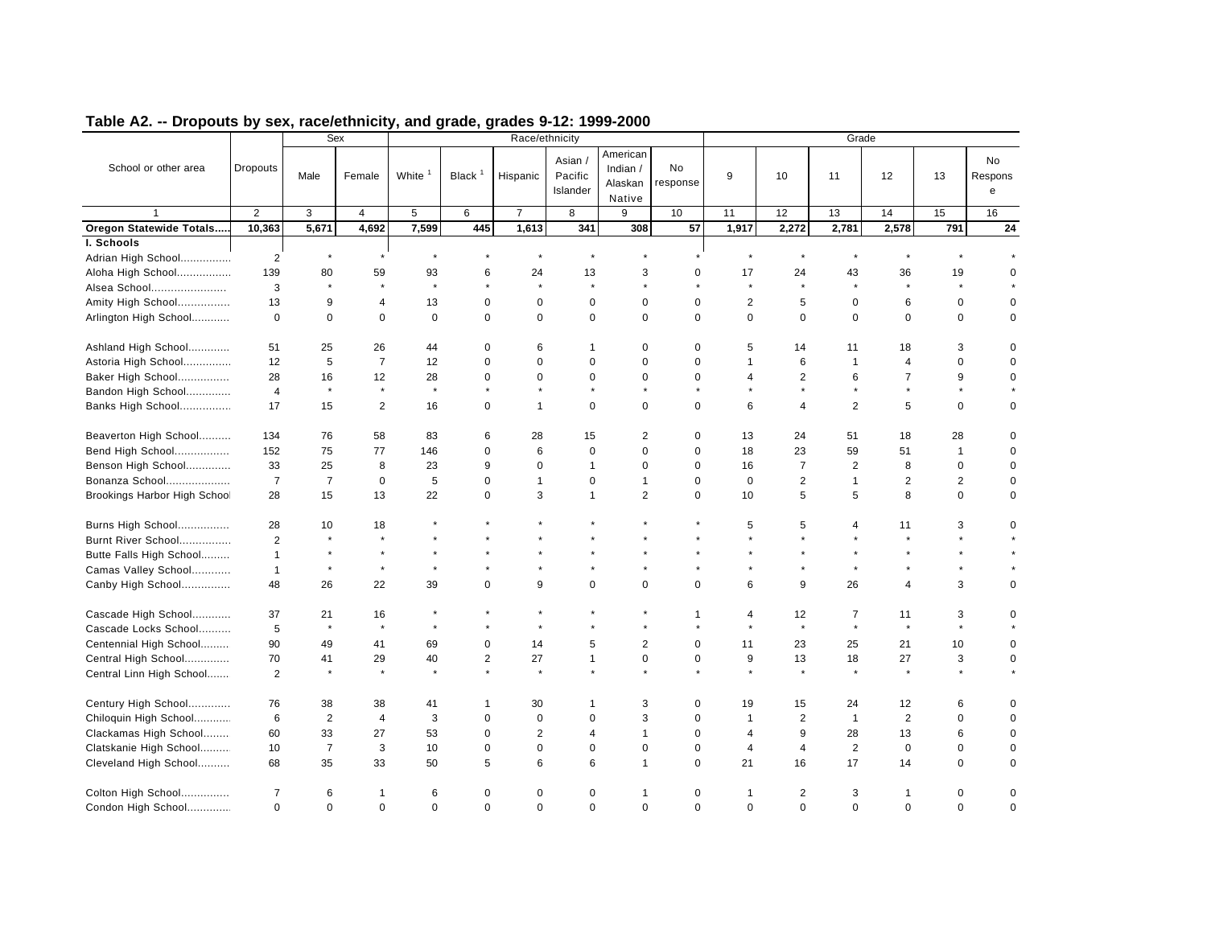## Table A2. -- Dropouts by sex, race/ethnicity, and grade, grades 9-12: 1999-2000

| School or other area | Dropouts | Sex | | Race/ethnicity | | | | | | Grade | | | | | |
|---|---|---|---|---|---|---|---|---|---|---|---|---|---|---|---|
| | | Male | Female | White [1] | Black [1] | Hispanic | Asian / Pacific Islander | American Indian / Alaskan Native | No response | 9 | 10 | 11 | 12 | 13 | No Response |
| 1 | 2 | 3 | 4 | 5 | 6 | 7 | 8 | 9 | 10 | 11 | 12 | 13 | 14 | 15 | 16 |
| **Oregon Statewide Totals.....** | **10,363** | **5,671** | **4,692** | **7,599** | **445** | **1,613** | **341** | **308** | **57** | **1,917** | **2,272** | **2,781** | **2,578** | **791** | **24** |
| **I. Schools** | | | | | | | | | | | | | | | |
| Adrian High School................ | 2 | * | * | * | * | * | * | * | * | * | * | * | * | * | * |
| Aloha High School................. | 139 | 80 | 59 | 93 | 6 | 24 | 13 | 3 | 0 | 17 | 24 | 43 | 36 | 19 | 0 |
| Alsea School....................... | 3 | * | * | * | * | * | * | * | * | * | * | * | * | * | * |
| Amity High School................ | 13 | 9 | 4 | 13 | 0 | 0 | 0 | 0 | 0 | 2 | 5 | 0 | 6 | 0 | 0 |
| Arlington High School............ | 0 | 0 | 0 | 0 | 0 | 0 | 0 | 0 | 0 | 0 | 0 | 0 | 0 | 0 | 0 |
| Ashland High School............. | 51 | 25 | 26 | 44 | 0 | 6 | 1 | 0 | 0 | 5 | 14 | 11 | 18 | 3 | 0 |
| Astoria High School.............. | 12 | 5 | 7 | 12 | 0 | 0 | 0 | 0 | 0 | 1 | 6 | 1 | 4 | 0 | 0 |
| Baker High School................ | 28 | 16 | 12 | 28 | 0 | 0 | 0 | 0 | 0 | 4 | 2 | 6 | 7 | 9 | 0 |
| Bandon High School............. | 4 | * | * | * | * | * | * | * | * | * | * | * | * | * | * |
| Banks High School................ | 17 | 15 | 2 | 16 | 0 | 1 | 0 | 0 | 0 | 6 | 4 | 2 | 5 | 0 | 0 |
| Beaverton High School.......... | 134 | 76 | 58 | 83 | 6 | 28 | 15 | 2 | 0 | 13 | 24 | 51 | 18 | 28 | 0 |
| Bend High School................. | 152 | 75 | 77 | 146 | 0 | 6 | 0 | 0 | 0 | 18 | 23 | 59 | 51 | 1 | 0 |
| Benson High School............. | 33 | 25 | 8 | 23 | 9 | 0 | 1 | 0 | 0 | 16 | 7 | 2 | 8 | 0 | 0 |
| Bonanza School.................... | 7 | 7 | 0 | 5 | 0 | 1 | 0 | 1 | 0 | 0 | 2 | 1 | 2 | 2 | 0 |
| Brookings Harbor High School | 28 | 15 | 13 | 22 | 0 | 3 | 1 | 2 | 0 | 10 | 5 | 5 | 8 | 0 | 0 |
| Burns High School................ | 28 | 10 | 18 | * | * | * | * | * | * | 5 | 5 | 4 | 11 | 3 | 0 |
| Burnt River School................ | 2 | * | * | * | * | * | * | * | * | * | * | * | * | * | * |
| Butte Falls High School......... | 1 | * | * | * | * | * | * | * | * | * | * | * | * | * | * |
| Camas Valley School............ | 1 | * | * | * | * | * | * | * | * | * | * | * | * | * | * |
| Canby High School............... | 48 | 26 | 22 | 39 | 0 | 9 | 0 | 0 | 0 | 6 | 9 | 26 | 4 | 3 | 0 |
| Cascade High School............ | 37 | 21 | 16 | * | * | * | * | * | 1 | 4 | 12 | 7 | 11 | 3 | 0 |
| Cascade Locks School.......... | 5 | * | * | * | * | * | * | * | * | * | * | * | * | * | * |
| Centennial High School......... | 90 | 49 | 41 | 69 | 0 | 14 | 5 | 2 | 0 | 11 | 23 | 25 | 21 | 10 | 0 |
| Central High School............. | 70 | 41 | 29 | 40 | 2 | 27 | 1 | 0 | 0 | 9 | 13 | 18 | 27 | 3 | 0 |
| Central Linn High School....... | 2 | * | * | * | * | * | * | * | * | * | * | * | * | * | * |
| Century High School............. | 76 | 38 | 38 | 41 | 1 | 30 | 1 | 3 | 0 | 19 | 15 | 24 | 12 | 6 | 0 |
| Chiloquin High School........... | 6 | 2 | 4 | 3 | 0 | 0 | 0 | 3 | 0 | 1 | 2 | 1 | 2 | 0 | 0 |
| Clackamas High School........ | 60 | 33 | 27 | 53 | 0 | 2 | 4 | 1 | 0 | 4 | 9 | 28 | 13 | 6 | 0 |
| Clatskanie High School......... | 10 | 7 | 3 | 10 | 0 | 0 | 0 | 0 | 0 | 4 | 4 | 2 | 0 | 0 | 0 |
| Cleveland High School.......... | 68 | 35 | 33 | 50 | 5 | 6 | 6 | 1 | 0 | 21 | 16 | 17 | 14 | 0 | 0 |
| Colton High School............... | 7 | 6 | 1 | 6 | 0 | 0 | 0 | 1 | 0 | 1 | 2 | 3 | 1 | 0 | 0 |
| Condon High School............. | 0 | 0 | 0 | 0 | 0 | 0 | 0 | 0 | 0 | 0 | 0 | 0 | 0 | 0 | 0 |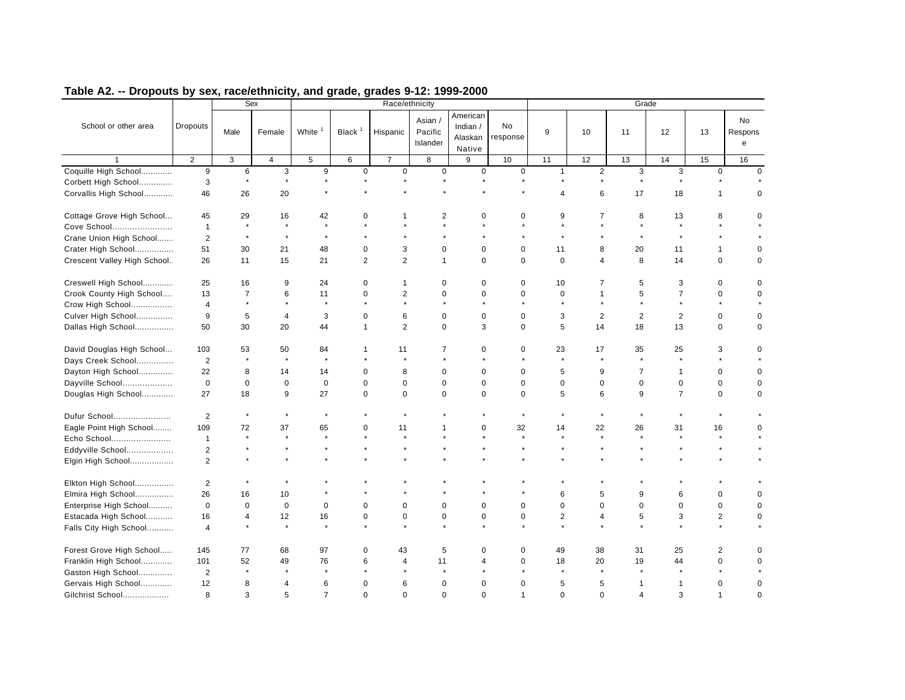## Table A2. -- Dropouts by sex, race/ethnicity, and grade, grades 9-12: 1999-2000

| School or other area | Dropouts | Sex | | Race/ethnicity | | | | | | Grade | | | | | |
|---|---|---|---|---|---|---|---|---|---|---|---|---|---|---|---|
| | | Male | Female | White [1] | Black [1] | Hispanic | Asian / Pacific Islander | American Indian / Alaskan Native | No response | 9 | 10 | 11 | 12 | 13 | No Response |
| 1 | 2 | 3 | 4 | 5 | 6 | 7 | 8 | 9 | 10 | 11 | 12 | 13 | 14 | 15 | 16 |
| Coquille High School............ | 9 | 6 | 3 | 9 | 0 | 0 | 0 | 0 | 0 | 1 | 2 | 3 | 3 | 0 | 0 |
| Corbett High School............. | 3 | * | * | * | * | * | * | * | * | * | * | * | * | * | * |
| Corvallis High School........... | 46 | 26 | 20 | * | * | * | * | * | * | 4 | 6 | 17 | 18 | 1 | 0 |
| Cottage Grove High School... | 45 | 29 | 16 | 42 | 0 | 1 | 2 | 0 | 0 | 9 | 7 | 8 | 13 | 8 | 0 |
| Cove School....................... | 1 | * | * | * | * | * | * | * | * | * | * | * | * | * | * |
| Crane Union High School...... | 2 | * | * | * | * | * | * | * | * | * | * | * | * | * | * |
| Crater High School............... | 51 | 30 | 21 | 48 | 0 | 3 | 0 | 0 | 0 | 11 | 8 | 20 | 11 | 1 | 0 |
| Crescent Valley High School.. | 26 | 11 | 15 | 21 | 2 | 2 | 1 | 0 | 0 | 0 | 4 | 8 | 14 | 0 | 0 |
| Creswell High School............ | 25 | 16 | 9 | 24 | 0 | 1 | 0 | 0 | 0 | 10 | 7 | 5 | 3 | 0 | 0 |
| Crook County High School.... | 13 | 7 | 6 | 11 | 0 | 2 | 0 | 0 | 0 | 0 | 1 | 5 | 7 | 0 | 0 |
| Crow High School................ | 4 | * | * | * | * | * | * | * | * | * | * | * | * | * | * |
| Culver High School.............. | 9 | 5 | 4 | 3 | 0 | 6 | 0 | 0 | 0 | 3 | 2 | 2 | 2 | 0 | 0 |
| Dallas High School............... | 50 | 30 | 20 | 44 | 1 | 2 | 0 | 3 | 0 | 5 | 14 | 18 | 13 | 0 | 0 |
| David Douglas High School... | 103 | 53 | 50 | 84 | 1 | 11 | 7 | 0 | 0 | 23 | 17 | 35 | 25 | 3 | 0 |
| Days Creek School.............. | 2 | * | * | * | * | * | * | * | * | * | * | * | * | * | * |
| Dayton High School............. | 22 | 8 | 14 | 14 | 0 | 8 | 0 | 0 | 0 | 5 | 9 | 7 | 1 | 0 | 0 |
| Dayville School................... | 0 | 0 | 0 | 0 | 0 | 0 | 0 | 0 | 0 | 0 | 0 | 0 | 0 | 0 | 0 |
| Douglas High School............ | 27 | 18 | 9 | 27 | 0 | 0 | 0 | 0 | 0 | 5 | 6 | 9 | 7 | 0 | 0 |
| Dufur School...................... | 2 | * | * | * | * | * | * | * | * | * | * | * | * | * | * |
| Eagle Point High School........ | 109 | 72 | 37 | 65 | 0 | 11 | 1 | 0 | 32 | 14 | 22 | 26 | 31 | 16 | 0 |
| Echo School....................... | 1 | * | * | * | * | * | * | * | * | * | * | * | * | * | * |
| Eddyville School.................. | 2 | * | * | * | * | * | * | * | * | * | * | * | * | * | * |
| Elgin High School................. | 2 | * | * | * | * | * | * | * | * | * | * | * | * | * | * |
| Elkton High School............... | 2 | * | * | * | * | * | * | * | * | * | * | * | * | * | * |
| Elmira High School............... | 26 | 16 | 10 | * | * | * | * | * | * | 6 | 5 | 9 | 6 | 0 | 0 |
| Enterprise High School.......... | 0 | 0 | 0 | 0 | 0 | 0 | 0 | 0 | 0 | 0 | 0 | 0 | 0 | 0 | 0 |
| Estacada High School........... | 16 | 4 | 12 | 16 | 0 | 0 | 0 | 0 | 0 | 2 | 4 | 5 | 3 | 2 | 0 |
| Falls City High School........... | 4 | * | * | * | * | * | * | * | * | * | * | * | * | * | * |
| Forest Grove High School..... | 145 | 77 | 68 | 97 | 0 | 43 | 5 | 0 | 0 | 49 | 38 | 31 | 25 | 2 | 0 |
| Franklin High School............ | 101 | 52 | 49 | 76 | 6 | 4 | 11 | 4 | 0 | 18 | 20 | 19 | 44 | 0 | 0 |
| Gaston High School............. | 2 | * | * | * | * | * | * | * | * | * | * | * | * | * | * |
| Gervais High School............ | 12 | 8 | 4 | 6 | 0 | 6 | 0 | 0 | 0 | 5 | 5 | 1 | 1 | 0 | 0 |
| Gilchrist School.................. | 8 | 3 | 5 | 7 | 0 | 0 | 0 | 0 | 1 | 0 | 0 | 4 | 3 | 1 | 0 |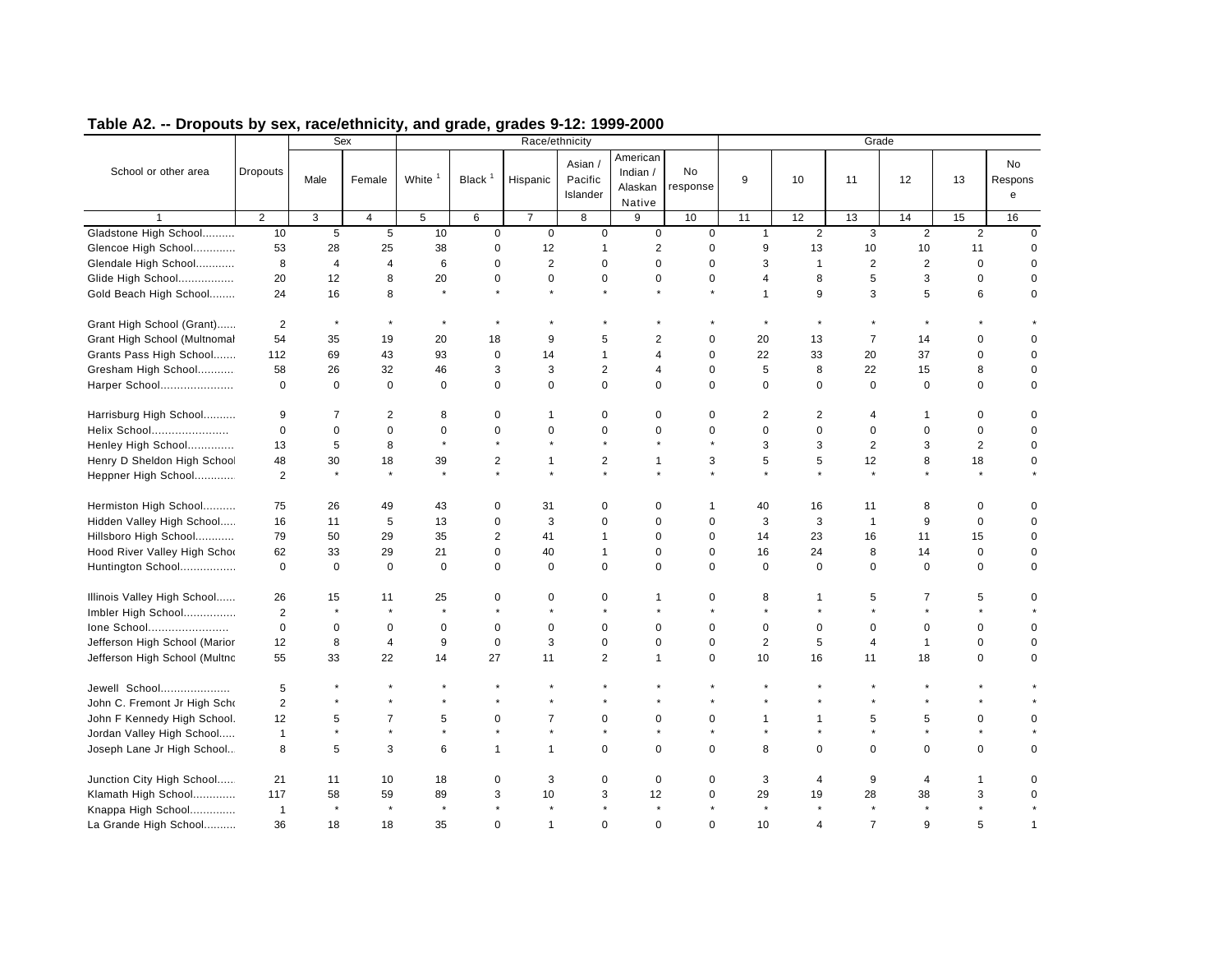## Table A2. -- Dropouts by sex, race/ethnicity, and grade, grades 9-12: 1999-2000

| School or other area | Dropouts | Sex | | Race/ethnicity | | | | | | Grade | | | | | |
|---|---|---|---|---|---|---|---|---|---|---|---|---|---|---|---|
| | | Male | Female | White [1] | Black [1] | Hispanic | Asian / Pacific Islander | American Indian / Alaskan Native | No response | 9 | 10 | 11 | 12 | 13 | No Response |
| 1 | 2 | 3 | 4 | 5 | 6 | 7 | 8 | 9 | 10 | 11 | 12 | 13 | 14 | 15 | 16 |
| Gladstone High School.......... | 10 | 5 | 5 | 10 | 0 | 0 | 0 | 0 | 0 | 1 | 2 | 3 | 2 | 2 | 0 |
| Glencoe High School............ | 53 | 28 | 25 | 38 | 0 | 12 | 1 | 2 | 0 | 9 | 13 | 10 | 10 | 11 | 0 |
| Glendale High School........... | 8 | 4 | 4 | 6 | 0 | 2 | 0 | 0 | 0 | 3 | 1 | 2 | 2 | 0 | 0 |
| Glide High School................ | 20 | 12 | 8 | 20 | 0 | 0 | 0 | 0 | 0 | 4 | 8 | 5 | 3 | 0 | 0 |
| Gold Beach High School........ | 24 | 16 | 8 | * | * | * | * | * | * | 1 | 9 | 3 | 5 | 6 | 0 |
| Grant High School (Grant)...... | 2 | * | * | * | * | * | * | * | * | * | * | * | * | * | * |
| Grant High School (Multnomal | 54 | 35 | 19 | 20 | 18 | 9 | 5 | 2 | 0 | 20 | 13 | 7 | 14 | 0 | 0 |
| Grants Pass High School....... | 112 | 69 | 43 | 93 | 0 | 14 | 1 | 4 | 0 | 22 | 33 | 20 | 37 | 0 | 0 |
| Gresham High School........... | 58 | 26 | 32 | 46 | 3 | 3 | 2 | 4 | 0 | 5 | 8 | 22 | 15 | 8 | 0 |
| Harper School...................... | 0 | 0 | 0 | 0 | 0 | 0 | 0 | 0 | 0 | 0 | 0 | 0 | 0 | 0 | 0 |
| Harrisburg High School.......... | 9 | 7 | 2 | 8 | 0 | 1 | 0 | 0 | 0 | 2 | 2 | 4 | 1 | 0 | 0 |
| Helix School....................... | 0 | 0 | 0 | 0 | 0 | 0 | 0 | 0 | 0 | 0 | 0 | 0 | 0 | 0 | 0 |
| Henley High School.............. | 13 | 5 | 8 | * | * | * | * | * | * | 3 | 3 | 2 | 3 | 2 | 0 |
| Henry D Sheldon High School | 48 | 30 | 18 | 39 | 2 | 1 | 2 | 1 | 3 | 5 | 5 | 12 | 8 | 18 | 0 |
| Heppner High School............ | 2 | * | * | * | * | * | * | * | * | * | * | * | * | * | * |
| Hermiston High School.......... | 75 | 26 | 49 | 43 | 0 | 31 | 0 | 0 | 1 | 40 | 16 | 11 | 8 | 0 | 0 |
| Hidden Valley High School..... | 16 | 11 | 5 | 13 | 0 | 3 | 0 | 0 | 0 | 3 | 3 | 1 | 9 | 0 | 0 |
| Hillsboro High School............ | 79 | 50 | 29 | 35 | 2 | 41 | 1 | 0 | 0 | 14 | 23 | 16 | 11 | 15 | 0 |
| Hood River Valley High Schoo | 62 | 33 | 29 | 21 | 0 | 40 | 1 | 0 | 0 | 16 | 24 | 8 | 14 | 0 | 0 |
| Huntington School................. | 0 | 0 | 0 | 0 | 0 | 0 | 0 | 0 | 0 | 0 | 0 | 0 | 0 | 0 | 0 |
| Illinois Valley High School...... | 26 | 15 | 11 | 25 | 0 | 0 | 0 | 1 | 0 | 8 | 1 | 5 | 7 | 5 | 0 |
| Imbler High School................ | 2 | * | * | * | * | * | * | * | * | * | * | * | * | * | * |
| Ione School........................ | 0 | 0 | 0 | 0 | 0 | 0 | 0 | 0 | 0 | 0 | 0 | 0 | 0 | 0 | 0 |
| Jefferson High School (Marior | 12 | 8 | 4 | 9 | 0 | 3 | 0 | 0 | 0 | 2 | 5 | 4 | 1 | 0 | 0 |
| Jefferson High School (Multnc | 55 | 33 | 22 | 14 | 27 | 11 | 2 | 1 | 0 | 10 | 16 | 11 | 18 | 0 | 0 |
| Jewell School..................... | 5 | * | * | * | * | * | * | * | * | * | * | * | * | * | * |
| John C. Fremont Jr High Scho | 2 | * | * | * | * | * | * | * | * | * | * | * | * | * | * |
| John F Kennedy High School. | 12 | 5 | 7 | 5 | 0 | 7 | 0 | 0 | 0 | 1 | 1 | 5 | 5 | 0 | 0 |
| Jordan Valley High School..... | 1 | * | * | * | * | * | * | * | * | * | * | * | * | * | * |
| Joseph Lane Jr High School.. | 8 | 5 | 3 | 6 | 1 | 1 | 0 | 0 | 0 | 8 | 0 | 0 | 0 | 0 | 0 |
| Junction City High School...... | 21 | 11 | 10 | 18 | 0 | 3 | 0 | 0 | 0 | 3 | 4 | 9 | 4 | 1 | 0 |
| Klamath High School............ | 117 | 58 | 59 | 89 | 3 | 10 | 3 | 12 | 0 | 29 | 19 | 28 | 38 | 3 | 0 |
| Knappa High School............. | 1 | * | * | * | * | * | * | * | * | * | * | * | * | * | * |
| La Grande High School.......... | 36 | 18 | 18 | 35 | 0 | 1 | 0 | 0 | 0 | 10 | 4 | 7 | 9 | 5 | 1 |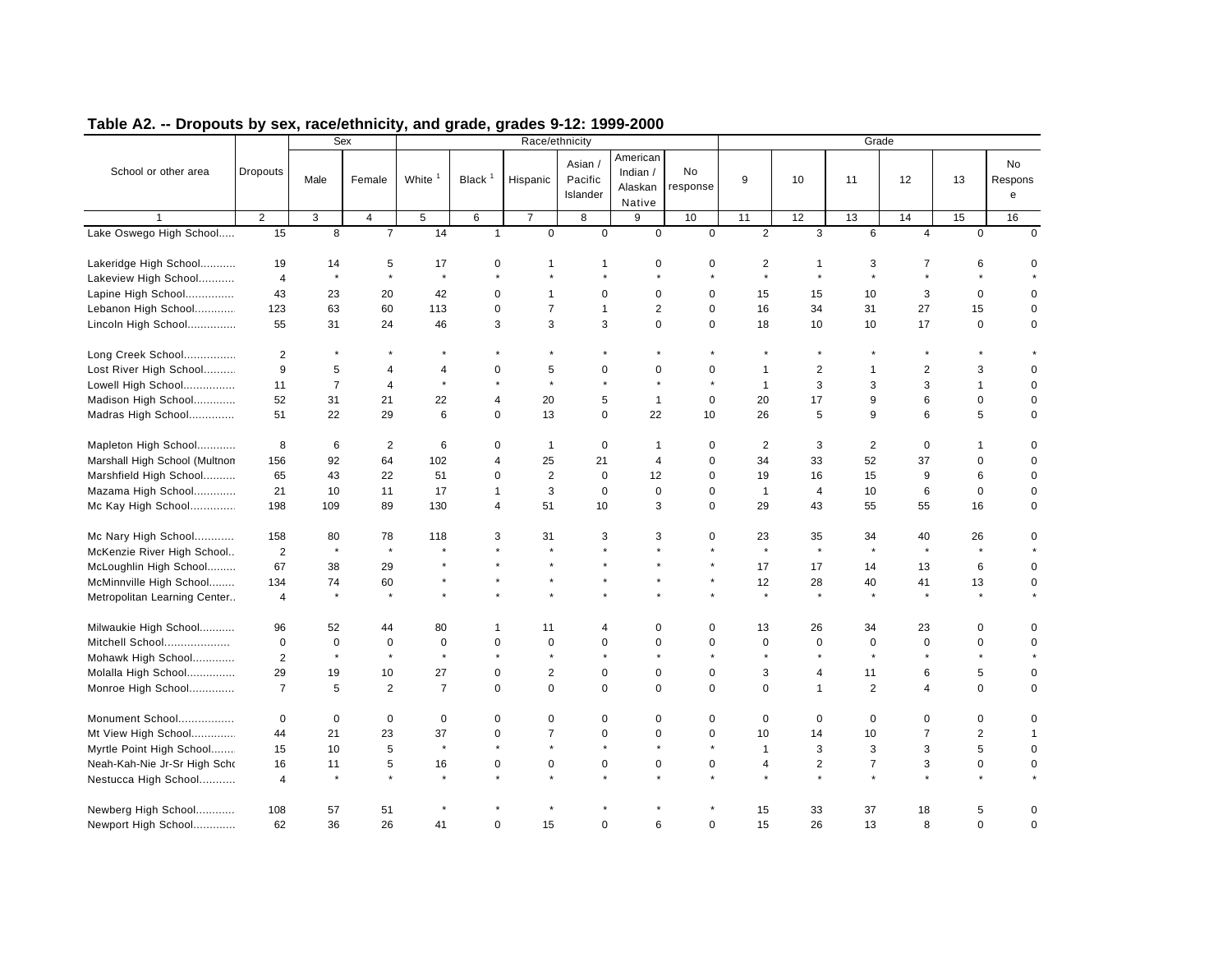## Table A2. -- Dropouts by sex, race/ethnicity, and grade, grades 9-12: 1999-2000

| School or other area | Dropouts | Sex | | Race/ethnicity | | | | | | Grade | | | | | |
|---|---|---|---|---|---|---|---|---|---|---|---|---|---|---|---|
| | | Male | Female | White [1] | Black [1] | Hispanic | Asian / Pacific Islander | American Indian / Alaskan Native | No response | 9 | 10 | 11 | 12 | 13 | No Response |
| 1 | 2 | 3 | 4 | 5 | 6 | 7 | 8 | 9 | 10 | 11 | 12 | 13 | 14 | 15 | 16 |
| Lake Oswego High School..... | 15 | 8 | 7 | 14 | 1 | 0 | 0 | 0 | 0 | 2 | 3 | 6 | 4 | 0 | 0 |
| Lakeridge High School........... | 19 | 14 | 5 | 17 | 0 | 1 | 1 | 0 | 0 | 2 | 1 | 3 | 7 | 6 | 0 |
| Lakeview High School........... | 4 | * | * | * | * | * | * | * | * | * | * | * | * | * | * |
| Lapine High School............... | 43 | 23 | 20 | 42 | 0 | 1 | 0 | 0 | 0 | 15 | 15 | 10 | 3 | 0 | 0 |
| Lebanon High School............ | 123 | 63 | 60 | 113 | 0 | 7 | 1 | 2 | 0 | 16 | 34 | 31 | 27 | 15 | 0 |
| Lincoln High School.............. | 55 | 31 | 24 | 46 | 3 | 3 | 3 | 0 | 0 | 18 | 10 | 10 | 17 | 0 | 0 |
| Long Creek School................ | 2 | * | * | * | * | * | * | * | * | * | * | * | * | * | * |
| Lost River High School.......... | 9 | 5 | 4 | 4 | 0 | 5 | 0 | 0 | 0 | 1 | 2 | 1 | 2 | 3 | 0 |
| Lowell High School................ | 11 | 7 | 4 | * | * | * | * | * | * | 1 | 3 | 3 | 3 | 1 | 0 |
| Madison High School............. | 52 | 31 | 21 | 22 | 4 | 20 | 5 | 1 | 0 | 20 | 17 | 9 | 6 | 0 | 0 |
| Madras High School............. | 51 | 22 | 29 | 6 | 0 | 13 | 0 | 22 | 10 | 26 | 5 | 9 | 6 | 5 | 0 |
| Mapleton High School............ | 8 | 6 | 2 | 6 | 0 | 1 | 0 | 1 | 0 | 2 | 3 | 2 | 0 | 1 | 0 |
| Marshall High School (Multnon | 156 | 92 | 64 | 102 | 4 | 25 | 21 | 4 | 0 | 34 | 33 | 52 | 37 | 0 | 0 |
| Marshfield High School.......... | 65 | 43 | 22 | 51 | 0 | 2 | 0 | 12 | 0 | 19 | 16 | 15 | 9 | 6 | 0 |
| Mazama High School............. | 21 | 10 | 11 | 17 | 1 | 3 | 0 | 0 | 0 | 1 | 4 | 10 | 6 | 0 | 0 |
| Mc Kay High School............. | 198 | 109 | 89 | 130 | 4 | 51 | 10 | 3 | 0 | 29 | 43 | 55 | 55 | 16 | 0 |
| Mc Nary High School............ | 158 | 80 | 78 | 118 | 3 | 31 | 3 | 3 | 0 | 23 | 35 | 34 | 40 | 26 | 0 |
| McKenzie River High School.. | 2 | * | * | * | * | * | * | * | * | * | * | * | * | * | * |
| McLoughlin High School......... | 67 | 38 | 29 | * | * | * | * | * | * | 17 | 17 | 14 | 13 | 6 | 0 |
| McMinnville High School........ | 134 | 74 | 60 | * | * | * | * | * | * | 12 | 28 | 40 | 41 | 13 | 0 |
| Metropolitan Learning Center.. | 4 | * | * | * | * | * | * | * | * | * | * | * | * | * | * |
| Milwaukie High School.......... | 96 | 52 | 44 | 80 | 1 | 11 | 4 | 0 | 0 | 13 | 26 | 34 | 23 | 0 | 0 |
| Mitchell School.................... | 0 | 0 | 0 | 0 | 0 | 0 | 0 | 0 | 0 | 0 | 0 | 0 | 0 | 0 | 0 |
| Mohawk High School............ | 2 | * | * | * | * | * | * | * | * | * | * | * | * | * | * |
| Molalla High School............... | 29 | 19 | 10 | 27 | 0 | 2 | 0 | 0 | 0 | 3 | 4 | 11 | 6 | 5 | 0 |
| Monroe High School............. | 7 | 5 | 2 | 7 | 0 | 0 | 0 | 0 | 0 | 0 | 1 | 2 | 4 | 0 | 0 |
| Monument School................ | 0 | 0 | 0 | 0 | 0 | 0 | 0 | 0 | 0 | 0 | 0 | 0 | 0 | 0 | 0 |
| Mt View High School............. | 44 | 21 | 23 | 37 | 0 | 7 | 0 | 0 | 0 | 10 | 14 | 10 | 7 | 2 | 1 |
| Myrtle Point High School....... | 15 | 10 | 5 | * | * | * | * | * | * | 1 | 3 | 3 | 3 | 5 | 0 |
| Neah-Kah-Nie Jr-Sr High Scho | 16 | 11 | 5 | 16 | 0 | 0 | 0 | 0 | 0 | 4 | 2 | 7 | 3 | 0 | 0 |
| Nestucca High School........... | 4 | * | * | * | * | * | * | * | * | * | * | * | * | * | * |
| Newberg High School............ | 108 | 57 | 51 | * | * | * | * | * | * | 15 | 33 | 37 | 18 | 5 | 0 |
| Newport High School............ | 62 | 36 | 26 | 41 | 0 | 15 | 0 | 6 | 0 | 15 | 26 | 13 | 8 | 0 | 0 |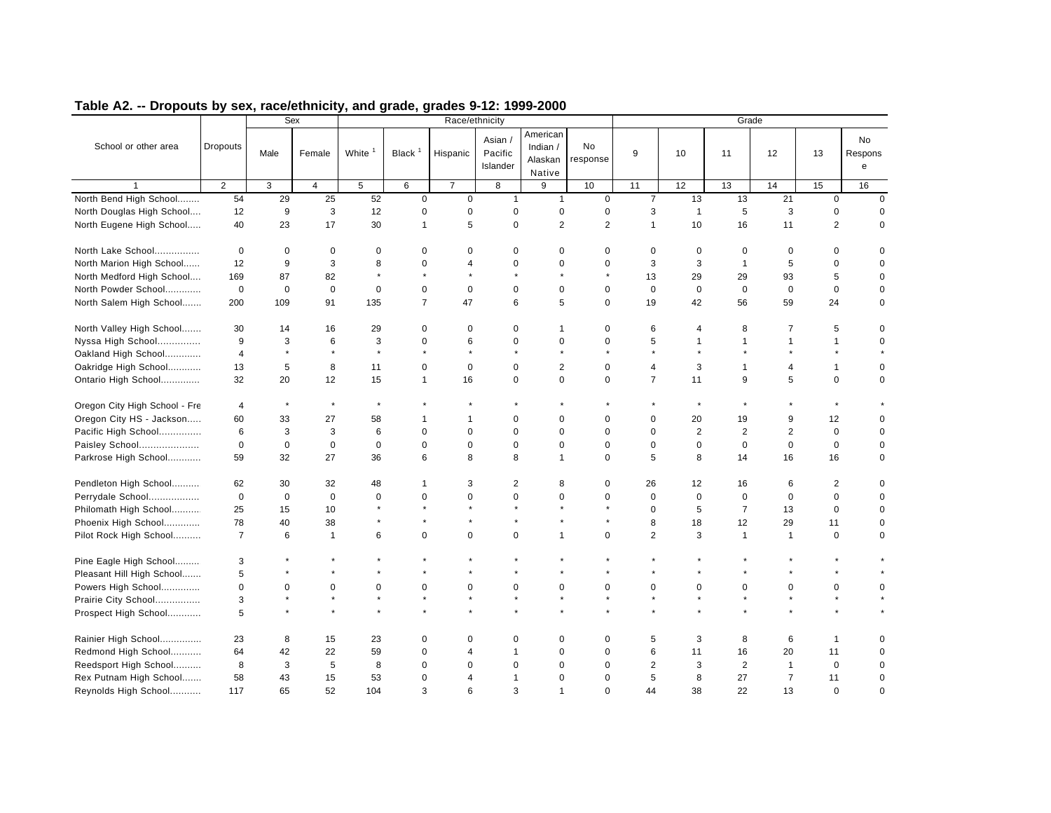## Table A2. -- Dropouts by sex, race/ethnicity, and grade, grades 9-12: 1999-2000

| School or other area | Dropouts | Sex | | Race/ethnicity | | | | | | Grade | | | | | |
|---|---|---|---|---|---|---|---|---|---|---|---|---|---|---|---|
| | | Male | Female | White [1] | Black [1] | Hispanic | Asian / Pacific Islander | American Indian / Alaskan Native | No response | 9 | 10 | 11 | 12 | 13 | No Response |
| 1 | 2 | 3 | 4 | 5 | 6 | 7 | 8 | 9 | 10 | 11 | 12 | 13 | 14 | 15 | 16 |
| North Bend High School........ | 54 | 29 | 25 | 52 | 0 | 0 | 1 | 1 | 0 | 7 | 13 | 13 | 21 | 0 | 0 |
| North Douglas High School.... | 12 | 9 | 3 | 12 | 0 | 0 | 0 | 0 | 0 | 3 | 1 | 5 | 3 | 0 | 0 |
| North Eugene High School..... | 40 | 23 | 17 | 30 | 1 | 5 | 0 | 2 | 2 | 1 | 10 | 16 | 11 | 2 | 0 |
| North Lake School................ | 0 | 0 | 0 | 0 | 0 | 0 | 0 | 0 | 0 | 0 | 0 | 0 | 0 | 0 | 0 |
| North Marion High School...... | 12 | 9 | 3 | 8 | 0 | 4 | 0 | 0 | 0 | 3 | 3 | 1 | 5 | 0 | 0 |
| North Medford High School.... | 169 | 87 | 82 | * | * | * | * | * | * | 13 | 29 | 29 | 93 | 5 | 0 |
| North Powder School............. | 0 | 0 | 0 | 0 | 0 | 0 | 0 | 0 | 0 | 0 | 0 | 0 | 0 | 0 | 0 |
| North Salem High School....... | 200 | 109 | 91 | 135 | 7 | 47 | 6 | 5 | 0 | 19 | 42 | 56 | 59 | 24 | 0 |
| North Valley High School....... | 30 | 14 | 16 | 29 | 0 | 0 | 0 | 1 | 0 | 6 | 4 | 8 | 7 | 5 | 0 |
| Nyssa High School............... | 9 | 3 | 6 | 3 | 0 | 6 | 0 | 0 | 0 | 5 | 1 | 1 | 1 | 1 | 0 |
| Oakland High School............. | 4 | * | * | * | * | * | * | * | * | * | * | * | * | * | * |
| Oakridge High School............ | 13 | 5 | 8 | 11 | 0 | 0 | 0 | 2 | 0 | 4 | 3 | 1 | 4 | 1 | 0 |
| Ontario High School.............. | 32 | 20 | 12 | 15 | 1 | 16 | 0 | 0 | 0 | 7 | 11 | 9 | 5 | 0 | 0 |
| Oregon City High School - Fre | 4 | * | * | * | * | * | * | * | * | * | * | * | * | * | * |
| Oregon City HS - Jackson..... | 60 | 33 | 27 | 58 | 1 | 1 | 0 | 0 | 0 | 0 | 20 | 19 | 9 | 12 | 0 |
| Pacific High School............... | 6 | 3 | 3 | 6 | 0 | 0 | 0 | 0 | 0 | 0 | 2 | 2 | 2 | 0 | 0 |
| Paisley School..................... | 0 | 0 | 0 | 0 | 0 | 0 | 0 | 0 | 0 | 0 | 0 | 0 | 0 | 0 | 0 |
| Parkrose High School............ | 59 | 32 | 27 | 36 | 6 | 8 | 8 | 1 | 0 | 5 | 8 | 14 | 16 | 16 | 0 |
| Pendleton High School.......... | 62 | 30 | 32 | 48 | 1 | 3 | 2 | 8 | 0 | 26 | 12 | 16 | 6 | 2 | 0 |
| Perrydale School.................. | 0 | 0 | 0 | 0 | 0 | 0 | 0 | 0 | 0 | 0 | 0 | 0 | 0 | 0 | 0 |
| Philomath High School.......... | 25 | 15 | 10 | * | * | * | * | * | * | 0 | 5 | 7 | 13 | 0 | 0 |
| Phoenix High School............. | 78 | 40 | 38 | * | * | * | * | * | * | 8 | 18 | 12 | 29 | 11 | 0 |
| Pilot Rock High School.......... | 7 | 6 | 1 | 6 | 0 | 0 | 0 | 1 | 0 | 2 | 3 | 1 | 1 | 0 | 0 |
| Pine Eagle High School......... | 3 | * | * | * | * | * | * | * | * | * | * | * | * | * | * |
| Pleasant Hill High School....... | 5 | * | * | * | * | * | * | * | * | * | * | * | * | * | * |
| Powers High School............. | 0 | 0 | 0 | 0 | 0 | 0 | 0 | 0 | 0 | 0 | 0 | 0 | 0 | 0 | 0 |
| Prairie City School................ | 3 | * | * | * | * | * | * | * | * | * | * | * | * | * | * |
| Prospect High School............ | 5 | * | * | * | * | * | * | * | * | * | * | * | * | * | * |
| Rainier High School.............. | 23 | 8 | 15 | 23 | 0 | 0 | 0 | 0 | 0 | 5 | 3 | 8 | 6 | 1 | 0 |
| Redmond High School........... | 64 | 42 | 22 | 59 | 0 | 4 | 1 | 0 | 0 | 6 | 11 | 16 | 20 | 11 | 0 |
| Reedsport High School.......... | 8 | 3 | 5 | 8 | 0 | 0 | 0 | 0 | 0 | 2 | 3 | 2 | 1 | 0 | 0 |
| Rex Putnam High School....... | 58 | 43 | 15 | 53 | 0 | 4 | 1 | 0 | 0 | 5 | 8 | 27 | 7 | 11 | 0 |
| Reynolds High School........... | 117 | 65 | 52 | 104 | 3 | 6 | 3 | 1 | 0 | 44 | 38 | 22 | 13 | 0 | 0 |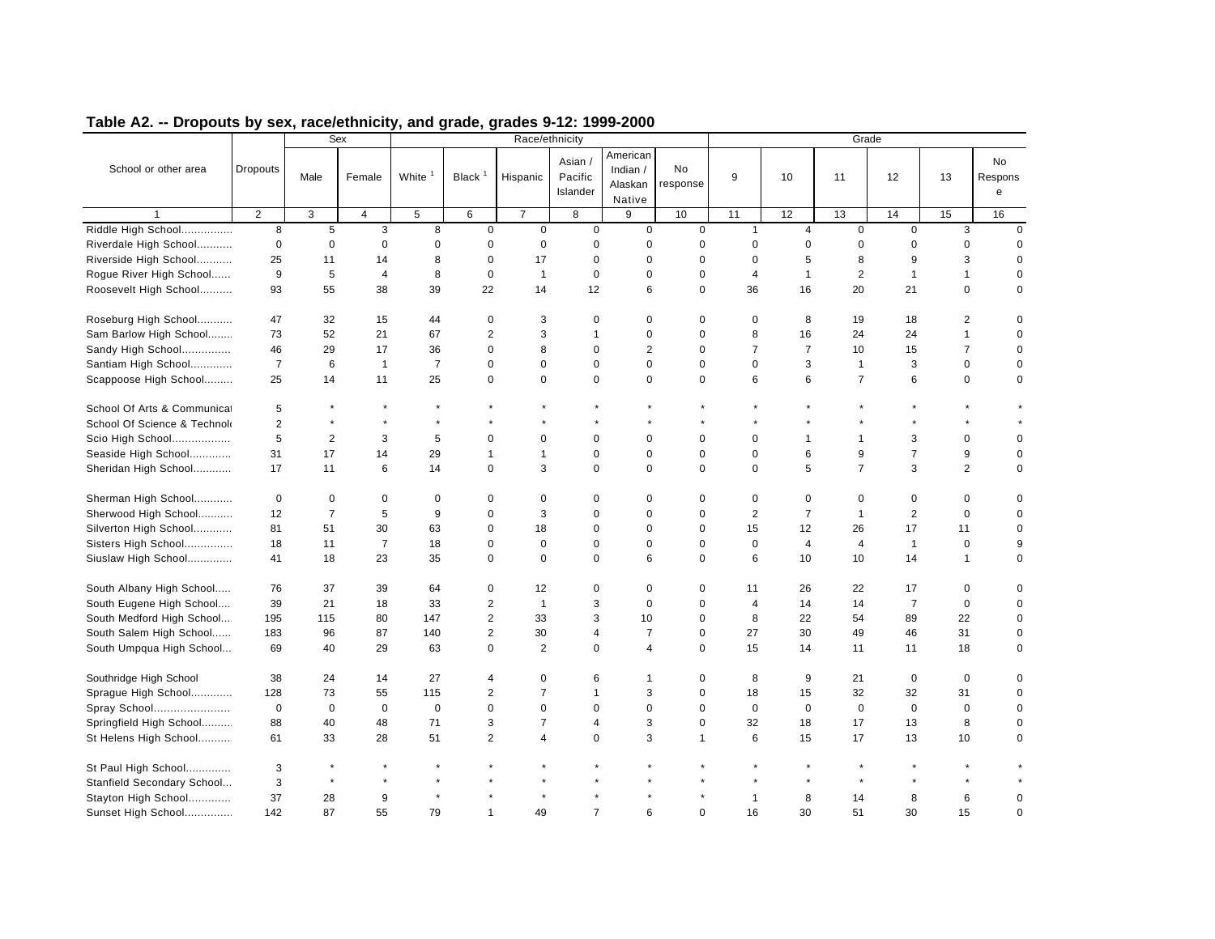## Table A2. -- Dropouts by sex, race/ethnicity, and grade, grades 9-12: 1999-2000

| School or other area | Dropouts | Sex | | Race/ethnicity | | | | | | Grade | | | | | |
|---|---|---|---|---|---|---|---|---|---|---|---|---|---|---|---|
| | | Male | Female | White [1] | Black [1] | Hispanic | Asian / Pacific Islander | American Indian / Alaskan Native | No response | 9 | 10 | 11 | 12 | 13 | No Response |
| 1 | 2 | 3 | 4 | 5 | 6 | 7 | 8 | 9 | 10 | 11 | 12 | 13 | 14 | 15 | 16 |
| Riddle High School................ | 8 | 5 | 3 | 8 | 0 | 0 | 0 | 0 | 0 | 1 | 4 | 0 | 0 | 3 | 0 |
| Riverdale High School........... | 0 | 0 | 0 | 0 | 0 | 0 | 0 | 0 | 0 | 0 | 0 | 0 | 0 | 0 | 0 |
| Riverside High School........... | 25 | 11 | 14 | 8 | 0 | 17 | 0 | 0 | 0 | 0 | 5 | 8 | 9 | 3 | 0 |
| Rogue River High School...... | 9 | 5 | 4 | 8 | 0 | 1 | 0 | 0 | 0 | 4 | 1 | 2 | 1 | 1 | 0 |
| Roosevelt High School.......... | 93 | 55 | 38 | 39 | 22 | 14 | 12 | 6 | 0 | 36 | 16 | 20 | 21 | 0 | 0 |
| Roseburg High School........... | 47 | 32 | 15 | 44 | 0 | 3 | 0 | 0 | 0 | 0 | 8 | 19 | 18 | 2 | 0 |
| Sam Barlow High School........ | 73 | 52 | 21 | 67 | 2 | 3 | 1 | 0 | 0 | 8 | 16 | 24 | 24 | 1 | 0 |
| Sandy High School............... | 46 | 29 | 17 | 36 | 0 | 8 | 0 | 2 | 0 | 7 | 7 | 10 | 15 | 7 | 0 |
| Santiam High School............. | 7 | 6 | 1 | 7 | 0 | 0 | 0 | 0 | 0 | 0 | 3 | 1 | 3 | 0 | 0 |
| Scappoose High School......... | 25 | 14 | 11 | 25 | 0 | 0 | 0 | 0 | 0 | 6 | 6 | 7 | 6 | 0 | 0 |
| School Of Arts & Communicat | 5 | * | * | * | * | * | * | * | * | * | * | * | * | * | * |
| School Of Science & Technolo | 2 | * | * | * | * | * | * | * | * | * | * | * | * | * | * |
| Scio High School.................. | 5 | 2 | 3 | 5 | 0 | 0 | 0 | 0 | 0 | 0 | 1 | 1 | 3 | 0 | 0 |
| Seaside High School............. | 31 | 17 | 14 | 29 | 1 | 1 | 0 | 0 | 0 | 0 | 6 | 9 | 7 | 9 | 0 |
| Sheridan High School............ | 17 | 11 | 6 | 14 | 0 | 3 | 0 | 0 | 0 | 0 | 5 | 7 | 3 | 2 | 0 |
| Sherman High School............ | 0 | 0 | 0 | 0 | 0 | 0 | 0 | 0 | 0 | 0 | 0 | 0 | 0 | 0 | 0 |
| Sherwood High School........... | 12 | 7 | 5 | 9 | 0 | 3 | 0 | 0 | 0 | 2 | 7 | 1 | 2 | 0 | 0 |
| Silverton High School............ | 81 | 51 | 30 | 63 | 0 | 18 | 0 | 0 | 0 | 15 | 12 | 26 | 17 | 11 | 0 |
| Sisters High School............... | 18 | 11 | 7 | 18 | 0 | 0 | 0 | 0 | 0 | 0 | 4 | 4 | 1 | 0 | 9 |
| Siuslaw High School.............. | 41 | 18 | 23 | 35 | 0 | 0 | 0 | 6 | 0 | 6 | 10 | 10 | 14 | 1 | 0 |
| South Albany High School..... | 76 | 37 | 39 | 64 | 0 | 12 | 0 | 0 | 0 | 11 | 26 | 22 | 17 | 0 | 0 |
| South Eugene High School.... | 39 | 21 | 18 | 33 | 2 | 1 | 3 | 0 | 0 | 4 | 14 | 14 | 7 | 0 | 0 |
| South Medford High School... | 195 | 115 | 80 | 147 | 2 | 33 | 3 | 10 | 0 | 8 | 22 | 54 | 89 | 22 | 0 |
| South Salem High School...... | 183 | 96 | 87 | 140 | 2 | 30 | 4 | 7 | 0 | 27 | 30 | 49 | 46 | 31 | 0 |
| South Umpqua High School... | 69 | 40 | 29 | 63 | 0 | 2 | 0 | 4 | 0 | 15 | 14 | 11 | 11 | 18 | 0 |
| Southridge High School | 38 | 24 | 14 | 27 | 4 | 0 | 6 | 1 | 0 | 8 | 9 | 21 | 0 | 0 | 0 |
| Sprague High School............. | 128 | 73 | 55 | 115 | 2 | 7 | 1 | 3 | 0 | 18 | 15 | 32 | 32 | 31 | 0 |
| Spray School....................... | 0 | 0 | 0 | 0 | 0 | 0 | 0 | 0 | 0 | 0 | 0 | 0 | 0 | 0 | 0 |
| Springfield High School.......... | 88 | 40 | 48 | 71 | 3 | 7 | 4 | 3 | 0 | 32 | 18 | 17 | 13 | 8 | 0 |
| St Helens High School.......... | 61 | 33 | 28 | 51 | 2 | 4 | 0 | 3 | 1 | 6 | 15 | 17 | 13 | 10 | 0 |
| St Paul High School............. | 3 | * | * | * | * | * | * | * | * | * | * | * | * | * | * |
| Stanfield Secondary School... | 3 | * | * | * | * | * | * | * | * | * | * | * | * | * | * |
| Stayton High School............. | 37 | 28 | 9 | * | * | * | * | * | * | 1 | 8 | 14 | 8 | 6 | 0 |
| Sunset High School............... | 142 | 87 | 55 | 79 | 1 | 49 | 7 | 6 | 0 | 16 | 30 | 51 | 30 | 15 | 0 |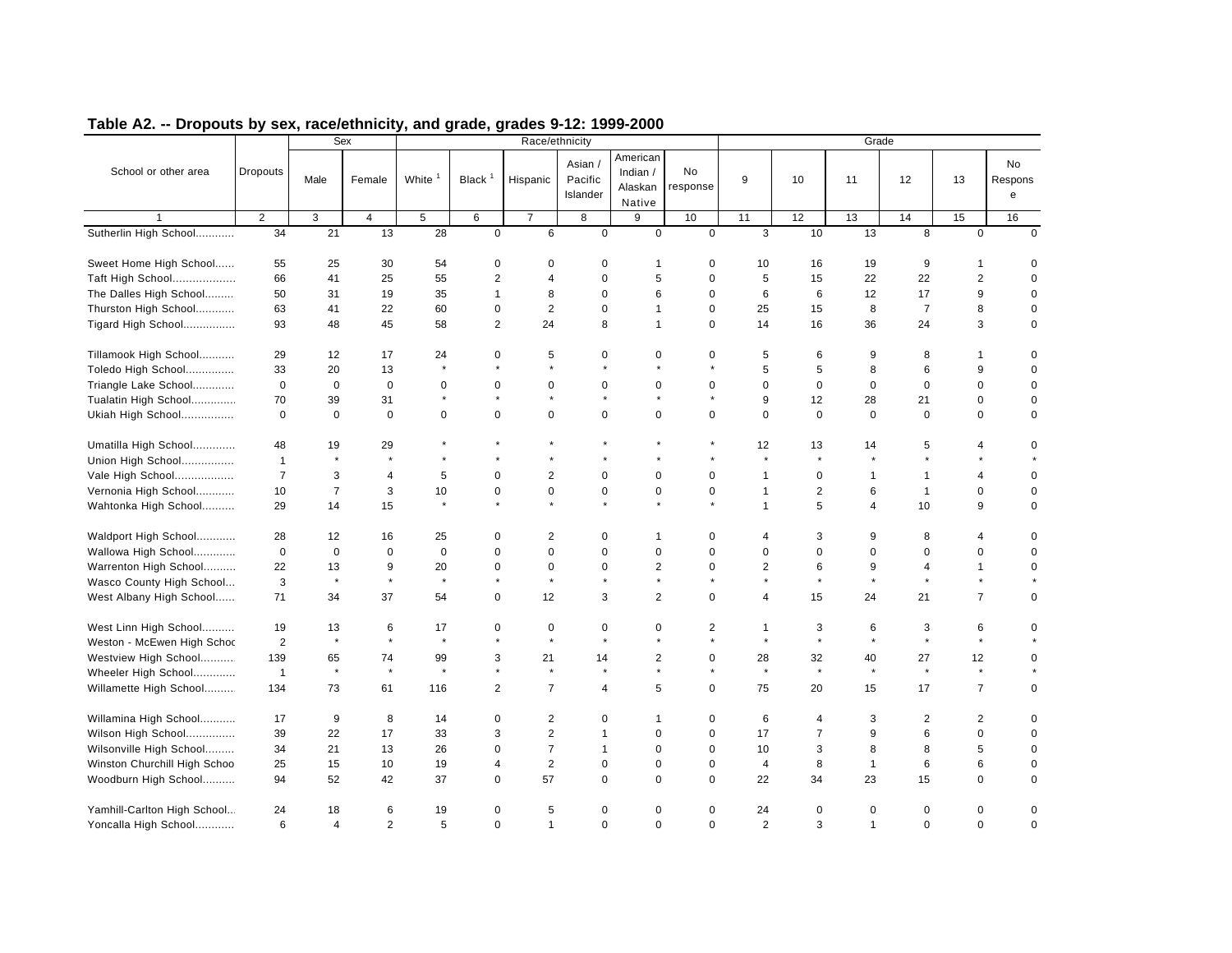## Table A2. -- Dropouts by sex, race/ethnicity, and grade, grades 9-12: 1999-2000

| School or other area | Dropouts | Sex | | Race/ethnicity | | | | | | | Grade | | | | | |
|---|---|---|---|---|---|---|---|---|---|---|---|---|---|---|---|---|
| | | Male | Female | White [1] | Black [1] | Hispanic | Asian / Pacific Islander | American Indian / Alaskan Native | No response | 9 | 10 | 11 | 12 | 13 | No Response |
| 1 | 2 | 3 | 4 | 5 | 6 | 7 | 8 | 9 | 10 | 11 | 12 | 13 | 14 | 15 | 16 |
| Sutherlin High School............ | 34 | 21 | 13 | 28 | 0 | 6 | 0 | 0 | 0 | 3 | 10 | 13 | 8 | 0 | 0 |
| Sweet Home High School...... | 55 | 25 | 30 | 54 | 0 | 0 | 0 | 1 | 0 | 10 | 16 | 19 | 9 | 1 | 0 |
| Taft High School................... | 66 | 41 | 25 | 55 | 2 | 4 | 0 | 5 | 0 | 5 | 15 | 22 | 22 | 2 | 0 |
| The Dalles High School......... | 50 | 31 | 19 | 35 | 1 | 8 | 0 | 6 | 0 | 6 | 6 | 12 | 17 | 9 | 0 |
| Thurston High School............ | 63 | 41 | 22 | 60 | 0 | 2 | 0 | 1 | 0 | 25 | 15 | 8 | 7 | 8 | 0 |
| Tigard High School................ | 93 | 48 | 45 | 58 | 2 | 24 | 8 | 1 | 0 | 14 | 16 | 36 | 24 | 3 | 0 |
| Tillamook High School........... | 29 | 12 | 17 | 24 | 0 | 5 | 0 | 0 | 0 | 5 | 6 | 9 | 8 | 1 | 0 |
| Toledo High School............... | 33 | 20 | 13 | * | * | * | * | * | * | 5 | 5 | 8 | 6 | 9 | 0 |
| Triangle Lake School............. | 0 | 0 | 0 | 0 | 0 | 0 | 0 | 0 | 0 | 0 | 0 | 0 | 0 | 0 | 0 |
| Tualatin High School.............. | 70 | 39 | 31 | * | * | * | * | * | * | 9 | 12 | 28 | 21 | 0 | 0 |
| Ukiah High School................ | 0 | 0 | 0 | 0 | 0 | 0 | 0 | 0 | 0 | 0 | 0 | 0 | 0 | 0 | 0 |
| Umatilla High School............. | 48 | 19 | 29 | * | * | * | * | * | * | 12 | 13 | 14 | 5 | 4 | 0 |
| Union High School................ | 1 | * | * | * | * | * | * | * | * | * | * | * | * | * | * |
| Vale High School.................. | 7 | 3 | 4 | 5 | 0 | 2 | 0 | 0 | 0 | 1 | 0 | 1 | 1 | 4 | 0 |
| Vernonia High School............ | 10 | 7 | 3 | 10 | 0 | 0 | 0 | 0 | 0 | 1 | 2 | 6 | 1 | 0 | 0 |
| Wahtonka High School.......... | 29 | 14 | 15 | * | * | * | * | * | * | 1 | 5 | 4 | 10 | 9 | 0 |
| Waldport High School............ | 28 | 12 | 16 | 25 | 0 | 2 | 0 | 1 | 0 | 4 | 3 | 9 | 8 | 4 | 0 |
| Wallowa High School............. | 0 | 0 | 0 | 0 | 0 | 0 | 0 | 0 | 0 | 0 | 0 | 0 | 0 | 0 | 0 |
| Warrenton High School.......... | 22 | 13 | 9 | 20 | 0 | 0 | 0 | 2 | 0 | 2 | 6 | 9 | 4 | 1 | 0 |
| Wasco County High School... | 3 | * | * | * | * | * | * | * | * | * | * | * | * | * | * |
| West Albany High School...... | 71 | 34 | 37 | 54 | 0 | 12 | 3 | 2 | 0 | 4 | 15 | 24 | 21 | 7 | 0 |
| West Linn High School.......... | 19 | 13 | 6 | 17 | 0 | 0 | 0 | 0 | 2 | 1 | 3 | 6 | 3 | 6 | 0 |
| Weston - McEwen High Schoc | 2 | * | * | * | * | * | * | * | * | * | * | * | * | * | * |
| Westview High School.......... | 139 | 65 | 74 | 99 | 3 | 21 | 14 | 2 | 0 | 28 | 32 | 40 | 27 | 12 | 0 |
| Wheeler High School............. | 1 | * | * | * | * | * | * | * | * | * | * | * | * | * | * |
| Willamette High School......... | 134 | 73 | 61 | 116 | 2 | 7 | 4 | 5 | 0 | 75 | 20 | 15 | 17 | 7 | 0 |
| Willamina High School........... | 17 | 9 | 8 | 14 | 0 | 2 | 0 | 1 | 0 | 6 | 4 | 3 | 2 | 2 | 0 |
| Wilson High School............... | 39 | 22 | 17 | 33 | 3 | 2 | 1 | 0 | 0 | 17 | 7 | 9 | 6 | 0 | 0 |
| Wilsonville High School......... | 34 | 21 | 13 | 26 | 0 | 7 | 1 | 0 | 0 | 10 | 3 | 8 | 8 | 5 | 0 |
| Winston Churchill High Schoo | 25 | 15 | 10 | 19 | 4 | 2 | 0 | 0 | 0 | 4 | 8 | 1 | 6 | 6 | 0 |
| Woodburn High School.......... | 94 | 52 | 42 | 37 | 0 | 57 | 0 | 0 | 0 | 22 | 34 | 23 | 15 | 0 | 0 |
| Yamhill-Carlton High School... | 24 | 18 | 6 | 19 | 0 | 5 | 0 | 0 | 0 | 24 | 0 | 0 | 0 | 0 | 0 |
| Yoncalla High School............ | 6 | 4 | 2 | 5 | 0 | 1 | 0 | 0 | 0 | 2 | 3 | 1 | 0 | 0 | 0 |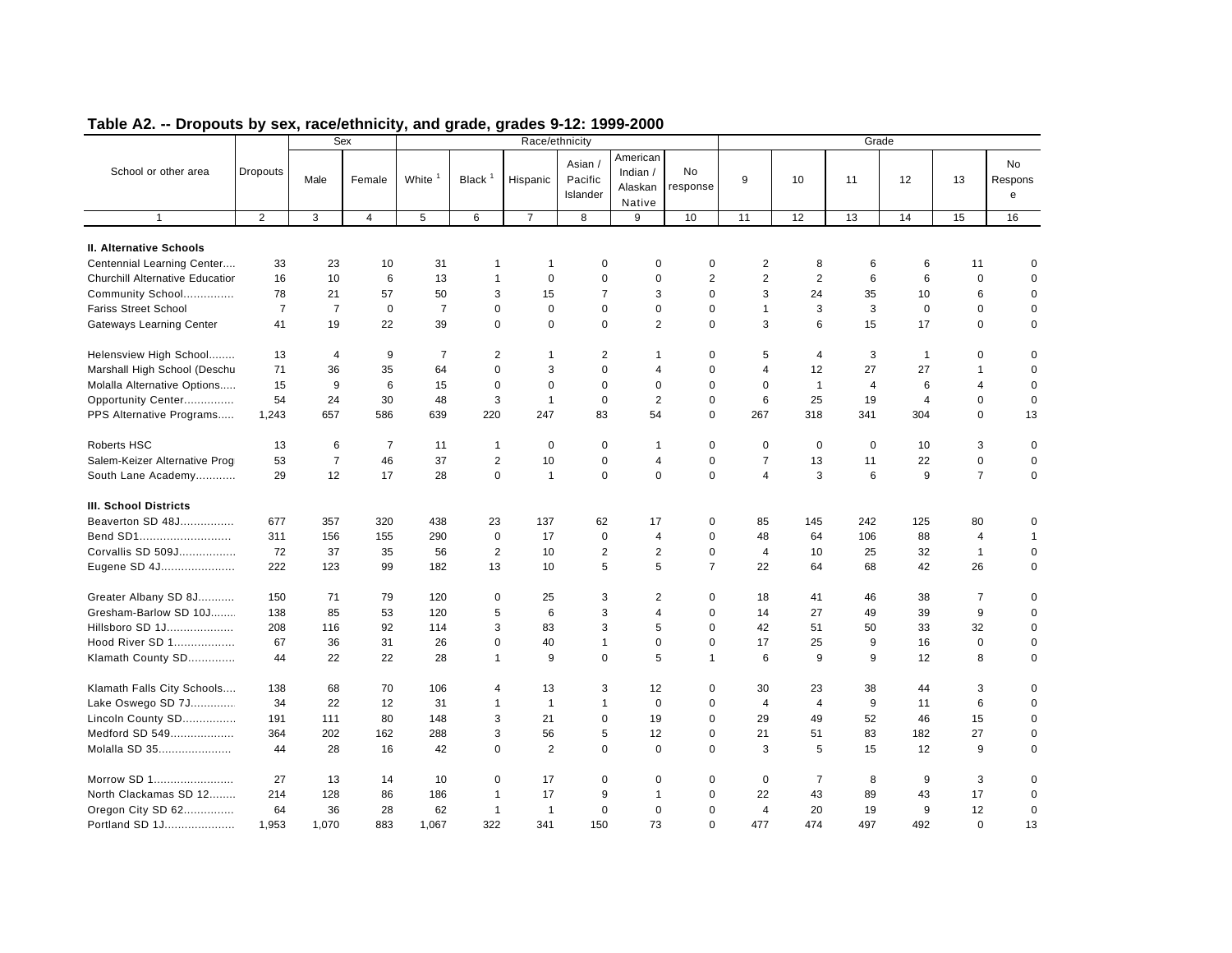## Table A2. -- Dropouts by sex, race/ethnicity, and grade, grades 9-12: 1999-2000

| School or other area | Dropouts | Sex | | Race/ethnicity | | | | | | Grade | | | | | |
|---|---|---|---|---|---|---|---|---|---|---|---|---|---|---|---|
| | | Male | Female | White [1] | Black [1] | Hispanic | Asian / Pacific Islander | American Indian / Alaskan Native | No response | 9 | 10 | 11 | 12 | 13 | No Response |
| 1 | 2 | 3 | 4 | 5 | 6 | 7 | 8 | 9 | 10 | 11 | 12 | 13 | 14 | 15 | 16 |
| **II. Alternative Schools** | | | | | | | | | | | | | | | |
| Centennial Learning Center.... | 33 | 23 | 10 | 31 | 1 | 1 | 0 | 0 | 0 | 2 | 8 | 6 | 6 | 11 | 0 |
| Churchill Alternative Educatior | 16 | 10 | 6 | 13 | 1 | 0 | 0 | 0 | 2 | 2 | 2 | 6 | 6 | 0 | 0 |
| Community School............... | 78 | 21 | 57 | 50 | 3 | 15 | 7 | 3 | 0 | 3 | 24 | 35 | 10 | 6 | 0 |
| Fariss Street School | 7 | 7 | 0 | 7 | 0 | 0 | 0 | 0 | 0 | 1 | 3 | 3 | 0 | 0 | 0 |
| Gateways Learning Center | 41 | 19 | 22 | 39 | 0 | 0 | 0 | 2 | 0 | 3 | 6 | 15 | 17 | 0 | 0 |
| Helensview High School........ | 13 | 4 | 9 | 7 | 2 | 1 | 2 | 1 | 0 | 5 | 4 | 3 | 1 | 0 | 0 |
| Marshall High School (Deschu | 71 | 36 | 35 | 64 | 0 | 3 | 0 | 4 | 0 | 4 | 12 | 27 | 27 | 1 | 0 |
| Molalla Alternative Options..... | 15 | 9 | 6 | 15 | 0 | 0 | 0 | 0 | 0 | 0 | 1 | 4 | 6 | 4 | 0 |
| Opportunity Center............... | 54 | 24 | 30 | 48 | 3 | 1 | 0 | 2 | 0 | 6 | 25 | 19 | 4 | 0 | 0 |
| PPS Alternative Programs..... | 1,243 | 657 | 586 | 639 | 220 | 247 | 83 | 54 | 0 | 267 | 318 | 341 | 304 | 0 | 13 |
| Roberts HSC | 13 | 6 | 7 | 11 | 1 | 0 | 0 | 1 | 0 | 0 | 0 | 0 | 10 | 3 | 0 |
| Salem-Keizer Alternative Prog | 53 | 7 | 46 | 37 | 2 | 10 | 0 | 4 | 0 | 7 | 13 | 11 | 22 | 0 | 0 |
| South Lane Academy............ | 29 | 12 | 17 | 28 | 0 | 1 | 0 | 0 | 0 | 4 | 3 | 6 | 9 | 7 | 0 |
| **III. School Districts** | | | | | | | | | | | | | | | |
| Beaverton SD 48J................ | 677 | 357 | 320 | 438 | 23 | 137 | 62 | 17 | 0 | 85 | 145 | 242 | 125 | 80 | 0 |
| Bend SD1........................... | 311 | 156 | 155 | 290 | 0 | 17 | 0 | 4 | 0 | 48 | 64 | 106 | 88 | 4 | 1 |
| Corvallis SD 509J................. | 72 | 37 | 35 | 56 | 2 | 10 | 2 | 2 | 0 | 4 | 10 | 25 | 32 | 1 | 0 |
| Eugene SD 4J...................... | 222 | 123 | 99 | 182 | 13 | 10 | 5 | 5 | 7 | 22 | 64 | 68 | 42 | 26 | 0 |
| Greater Albany SD 8J........... | 150 | 71 | 79 | 120 | 0 | 25 | 3 | 2 | 0 | 18 | 41 | 46 | 38 | 7 | 0 |
| Gresham-Barlow SD 10J........ | 138 | 85 | 53 | 120 | 5 | 6 | 3 | 4 | 0 | 14 | 27 | 49 | 39 | 9 | 0 |
| Hillsboro SD 1J.................... | 208 | 116 | 92 | 114 | 3 | 83 | 3 | 5 | 0 | 42 | 51 | 50 | 33 | 32 | 0 |
| Hood River SD 1.................. | 67 | 36 | 31 | 26 | 0 | 40 | 1 | 0 | 0 | 17 | 25 | 9 | 16 | 0 | 0 |
| Klamath County SD............. | 44 | 22 | 22 | 28 | 1 | 9 | 0 | 5 | 1 | 6 | 9 | 9 | 12 | 8 | 0 |
| Klamath Falls City Schools.... | 138 | 68 | 70 | 106 | 4 | 13 | 3 | 12 | 0 | 30 | 23 | 38 | 44 | 3 | 0 |
| Lake Oswego SD 7J............. | 34 | 22 | 12 | 31 | 1 | 1 | 1 | 0 | 0 | 4 | 4 | 9 | 11 | 6 | 0 |
| Lincoln County SD................ | 191 | 111 | 80 | 148 | 3 | 21 | 0 | 19 | 0 | 29 | 49 | 52 | 46 | 15 | 0 |
| Medford SD 549................... | 364 | 202 | 162 | 288 | 3 | 56 | 5 | 12 | 0 | 21 | 51 | 83 | 182 | 27 | 0 |
| Molalla SD 35...................... | 44 | 28 | 16 | 42 | 0 | 2 | 0 | 0 | 0 | 3 | 5 | 15 | 12 | 9 | 0 |
| Morrow SD 1........................ | 27 | 13 | 14 | 10 | 0 | 17 | 0 | 0 | 0 | 0 | 7 | 8 | 9 | 3 | 0 |
| North Clackamas SD 12........ | 214 | 128 | 86 | 186 | 1 | 17 | 9 | 1 | 0 | 22 | 43 | 89 | 43 | 17 | 0 |
| Oregon City SD 62............... | 64 | 36 | 28 | 62 | 1 | 1 | 0 | 0 | 0 | 4 | 20 | 19 | 9 | 12 | 0 |
| Portland SD 1J..................... | 1,953 | 1,070 | 883 | 1,067 | 322 | 341 | 150 | 73 | 0 | 477 | 474 | 497 | 492 | 0 | 13 |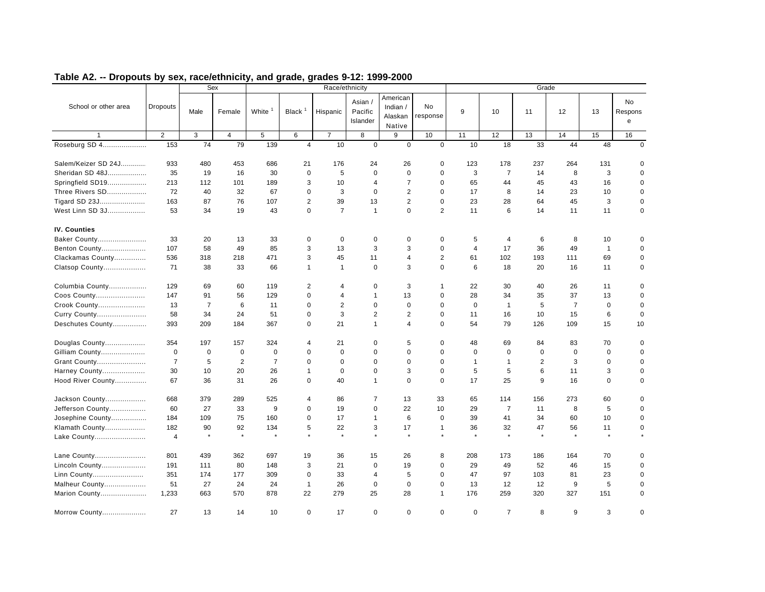## Table A2. -- Dropouts by sex, race/ethnicity, and grade, grades 9-12: 1999-2000

| School or other area | Dropouts | Sex | | Race/ethnicity | | | | | | | Grade | | | | | |
|---|---|---|---|---|---|---|---|---|---|---|---|---|---|---|---|---|
| | | Male | Female | White [1] | Black [1] | Hispanic | Asian / Pacific Islander | American Indian / Alaskan Native | No response | 9 | 10 | 11 | 12 | 13 | No Response |
| 1 | 2 | 3 | 4 | 5 | 6 | 7 | 8 | 9 | 10 | 11 | 12 | 13 | 14 | 15 | 16 |
| Roseburg SD 4 | 153 | 74 | 79 | 139 | 4 | 10 | 0 | 0 | 0 | 10 | 18 | 33 | 44 | 48 | 0 |
| Salem/Keizer SD 24J | 933 | 480 | 453 | 686 | 21 | 176 | 24 | 26 | 0 | 123 | 178 | 237 | 264 | 131 | 0 |
| Sheridan SD 48J | 35 | 19 | 16 | 30 | 0 | 5 | 0 | 0 | 0 | 3 | 7 | 14 | 8 | 3 | 0 |
| Springfield SD19 | 213 | 112 | 101 | 189 | 3 | 10 | 4 | 7 | 0 | 65 | 44 | 45 | 43 | 16 | 0 |
| Three Rivers SD | 72 | 40 | 32 | 67 | 0 | 3 | 0 | 2 | 0 | 17 | 8 | 14 | 23 | 10 | 0 |
| Tigard SD 23J | 163 | 87 | 76 | 107 | 2 | 39 | 13 | 2 | 0 | 23 | 28 | 64 | 45 | 3 | 0 |
| West Linn SD 3J | 53 | 34 | 19 | 43 | 0 | 7 | 1 | 0 | 2 | 11 | 6 | 14 | 11 | 11 | 0 |
| **IV. Counties** | | | | | | | | | | | | | | | |
| Baker County | 33 | 20 | 13 | 33 | 0 | 0 | 0 | 0 | 0 | 5 | 4 | 6 | 8 | 10 | 0 |
| Benton County | 107 | 58 | 49 | 85 | 3 | 13 | 3 | 3 | 0 | 4 | 17 | 36 | 49 | 1 | 0 |
| Clackamas County | 536 | 318 | 218 | 471 | 3 | 45 | 11 | 4 | 2 | 61 | 102 | 193 | 111 | 69 | 0 |
| Clatsop County | 71 | 38 | 33 | 66 | 1 | 1 | 0 | 3 | 0 | 6 | 18 | 20 | 16 | 11 | 0 |
| Columbia County | 129 | 69 | 60 | 119 | 2 | 4 | 0 | 3 | 1 | 22 | 30 | 40 | 26 | 11 | 0 |
| Coos County | 147 | 91 | 56 | 129 | 0 | 4 | 1 | 13 | 0 | 28 | 34 | 35 | 37 | 13 | 0 |
| Crook County | 13 | 7 | 6 | 11 | 0 | 2 | 0 | 0 | 0 | 0 | 1 | 5 | 7 | 0 | 0 |
| Curry County | 58 | 34 | 24 | 51 | 0 | 3 | 2 | 2 | 0 | 11 | 16 | 10 | 15 | 6 | 0 |
| Deschutes County | 393 | 209 | 184 | 367 | 0 | 21 | 1 | 4 | 0 | 54 | 79 | 126 | 109 | 15 | 10 |
| Douglas County | 354 | 197 | 157 | 324 | 4 | 21 | 0 | 5 | 0 | 48 | 69 | 84 | 83 | 70 | 0 |
| Gilliam County | 0 | 0 | 0 | 0 | 0 | 0 | 0 | 0 | 0 | 0 | 0 | 0 | 0 | 0 | 0 |
| Grant County | 7 | 5 | 2 | 7 | 0 | 0 | 0 | 0 | 0 | 1 | 1 | 2 | 3 | 0 | 0 |
| Harney County | 30 | 10 | 20 | 26 | 1 | 0 | 0 | 3 | 0 | 5 | 5 | 6 | 11 | 3 | 0 |
| Hood River County | 67 | 36 | 31 | 26 | 0 | 40 | 1 | 0 | 0 | 17 | 25 | 9 | 16 | 0 | 0 |
| Jackson County | 668 | 379 | 289 | 525 | 4 | 86 | 7 | 13 | 33 | 65 | 114 | 156 | 273 | 60 | 0 |
| Jefferson County | 60 | 27 | 33 | 9 | 0 | 19 | 0 | 22 | 10 | 29 | 7 | 11 | 8 | 5 | 0 |
| Josephine County | 184 | 109 | 75 | 160 | 0 | 17 | 1 | 6 | 0 | 39 | 41 | 34 | 60 | 10 | 0 |
| Klamath County | 182 | 90 | 92 | 134 | 5 | 22 | 3 | 17 | 1 | 36 | 32 | 47 | 56 | 11 | 0 |
| Lake County | 4 | * | * | * | * | * | * | * | * | * | * | * | * | * | * |
| Lane County | 801 | 439 | 362 | 697 | 19 | 36 | 15 | 26 | 8 | 208 | 173 | 186 | 164 | 70 | 0 |
| Lincoln County | 191 | 111 | 80 | 148 | 3 | 21 | 0 | 19 | 0 | 29 | 49 | 52 | 46 | 15 | 0 |
| Linn County | 351 | 174 | 177 | 309 | 0 | 33 | 4 | 5 | 0 | 47 | 97 | 103 | 81 | 23 | 0 |
| Malheur County | 51 | 27 | 24 | 24 | 1 | 26 | 0 | 0 | 0 | 13 | 12 | 12 | 9 | 5 | 0 |
| Marion County | 1,233 | 663 | 570 | 878 | 22 | 279 | 25 | 28 | 1 | 176 | 259 | 320 | 327 | 151 | 0 |
| Morrow County | 27 | 13 | 14 | 10 | 0 | 17 | 0 | 0 | 0 | 0 | 7 | 8 | 9 | 3 | 0 |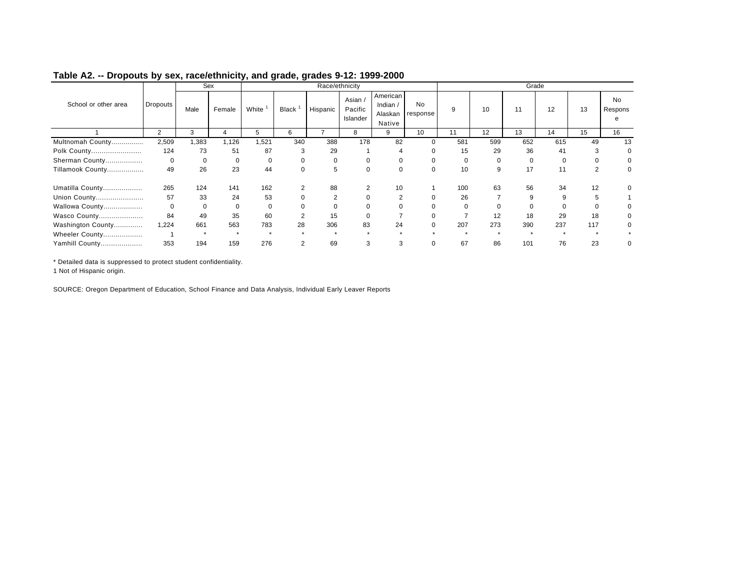## Table A2. -- Dropouts by sex, race/ethnicity, and grade, grades 9-12: 1999-2000

| School or other area | Dropouts | Sex | | Race/ethnicity | | | | | | Grade | | | | | |
|---|---|---|---|---|---|---|---|---|---|---|---|---|---|---|---|
| | | Male | Female | White [1] | Black [1] | Hispanic | Asian / Pacific Islander | American Indian / Alaskan Native | No response | 9 | 10 | 11 | 12 | 13 | No Response |
| 1 | 2 | 3 | 4 | 5 | 6 | 7 | 8 | 9 | 10 | 11 | 12 | 13 | 14 | 15 | 16 |
| Multnomah County | 2,509 | 1,383 | 1,126 | 1,521 | 340 | 388 | 178 | 82 | 0 | 581 | 599 | 652 | 615 | 49 | 13 |
| Polk County | 124 | 73 | 51 | 87 | 3 | 29 | 1 | 4 | 0 | 15 | 29 | 36 | 41 | 3 | 0 |
| Sherman County | 0 | 0 | 0 | 0 | 0 | 0 | 0 | 0 | 0 | 0 | 0 | 0 | 0 | 0 | 0 |
| Tillamook County | 49 | 26 | 23 | 44 | 0 | 5 | 0 | 0 | 0 | 10 | 9 | 17 | 11 | 2 | 0 |
| Umatilla County | 265 | 124 | 141 | 162 | 2 | 88 | 2 | 10 | 1 | 100 | 63 | 56 | 34 | 12 | 0 |
| Union County | 57 | 33 | 24 | 53 | 0 | 2 | 0 | 2 | 0 | 26 | 7 | 9 | 9 | 5 | 1 |
| Wallowa County | 0 | 0 | 0 | 0 | 0 | 0 | 0 | 0 | 0 | 0 | 0 | 0 | 0 | 0 | 0 |
| Wasco County | 84 | 49 | 35 | 60 | 2 | 15 | 0 | 7 | 0 | 7 | 12 | 18 | 29 | 18 | 0 |
| Washington County | 1,224 | 661 | 563 | 783 | 28 | 306 | 83 | 24 | 0 | 207 | 273 | 390 | 237 | 117 | 0 |
| Wheeler County | 1 | * | * | * | * | * | * | * | * | * | * | * | * | * | * |
| Yamhill County | 353 | 194 | 159 | 276 | 2 | 69 | 3 | 3 | 0 | 67 | 86 | 101 | 76 | 23 | 0 |

* Detailed data is suppressed to protect student confidentiality.

1 Not of Hispanic origin.

SOURCE: Oregon Department of Education, School Finance and Data Analysis, Individual Early Leaver Reports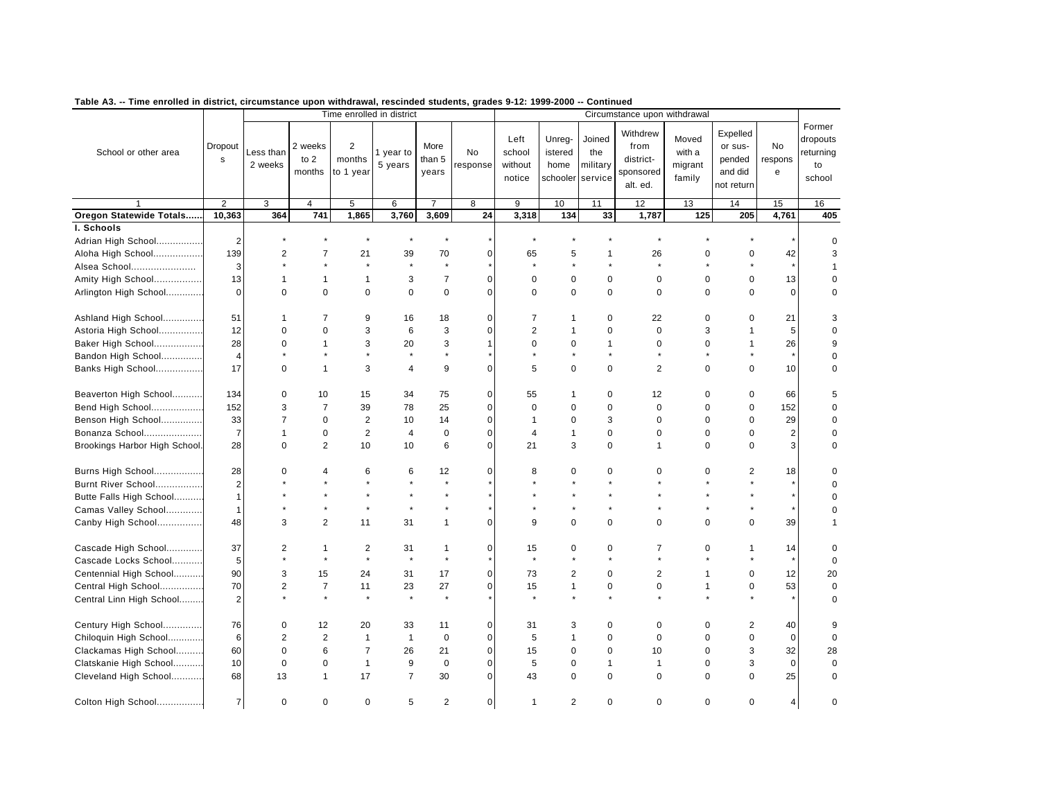**Table A3. -- Time enrolled in district, circumstance upon withdrawal, rescinded students, grades 9-12: 1999-2000 -- Continued**

| School or other area | Dropouts | Time enrolled in district | | | | | | Circumstance upon withdrawal | | | | | | | Former dropouts returning to school |
|---|---|---|---|---|---|---|---|---|---|---|---|---|---|---|---|
| | | Less than 2 weeks | 2 weeks to 2 months | 2 months to 1 year | 1 year to 5 years | More than 5 years | No response | Left school without notice | Unreg-istered home schooler | Joined the military service | Withdrew from district-sponsored alt. ed. | Moved with a migrant family | Expelled or sus-pended and did not return | No response | |
| 1 | 2 | 3 | 4 | 5 | 6 | 7 | 8 | 9 | 10 | 11 | 12 | 13 | 14 | 15 | 16 |
| **Oregon Statewide Totals......** | **10,363** | **364** | **741** | **1,865** | **3,760** | **3,609** | **24** | **3,318** | **134** | **33** | **1,787** | **125** | **205** | **4,761** | **405** |
| **I. Schools** | | | | | | | | | | | | | | | |
| Adrian High School................ | 2 | * | * | * | * | * | * | * | * | * | * | * | * | * | 0 |
| Aloha High School................. | 139 | 2 | 7 | 21 | 39 | 70 | 0 | 65 | 5 | 1 | 26 | 0 | 0 | 42 | 3 |
| Alsea School....................... | 3 | * | * | * | * | * | * | * | * | * | * | * | * | * | 1 |
| Amity High School................ | 13 | 1 | 1 | 1 | 3 | 7 | 0 | 0 | 0 | 0 | 0 | 0 | 0 | 13 | 0 |
| Arlington High School............. | 0 | 0 | 0 | 0 | 0 | 0 | 0 | 0 | 0 | 0 | 0 | 0 | 0 | 0 | 0 |
| Ashland High School.............. | 51 | 1 | 7 | 9 | 16 | 18 | 0 | 7 | 1 | 0 | 22 | 0 | 0 | 21 | 3 |
| Astoria High School............... | 12 | 0 | 0 | 3 | 6 | 3 | 0 | 2 | 1 | 0 | 0 | 3 | 1 | 5 | 0 |
| Baker High School................. | 28 | 0 | 1 | 3 | 20 | 3 | 1 | 0 | 0 | 1 | 0 | 0 | 1 | 26 | 9 |
| Bandon High School............... | 4 | * | * | * | * | * | * | * | * | * | * | * | * | * | 0 |
| Banks High School................. | 17 | 0 | 1 | 3 | 4 | 9 | 0 | 5 | 0 | 0 | 2 | 0 | 0 | 10 | 0 |
| Beaverton High School........... | 134 | 0 | 10 | 15 | 34 | 75 | 0 | 55 | 1 | 0 | 12 | 0 | 0 | 66 | 5 |
| Bend High School.................. | 152 | 3 | 7 | 39 | 78 | 25 | 0 | 0 | 0 | 0 | 0 | 0 | 0 | 152 | 0 |
| Benson High School.............. | 33 | 7 | 0 | 2 | 10 | 14 | 0 | 1 | 0 | 3 | 0 | 0 | 0 | 29 | 0 |
| Bonanza School..................... | 7 | 1 | 0 | 2 | 4 | 0 | 0 | 4 | 1 | 0 | 0 | 0 | 0 | 2 | 0 |
| Brookings Harbor High School. | 28 | 0 | 2 | 10 | 10 | 6 | 0 | 21 | 3 | 0 | 1 | 0 | 0 | 3 | 0 |
| Burns High School................. | 28 | 0 | 4 | 6 | 6 | 12 | 0 | 8 | 0 | 0 | 0 | 0 | 2 | 18 | 0 |
| Burnt River School................ | 2 | * | * | * | * | * | * | * | * | * | * | * | * | * | 0 |
| Butte Falls High School.......... | 1 | * | * | * | * | * | * | * | * | * | * | * | * | * | 0 |
| Camas Valley School............. | 1 | * | * | * | * | * | * | * | * | * | * | * | * | * | 0 |
| Canby High School................ | 48 | 3 | 2 | 11 | 31 | 1 | 0 | 9 | 0 | 0 | 0 | 0 | 0 | 39 | 1 |
| Cascade High School............. | 37 | 2 | 1 | 2 | 31 | 1 | 0 | 15 | 0 | 0 | 7 | 0 | 1 | 14 | 0 |
| Cascade Locks School........... | 5 | * | * | * | * | * | * | * | * | * | * | * | * | * | 0 |
| Centennial High School.......... | 90 | 3 | 15 | 24 | 31 | 17 | 0 | 73 | 2 | 0 | 2 | 1 | 0 | 12 | 20 |
| Central High School............... | 70 | 2 | 7 | 11 | 23 | 27 | 0 | 15 | 1 | 0 | 0 | 1 | 0 | 53 | 0 |
| Central Linn High School......... | 2 | * | * | * | * | * | * | * | * | * | * | * | * | * | 0 |
| Century High School............. | 76 | 0 | 12 | 20 | 33 | 11 | 0 | 31 | 3 | 0 | 0 | 0 | 2 | 40 | 9 |
| Chiloquin High School............ | 6 | 2 | 2 | 1 | 1 | 0 | 0 | 5 | 1 | 0 | 0 | 0 | 0 | 0 | 0 |
| Clackamas High School.......... | 60 | 0 | 6 | 7 | 26 | 21 | 0 | 15 | 0 | 0 | 10 | 0 | 3 | 32 | 28 |
| Clatskanie High School.......... | 10 | 0 | 0 | 1 | 9 | 0 | 0 | 5 | 0 | 1 | 1 | 0 | 3 | 0 | 0 |
| Cleveland High School........... | 68 | 13 | 1 | 17 | 7 | 30 | 0 | 43 | 0 | 0 | 0 | 0 | 0 | 25 | 0 |
| Colton High School................ | 7 | 0 | 0 | 0 | 5 | 2 | 0 | 1 | 2 | 0 | 0 | 0 | 0 | 4 | 0 |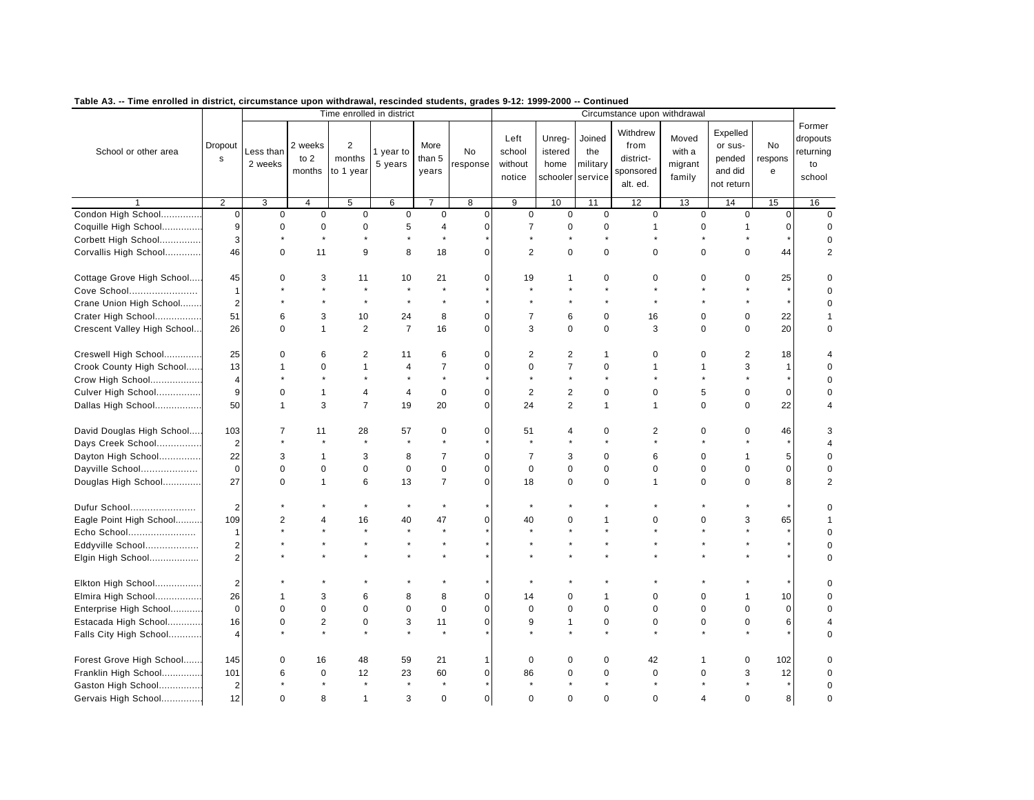**Table A3. -- Time enrolled in district, circumstance upon withdrawal, rescinded students, grades 9-12: 1999-2000 -- Continued**

| School or other area | Dropouts | Time enrolled in district | | | | | | Circumstance upon withdrawal | | | | | | | | Former dropouts returning to school |
|---|---|---|---|---|---|---|---|---|---|---|---|---|---|---|---|---|
| | | Less than 2 weeks | 2 weeks to 2 months | 2 months to 1 year | 1 year to 5 years | More than 5 years | No response | Left school without notice | Unreg-istered home schooler | Joined the military service | Withdrew from district-sponsored alt. ed. | Moved with a migrant family | Expelled or sus-pended and did not return | No response | |
| 1 | 2 | 3 | 4 | 5 | 6 | 7 | 8 | 9 | 10 | 11 | 12 | 13 | 14 | 15 | 16 |
| Condon High School | 0 | 0 | 0 | 0 | 0 | 0 | 0 | 0 | 0 | 0 | 0 | 0 | 0 | 0 | 0 |
| Coquille High School | 9 | 0 | 0 | 0 | 5 | 4 | 0 | 7 | 0 | 0 | 1 | 0 | 1 | 0 | 0 |
| Corbett High School | 3 | * | * | * | * | * | * | * | * | * | * | * | * | * | 0 |
| Corvallis High School | 46 | 0 | 11 | 9 | 8 | 18 | 0 | 2 | 0 | 0 | 0 | 0 | 0 | 44 | 2 |
| Cottage Grove High School | 45 | 0 | 3 | 11 | 10 | 21 | 0 | 19 | 1 | 0 | 0 | 0 | 0 | 25 | 0 |
| Cove School | 1 | * | * | * | * | * | * | * | * | * | * | * | * | * | 0 |
| Crane Union High School | 2 | * | * | * | * | * | * | * | * | * | * | * | * | * | 0 |
| Crater High School | 51 | 6 | 3 | 10 | 24 | 8 | 0 | 7 | 6 | 0 | 16 | 0 | 0 | 22 | 1 |
| Crescent Valley High School | 26 | 0 | 1 | 2 | 7 | 16 | 0 | 3 | 0 | 0 | 3 | 0 | 0 | 20 | 0 |
| Creswell High School | 25 | 0 | 6 | 2 | 11 | 6 | 0 | 2 | 2 | 1 | 0 | 0 | 2 | 18 | 4 |
| Crook County High School | 13 | 1 | 0 | 1 | 4 | 7 | 0 | 0 | 7 | 0 | 1 | 1 | 3 | 1 | 0 |
| Crow High School | 4 | * | * | * | * | * | * | * | * | * | * | * | * | * | 0 |
| Culver High School | 9 | 0 | 1 | 4 | 4 | 0 | 0 | 2 | 2 | 0 | 0 | 5 | 0 | 0 | 0 |
| Dallas High School | 50 | 1 | 3 | 7 | 19 | 20 | 0 | 24 | 2 | 1 | 1 | 0 | 0 | 22 | 4 |
| David Douglas High School | 103 | 7 | 11 | 28 | 57 | 0 | 0 | 51 | 4 | 0 | 2 | 0 | 0 | 46 | 3 |
| Days Creek School | 2 | * | * | * | * | * | * | * | * | * | * | * | * | * | 4 |
| Dayton High School | 22 | 3 | 1 | 3 | 8 | 7 | 0 | 7 | 3 | 0 | 6 | 0 | 1 | 5 | 0 |
| Dayville School | 0 | 0 | 0 | 0 | 0 | 0 | 0 | 0 | 0 | 0 | 0 | 0 | 0 | 0 | 0 |
| Douglas High School | 27 | 0 | 1 | 6 | 13 | 7 | 0 | 18 | 0 | 0 | 1 | 0 | 0 | 8 | 2 |
| Dufur School | 2 | * | * | * | * | * | * | * | * | * | * | * | * | * | 0 |
| Eagle Point High School | 109 | 2 | 4 | 16 | 40 | 47 | 0 | 40 | 0 | 1 | 0 | 0 | 3 | 65 | 1 |
| Echo School | 1 | * | * | * | * | * | * | * | * | * | * | * | * | * | 0 |
| Eddyville School | 2 | * | * | * | * | * | * | * | * | * | * | * | * | * | 0 |
| Elgin High School | 2 | * | * | * | * | * | * | * | * | * | * | * | * | * | 0 |
| Elkton High School | 2 | * | * | * | * | * | * | * | * | * | * | * | * | * | 0 |
| Elmira High School | 26 | 1 | 3 | 6 | 8 | 8 | 0 | 14 | 0 | 1 | 0 | 0 | 1 | 10 | 0 |
| Enterprise High School | 0 | 0 | 0 | 0 | 0 | 0 | 0 | 0 | 0 | 0 | 0 | 0 | 0 | 0 | 0 |
| Estacada High School | 16 | 0 | 2 | 0 | 3 | 11 | 0 | 9 | 1 | 0 | 0 | 0 | 0 | 6 | 4 |
| Falls City High School | 4 | * | * | * | * | * | * | * | * | * | * | * | * | * | 0 |
| Forest Grove High School | 145 | 0 | 16 | 48 | 59 | 21 | 1 | 0 | 0 | 0 | 42 | 1 | 0 | 102 | 0 |
| Franklin High School | 101 | 6 | 0 | 12 | 23 | 60 | 0 | 86 | 0 | 0 | 0 | 0 | 3 | 12 | 0 |
| Gaston High School | 2 | * | * | * | * | * | * | * | * | * | * | * | * | * | 0 |
| Gervais High School | 12 | 0 | 8 | 1 | 3 | 0 | 0 | 0 | 0 | 0 | 0 | 4 | 0 | 8 | 0 |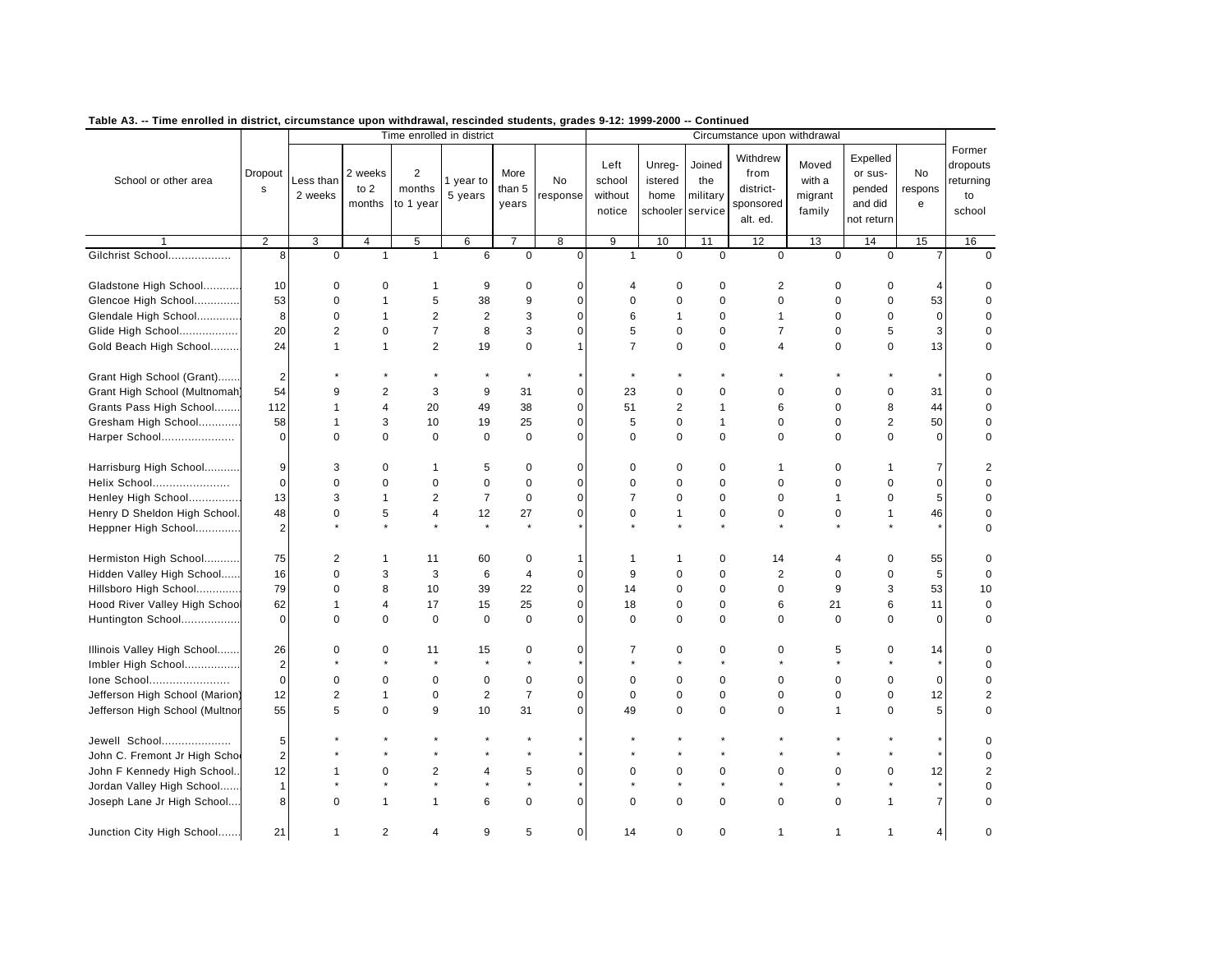**Table A3. -- Time enrolled in district, circumstance upon withdrawal, rescinded students, grades 9-12: 1999-2000 -- Continued**

| School or other area | Dropouts | Time enrolled in district | | | | | | Circumstance upon withdrawal | | | | | | | Former dropouts returning to school |
|---|---|---|---|---|---|---|---|---|---|---|---|---|---|---|---|
| | | Less than 2 weeks | 2 weeks to 2 months | 2 months to 1 year | 1 year to 5 years | More than 5 years | No response | Left school without notice | Unreg-istered home schooler | Joined the military service | Withdrew from district-sponsored alt. ed. | Moved with a migrant family | Expelled or sus-pended and did not return | No response | |
| 1 | 2 | 3 | 4 | 5 | 6 | 7 | 8 | 9 | 10 | 11 | 12 | 13 | 14 | 15 | 16 |
| Gilchrist School.................. | 8 | 0 | 1 | 1 | 6 | 0 | 0 | 1 | 0 | 0 | 0 | 0 | 0 | 7 | 0 |
| Gladstone High School........... | 10 | 0 | 0 | 1 | 9 | 0 | 0 | 4 | 0 | 0 | 2 | 0 | 0 | 4 | 0 |
| Glencoe High School.............. | 53 | 0 | 1 | 5 | 38 | 9 | 0 | 0 | 0 | 0 | 0 | 0 | 0 | 53 | 0 |
| Glendale High School............. | 8 | 0 | 1 | 2 | 2 | 3 | 0 | 6 | 1 | 0 | 1 | 0 | 0 | 0 | 0 |
| Glide High School.................. | 20 | 2 | 0 | 7 | 8 | 3 | 0 | 5 | 0 | 0 | 7 | 0 | 5 | 3 | 0 |
| Gold Beach High School......... | 24 | 1 | 1 | 2 | 19 | 0 | 1 | 7 | 0 | 0 | 4 | 0 | 0 | 13 | 0 |
| Grant High School (Grant)....... | 2 | * | * | * | * | * | * | * | * | * | * | * | * | * | 0 |
| Grant High School (Multnomah) | 54 | 9 | 2 | 3 | 9 | 31 | 0 | 23 | 0 | 0 | 0 | 0 | 0 | 31 | 0 |
| Grants Pass High School........ | 112 | 1 | 4 | 20 | 49 | 38 | 0 | 51 | 2 | 1 | 6 | 0 | 8 | 44 | 0 |
| Gresham High School............ | 58 | 1 | 3 | 10 | 19 | 25 | 0 | 5 | 0 | 1 | 0 | 0 | 2 | 50 | 0 |
| Harper School...................... | 0 | 0 | 0 | 0 | 0 | 0 | 0 | 0 | 0 | 0 | 0 | 0 | 0 | 0 | 0 |
| Harrisburg High School........... | 9 | 3 | 0 | 1 | 5 | 0 | 0 | 0 | 0 | 0 | 1 | 0 | 1 | 7 | 2 |
| Helix School....................... | 0 | 0 | 0 | 0 | 0 | 0 | 0 | 0 | 0 | 0 | 0 | 0 | 0 | 0 | 0 |
| Henley High School............... | 13 | 3 | 1 | 2 | 7 | 0 | 0 | 7 | 0 | 0 | 0 | 1 | 0 | 5 | 0 |
| Henry D Sheldon High School. | 48 | 0 | 5 | 4 | 12 | 27 | 0 | 0 | 1 | 0 | 0 | 0 | 1 | 46 | 0 |
| Heppner High School............. | 2 | * | * | * | * | * | * | * | * | * | * | * | * | * | 0 |
| Hermiston High School........... | 75 | 2 | 1 | 11 | 60 | 0 | 1 | 1 | 1 | 0 | 14 | 4 | 0 | 55 | 0 |
| Hidden Valley High School...... | 16 | 0 | 3 | 3 | 6 | 4 | 0 | 9 | 0 | 0 | 2 | 0 | 0 | 5 | 0 |
| Hillsboro High School............. | 79 | 0 | 8 | 10 | 39 | 22 | 0 | 14 | 0 | 0 | 0 | 9 | 3 | 53 | 10 |
| Hood River Valley High School | 62 | 1 | 4 | 17 | 15 | 25 | 0 | 18 | 0 | 0 | 6 | 21 | 6 | 11 | 0 |
| Huntington School................. | 0 | 0 | 0 | 0 | 0 | 0 | 0 | 0 | 0 | 0 | 0 | 0 | 0 | 0 | 0 |
| Illinois Valley High School....... | 26 | 0 | 0 | 11 | 15 | 0 | 0 | 7 | 0 | 0 | 0 | 5 | 0 | 14 | 0 |
| Imbler High School................ | 2 | * | * | * | * | * | * | * | * | * | * | * | * | * | 0 |
| Ione School........................ | 0 | 0 | 0 | 0 | 0 | 0 | 0 | 0 | 0 | 0 | 0 | 0 | 0 | 0 | 0 |
| Jefferson High School (Marion) | 12 | 2 | 1 | 0 | 2 | 7 | 0 | 0 | 0 | 0 | 0 | 0 | 0 | 12 | 2 |
| Jefferson High School (Multnor | 55 | 5 | 0 | 9 | 10 | 31 | 0 | 49 | 0 | 0 | 0 | 1 | 0 | 5 | 0 |
| Jewell School..................... | 5 | * | * | * | * | * | * | * | * | * | * | * | * | * | 0 |
| John C. Fremont Jr High Scho | 2 | * | * | * | * | * | * | * | * | * | * | * | * | * | 0 |
| John F Kennedy High School.. | 12 | 1 | 0 | 2 | 4 | 5 | 0 | 0 | 0 | 0 | 0 | 0 | 0 | 12 | 2 |
| Jordan Valley High School...... | 1 | * | * | * | * | * | * | * | * | * | * | * | * | * | 0 |
| Joseph Lane Jr High School.... | 8 | 0 | 1 | 1 | 6 | 0 | 0 | 0 | 0 | 0 | 0 | 0 | 1 | 7 | 0 |
| Junction City High School....... | 21 | 1 | 2 | 4 | 9 | 5 | 0 | 14 | 0 | 0 | 1 | 1 | 1 | 4 | 0 |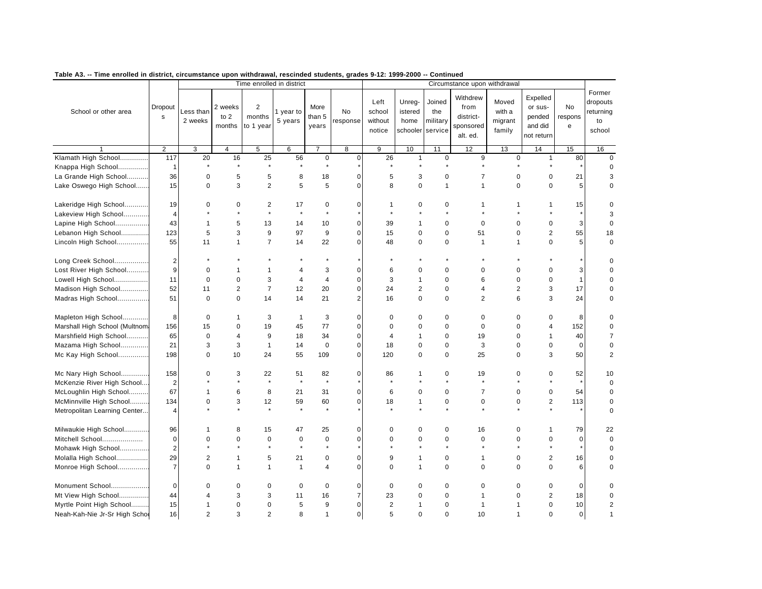**Table A3. -- Time enrolled in district, circumstance upon withdrawal, rescinded students, grades 9-12: 1999-2000 -- Continued**

| School or other area | Dropouts | Time enrolled in district | | | | | | Circumstance upon withdrawal | | | | | | | Former dropouts returning to school |
|---|---|---|---|---|---|---|---|---|---|---|---|---|---|---|---|
| | | Less than 2 weeks | 2 weeks to 2 months | 2 months to 1 year | 1 year to 5 years | More than 5 years | No response | Left school without notice | Unreg-istered home schooler | Joined the military service | Withdrew from district-sponsored alt. ed. | Moved with a migrant family | Expelled or sus-pended and did not return | No response | |
| 1 | 2 | 3 | 4 | 5 | 6 | 7 | 8 | 9 | 10 | 11 | 12 | 13 | 14 | 15 | 16 |
| Klamath High School.............. | 117 | 20 | 16 | 25 | 56 | 0 | 0 | 26 | 1 | 0 | 9 | 0 | 1 | 80 | 0 |
| Knappa High School............... | 1 | * | * | * | * | * | * | * | * | * | * | * | * | * | 0 |
| La Grande High School........... | 36 | 0 | 5 | 5 | 8 | 18 | 0 | 5 | 3 | 0 | 7 | 0 | 0 | 21 | 3 |
| Lake Oswego High School....... | 15 | 0 | 3 | 2 | 5 | 5 | 0 | 8 | 0 | 1 | 1 | 0 | 0 | 5 | 0 |
| Lakeridge High School............ | 19 | 0 | 0 | 2 | 17 | 0 | 0 | 1 | 0 | 0 | 1 | 1 | 1 | 15 | 0 |
| Lakeview High School............ | 4 | * | * | * | * | * | * | * | * | * | * | * | * | * | 3 |
| Lapine High School................ | 43 | 1 | 5 | 13 | 14 | 10 | 0 | 39 | 1 | 0 | 0 | 0 | 0 | 3 | 0 |
| Lebanon High School............. | 123 | 5 | 3 | 9 | 97 | 9 | 0 | 15 | 0 | 0 | 51 | 0 | 2 | 55 | 18 |
| Lincoln High School................ | 55 | 11 | 1 | 7 | 14 | 22 | 0 | 48 | 0 | 0 | 1 | 1 | 0 | 5 | 0 |
| Long Creek School................. | 2 | * | * | * | * | * | * | * | * | * | * | * | * | * | 0 |
| Lost River High School........... | 9 | 0 | 1 | 1 | 4 | 3 | 0 | 6 | 0 | 0 | 0 | 0 | 0 | 3 | 0 |
| Lowell High School................ | 11 | 0 | 0 | 3 | 4 | 4 | 0 | 3 | 1 | 0 | 6 | 0 | 0 | 1 | 0 |
| Madison High School............. | 52 | 11 | 2 | 7 | 12 | 20 | 0 | 24 | 2 | 0 | 4 | 2 | 3 | 17 | 0 |
| Madras High School............... | 51 | 0 | 0 | 14 | 14 | 21 | 2 | 16 | 0 | 0 | 2 | 6 | 3 | 24 | 0 |
| Mapleton High School............. | 8 | 0 | 1 | 3 | 1 | 3 | 0 | 0 | 0 | 0 | 0 | 0 | 0 | 8 | 0 |
| Marshall High School (Multnom | 156 | 15 | 0 | 19 | 45 | 77 | 0 | 0 | 0 | 0 | 0 | 0 | 4 | 152 | 0 |
| Marshfield High School........... | 65 | 0 | 4 | 9 | 18 | 34 | 0 | 4 | 1 | 0 | 19 | 0 | 1 | 40 | 7 |
| Mazama High School.............. | 21 | 3 | 3 | 1 | 14 | 0 | 0 | 18 | 0 | 0 | 3 | 0 | 0 | 0 | 0 |
| Mc Kay High School............... | 198 | 0 | 10 | 24 | 55 | 109 | 0 | 120 | 0 | 0 | 25 | 0 | 3 | 50 | 2 |
| Mc Nary High School.............. | 158 | 0 | 3 | 22 | 51 | 82 | 0 | 86 | 1 | 0 | 19 | 0 | 0 | 52 | 10 |
| McKenzie River High School.... | 2 | * | * | * | * | * | * | * | * | * | * | * | * | * | 0 |
| McLoughlin High School.......... | 67 | 1 | 6 | 8 | 21 | 31 | 0 | 6 | 0 | 0 | 7 | 0 | 0 | 54 | 0 |
| McMinnville High School......... | 134 | 0 | 3 | 12 | 59 | 60 | 0 | 18 | 1 | 0 | 0 | 0 | 2 | 113 | 0 |
| Metropolitan Learning Center... | 4 | * | * | * | * | * | * | * | * | * | * | * | * | * | 0 |
| Milwaukie High School............ | 96 | 1 | 8 | 15 | 47 | 25 | 0 | 0 | 0 | 0 | 16 | 0 | 1 | 79 | 22 |
| Mitchell School.................... | 0 | 0 | 0 | 0 | 0 | 0 | 0 | 0 | 0 | 0 | 0 | 0 | 0 | 0 | 0 |
| Mohawk High School............... | 2 | * | * | * | * | * | * | * | * | * | * | * | * | * | 0 |
| Molalla High School................ | 29 | 2 | 1 | 5 | 21 | 0 | 0 | 9 | 1 | 0 | 1 | 0 | 2 | 16 | 0 |
| Monroe High School................ | 7 | 0 | 1 | 1 | 1 | 4 | 0 | 0 | 1 | 0 | 0 | 0 | 0 | 6 | 0 |
| Monument School.................. | 0 | 0 | 0 | 0 | 0 | 0 | 0 | 0 | 0 | 0 | 0 | 0 | 0 | 0 | 0 |
| Mt View High School............... | 44 | 4 | 3 | 3 | 11 | 16 | 7 | 23 | 0 | 0 | 1 | 0 | 2 | 18 | 0 |
| Myrtle Point High School......... | 15 | 1 | 0 | 0 | 5 | 9 | 0 | 2 | 1 | 0 | 1 | 1 | 0 | 10 | 2 |
| Neah-Kah-Nie Jr-Sr High Schoo | 16 | 2 | 3 | 2 | 8 | 1 | 0 | 5 | 0 | 0 | 10 | 1 | 0 | 0 | 1 |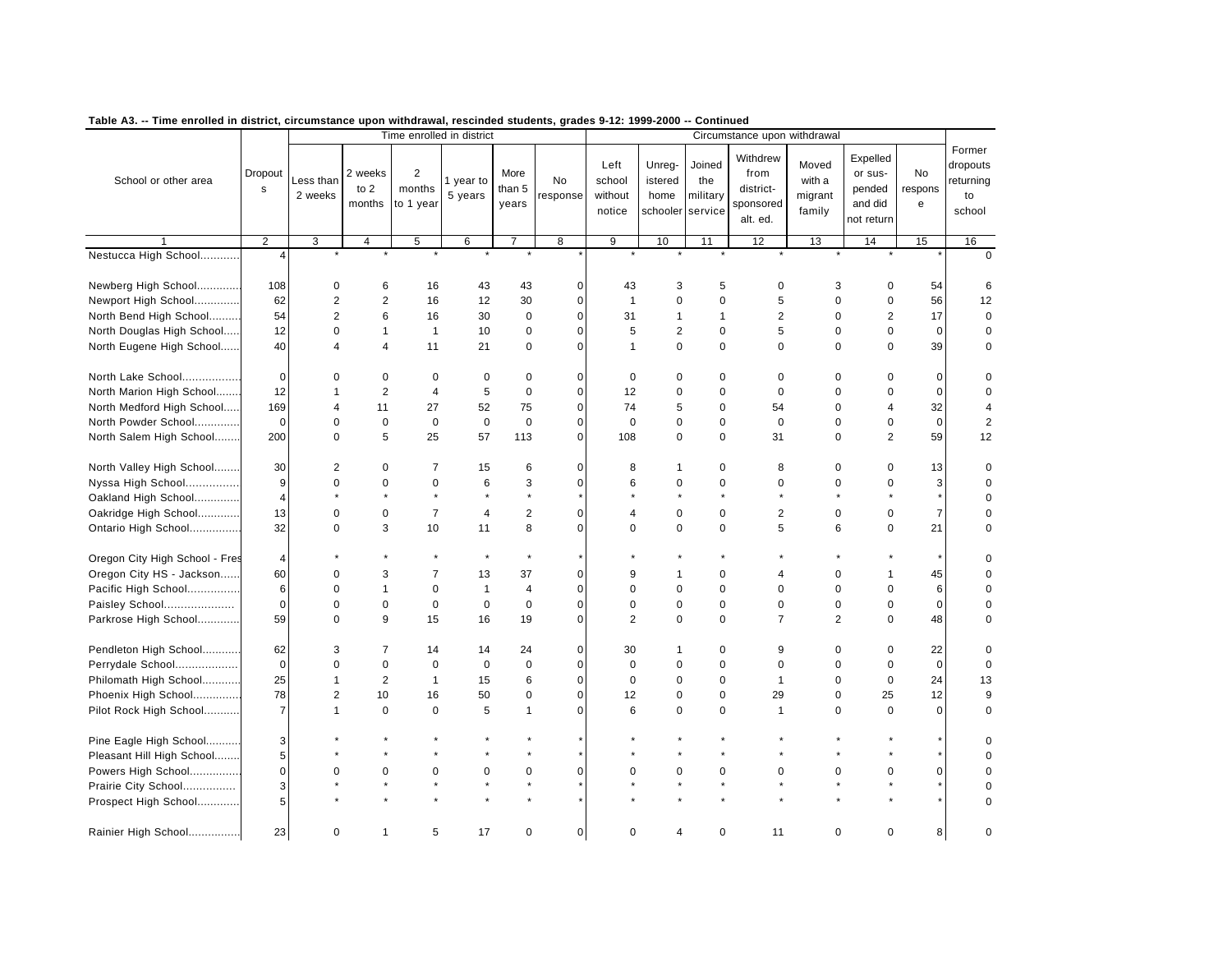**Table A3. -- Time enrolled in district, circumstance upon withdrawal, rescinded students, grades 9-12: 1999-2000 -- Continued**

| School or other area | Dropouts | Time enrolled in district | | | | | | Circumstance upon withdrawal | | | | | | | Former dropouts returning to school |
|---|---|---|---|---|---|---|---|---|---|---|---|---|---|---|---|
| | | Less than 2 weeks | 2 weeks to 2 months | 2 months to 1 year | 1 year to 5 years | More than 5 years | No response | Left school without notice | Unregistered home schooler | Joined the military service | Withdrew from district-sponsored alt. ed. | Moved with a migrant family | Expelled or sus-pended and did not return | No response | |
| 1 | 2 | 3 | 4 | 5 | 6 | 7 | 8 | 9 | 10 | 11 | 12 | 13 | 14 | 15 | 16 |
| Nestucca High School............ | 4 | * | * | * | * | * | * | * | * | * | * | * | * | * | 0 |
| Newberg High School............. | 108 | 0 | 6 | 16 | 43 | 43 | 0 | 43 | 3 | 5 | 0 | 3 | 0 | 54 | 6 |
| Newport High School.............. | 62 | 2 | 2 | 16 | 12 | 30 | 0 | 1 | 0 | 0 | 5 | 0 | 0 | 56 | 12 |
| North Bend High School.......... | 54 | 2 | 6 | 16 | 30 | 0 | 0 | 31 | 1 | 1 | 2 | 0 | 2 | 17 | 0 |
| North Douglas High School...... | 12 | 0 | 1 | 1 | 10 | 0 | 0 | 5 | 2 | 0 | 5 | 0 | 0 | 0 | 0 |
| North Eugene High School...... | 40 | 4 | 4 | 11 | 21 | 0 | 0 | 1 | 0 | 0 | 0 | 0 | 0 | 39 | 0 |
| North Lake School.................. | 0 | 0 | 0 | 0 | 0 | 0 | 0 | 0 | 0 | 0 | 0 | 0 | 0 | 0 | 0 |
| North Marion High School........ | 12 | 1 | 2 | 4 | 5 | 0 | 0 | 12 | 0 | 0 | 0 | 0 | 0 | 0 | 0 |
| North Medford High School..... | 169 | 4 | 11 | 27 | 52 | 75 | 0 | 74 | 5 | 0 | 54 | 0 | 4 | 32 | 4 |
| North Powder School.............. | 0 | 0 | 0 | 0 | 0 | 0 | 0 | 0 | 0 | 0 | 0 | 0 | 0 | 0 | 2 |
| North Salem High School........ | 200 | 0 | 5 | 25 | 57 | 113 | 0 | 108 | 0 | 0 | 31 | 0 | 2 | 59 | 12 |
| North Valley High School........ | 30 | 2 | 0 | 7 | 15 | 6 | 0 | 8 | 1 | 0 | 8 | 0 | 0 | 13 | 0 |
| Nyssa High School................ | 9 | 0 | 0 | 0 | 6 | 3 | 0 | 6 | 0 | 0 | 0 | 0 | 0 | 3 | 0 |
| Oakland High School.............. | 4 | * | * | * | * | * | * | * | * | * | * | * | * | * | 0 |
| Oakridge High School............ | 13 | 0 | 0 | 7 | 4 | 2 | 0 | 4 | 0 | 0 | 2 | 0 | 0 | 7 | 0 |
| Ontario High School............... | 32 | 0 | 3 | 10 | 11 | 8 | 0 | 0 | 0 | 0 | 5 | 6 | 0 | 21 | 0 |
| Oregon City High School - Fres | 4 | * | * | * | * | * | * | * | * | * | * | * | * | * | 0 |
| Oregon City HS - Jackson...... | 60 | 0 | 3 | 7 | 13 | 37 | 0 | 9 | 1 | 0 | 4 | 0 | 1 | 45 | 0 |
| Pacific High School................ | 6 | 0 | 1 | 0 | 1 | 4 | 0 | 0 | 0 | 0 | 0 | 0 | 0 | 6 | 0 |
| Paisley School..................... | 0 | 0 | 0 | 0 | 0 | 0 | 0 | 0 | 0 | 0 | 0 | 0 | 0 | 0 | 0 |
| Parkrose High School............ | 59 | 0 | 9 | 15 | 16 | 19 | 0 | 2 | 0 | 0 | 7 | 2 | 0 | 48 | 0 |
| Pendleton High School............ | 62 | 3 | 7 | 14 | 14 | 24 | 0 | 30 | 1 | 0 | 9 | 0 | 0 | 22 | 0 |
| Perrydale School................... | 0 | 0 | 0 | 0 | 0 | 0 | 0 | 0 | 0 | 0 | 0 | 0 | 0 | 0 | 0 |
| Philomath High School........... | 25 | 1 | 2 | 1 | 15 | 6 | 0 | 0 | 0 | 0 | 1 | 0 | 0 | 24 | 13 |
| Phoenix High School.............. | 78 | 2 | 10 | 16 | 50 | 0 | 0 | 12 | 0 | 0 | 29 | 0 | 25 | 12 | 9 |
| Pilot Rock High School........... | 7 | 1 | 0 | 0 | 5 | 1 | 0 | 6 | 0 | 0 | 1 | 0 | 0 | 0 | 0 |
| Pine Eagle High School........... | 3 | * | * | * | * | * | * | * | * | * | * | * | * | * | 0 |
| Pleasant Hill High School........ | 5 | * | * | * | * | * | * | * | * | * | * | * | * | * | 0 |
| Powers High School............... | 0 | 0 | 0 | 0 | 0 | 0 | 0 | 0 | 0 | 0 | 0 | 0 | 0 | 0 | 0 |
| Prairie City School................ | 3 | * | * | * | * | * | * | * | * | * | * | * | * | * | 0 |
| Prospect High School............. | 5 | * | * | * | * | * | * | * | * | * | * | * | * | * | 0 |
| Rainier High School............... | 23 | 0 | 1 | 5 | 17 | 0 | 0 | 0 | 4 | 0 | 11 | 0 | 0 | 8 | 0 |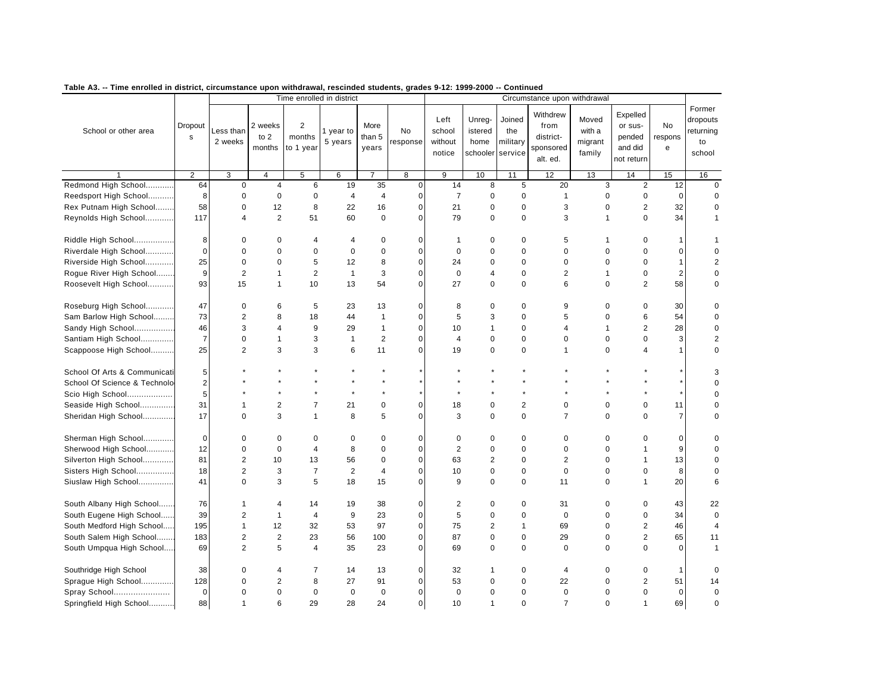**Table A3. -- Time enrolled in district, circumstance upon withdrawal, rescinded students, grades 9-12: 1999-2000 -- Continued**

| School or other area | Dropouts | Time enrolled in district | | | | | | Circumstance upon withdrawal | | | | | | | Former dropouts returning to school |
|---|---|---|---|---|---|---|---|---|---|---|---|---|---|---|---|
| | | Less than 2 weeks | 2 weeks to 2 months | 2 months to 1 year | 1 year to 5 years | More than 5 years | No response | Left school without notice | Unregistered home schooler | Joined the military service | Withdrew from district-sponsored alt. ed. | Moved with a migrant family | Expelled or suspended and did not return | No response | |
| 1 | 2 | 3 | 4 | 5 | 6 | 7 | 8 | 9 | 10 | 11 | 12 | 13 | 14 | 15 | 16 |
| Redmond High School........... | 64 | 0 | 4 | 6 | 19 | 35 | 0 | 14 | 8 | 5 | 20 | 3 | 2 | 12 | 0 |
| Reedsport High School........... | 8 | 0 | 0 | 0 | 4 | 4 | 0 | 7 | 0 | 0 | 1 | 0 | 0 | 0 | 0 |
| Rex Putnam High School........ | 58 | 0 | 12 | 8 | 22 | 16 | 0 | 21 | 0 | 0 | 3 | 0 | 2 | 32 | 0 |
| Reynolds High School........... | 117 | 4 | 2 | 51 | 60 | 0 | 0 | 79 | 0 | 0 | 3 | 1 | 0 | 34 | 1 |
| Riddle High School................. | 8 | 0 | 0 | 4 | 4 | 0 | 0 | 1 | 0 | 0 | 5 | 1 | 0 | 1 | 1 |
| Riverdale High School............ | 0 | 0 | 0 | 0 | 0 | 0 | 0 | 0 | 0 | 0 | 0 | 0 | 0 | 0 | 0 |
| Riverside High School............ | 25 | 0 | 0 | 5 | 12 | 8 | 0 | 24 | 0 | 0 | 0 | 0 | 0 | 1 | 2 |
| Rogue River High School........ | 9 | 2 | 1 | 2 | 1 | 3 | 0 | 0 | 4 | 0 | 2 | 1 | 0 | 2 | 0 |
| Roosevelt High School........... | 93 | 15 | 1 | 10 | 13 | 54 | 0 | 27 | 0 | 0 | 6 | 0 | 2 | 58 | 0 |
| Roseburg High School............ | 47 | 0 | 6 | 5 | 23 | 13 | 0 | 8 | 0 | 0 | 9 | 0 | 0 | 30 | 0 |
| Sam Barlow High School......... | 73 | 2 | 8 | 18 | 44 | 1 | 0 | 5 | 3 | 0 | 5 | 0 | 6 | 54 | 0 |
| Sandy High School................ | 46 | 3 | 4 | 9 | 29 | 1 | 0 | 10 | 1 | 0 | 4 | 1 | 2 | 28 | 0 |
| Santiam High School............. | 7 | 0 | 1 | 3 | 1 | 2 | 0 | 4 | 0 | 0 | 0 | 0 | 0 | 3 | 2 |
| Scappoose High School.......... | 25 | 2 | 3 | 3 | 6 | 11 | 0 | 19 | 0 | 0 | 1 | 0 | 4 | 1 | 0 |
| School Of Arts & Communicati | 5 | * | * | * | * | * | * | * | * | * | * | * | * | * | 3 |
| School Of Science & Technolo | 2 | * | * | * | * | * | * | * | * | * | * | * | * | * | 0 |
| Scio High School.................. | 5 | * | * | * | * | * | * | * | * | * | * | * | * | * | 0 |
| Seaside High School.............. | 31 | 1 | 2 | 7 | 21 | 0 | 0 | 18 | 0 | 2 | 0 | 0 | 0 | 11 | 0 |
| Sheridan High School............. | 17 | 0 | 3 | 1 | 8 | 5 | 0 | 3 | 0 | 0 | 7 | 0 | 0 | 7 | 0 |
| Sherman High School............. | 0 | 0 | 0 | 0 | 0 | 0 | 0 | 0 | 0 | 0 | 0 | 0 | 0 | 0 | 0 |
| Sherwood High School............ | 12 | 0 | 0 | 4 | 8 | 0 | 0 | 2 | 0 | 0 | 0 | 0 | 1 | 9 | 0 |
| Silverton High School............. | 81 | 2 | 10 | 13 | 56 | 0 | 0 | 63 | 2 | 0 | 2 | 0 | 1 | 13 | 0 |
| Sisters High School................ | 18 | 2 | 3 | 7 | 2 | 4 | 0 | 10 | 0 | 0 | 0 | 0 | 0 | 8 | 0 |
| Siuslaw High School............... | 41 | 0 | 3 | 5 | 18 | 15 | 0 | 9 | 0 | 0 | 11 | 0 | 1 | 20 | 6 |
| South Albany High School...... | 76 | 1 | 4 | 14 | 19 | 38 | 0 | 2 | 0 | 0 | 31 | 0 | 0 | 43 | 22 |
| South Eugene High School...... | 39 | 2 | 1 | 4 | 9 | 23 | 0 | 5 | 0 | 0 | 0 | 0 | 0 | 34 | 0 |
| South Medford High School..... | 195 | 1 | 12 | 32 | 53 | 97 | 0 | 75 | 2 | 1 | 69 | 0 | 2 | 46 | 4 |
| South Salem High School....... | 183 | 2 | 2 | 23 | 56 | 100 | 0 | 87 | 0 | 0 | 29 | 0 | 2 | 65 | 11 |
| South Umpqua High School.... | 69 | 2 | 5 | 4 | 35 | 23 | 0 | 69 | 0 | 0 | 0 | 0 | 0 | 0 | 1 |
| Southridge High School | 38 | 0 | 4 | 7 | 14 | 13 | 0 | 32 | 1 | 0 | 4 | 0 | 0 | 1 | 0 |
| Sprague High School............. | 128 | 0 | 2 | 8 | 27 | 91 | 0 | 53 | 0 | 0 | 22 | 0 | 2 | 51 | 14 |
| Spray School....................... | 0 | 0 | 0 | 0 | 0 | 0 | 0 | 0 | 0 | 0 | 0 | 0 | 0 | 0 | 0 |
| Springfield High School.......... | 88 | 1 | 6 | 29 | 28 | 24 | 0 | 10 | 1 | 0 | 7 | 0 | 1 | 69 | 0 |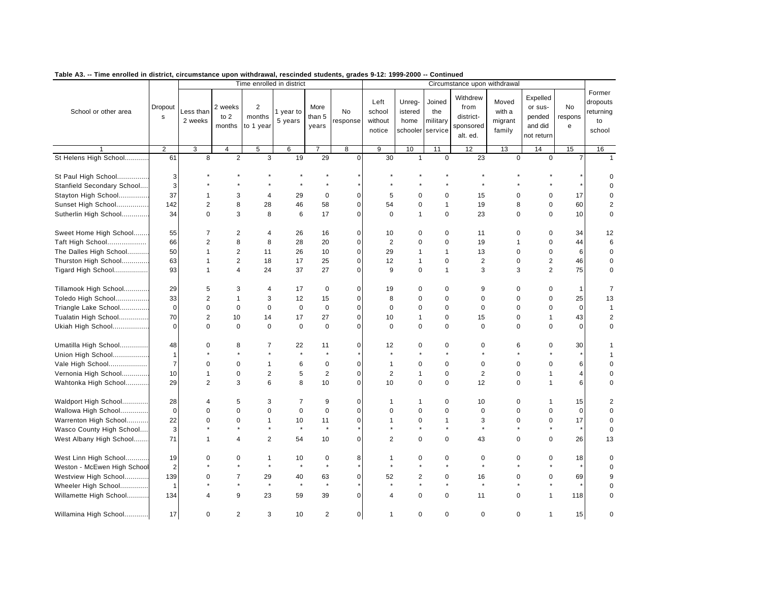**Table A3. -- Time enrolled in district, circumstance upon withdrawal, rescinded students, grades 9-12: 1999-2000 -- Continued**

| School or other area | Dropouts | Time enrolled in district | | | | | | Circumstance upon withdrawal | | | | | | | Former dropouts returning to school |
|---|---|---|---|---|---|---|---|---|---|---|---|---|---|---|---|
| | | Less than 2 weeks | 2 weeks to 2 months | 2 months to 1 year | 1 year to 5 years | More than 5 years | No response | Left school without notice | Unreg-istered home schooler | Joined the military service | Withdrew from district-sponsored alt. ed. | Moved with a migrant family | Expelled or sus-pended and did not return | No response | |
| 1 | 2 | 3 | 4 | 5 | 6 | 7 | 8 | 9 | 10 | 11 | 12 | 13 | 14 | 15 | 16 |
| St Helens High School | 61 | 8 | 2 | 3 | 19 | 29 | 0 | 30 | 1 | 0 | 23 | 0 | 0 | 7 | 1 |
| St Paul High School | 3 | * | * | * | * | * | * | * | * | * | * | * | * | * | 0 |
| Stanfield Secondary School | 3 | * | * | * | * | * | * | * | * | * | * | * | * | * | 0 |
| Stayton High School | 37 | 1 | 3 | 4 | 29 | 0 | 0 | 5 | 0 | 0 | 15 | 0 | 0 | 17 | 0 |
| Sunset High School | 142 | 2 | 8 | 28 | 46 | 58 | 0 | 54 | 0 | 1 | 19 | 8 | 0 | 60 | 2 |
| Sutherlin High School | 34 | 0 | 3 | 8 | 6 | 17 | 0 | 0 | 1 | 0 | 23 | 0 | 0 | 10 | 0 |
| Sweet Home High School | 55 | 7 | 2 | 4 | 26 | 16 | 0 | 10 | 0 | 0 | 11 | 0 | 0 | 34 | 12 |
| Taft High School | 66 | 2 | 8 | 8 | 28 | 20 | 0 | 2 | 0 | 0 | 19 | 1 | 0 | 44 | 6 |
| The Dalles High School | 50 | 1 | 2 | 11 | 26 | 10 | 0 | 29 | 1 | 1 | 13 | 0 | 0 | 6 | 0 |
| Thurston High School | 63 | 1 | 2 | 18 | 17 | 25 | 0 | 12 | 1 | 0 | 2 | 0 | 2 | 46 | 0 |
| Tigard High School | 93 | 1 | 4 | 24 | 37 | 27 | 0 | 9 | 0 | 1 | 3 | 3 | 2 | 75 | 0 |
| Tillamook High School | 29 | 5 | 3 | 4 | 17 | 0 | 0 | 19 | 0 | 0 | 9 | 0 | 0 | 1 | 7 |
| Toledo High School | 33 | 2 | 1 | 3 | 12 | 15 | 0 | 8 | 0 | 0 | 0 | 0 | 0 | 25 | 13 |
| Triangle Lake School | 0 | 0 | 0 | 0 | 0 | 0 | 0 | 0 | 0 | 0 | 0 | 0 | 0 | 0 | 1 |
| Tualatin High School | 70 | 2 | 10 | 14 | 17 | 27 | 0 | 10 | 1 | 0 | 15 | 0 | 1 | 43 | 2 |
| Ukiah High School | 0 | 0 | 0 | 0 | 0 | 0 | 0 | 0 | 0 | 0 | 0 | 0 | 0 | 0 | 0 |
| Umatilla High School | 48 | 0 | 8 | 7 | 22 | 11 | 0 | 12 | 0 | 0 | 0 | 6 | 0 | 30 | 1 |
| Union High School | 1 | * | * | * | * | * | * | * | * | * | * | * | * | * | 1 |
| Vale High School | 7 | 0 | 0 | 1 | 6 | 0 | 0 | 1 | 0 | 0 | 0 | 0 | 0 | 6 | 0 |
| Vernonia High School | 10 | 1 | 0 | 2 | 5 | 2 | 0 | 2 | 1 | 0 | 2 | 0 | 1 | 4 | 0 |
| Wahtonka High School | 29 | 2 | 3 | 6 | 8 | 10 | 0 | 10 | 0 | 0 | 12 | 0 | 1 | 6 | 0 |
| Waldport High School | 28 | 4 | 5 | 3 | 7 | 9 | 0 | 1 | 1 | 0 | 10 | 0 | 1 | 15 | 2 |
| Wallowa High School | 0 | 0 | 0 | 0 | 0 | 0 | 0 | 0 | 0 | 0 | 0 | 0 | 0 | 0 | 0 |
| Warrenton High School | 22 | 0 | 0 | 1 | 10 | 11 | 0 | 1 | 0 | 1 | 3 | 0 | 0 | 17 | 0 |
| Wasco County High School | 3 | * | * | * | * | * | * | * | * | * | * | * | * | * | 0 |
| West Albany High School | 71 | 1 | 4 | 2 | 54 | 10 | 0 | 2 | 0 | 0 | 43 | 0 | 0 | 26 | 13 |
| West Linn High School | 19 | 0 | 0 | 1 | 10 | 0 | 8 | 1 | 0 | 0 | 0 | 0 | 0 | 18 | 0 |
| Weston - McEwen High School | 2 | * | * | * | * | * | * | * | * | * | * | * | * | * | 0 |
| Westview High School | 139 | 0 | 7 | 29 | 40 | 63 | 0 | 52 | 2 | 0 | 16 | 0 | 0 | 69 | 9 |
| Wheeler High School | 1 | * | * | * | * | * | * | * | * | * | * | * | * | * | 0 |
| Willamette High School | 134 | 4 | 9 | 23 | 59 | 39 | 0 | 4 | 0 | 0 | 11 | 0 | 1 | 118 | 0 |
| Willamina High School | 17 | 0 | 2 | 3 | 10 | 2 | 0 | 1 | 0 | 0 | 0 | 0 | 1 | 15 | 0 |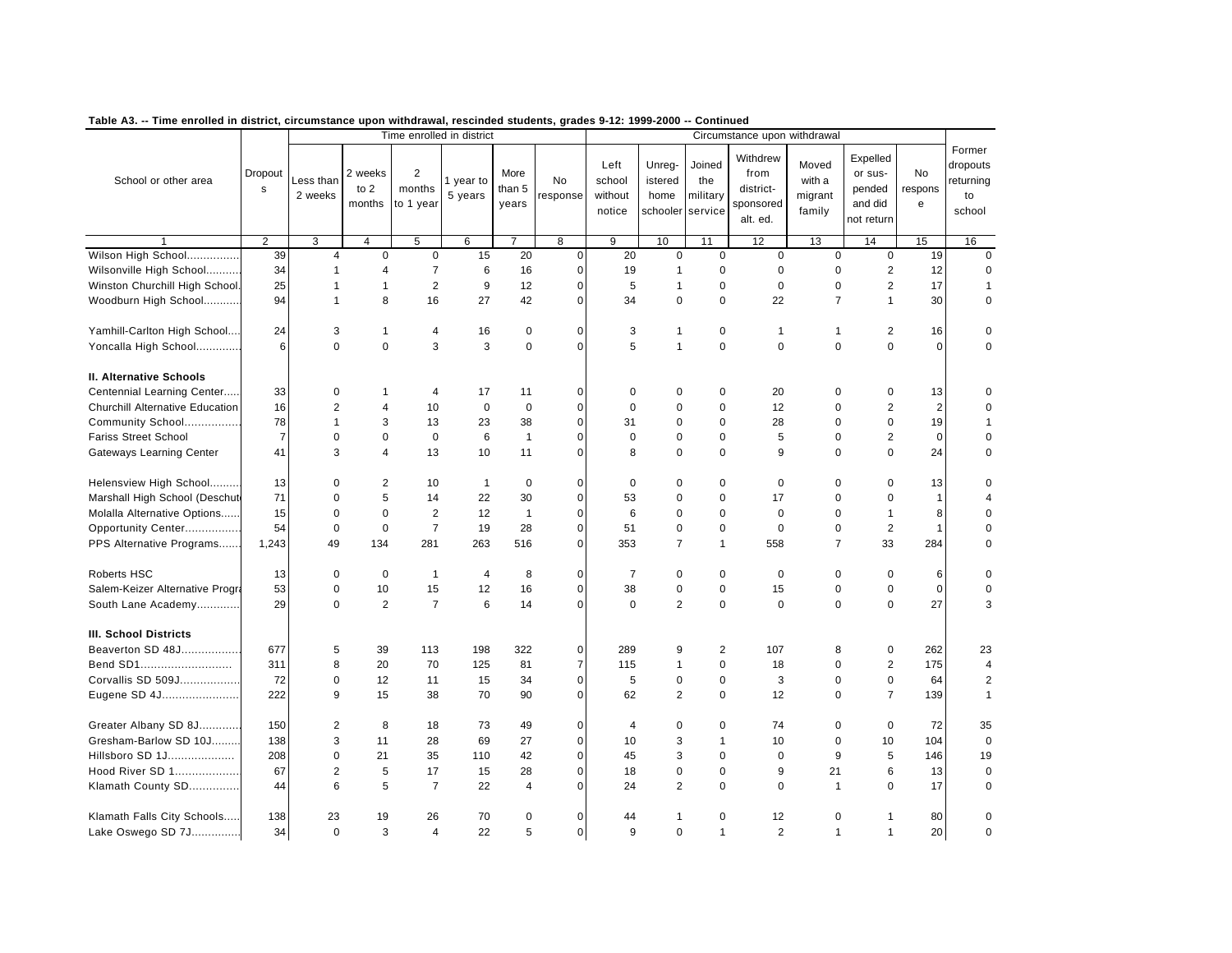**Table A3. -- Time enrolled in district, circumstance upon withdrawal, rescinded students, grades 9-12: 1999-2000 -- Continued**

| School or other area | Dropouts | Time enrolled in district | | | | | | Circumstance upon withdrawal | | | | | | | | Former dropouts returning to school |
|---|---|---|---|---|---|---|---|---|---|---|---|---|---|---|---|---|
| | | Less than 2 weeks | 2 weeks to 2 months | 2 months to 1 year | 1 year to 5 years | More than 5 years | No response | Left school without notice | Unreg-istered home schooler | Joined the military service | Withdrew from district-sponsored alt. ed. | Moved with a migrant family | Expelled or sus-pended and did not return | No response | |
| 1 | 2 | 3 | 4 | 5 | 6 | 7 | 8 | 9 | 10 | 11 | 12 | 13 | 14 | 15 | 16 |
| Wilson High School................ | 39 | 4 | 0 | 0 | 15 | 20 | 0 | 20 | 0 | 0 | 0 | 0 | 0 | 19 | 0 |
| Wilsonville High School........... | 34 | 1 | 4 | 7 | 6 | 16 | 0 | 19 | 1 | 0 | 0 | 0 | 2 | 12 | 0 |
| Winston Churchill High School. | 25 | 1 | 1 | 2 | 9 | 12 | 0 | 5 | 1 | 0 | 0 | 0 | 2 | 17 | 1 |
| Woodburn High School........... | 94 | 1 | 8 | 16 | 27 | 42 | 0 | 34 | 0 | 0 | 22 | 7 | 1 | 30 | 0 |
| Yamhill-Carlton High School.... | 24 | 3 | 1 | 4 | 16 | 0 | 0 | 3 | 1 | 0 | 1 | 1 | 2 | 16 | 0 |
| Yoncalla High School............. | 6 | 0 | 0 | 3 | 3 | 0 | 0 | 5 | 1 | 0 | 0 | 0 | 0 | 0 | 0 |
| **II. Alternative Schools** | | | | | | | | | | | | | | | |
| Centennial Learning Center..... | 33 | 0 | 1 | 4 | 17 | 11 | 0 | 0 | 0 | 0 | 20 | 0 | 0 | 13 | 0 |
| Churchill Alternative Education | 16 | 2 | 4 | 10 | 0 | 0 | 0 | 0 | 0 | 0 | 12 | 0 | 2 | 2 | 0 |
| Community School................ | 78 | 1 | 3 | 13 | 23 | 38 | 0 | 31 | 0 | 0 | 28 | 0 | 0 | 19 | 1 |
| Fariss Street School | 7 | 0 | 0 | 0 | 6 | 1 | 0 | 0 | 0 | 0 | 5 | 0 | 2 | 0 | 0 |
| Gateways Learning Center | 41 | 3 | 4 | 13 | 10 | 11 | 0 | 8 | 0 | 0 | 9 | 0 | 0 | 24 | 0 |
| Helensview High School......... | 13 | 0 | 2 | 10 | 1 | 0 | 0 | 0 | 0 | 0 | 0 | 0 | 0 | 13 | 0 |
| Marshall High School (Deschut | 71 | 0 | 5 | 14 | 22 | 30 | 0 | 53 | 0 | 0 | 17 | 0 | 0 | 1 | 4 |
| Molalla Alternative Options...... | 15 | 0 | 0 | 2 | 12 | 1 | 0 | 6 | 0 | 0 | 0 | 0 | 1 | 8 | 0 |
| Opportunity Center................ | 54 | 0 | 0 | 7 | 19 | 28 | 0 | 51 | 0 | 0 | 0 | 0 | 2 | 1 | 0 |
| PPS Alternative Programs....... | 1,243 | 49 | 134 | 281 | 263 | 516 | 0 | 353 | 7 | 1 | 558 | 7 | 33 | 284 | 0 |
| Roberts HSC | 13 | 0 | 0 | 1 | 4 | 8 | 0 | 7 | 0 | 0 | 0 | 0 | 0 | 6 | 0 |
| Salem-Keizer Alternative Progra | 53 | 0 | 10 | 15 | 12 | 16 | 0 | 38 | 0 | 0 | 15 | 0 | 0 | 0 | 0 |
| South Lane Academy............ | 29 | 0 | 2 | 7 | 6 | 14 | 0 | 0 | 2 | 0 | 0 | 0 | 0 | 27 | 3 |
| **III. School Districts** | | | | | | | | | | | | | | | |
| Beaverton SD 48J................. | 677 | 5 | 39 | 113 | 198 | 322 | 0 | 289 | 9 | 2 | 107 | 8 | 0 | 262 | 23 |
| Bend SD1.......................... | 311 | 8 | 20 | 70 | 125 | 81 | 7 | 115 | 1 | 0 | 18 | 0 | 2 | 175 | 4 |
| Corvallis SD 509J................. | 72 | 0 | 12 | 11 | 15 | 34 | 0 | 5 | 0 | 0 | 3 | 0 | 0 | 64 | 2 |
| Eugene SD 4J...................... | 222 | 9 | 15 | 38 | 70 | 90 | 0 | 62 | 2 | 0 | 12 | 0 | 7 | 139 | 1 |
| Greater Albany SD 8J............ | 150 | 2 | 8 | 18 | 73 | 49 | 0 | 4 | 0 | 0 | 74 | 0 | 0 | 72 | 35 |
| Gresham-Barlow SD 10J........ | 138 | 3 | 11 | 28 | 69 | 27 | 0 | 10 | 3 | 1 | 10 | 0 | 10 | 104 | 0 |
| Hillsboro SD 1J.................... | 208 | 0 | 21 | 35 | 110 | 42 | 0 | 45 | 3 | 0 | 0 | 9 | 5 | 146 | 19 |
| Hood River SD 1................... | 67 | 2 | 5 | 17 | 15 | 28 | 0 | 18 | 0 | 0 | 9 | 21 | 6 | 13 | 0 |
| Klamath County SD.............. | 44 | 6 | 5 | 7 | 22 | 4 | 0 | 24 | 2 | 0 | 0 | 1 | 0 | 17 | 0 |
| Klamath Falls City Schools..... | 138 | 23 | 19 | 26 | 70 | 0 | 0 | 44 | 1 | 0 | 12 | 0 | 1 | 80 | 0 |
| Lake Oswego SD 7J.............. | 34 | 0 | 3 | 4 | 22 | 5 | 0 | 9 | 0 | 1 | 2 | 1 | 1 | 20 | 0 |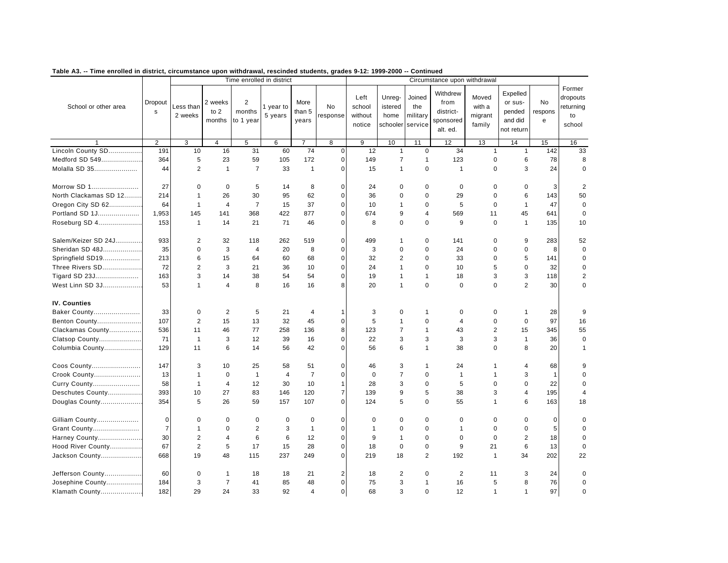**Table A3. -- Time enrolled in district, circumstance upon withdrawal, rescinded students, grades 9-12: 1999-2000 -- Continued**

| School or other area | Dropouts | Time enrolled in district | | | | | | Circumstance upon withdrawal | | | | | | | Former dropouts returning to school |
|---|---|---|---|---|---|---|---|---|---|---|---|---|---|---|---|
| | | Less than 2 weeks | 2 weeks to 2 months | 2 months to 1 year | 1 year to 5 years | More than 5 years | No response | Left school without notice | Unregistered home schooler | Joined the military service | Withdrew from district-sponsored alt. ed. | Moved with a migrant family | Expelled or suspended and did not return | No response | |
| 1 | 2 | 3 | 4 | 5 | 6 | 7 | 8 | 9 | 10 | 11 | 12 | 13 | 14 | 15 | 16 |
| Lincoln County SD | 191 | 10 | 16 | 31 | 60 | 74 | 0 | 12 | 1 | 0 | 34 | 1 | 1 | 142 | 33 |
| Medford SD 549 | 364 | 5 | 23 | 59 | 105 | 172 | 0 | 149 | 7 | 1 | 123 | 0 | 6 | 78 | 8 |
| Molalla SD 35 | 44 | 2 | 1 | 7 | 33 | 1 | 0 | 15 | 1 | 0 | 1 | 0 | 3 | 24 | 0 |
| Morrow SD 1 | 27 | 0 | 0 | 5 | 14 | 8 | 0 | 24 | 0 | 0 | 0 | 0 | 0 | 3 | 2 |
| North Clackamas SD 12 | 214 | 1 | 26 | 30 | 95 | 62 | 0 | 36 | 0 | 0 | 29 | 0 | 6 | 143 | 50 |
| Oregon City SD 62 | 64 | 1 | 4 | 7 | 15 | 37 | 0 | 10 | 1 | 0 | 5 | 0 | 1 | 47 | 0 |
| Portland SD 1J | 1,953 | 145 | 141 | 368 | 422 | 877 | 0 | 674 | 9 | 4 | 569 | 11 | 45 | 641 | 0 |
| Roseburg SD 4 | 153 | 1 | 14 | 21 | 71 | 46 | 0 | 8 | 0 | 0 | 9 | 0 | 1 | 135 | 10 |
| Salem/Keizer SD 24J | 933 | 2 | 32 | 118 | 262 | 519 | 0 | 499 | 1 | 0 | 141 | 0 | 9 | 283 | 52 |
| Sheridan SD 48J | 35 | 0 | 3 | 4 | 20 | 8 | 0 | 3 | 0 | 0 | 24 | 0 | 0 | 8 | 0 |
| Springfield SD19 | 213 | 6 | 15 | 64 | 60 | 68 | 0 | 32 | 2 | 0 | 33 | 0 | 5 | 141 | 0 |
| Three Rivers SD | 72 | 2 | 3 | 21 | 36 | 10 | 0 | 24 | 1 | 0 | 10 | 5 | 0 | 32 | 0 |
| Tigard SD 23J | 163 | 3 | 14 | 38 | 54 | 54 | 0 | 19 | 1 | 1 | 18 | 3 | 3 | 118 | 2 |
| West Linn SD 3J | 53 | 1 | 4 | 8 | 16 | 16 | 8 | 20 | 1 | 0 | 0 | 0 | 2 | 30 | 0 |
| **IV. Counties** | | | | | | | | | | | | | | | |
| Baker County | 33 | 0 | 2 | 5 | 21 | 4 | 1 | 3 | 0 | 1 | 0 | 0 | 1 | 28 | 9 |
| Benton County | 107 | 2 | 15 | 13 | 32 | 45 | 0 | 5 | 1 | 0 | 4 | 0 | 0 | 97 | 16 |
| Clackamas County | 536 | 11 | 46 | 77 | 258 | 136 | 8 | 123 | 7 | 1 | 43 | 2 | 15 | 345 | 55 |
| Clatsop County | 71 | 1 | 3 | 12 | 39 | 16 | 0 | 22 | 3 | 3 | 3 | 3 | 1 | 36 | 0 |
| Columbia County | 129 | 11 | 6 | 14 | 56 | 42 | 0 | 56 | 6 | 1 | 38 | 0 | 8 | 20 | 1 |
| Coos County | 147 | 3 | 10 | 25 | 58 | 51 | 0 | 46 | 3 | 1 | 24 | 1 | 4 | 68 | 9 |
| Crook County | 13 | 1 | 0 | 1 | 4 | 7 | 0 | 0 | 7 | 0 | 1 | 1 | 3 | 1 | 0 |
| Curry County | 58 | 1 | 4 | 12 | 30 | 10 | 1 | 28 | 3 | 0 | 5 | 0 | 0 | 22 | 0 |
| Deschutes County | 393 | 10 | 27 | 83 | 146 | 120 | 7 | 139 | 9 | 5 | 38 | 3 | 4 | 195 | 4 |
| Douglas County | 354 | 5 | 26 | 59 | 157 | 107 | 0 | 124 | 5 | 0 | 55 | 1 | 6 | 163 | 18 |
| Gilliam County | 0 | 0 | 0 | 0 | 0 | 0 | 0 | 0 | 0 | 0 | 0 | 0 | 0 | 0 | 0 |
| Grant County | 7 | 1 | 0 | 2 | 3 | 1 | 0 | 1 | 0 | 0 | 1 | 0 | 0 | 5 | 0 |
| Harney County | 30 | 2 | 4 | 6 | 6 | 12 | 0 | 9 | 1 | 0 | 0 | 0 | 2 | 18 | 0 |
| Hood River County | 67 | 2 | 5 | 17 | 15 | 28 | 0 | 18 | 0 | 0 | 9 | 21 | 6 | 13 | 0 |
| Jackson County | 668 | 19 | 48 | 115 | 237 | 249 | 0 | 219 | 18 | 2 | 192 | 1 | 34 | 202 | 22 |
| Jefferson County | 60 | 0 | 1 | 18 | 18 | 21 | 2 | 18 | 2 | 0 | 2 | 11 | 3 | 24 | 0 |
| Josephine County | 184 | 3 | 7 | 41 | 85 | 48 | 0 | 75 | 3 | 1 | 16 | 5 | 8 | 76 | 0 |
| Klamath County | 182 | 29 | 24 | 33 | 92 | 4 | 0 | 68 | 3 | 0 | 12 | 1 | 1 | 97 | 0 |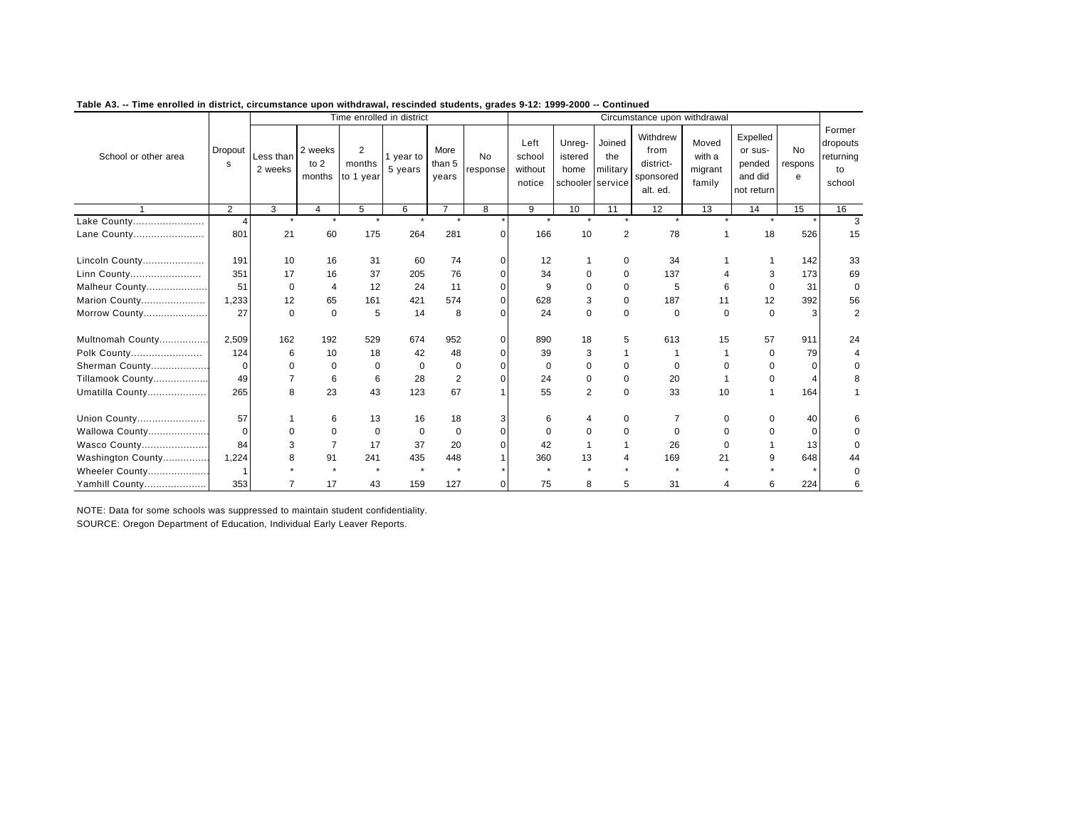**Table A3. -- Time enrolled in district, circumstance upon withdrawal, rescinded students, grades 9-12: 1999-2000 -- Continued**

| School or other area | Dropouts | Time enrolled in district | | | | | | Circumstance upon withdrawal | | | | | | | Former dropouts returning to school |
|---|---|---|---|---|---|---|---|---|---|---|---|---|---|---|---|
| | | Less than 2 weeks | 2 weeks to 2 months | 2 months to 1 year | 1 year to 5 years | More than 5 years | No response | Left school without notice | Unreg-istered home schooler | Joined the military service | Withdrew from district-sponsored alt. ed. | Moved with a migrant family | Expelled or sus-pended and did not return | No response | |
| 1 | 2 | 3 | 4 | 5 | 6 | 7 | 8 | 9 | 10 | 11 | 12 | 13 | 14 | 15 | 16 |
| Lake County | 4 | * | * | * | * | * | * | * | * | * | * | * | * | * | 3 |
| Lane County | 801 | 21 | 60 | 175 | 264 | 281 | 0 | 166 | 10 | 2 | 78 | 1 | 18 | 526 | 15 |
| Lincoln County | 191 | 10 | 16 | 31 | 60 | 74 | 0 | 12 | 1 | 0 | 34 | 1 | 1 | 142 | 33 |
| Linn County | 351 | 17 | 16 | 37 | 205 | 76 | 0 | 34 | 0 | 0 | 137 | 4 | 3 | 173 | 69 |
| Malheur County | 51 | 0 | 4 | 12 | 24 | 11 | 0 | 9 | 0 | 0 | 5 | 6 | 0 | 31 | 0 |
| Marion County | 1,233 | 12 | 65 | 161 | 421 | 574 | 0 | 628 | 3 | 0 | 187 | 11 | 12 | 392 | 56 |
| Morrow County | 27 | 0 | 0 | 5 | 14 | 8 | 0 | 24 | 0 | 0 | 0 | 0 | 0 | 3 | 2 |
| Multnomah County | 2,509 | 162 | 192 | 529 | 674 | 952 | 0 | 890 | 18 | 5 | 613 | 15 | 57 | 911 | 24 |
| Polk County | 124 | 6 | 10 | 18 | 42 | 48 | 0 | 39 | 3 | 1 | 1 | 1 | 0 | 79 | 4 |
| Sherman County | 0 | 0 | 0 | 0 | 0 | 0 | 0 | 0 | 0 | 0 | 0 | 0 | 0 | 0 | 0 |
| Tillamook County | 49 | 7 | 6 | 6 | 28 | 2 | 0 | 24 | 0 | 0 | 20 | 1 | 0 | 4 | 8 |
| Umatilla County | 265 | 8 | 23 | 43 | 123 | 67 | 1 | 55 | 2 | 0 | 33 | 10 | 1 | 164 | 1 |
| Union County | 57 | 1 | 6 | 13 | 16 | 18 | 3 | 6 | 4 | 0 | 7 | 0 | 0 | 40 | 6 |
| Wallowa County | 0 | 0 | 0 | 0 | 0 | 0 | 0 | 0 | 0 | 0 | 0 | 0 | 0 | 0 | 0 |
| Wasco County | 84 | 3 | 7 | 17 | 37 | 20 | 0 | 42 | 1 | 1 | 26 | 0 | 1 | 13 | 0 |
| Washington County | 1,224 | 8 | 91 | 241 | 435 | 448 | 1 | 360 | 13 | 4 | 169 | 21 | 9 | 648 | 44 |
| Wheeler County | 1 | * | * | * | * | * | * | * | * | * | * | * | * | * | 0 |
| Yamhill County | 353 | 7 | 17 | 43 | 159 | 127 | 0 | 75 | 8 | 5 | 31 | 4 | 6 | 224 | 6 |

NOTE: Data for some schools was suppressed to maintain student confidentiality.

SOURCE: Oregon Department of Education, Individual Early Leaver Reports.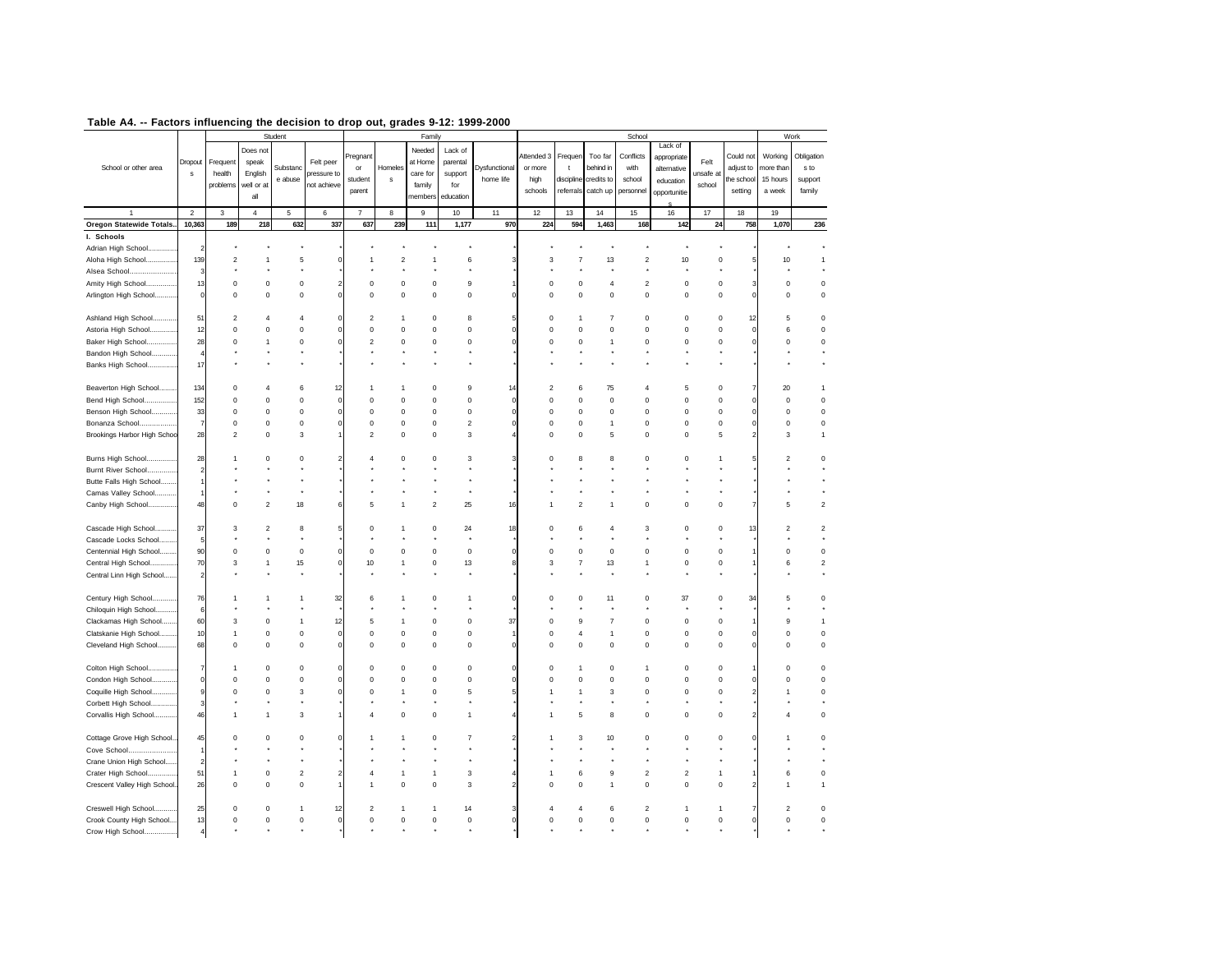**Table A4. -- Factors influencing the decision to drop out, grades 9-12: 1999-2000**

| School or other area | Dropouts | Student | | | | Family | | | | | School | | | | | | | Work | |
|---|---|---|---|---|---|---|---|---|---|---|---|---|---|---|---|---|---|---|---|
| | | Frequent health problems | Does not speak English well or at all | Substance abuse | Felt peer pressure to not achieve | Pregnant or student parent | Homeless | Needed at Home care for family members | Lack of parental support for education | Dysfunctional home life | Attended 3 or more high schools | Frequent discipline referrals | Too far behind in credits to catch up | Conflicts with school personnel | Lack of appropriate alternative education opportunities | Felt unsafe at school | Could not adjust to the school setting | Working more than 15 hours a week | Obligations to support family |
| 1 | 2 | 3 | 4 | 5 | 6 | 7 | 8 | 9 | 10 | 11 | 12 | 13 | 14 | 15 | 16 | 17 | 18 | 19 | |
| **Oregon Statewide Totals..** | **10,363** | **189** | **218** | **632** | **337** | **637** | **239** | **111** | **1,177** | **970** | **224** | **594** | **1,463** | **168** | **142** | **24** | **758** | **1,070** | **236** |
| **I. Schools** | | | | | | | | | | | | | | | | | | | |
| Adrian High School.............. | 2 | * | * | * | * | * | * | * | * | * | * | * | * | * | * | * | * | * | * |
| Aloha High School................ | 139 | 2 | 1 | 5 | 0 | 1 | 2 | 1 | 6 | 3 | 3 | 7 | 13 | 2 | 10 | 0 | 5 | 10 | 1 |
| Alsea School....................... | 3 | * | * | * | * | * | * | * | * | * | * | * | * | * | * | * | * | * | * |
| Amity High School............... | 13 | 0 | 0 | 0 | 2 | 0 | 0 | 0 | 9 | 1 | 0 | 0 | 4 | 2 | 0 | 0 | 3 | 0 | 0 |
| Arlington High School........... | 0 | 0 | 0 | 0 | 0 | 0 | 0 | 0 | 0 | 0 | 0 | 0 | 0 | 0 | 0 | 0 | 0 | 0 | 0 |
| Ashland High School............ | 51 | 2 | 4 | 4 | 0 | 2 | 1 | 0 | 8 | 5 | 0 | 1 | 7 | 0 | 0 | 0 | 12 | 5 | 0 |
| Astoria High School............. | 12 | 0 | 0 | 0 | 0 | 0 | 0 | 0 | 0 | 0 | 0 | 0 | 0 | 0 | 0 | 0 | 0 | 6 | 0 |
| Baker High School............... | 28 | 0 | 1 | 0 | 0 | 2 | 0 | 0 | 0 | 0 | 0 | 0 | 1 | 0 | 0 | 0 | 0 | 0 | 0 |
| Bandon High School............ | 4 | * | * | * | * | * | * | * | * | * | * | * | * | * | * | * | * | * | * |
| Banks High School............... | 17 | * | * | * | * | * | * | * | * | * | * | * | * | * | * | * | * | * | * |
| Beaverton High School......... | 134 | 0 | 4 | 6 | 12 | 1 | 1 | 0 | 9 | 14 | 2 | 6 | 75 | 4 | 5 | 0 | 7 | 20 | 1 |
| Bend High School................ | 152 | 0 | 0 | 0 | 0 | 0 | 0 | 0 | 0 | 0 | 0 | 0 | 0 | 0 | 0 | 0 | 0 | 0 | 0 |
| Benson High School............ | 33 | 0 | 0 | 0 | 0 | 0 | 0 | 0 | 0 | 0 | 0 | 0 | 0 | 0 | 0 | 0 | 0 | 0 | 0 |
| Bonanza School.................. | 7 | 0 | 0 | 0 | 0 | 0 | 0 | 0 | 2 | 0 | 0 | 0 | 1 | 0 | 0 | 0 | 0 | 0 | 0 |
| Brookings Harbor High Schoo | 28 | 2 | 0 | 3 | 1 | 2 | 0 | 0 | 3 | 4 | 0 | 0 | 5 | 0 | 0 | 5 | 2 | 3 | 1 |
| Burns High School............... | 28 | 1 | 0 | 0 | 2 | 4 | 0 | 0 | 3 | 3 | 0 | 8 | 8 | 0 | 0 | 1 | 5 | 2 | 0 |
| Burnt River School.............. | 2 | * | * | * | * | * | * | * | * | * | * | * | * | * | * | * | * | * | * |
| Butte Falls High School........ | 1 | * | * | * | * | * | * | * | * | * | * | * | * | * | * | * | * | * | * |
| Camas Valley School.......... | 1 | * | * | * | * | * | * | * | * | * | * | * | * | * | * | * | * | * | * |
| Canby High School.............. | 48 | 0 | 2 | 18 | 6 | 5 | 1 | 2 | 25 | 16 | 1 | 2 | 1 | 0 | 0 | 0 | 7 | 5 | 2 |
| Cascade High School.......... | 37 | 3 | 2 | 8 | 5 | 0 | 1 | 0 | 24 | 18 | 0 | 6 | 4 | 3 | 0 | 0 | 13 | 2 | 2 |
| Cascade Locks School........ | 5 | * | * | * | * | * | * | * | * | * | * | * | * | * | * | * | * | * | * |
| Centennial High School........ | 90 | 0 | 0 | 0 | 0 | 0 | 0 | 0 | 0 | 0 | 0 | 0 | 0 | 0 | 0 | 0 | 1 | 0 | 0 |
| Central High School............. | 70 | 3 | 1 | 15 | 0 | 10 | 1 | 0 | 13 | 8 | 3 | 7 | 13 | 1 | 0 | 0 | 1 | 6 | 2 |
| Central Linn High School...... | 2 | * | * | * | * | * | * | * | * | * | * | * | * | * | * | * | * | * | * |
| Century High School............ | 76 | 1 | 1 | 1 | 32 | 6 | 1 | 0 | 1 | 0 | 0 | 0 | 11 | 0 | 37 | 0 | 34 | 5 | 0 |
| Chiloquin High School.......... | 6 | * | * | * | * | * | * | * | * | * | * | * | * | * | * | * | * | * | * |
| Clackamas High School....... | 60 | 3 | 0 | 1 | 12 | 5 | 1 | 0 | 0 | 37 | 0 | 9 | 7 | 0 | 0 | 0 | 1 | 9 | 1 |
| Clatskanie High School........ | 10 | 1 | 0 | 0 | 0 | 0 | 0 | 0 | 0 | 1 | 0 | 4 | 1 | 0 | 0 | 0 | 0 | 0 | 0 |
| Cleveland High School......... | 68 | 0 | 0 | 0 | 0 | 0 | 0 | 0 | 0 | 0 | 0 | 0 | 0 | 0 | 0 | 0 | 0 | 0 | 0 |
| Colton High School.............. | 7 | 1 | 0 | 0 | 0 | 0 | 0 | 0 | 0 | 0 | 0 | 1 | 0 | 1 | 0 | 0 | 1 | 0 | 0 |
| Condon High School............ | 0 | 0 | 0 | 0 | 0 | 0 | 0 | 0 | 0 | 0 | 0 | 0 | 0 | 0 | 0 | 0 | 0 | 0 | 0 |
| Coquille High School............ | 9 | 0 | 0 | 3 | 0 | 0 | 1 | 0 | 5 | 5 | 1 | 1 | 3 | 0 | 0 | 0 | 2 | 1 | 0 |
| Corbett High School............. | 3 | * | * | * | * | * | * | * | * | * | * | * | * | * | * | * | * | * | * |
| Corvallis High School........... | 46 | 1 | 1 | 3 | 1 | 4 | 0 | 0 | 1 | 4 | 1 | 5 | 8 | 0 | 0 | 0 | 2 | 4 | 0 |
| Cottage Grove High School... | 45 | 0 | 0 | 0 | 0 | 1 | 1 | 0 | 7 | 2 | 1 | 3 | 10 | 0 | 0 | 0 | 0 | 1 | 0 |
| Cove School....................... | 1 | * | * | * | * | * | * | * | * | * | * | * | * | * | * | * | * | * | * |
| Crane Union High School...... | 2 | * | * | * | * | * | * | * | * | * | * | * | * | * | * | * | * | * | * |
| Crater High School.............. | 51 | 1 | 0 | 2 | 2 | 4 | 1 | 1 | 3 | 4 | 1 | 6 | 9 | 2 | 2 | 1 | 1 | 6 | 0 |
| Crescent Valley High School.. | 26 | 0 | 0 | 0 | 1 | 1 | 0 | 0 | 3 | 2 | 0 | 0 | 1 | 0 | 0 | 0 | 2 | 1 | 1 |
| Creswell High School........... | 25 | 0 | 0 | 1 | 12 | 2 | 1 | 1 | 14 | 3 | 4 | 4 | 6 | 2 | 1 | 1 | 7 | 2 | 0 |
| Crook County High School.... | 13 | 0 | 0 | 0 | 0 | 0 | 0 | 0 | 0 | 0 | 0 | 0 | 0 | 0 | 0 | 0 | 0 | 0 | 0 |
| Crow High School................ | 4 | * | * | * | * | * | * | * | * | * | * | * | * | * | * | * | * | * | * |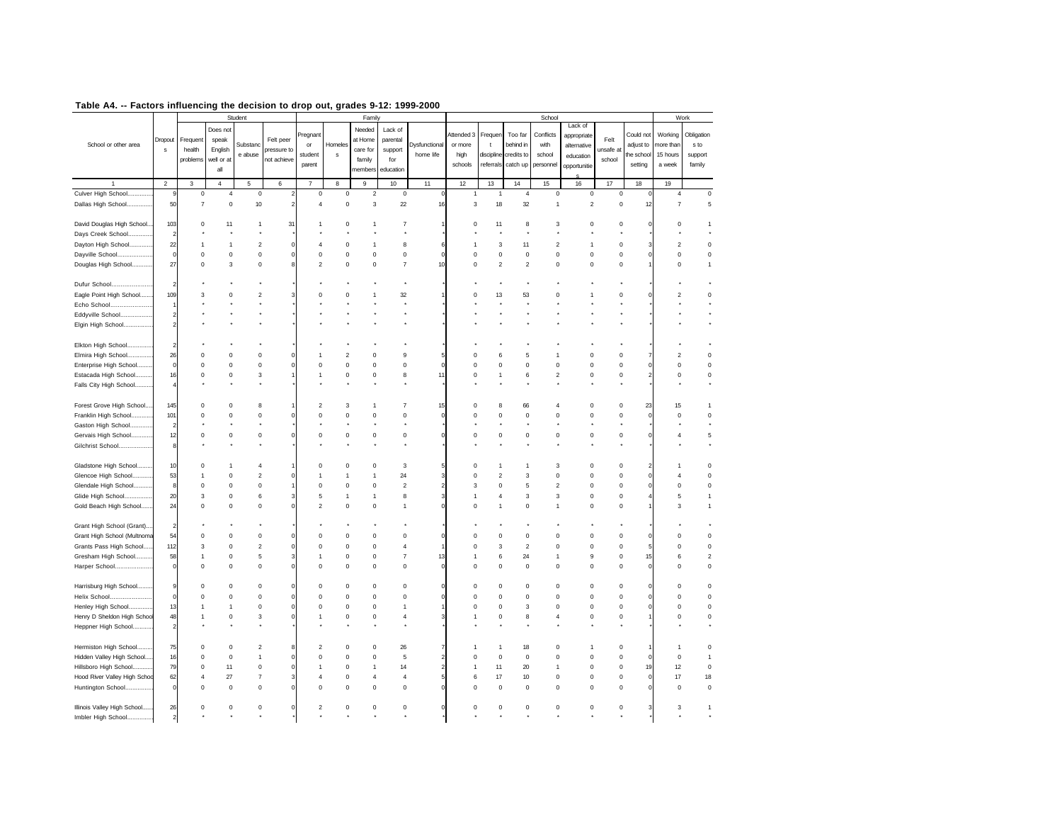## Table A4. -- Factors influencing the decision to drop out, grades 9-12: 1999-2000

| School or other area | Dropouts | Student | | | | Family | | | | | School | | | | | | | Work | |
|---|---|---|---|---|---|---|---|---|---|---|---|---|---|---|---|---|---|---|---|
| | | Frequent health problems | Does not speak English well or at all | Substance abuse | Felt peer pressure to not achieve | Pregnant or student parent | Homeless | Needed at Home care for family members | Lack of parental support for education | Dysfunctional home life | Attended 3 or more high schools | Frequent discipline referrals | Too far behind in credits to catch up | Conflicts with school personnel | Lack of appropriate alternative education opportunities | Felt unsafe at school | Could not adjust to the school setting | Working more than 15 hours a week | Obligations to support family |
| 1 | 2 | 3 | 4 | 5 | 6 | 7 | 8 | 9 | 10 | 11 | 12 | 13 | 14 | 15 | 16 | 17 | 18 | 19 | |
| Culver High School.............. | 9 | 0 | 4 | 0 | 2 | 0 | 0 | 2 | 0 | 0 | 1 | 1 | 4 | 0 | 0 | 0 | 0 | 4 | 0 |
| Dallas High School.............. | 50 | 7 | 0 | 10 | 2 | 4 | 0 | 3 | 22 | 16 | 3 | 18 | 32 | 1 | 2 | 0 | 12 | 7 | 5 |
| David Douglas High School... | 103 | 0 | 11 | 1 | 31 | 1 | 0 | 1 | 7 | 1 | 0 | 11 | 8 | 3 | 0 | 0 | 0 | 0 | 1 |
| Days Creek School.............. | 2 | * | * | * | * | * | * | * | * | * | * | * | * | * | * | * | * | * | * |
| Dayton High School.............. | 22 | 1 | 1 | 2 | 0 | 4 | 0 | 1 | 8 | 6 | 1 | 3 | 11 | 2 | 1 | 0 | 3 | 2 | 0 |
| Dayville School.................... | 0 | 0 | 0 | 0 | 0 | 0 | 0 | 0 | 0 | 0 | 0 | 0 | 0 | 0 | 0 | 0 | 0 | 0 | 0 |
| Douglas High School............ | 27 | 0 | 3 | 0 | 8 | 2 | 0 | 0 | 7 | 10 | 0 | 2 | 2 | 0 | 0 | 0 | 1 | 0 | 1 |
| Dufur School....................... | 2 | * | * | * | * | * | * | * | * | * | * | * | * | * | * | * | * | * | * |
| Eagle Point High School....... | 109 | 3 | 0 | 2 | 3 | 0 | 0 | 1 | 32 | 1 | 0 | 13 | 53 | 0 | 1 | 0 | 0 | 2 | 0 |
| Echo School........................ | 1 | * | * | * | * | * | * | * | * | * | * | * | * | * | * | * | * | * | * |
| Eddyville School.................. | 2 | * | * | * | * | * | * | * | * | * | * | * | * | * | * | * | * | * | * |
| Elgin High School................. | 2 | * | * | * | * | * | * | * | * | * | * | * | * | * | * | * | * | * | * |
| Elkton High School.............. | 2 | * | * | * | * | * | * | * | * | * | * | * | * | * | * | * | * | * | * |
| Elmira High School.............. | 26 | 0 | 0 | 0 | 0 | 1 | 2 | 0 | 9 | 5 | 0 | 6 | 5 | 1 | 0 | 0 | 7 | 2 | 0 |
| Enterprise High School......... | 0 | 0 | 0 | 0 | 0 | 0 | 0 | 0 | 0 | 0 | 0 | 0 | 0 | 0 | 0 | 0 | 0 | 0 | 0 |
| Estacada High School.......... | 16 | 0 | 0 | 3 | 1 | 1 | 0 | 0 | 8 | 11 | 0 | 1 | 6 | 2 | 0 | 0 | 2 | 0 | 0 |
| Falls City High School.......... | 4 | * | * | * | * | * | * | * | * | * | * | * | * | * | * | * | * | * | * |
| Forest Grove High School..... | 145 | 0 | 0 | 8 | 1 | 2 | 3 | 1 | 7 | 15 | 0 | 8 | 66 | 4 | 0 | 0 | 23 | 15 | 1 |
| Franklin High School............ | 101 | 0 | 0 | 0 | 0 | 0 | 0 | 0 | 0 | 0 | 0 | 0 | 0 | 0 | 0 | 0 | 0 | 0 | 0 |
| Gaston High School.............. | 2 | * | * | * | * | * | * | * | * | * | * | * | * | * | * | * | * | * | * |
| Gervais High School............ | 12 | 0 | 0 | 0 | 0 | 0 | 0 | 0 | 0 | 0 | 0 | 0 | 0 | 0 | 0 | 0 | 0 | 4 | 5 |
| Gilchrist School................... | 8 | * | * | * | * | * | * | * | * | * | * | * | * | * | * | * | * | * | * |
| Gladstone High School......... | 10 | 0 | 1 | 4 | 1 | 0 | 0 | 0 | 3 | 5 | 0 | 1 | 1 | 3 | 0 | 0 | 2 | 1 | 0 |
| Glencoe High School........... | 53 | 1 | 0 | 2 | 0 | 1 | 1 | 1 | 24 | 3 | 0 | 2 | 3 | 0 | 0 | 0 | 0 | 4 | 0 |
| Glendale High School........... | 8 | 0 | 0 | 0 | 1 | 0 | 0 | 0 | 2 | 2 | 3 | 0 | 5 | 2 | 0 | 0 | 0 | 0 | 0 |
| Glide High School................ | 20 | 3 | 0 | 6 | 3 | 5 | 1 | 1 | 8 | 3 | 1 | 4 | 3 | 3 | 0 | 0 | 4 | 5 | 1 |
| Gold Beach High School....... | 24 | 0 | 0 | 0 | 0 | 2 | 0 | 0 | 1 | 0 | 0 | 1 | 0 | 1 | 0 | 0 | 1 | 3 | 1 |
| Grant High School (Grant).... | 2 | * | * | * | * | * | * | * | * | * | * | * | * | * | * | * | * | * | * |
| Grant High School (Multnoma | 54 | 0 | 0 | 0 | 0 | 0 | 0 | 0 | 0 | 0 | 0 | 0 | 0 | 0 | 0 | 0 | 0 | 0 | 0 |
| Grants Pass High School...... | 112 | 3 | 0 | 2 | 0 | 0 | 0 | 0 | 4 | 1 | 0 | 3 | 2 | 0 | 0 | 0 | 5 | 0 | 0 |
| Gresham High School.......... | 58 | 1 | 0 | 5 | 3 | 1 | 0 | 0 | 7 | 13 | 1 | 6 | 24 | 1 | 9 | 0 | 15 | 6 | 2 |
| Harper School..................... | 0 | 0 | 0 | 0 | 0 | 0 | 0 | 0 | 0 | 0 | 0 | 0 | 0 | 0 | 0 | 0 | 0 | 0 | 0 |
| Harrisburg High School......... | 9 | 0 | 0 | 0 | 0 | 0 | 0 | 0 | 0 | 0 | 0 | 0 | 0 | 0 | 0 | 0 | 0 | 0 | 0 |
| Helix School........................ | 0 | 0 | 0 | 0 | 0 | 0 | 0 | 0 | 0 | 0 | 0 | 0 | 0 | 0 | 0 | 0 | 0 | 0 | 0 |
| Henley High School.............. | 13 | 1 | 1 | 0 | 0 | 0 | 0 | 0 | 1 | 1 | 0 | 0 | 3 | 0 | 0 | 0 | 0 | 0 | 0 |
| Henry D Sheldon High School | 48 | 1 | 0 | 3 | 0 | 1 | 0 | 0 | 4 | 3 | 1 | 0 | 8 | 4 | 0 | 0 | 1 | 0 | 0 |
| Heppner High School........... | 2 | * | * | * | * | * | * | * | * | * | * | * | * | * | * | * | * | * | * |
| Hermiston High School......... | 75 | 0 | 0 | 2 | 8 | 2 | 0 | 0 | 26 | 7 | 1 | 1 | 18 | 0 | 1 | 0 | 1 | 1 | 0 |
| Hidden Valley High School..... | 16 | 0 | 0 | 1 | 0 | 0 | 0 | 0 | 5 | 2 | 0 | 0 | 0 | 0 | 0 | 0 | 0 | 0 | 1 |
| Hillsboro High School........... | 79 | 0 | 11 | 0 | 0 | 1 | 0 | 1 | 14 | 2 | 1 | 11 | 20 | 1 | 0 | 0 | 19 | 12 | 0 |
| Hood River Valley High School | 62 | 4 | 27 | 7 | 3 | 4 | 0 | 4 | 4 | 5 | 6 | 17 | 10 | 0 | 0 | 0 | 0 | 17 | 18 |
| Huntington School................ | 0 | 0 | 0 | 0 | 0 | 0 | 0 | 0 | 0 | 0 | 0 | 0 | 0 | 0 | 0 | 0 | 0 | 0 | 0 |
| Illinois Valley High School...... | 26 | 0 | 0 | 0 | 0 | 2 | 0 | 0 | 0 | 0 | 0 | 0 | 0 | 0 | 0 | 0 | 3 | 3 | 1 |
| Imbler High School.............. | 2 | * | * | * | * | * | * | * | * | * | * | * | * | * | * | * | * | * | * |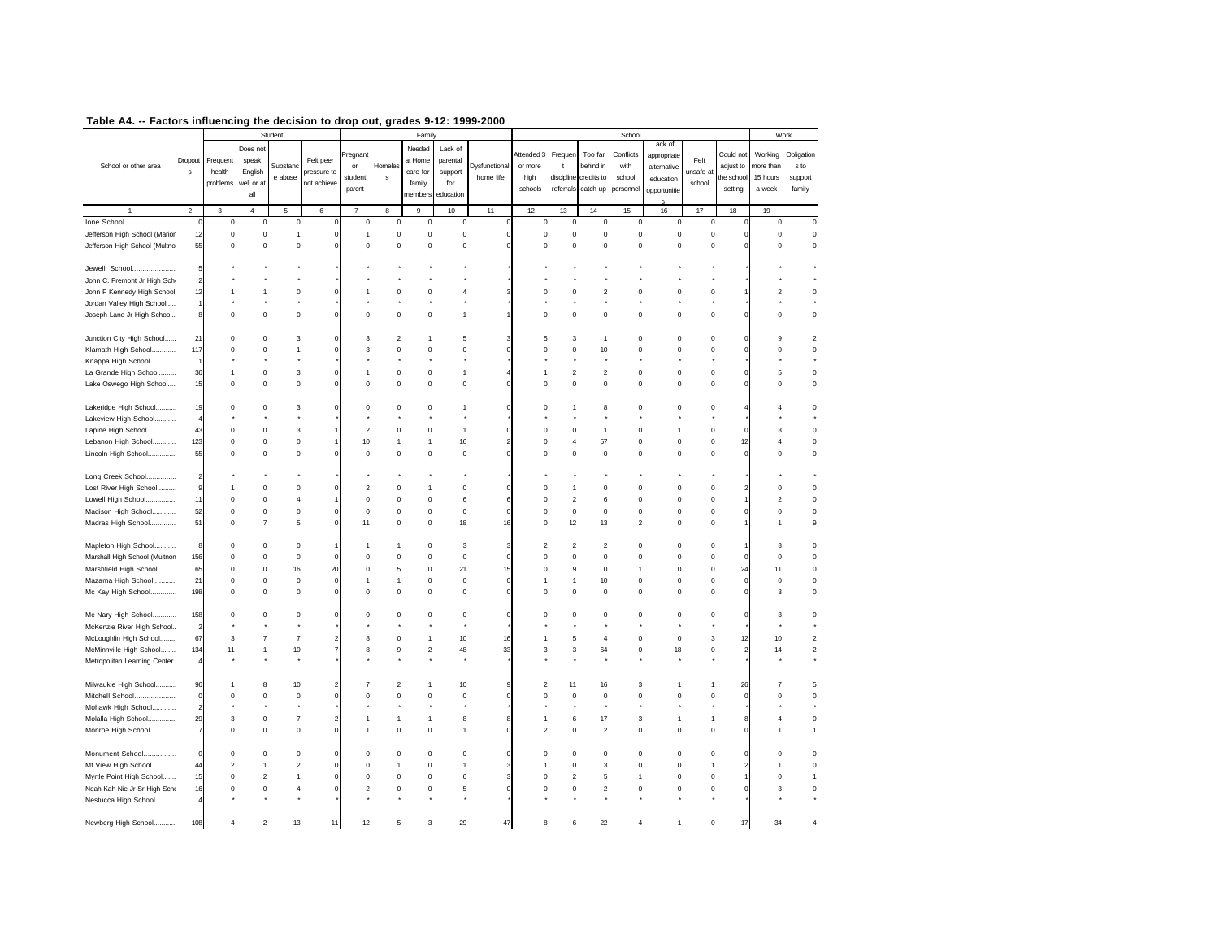**Table A4. -- Factors influencing the decision to drop out, grades 9-12: 1999-2000**

| School or other area | Dropouts | Student | | | | Family | | | | | School | | | | | | | Work | |
|---|---|---|---|---|---|---|---|---|---|---|---|---|---|---|---|---|---|---|---|
| | | Frequent health problems | Does not speak English well or at all | Substance abuse | Felt peer pressure to not achieve | Pregnant or student parent | Homeless | Needed at Home care for family members | Lack of parental support for education | Dysfunctional home life | Attended 3 or more high schools | Frequent discipline referrals | Too far behind in credits to catch up | Conflicts with school personnel | Lack of appropriate alternative education opportunities | Felt unsafe at school | Could not adjust to the school setting | Working more than 15 hours a week | Obligations to support family |
| 1 | 2 | 3 | 4 | 5 | 6 | 7 | 8 | 9 | 10 | 11 | 12 | 13 | 14 | 15 | 16 | 17 | 18 | 19 | |
| Ione School........................ | 0 | 0 | 0 | 0 | 0 | 0 | 0 | 0 | 0 | 0 | 0 | 0 | 0 | 0 | 0 | 0 | 0 | 0 | 0 |
| Jefferson High School (Marion | 12 | 0 | 0 | 1 | 0 | 1 | 0 | 0 | 0 | 0 | 0 | 0 | 0 | 0 | 0 | 0 | 0 | 0 | 0 |
| Jefferson High School (Multno | 55 | 0 | 0 | 0 | 0 | 0 | 0 | 0 | 0 | 0 | 0 | 0 | 0 | 0 | 0 | 0 | 0 | 0 | 0 |
| Jewell School..................... | 5 | * | * | * | * | * | * | * | * | * | * | * | * | * | * | * | * | * | * |
| John C. Fremont Jr High Sch | 2 | * | * | * | * | * | * | * | * | * | * | * | * | * | * | * | * | * | * |
| John F Kennedy High School | 12 | 1 | 1 | 0 | 0 | 1 | 0 | 0 | 4 | 3 | 0 | 0 | 2 | 0 | 0 | 0 | 1 | 2 | 0 |
| Jordan Valley High School.... | 1 | * | * | * | * | * | * | * | * | * | * | * | * | * | * | * | * | * | * |
| Joseph Lane Jr High School.. | 8 | 0 | 0 | 0 | 0 | 0 | 0 | 0 | 1 | 1 | 0 | 0 | 0 | 0 | 0 | 0 | 0 | 0 | 0 |
| Junction City High School..... | 21 | 0 | 0 | 3 | 0 | 3 | 2 | 1 | 5 | 3 | 5 | 3 | 1 | 0 | 0 | 0 | 0 | 9 | 2 |
| Klamath High School........... | 117 | 0 | 0 | 1 | 0 | 3 | 0 | 0 | 0 | 0 | 0 | 0 | 10 | 0 | 0 | 0 | 0 | 0 | 0 |
| Knappa High School............ | 1 | * | * | * | * | * | * | * | * | * | * | * | * | * | * | * | * | * | * |
| La Grande High School........ | 36 | 1 | 0 | 3 | 0 | 1 | 0 | 0 | 1 | 4 | 1 | 2 | 2 | 0 | 0 | 0 | 0 | 5 | 0 |
| Lake Oswego High School.... | 15 | 0 | 0 | 0 | 0 | 0 | 0 | 0 | 0 | 0 | 0 | 0 | 0 | 0 | 0 | 0 | 0 | 0 | 0 |
| Lakeridge High School......... | 19 | 0 | 0 | 3 | 0 | 0 | 0 | 0 | 1 | 0 | 0 | 1 | 8 | 0 | 0 | 0 | 4 | 4 | 0 |
| Lakeview High School.......... | 4 | * | * | * | * | * | * | * | * | * | * | * | * | * | * | * | * | * | * |
| Lapine High School.............. | 43 | 0 | 0 | 3 | 1 | 2 | 0 | 0 | 1 | 0 | 0 | 0 | 1 | 0 | 1 | 0 | 0 | 3 | 0 |
| Lebanon High School........... | 123 | 0 | 0 | 0 | 1 | 10 | 1 | 1 | 16 | 2 | 0 | 4 | 57 | 0 | 0 | 0 | 12 | 4 | 0 |
| Lincoln High School............. | 55 | 0 | 0 | 0 | 0 | 0 | 0 | 0 | 0 | 0 | 0 | 0 | 0 | 0 | 0 | 0 | 0 | 0 | 0 |
| Long Creek School.............. | 2 | * | * | * | * | * | * | * | * | * | * | * | * | * | * | * | * | * | * |
| Lost River High School......... | 9 | 1 | 0 | 0 | 0 | 2 | 0 | 1 | 0 | 0 | 0 | 1 | 0 | 0 | 0 | 0 | 2 | 0 | 0 |
| Lowell High School.............. | 11 | 0 | 0 | 4 | 1 | 0 | 0 | 0 | 6 | 6 | 0 | 2 | 6 | 0 | 0 | 0 | 1 | 2 | 0 |
| Madison High School........... | 52 | 0 | 0 | 0 | 0 | 0 | 0 | 0 | 0 | 0 | 0 | 0 | 0 | 0 | 0 | 0 | 0 | 0 | 0 |
| Madras High School............ | 51 | 0 | 7 | 5 | 0 | 11 | 0 | 0 | 18 | 16 | 0 | 12 | 13 | 2 | 0 | 0 | 1 | 1 | 9 |
| Mapleton High School.......... | 8 | 0 | 0 | 0 | 1 | 1 | 1 | 0 | 3 | 3 | 2 | 2 | 2 | 0 | 0 | 0 | 1 | 3 | 0 |
| Marshall High School (Multnon | 156 | 0 | 0 | 0 | 0 | 0 | 0 | 0 | 0 | 0 | 0 | 0 | 0 | 0 | 0 | 0 | 0 | 0 | 0 |
| Marshfield High School......... | 65 | 0 | 0 | 16 | 20 | 0 | 5 | 0 | 21 | 15 | 0 | 9 | 0 | 1 | 0 | 0 | 24 | 11 | 0 |
| Mazama High School........... | 21 | 0 | 0 | 0 | 0 | 1 | 1 | 0 | 0 | 0 | 1 | 1 | 10 | 0 | 0 | 0 | 0 | 0 | 0 |
| Mc Kay High School............ | 198 | 0 | 0 | 0 | 0 | 0 | 0 | 0 | 0 | 0 | 0 | 0 | 0 | 0 | 0 | 0 | 0 | 3 | 0 |
| Mc Nary High School........... | 158 | 0 | 0 | 0 | 0 | 0 | 0 | 0 | 0 | 0 | 0 | 0 | 0 | 0 | 0 | 0 | 0 | 3 | 0 |
| McKenzie River High School.. | 2 | * | * | * | * | * | * | * | * | * | * | * | * | * | * | * | * | * | * |
| McLoughlin High School....... | 67 | 3 | 7 | 7 | 2 | 8 | 0 | 1 | 10 | 16 | 1 | 5 | 4 | 0 | 0 | 3 | 12 | 10 | 2 |
| McMinnville High School....... | 134 | 11 | 1 | 10 | 7 | 8 | 9 | 2 | 48 | 33 | 3 | 3 | 64 | 0 | 18 | 0 | 2 | 14 | 2 |
| Metropolitan Learning Center. | 4 | * | * | * | * | * | * | * | * | * | * | * | * | * | * | * | * | * | * |
| Milwaukie High School.......... | 96 | 1 | 8 | 10 | 2 | 7 | 2 | 1 | 10 | 9 | 2 | 11 | 16 | 3 | 1 | 1 | 26 | 7 | 5 |
| Mitchell School.................... | 0 | 0 | 0 | 0 | 0 | 0 | 0 | 0 | 0 | 0 | 0 | 0 | 0 | 0 | 0 | 0 | 0 | 0 | 0 |
| Mohawk High School............ | 2 | * | * | * | * | * | * | * | * | * | * | * | * | * | * | * | * | * | * |
| Molalla High School............. | 29 | 3 | 0 | 7 | 2 | 1 | 1 | 1 | 8 | 8 | 1 | 6 | 17 | 3 | 1 | 1 | 8 | 4 | 0 |
| Monroe High School............ | 7 | 0 | 0 | 0 | 0 | 1 | 0 | 0 | 1 | 0 | 2 | 0 | 2 | 0 | 0 | 0 | 0 | 1 | 1 |
| Monument School............... | 0 | 0 | 0 | 0 | 0 | 0 | 0 | 0 | 0 | 0 | 0 | 0 | 0 | 0 | 0 | 0 | 0 | 0 | 0 |
| Mt View High School........... | 44 | 2 | 1 | 2 | 0 | 0 | 1 | 0 | 1 | 3 | 1 | 0 | 3 | 0 | 0 | 1 | 2 | 1 | 0 |
| Myrtle Point High School...... | 15 | 0 | 2 | 1 | 0 | 0 | 0 | 0 | 6 | 3 | 0 | 2 | 5 | 1 | 0 | 0 | 1 | 0 | 1 |
| Neah-Kah-Nie Jr-Sr High Sch | 16 | 0 | 0 | 4 | 0 | 2 | 0 | 0 | 5 | 0 | 0 | 0 | 2 | 0 | 0 | 0 | 0 | 3 | 0 |
| Nestucca High School.......... | 4 | * | * | * | * | * | * | * | * | * | * | * | * | * | * | * | * | * | * |
| Newberg High School........... | 108 | 4 | 2 | 13 | 11 | 12 | 5 | 3 | 29 | 47 | 8 | 6 | 22 | 4 | 1 | 0 | 17 | 34 | 4 |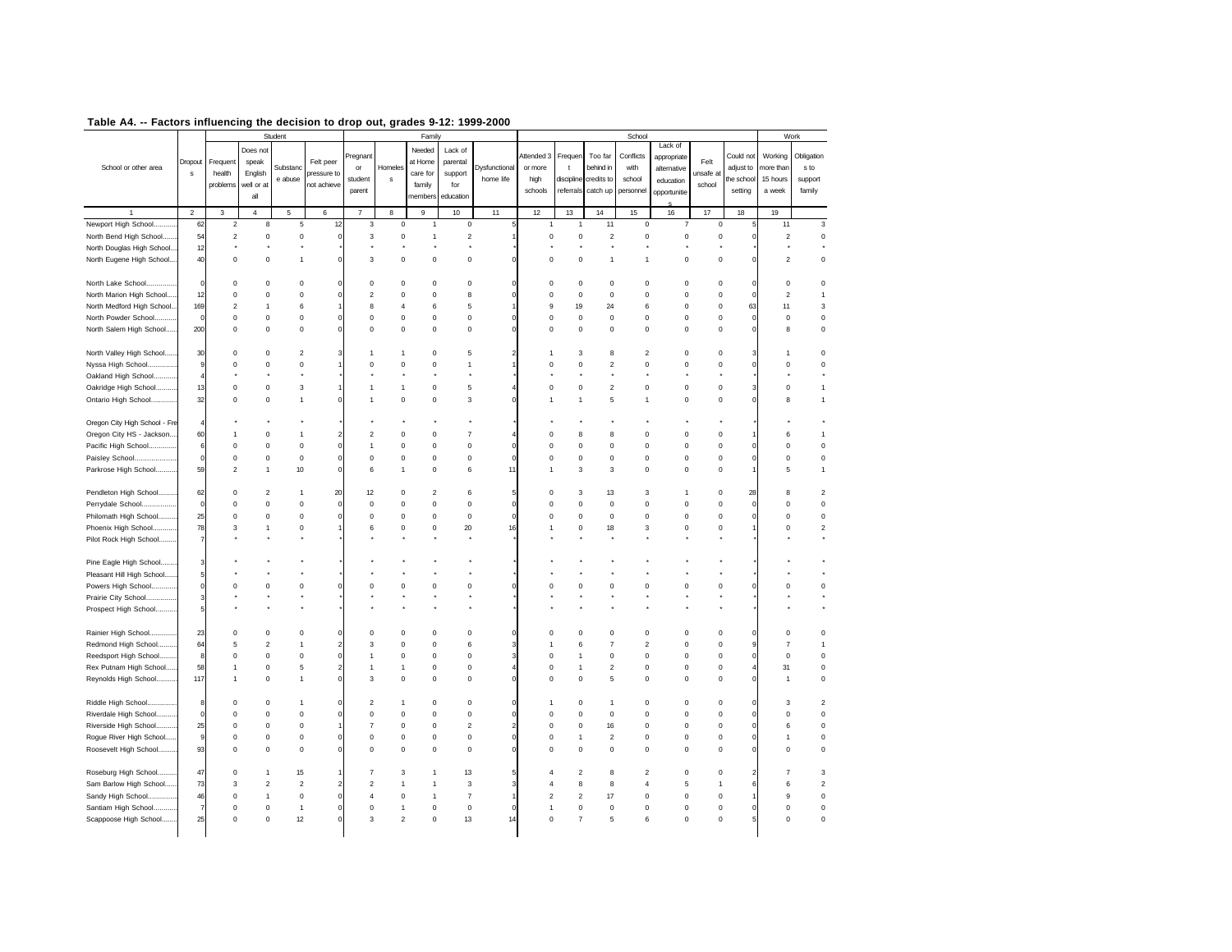## Table A4. -- Factors influencing the decision to drop out, grades 9-12: 1999-2000

| School or other area | Dropouts | Student | | | | Family | | | | | School | | | | | | | Work | |
|---|---|---|---|---|---|---|---|---|---|---|---|---|---|---|---|---|---|---|---|
| | | Frequent health problems | Does not speak English well or at all | Substance abuse | Felt peer pressure to not achieve | Pregnant or student parent | Homeless | Needed at Home care for family members | Lack of parental support for education | Dysfunctional home life | Attended 3 or more high schools | Frequent discipline referrals | Too far behind in credits to catch up | Conflicts with school personnel | Lack of appropriate alternative education opportunities | Felt unsafe at school | Could not adjust to the school setting | Working more than 15 hours a week | Obligations to support family |
| 1 | 2 | 3 | 4 | 5 | 6 | 7 | 8 | 9 | 10 | 11 | 12 | 13 | 14 | 15 | 16 | 17 | 18 | 19 | |
| Newport High School............ | 62 | 2 | 8 | 5 | 12 | 3 | 0 | 1 | 0 | 5 | 1 | 1 | 11 | 0 | 7 | 0 | 5 | 11 | 3 |
| North Bend High School........ | 54 | 2 | 0 | 0 | 0 | 3 | 0 | 1 | 2 | 1 | 0 | 0 | 2 | 0 | 0 | 0 | 0 | 2 | 0 |
| North Douglas High School.... | 12 | * | * | * | * | * | * | * | * | * | * | * | * | * | * | * | * | * | * |
| North Eugene High School.... | 40 | 0 | 0 | 1 | 0 | 3 | 0 | 0 | 0 | 0 | 0 | 0 | 1 | 1 | 0 | 0 | 0 | 2 | 0 |
| North Lake School............... | 0 | 0 | 0 | 0 | 0 | 0 | 0 | 0 | 0 | 0 | 0 | 0 | 0 | 0 | 0 | 0 | 0 | 0 | 0 |
| North Marion High School...... | 12 | 0 | 0 | 0 | 0 | 2 | 0 | 0 | 8 | 0 | 0 | 0 | 0 | 0 | 0 | 0 | 0 | 2 | 1 |
| North Medford High School.... | 169 | 2 | 1 | 6 | 1 | 8 | 4 | 6 | 5 | 1 | 9 | 19 | 24 | 6 | 0 | 0 | 63 | 11 | 3 |
| North Powder School........... | 0 | 0 | 0 | 0 | 0 | 0 | 0 | 0 | 0 | 0 | 0 | 0 | 0 | 0 | 0 | 0 | 0 | 0 | 0 |
| North Salem High School...... | 200 | 0 | 0 | 0 | 0 | 0 | 0 | 0 | 0 | 0 | 0 | 0 | 0 | 0 | 0 | 0 | 0 | 8 | 0 |
| North Valley High School...... | 30 | 0 | 0 | 2 | 3 | 1 | 1 | 0 | 5 | 2 | 1 | 3 | 8 | 2 | 0 | 0 | 3 | 1 | 0 |
| Nyssa High School.............. | 9 | 0 | 0 | 0 | 1 | 0 | 0 | 0 | 1 | 1 | 0 | 0 | 2 | 0 | 0 | 0 | 0 | 0 | 0 |
| Oakland High School............ | 4 | * | * | * | * | * | * | * | * | * | * | * | * | * | * | * | * | * | * |
| Oakridge High School.......... | 13 | 0 | 0 | 3 | 1 | 1 | 1 | 0 | 5 | 4 | 0 | 0 | 2 | 0 | 0 | 0 | 3 | 0 | 1 |
| Ontario High School............ | 32 | 0 | 0 | 1 | 0 | 1 | 0 | 0 | 3 | 0 | 1 | 1 | 5 | 1 | 0 | 0 | 0 | 8 | 1 |
| Oregon City High School - Fre | 4 | * | * | * | * | * | * | * | * | * | * | * | * | * | * | * | * | * | * |
| Oregon City HS - Jackson.... | 60 | 1 | 0 | 1 | 2 | 2 | 0 | 0 | 7 | 4 | 0 | 8 | 8 | 0 | 0 | 0 | 1 | 6 | 1 |
| Pacific High School............. | 6 | 0 | 0 | 0 | 0 | 1 | 0 | 0 | 0 | 0 | 0 | 0 | 0 | 0 | 0 | 0 | 0 | 0 | 0 |
| Paisley School..................... | 0 | 0 | 0 | 0 | 0 | 0 | 0 | 0 | 0 | 0 | 0 | 0 | 0 | 0 | 0 | 0 | 0 | 0 | 0 |
| Parkrose High School.......... | 59 | 2 | 1 | 10 | 0 | 6 | 1 | 0 | 6 | 11 | 1 | 3 | 3 | 0 | 0 | 0 | 1 | 5 | 1 |
| Pendleton High School......... | 62 | 0 | 2 | 1 | 20 | 12 | 0 | 2 | 6 | 5 | 0 | 3 | 13 | 3 | 1 | 0 | 28 | 8 | 2 |
| Perrydale School................. | 0 | 0 | 0 | 0 | 0 | 0 | 0 | 0 | 0 | 0 | 0 | 0 | 0 | 0 | 0 | 0 | 0 | 0 | 0 |
| Philomath High School......... | 25 | 0 | 0 | 0 | 0 | 0 | 0 | 0 | 0 | 0 | 0 | 0 | 0 | 0 | 0 | 0 | 0 | 0 | 0 |
| Phoenix High School........... | 78 | 3 | 1 | 0 | 1 | 6 | 0 | 0 | 20 | 16 | 1 | 0 | 18 | 3 | 0 | 0 | 1 | 0 | 2 |
| Pilot Rock High School......... | 7 | * | * | * | * | * | * | * | * | * | * | * | * | * | * | * | * | * | * |
| Pine Eagle High School........ | 3 | * | * | * | * | * | * | * | * | * | * | * | * | * | * | * | * | * | * |
| Pleasant Hill High School...... | 5 | * | * | * | * | * | * | * | * | * | * | * | * | * | * | * | * | * | * |
| Powers High School............ | 0 | 0 | 0 | 0 | 0 | 0 | 0 | 0 | 0 | 0 | 0 | 0 | 0 | 0 | 0 | 0 | 0 | 0 | 0 |
| Prairie City School.............. | 3 | * | * | * | * | * | * | * | * | * | * | * | * | * | * | * | * | * | * |
| Prospect High School.......... | 5 | * | * | * | * | * | * | * | * | * | * | * | * | * | * | * | * | * | * |
| Rainier High School............. | 23 | 0 | 0 | 0 | 0 | 0 | 0 | 0 | 0 | 0 | 0 | 0 | 0 | 0 | 0 | 0 | 0 | 0 | 0 |
| Redmond High School.......... | 64 | 5 | 2 | 1 | 2 | 3 | 0 | 0 | 6 | 3 | 1 | 6 | 7 | 2 | 0 | 0 | 9 | 7 | 1 |
| Reedsport High School......... | 8 | 0 | 0 | 0 | 0 | 1 | 0 | 0 | 0 | 3 | 0 | 1 | 0 | 0 | 0 | 0 | 0 | 0 | 0 |
| Rex Putnam High School...... | 58 | 1 | 0 | 5 | 2 | 1 | 1 | 0 | 0 | 4 | 0 | 1 | 2 | 0 | 0 | 0 | 4 | 31 | 0 |
| Reynolds High School.......... | 117 | 1 | 0 | 1 | 0 | 3 | 0 | 0 | 0 | 0 | 0 | 0 | 5 | 0 | 0 | 0 | 0 | 1 | 0 |
| Riddle High School.............. | 8 | 0 | 0 | 1 | 0 | 2 | 1 | 0 | 0 | 0 | 1 | 0 | 1 | 0 | 0 | 0 | 0 | 3 | 2 |
| Riverdale High School.......... | 0 | 0 | 0 | 0 | 0 | 0 | 0 | 0 | 0 | 0 | 0 | 0 | 0 | 0 | 0 | 0 | 0 | 0 | 0 |
| Riverside High School.......... | 25 | 0 | 0 | 0 | 1 | 7 | 0 | 0 | 2 | 2 | 0 | 0 | 16 | 0 | 0 | 0 | 0 | 6 | 0 |
| Rogue River High School...... | 9 | 0 | 0 | 0 | 0 | 0 | 0 | 0 | 0 | 0 | 0 | 1 | 2 | 0 | 0 | 0 | 0 | 1 | 0 |
| Roosevelt High School......... | 93 | 0 | 0 | 0 | 0 | 0 | 0 | 0 | 0 | 0 | 0 | 0 | 0 | 0 | 0 | 0 | 0 | 0 | 0 |
| Roseburg High School.......... | 47 | 0 | 1 | 15 | 1 | 7 | 3 | 1 | 13 | 5 | 4 | 2 | 8 | 2 | 0 | 0 | 2 | 7 | 3 |
| Sam Barlow High School...... | 73 | 3 | 2 | 2 | 2 | 2 | 1 | 1 | 3 | 3 | 4 | 8 | 8 | 4 | 5 | 1 | 6 | 6 | 2 |
| Sandy High School.............. | 46 | 0 | 1 | 0 | 0 | 4 | 0 | 1 | 7 | 1 | 2 | 2 | 17 | 0 | 0 | 0 | 1 | 9 | 0 |
| Santiam High School............ | 7 | 0 | 0 | 1 | 0 | 0 | 1 | 0 | 0 | 0 | 1 | 0 | 0 | 0 | 0 | 0 | 0 | 0 | 0 |
| Scappoose High School........ | 25 | 0 | 0 | 12 | 0 | 3 | 2 | 0 | 13 | 14 | 0 | 7 | 5 | 6 | 0 | 0 | 5 | 0 | 0 |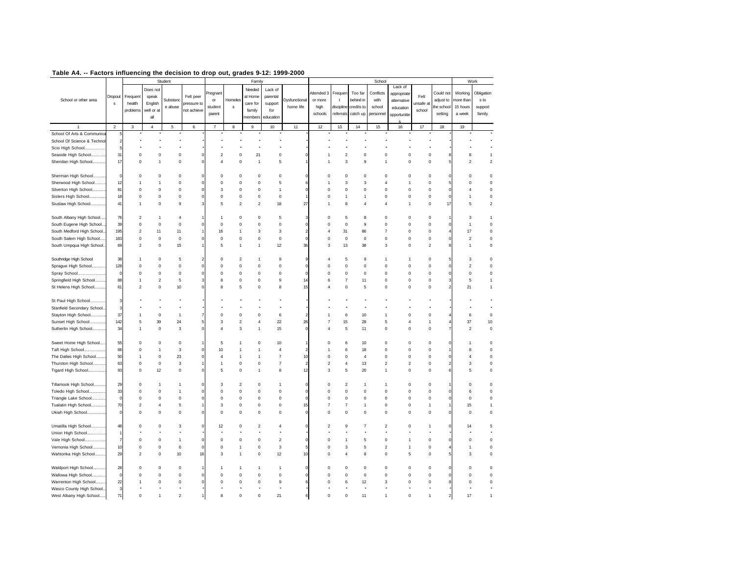## Table A4. -- Factors influencing the decision to drop out, grades 9-12: 1999-2000

| School or other area | Dropouts | Student | | | | Family | | | | | School | | | | | | | Work | |
|---|---|---|---|---|---|---|---|---|---|---|---|---|---|---|---|---|---|---|---|
| | | Frequent health problems | Does not speak English well or at all | Substance abuse | Felt peer pressure to not achieve | Pregnant or student parent | Homeless | Needed at Home care for family members | Lack of parental support for education | Dysfunctional home life | Attended 3 or more high schools | Frequent discipline referrals | Too far behind in credits to catch up | Conflicts with school personnel | Lack of appropriate alternative education opportunities | Felt unsafe at school | Could not adjust to the school setting | Working more than 15 hours a week | Obligations to support family |
| 1 | 2 | 3 | 4 | 5 | 6 | 7 | 8 | 9 | 10 | 11 | 12 | 13 | 14 | 15 | 16 | 17 | 18 | 19 | |
| School Of Arts & Communica | 5 | * | * | * | * | * | * | * | * | * | * | * | * | * | * | * | * | * | * |
| School Of Science & Technol | 2 | * | * | * | * | * | * | * | * | * | * | * | * | * | * | * | * | * | * |
| Scio High School.................. | 5 | * | * | * | * | * | * | * | * | * | * | * | * | * | * | * | * | * | * |
| Seaside High School............ | 31 | 0 | 0 | 0 | 0 | 2 | 0 | 21 | 0 | 0 | 1 | 2 | 0 | 0 | 0 | 0 | 8 | 8 | 1 |
| Sheridan High School........... | 17 | 0 | 1 | 0 | 0 | 4 | 0 | 1 | 5 | 1 | 1 | 3 | 9 | 1 | 0 | 0 | 5 | 2 | 2 |
| Sherman High School........... | 0 | 0 | 0 | 0 | 0 | 0 | 0 | 0 | 0 | 0 | 0 | 0 | 0 | 0 | 0 | 0 | 0 | 0 | 0 |
| Sherwood High School.......... | 12 | 1 | 1 | 0 | 0 | 0 | 0 | 0 | 5 | 6 | 1 | 3 | 3 | 4 | 1 | 0 | 5 | 0 | 0 |
| Silverton High School........... | 81 | 0 | 0 | 0 | 0 | 3 | 0 | 0 | 1 | 0 | 0 | 0 | 0 | 0 | 0 | 0 | 0 | 4 | 0 |
| Sisters High School.............. | 18 | 0 | 0 | 0 | 0 | 0 | 0 | 0 | 0 | 1 | 0 | 1 | 1 | 0 | 0 | 0 | 0 | 1 | 0 |
| Siuslaw High School............ | 41 | 1 | 0 | 9 | 3 | 5 | 2 | 2 | 18 | 27 | 1 | 8 | 4 | 4 | 1 | 0 | 17 | 5 | 2 |
| South Albany High School..... | 76 | 2 | 1 | 4 | 1 | 1 | 0 | 0 | 5 | 3 | 0 | 5 | 8 | 0 | 0 | 0 | 1 | 3 | 1 |
| South Eugene High School.... | 39 | 0 | 0 | 0 | 0 | 0 | 0 | 0 | 0 | 0 | 0 | 0 | 9 | 0 | 0 | 0 | 0 | 1 | 0 |
| South Medford High School... | 195 | 2 | 11 | 11 | 1 | 16 | 1 | 3 | 3 | 2 | 4 | 31 | 86 | 7 | 0 | 0 | 4 | 17 | 0 |
| South Salem High School..... | 183 | 0 | 0 | 0 | 0 | 0 | 0 | 0 | 0 | 0 | 0 | 0 | 0 | 0 | 0 | 0 | 0 | 2 | 0 |
| South Umpqua High School.. | 69 | 2 | 0 | 15 | 1 | 5 | 1 | 1 | 12 | 36 | 3 | 13 | 38 | 3 | 0 | 2 | 8 | 1 | 0 |
| Southridge High School | 38 | 1 | 0 | 5 | 2 | 0 | 2 | 1 | 9 | 9 | 4 | 5 | 9 | 1 | 1 | 0 | 5 | 3 | 0 |
| Sprague High School............ | 128 | 0 | 0 | 0 | 0 | 0 | 0 | 0 | 0 | 0 | 0 | 0 | 0 | 0 | 0 | 0 | 0 | 2 | 0 |
| Spray School........................ | 0 | 0 | 0 | 0 | 0 | 0 | 0 | 0 | 0 | 0 | 0 | 0 | 0 | 0 | 0 | 0 | 0 | 0 | 0 |
| Springfield High School......... | 88 | 1 | 2 | 5 | 3 | 8 | 0 | 0 | 9 | 14 | 6 | 7 | 11 | 0 | 0 | 0 | 3 | 5 | 1 |
| St Helens High School.......... | 61 | 2 | 0 | 10 | 0 | 8 | 5 | 0 | 8 | 15 | 4 | 0 | 5 | 0 | 0 | 0 | 2 | 21 | 1 |
| St Paul High School............. | 3 | * | * | * | * | * | * | * | * | * | * | * | * | * | * | * | * | * | * |
| Stanfield Secondary School... | 3 | * | * | * | * | * | * | * | * | * | * | * | * | * | * | * | * | * | * |
| Stayton High School............. | 37 | 1 | 0 | 1 | 7 | 0 | 0 | 0 | 6 | 2 | 1 | 6 | 10 | 1 | 0 | 0 | 4 | 6 | 0 |
| Sunset High School.............. | 142 | 5 | 39 | 24 | 5 | 3 | 2 | 4 | 22 | 26 | 7 | 15 | 28 | 5 | 4 | 1 | 4 | 37 | 10 |
| Sutherlin High School........... | 34 | 1 | 0 | 3 | 0 | 4 | 3 | 1 | 15 | 0 | 4 | 5 | 11 | 0 | 0 | 0 | 7 | 2 | 0 |
| Sweet Home High School..... | 55 | 0 | 0 | 0 | 1 | 5 | 1 | 0 | 10 | 1 | 0 | 6 | 10 | 0 | 0 | 0 | 0 | 1 | 0 |
| Taft High School.................. | 66 | 0 | 1 | 3 | 0 | 10 | 1 | 1 | 4 | 2 | 1 | 6 | 18 | 0 | 0 | 0 | 1 | 8 | 0 |
| The Dalles High School........ | 50 | 1 | 0 | 23 | 0 | 4 | 1 | 1 | 7 | 10 | 0 | 0 | 4 | 0 | 0 | 0 | 0 | 4 | 0 |
| Thurston High School........... | 63 | 0 | 0 | 3 | 1 | 1 | 0 | 0 | 7 | 2 | 2 | 4 | 13 | 2 | 2 | 0 | 2 | 3 | 0 |
| Tigard High School............... | 93 | 0 | 12 | 0 | 0 | 5 | 0 | 1 | 8 | 12 | 3 | 5 | 20 | 1 | 0 | 0 | 6 | 5 | 0 |
| Tillamook High School.......... | 29 | 0 | 1 | 1 | 0 | 3 | 2 | 0 | 1 | 0 | 0 | 2 | 1 | 1 | 0 | 0 | 1 | 0 | 0 |
| Toledo High School.............. | 33 | 0 | 0 | 1 | 0 | 0 | 0 | 0 | 0 | 0 | 0 | 0 | 0 | 0 | 0 | 0 | 0 | 6 | 0 |
| Triangle Lake School............ | 0 | 0 | 0 | 0 | 0 | 0 | 0 | 0 | 0 | 0 | 0 | 0 | 0 | 0 | 0 | 0 | 0 | 0 | 0 |
| Tualatin High School............ | 70 | 2 | 4 | 5 | 1 | 3 | 0 | 0 | 0 | 15 | 7 | 7 | 1 | 0 | 0 | 1 | 1 | 15 | 1 |
| Ukiah High School................ | 0 | 0 | 0 | 0 | 0 | 0 | 0 | 0 | 0 | 0 | 0 | 0 | 0 | 0 | 0 | 0 | 0 | 0 | 0 |
| Umatilla High School............ | 48 | 0 | 0 | 3 | 0 | 12 | 0 | 2 | 4 | 0 | 2 | 9 | 7 | 2 | 0 | 1 | 0 | 14 | 5 |
| Union High School................ | 1 | * | * | * | * | * | * | * | * | * | * | * | * | * | * | * | * | * | * |
| Vale High School.................. | 7 | 0 | 0 | 1 | 0 | 0 | 0 | 0 | 2 | 0 | 0 | 1 | 5 | 0 | 1 | 0 | 0 | 0 | 0 |
| Vernonia High School........... | 10 | 0 | 0 | 6 | 0 | 0 | 1 | 0 | 3 | 5 | 0 | 3 | 5 | 2 | 1 | 0 | 4 | 1 | 0 |
| Wahtonka High School.......... | 29 | 2 | 0 | 10 | 16 | 3 | 1 | 0 | 12 | 10 | 0 | 4 | 8 | 0 | 5 | 0 | 5 | 3 | 0 |
| Waldport High School........... | 28 | 0 | 0 | 0 | 1 | 1 | 1 | 1 | 1 | 0 | 0 | 0 | 0 | 0 | 0 | 0 | 0 | 0 | 0 |
| Wallowa High School............ | 0 | 0 | 0 | 0 | 0 | 0 | 0 | 0 | 0 | 0 | 0 | 0 | 0 | 0 | 0 | 0 | 0 | 0 | 0 |
| Warrenton High School......... | 22 | 1 | 0 | 0 | 0 | 0 | 0 | 0 | 9 | 6 | 0 | 6 | 12 | 3 | 0 | 0 | 8 | 0 | 0 |
| Wasco County High School.. | 3 | * | * | * | * | * | * | * | * | * | * | * | * | * | * | * | * | * | * |
| West Albany High School..... | 71 | 0 | 1 | 2 | 1 | 8 | 0 | 0 | 21 | 6 | 0 | 0 | 11 | 1 | 0 | 1 | 2 | 17 | 1 |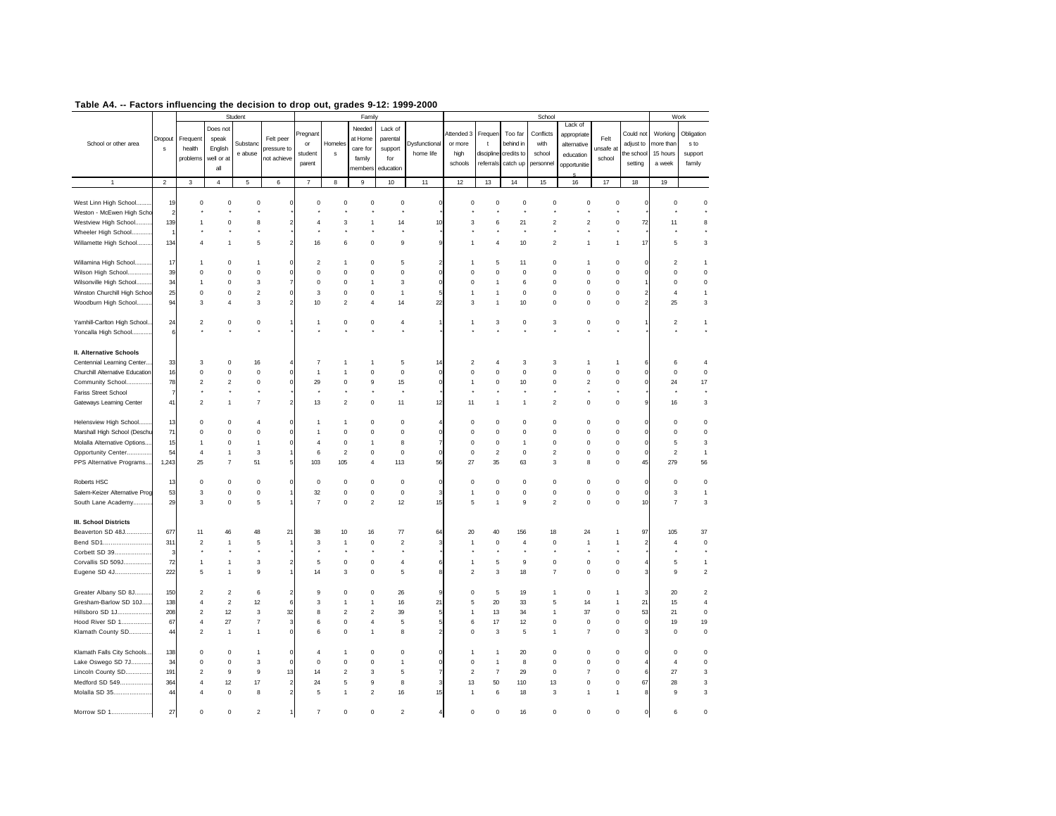## Table A4. -- Factors influencing the decision to drop out, grades 9-12: 1999-2000

| School or other area | Dropouts | Student | | | | Family | | | | | School | | | | | | | Work | |
|---|---|---|---|---|---|---|---|---|---|---|---|---|---|---|---|---|---|---|---|
| | | Frequent health problems | Does not speak English well or at all | Substance abuse | Felt peer pressure to not achieve | Pregnant or student parent | Homeless | Needed at Home care for family members | Lack of parental support for education | Dysfunctional home life | Attended 3 or more high schools | Frequent discipline referrals | Too far behind in credits to catch up | Conflicts with school personnel | Lack of appropriate alternative education opportunities | Felt unsafe at school | Could not adjust to the school setting | Working more than 15 hours a week | Obligations to support family |
| 1 | 2 | 3 | 4 | 5 | 6 | 7 | 8 | 9 | 10 | 11 | 12 | 13 | 14 | 15 | 16 | 17 | 18 | 19 | |
| West Linn High School......... | 19 | 0 | 0 | 0 | 0 | 0 | 0 | 0 | 0 | 0 | 0 | 0 | 0 | 0 | 0 | 0 | 0 | 0 | 0 |
| Weston - McEwen High Scho | 2 | * | * | * | * | * | * | * | * | * | * | * | * | * | * | * | * | * | * |
| Westview High School.......... | 139 | 1 | 0 | 8 | 2 | 4 | 3 | 1 | 14 | 10 | 3 | 6 | 21 | 2 | 2 | 0 | 72 | 11 | 8 |
| Wheeler High School............ | 1 | * | * | * | * | * | * | * | * | * | * | * | * | * | * | * | * | * | * |
| Willamette High School......... | 134 | 4 | 1 | 5 | 2 | 16 | 6 | 0 | 9 | 9 | 1 | 4 | 10 | 2 | 1 | 1 | 17 | 5 | 3 |
| Willamina High School.......... | 17 | 1 | 0 | 1 | 0 | 2 | 1 | 0 | 5 | 2 | 1 | 5 | 11 | 0 | 1 | 0 | 0 | 2 | 1 |
| Wilson High School.............. | 39 | 0 | 0 | 0 | 0 | 0 | 0 | 0 | 0 | 0 | 0 | 0 | 0 | 0 | 0 | 0 | 0 | 0 | 0 |
| Wilsonville High School......... | 34 | 1 | 0 | 3 | 7 | 0 | 0 | 1 | 3 | 0 | 0 | 1 | 6 | 0 | 0 | 0 | 1 | 0 | 0 |
| Winston Churchill High Schoo | 25 | 0 | 0 | 2 | 0 | 3 | 0 | 0 | 1 | 5 | 1 | 1 | 0 | 0 | 0 | 0 | 2 | 4 | 1 |
| Woodburn High School......... | 94 | 3 | 4 | 3 | 2 | 10 | 2 | 4 | 14 | 22 | 3 | 1 | 10 | 0 | 0 | 0 | 2 | 25 | 3 |
| Yamhill-Carlton High School... | 24 | 2 | 0 | 0 | 1 | 1 | 0 | 0 | 4 | 1 | 1 | 3 | 0 | 3 | 0 | 0 | 1 | 2 | 1 |
| Yoncalla High School........... | 6 | * | * | * | * | * | * | * | * | * | * | * | * | * | * | * | * | * | * |
| **II. Alternative Schools** | | | | | | | | | | | | | | | | | | | |
| Centennial Learning Center.... | 33 | 3 | 0 | 16 | 4 | 7 | 1 | 1 | 5 | 14 | 2 | 4 | 3 | 3 | 1 | 1 | 6 | 6 | 4 |
| Churchill Alternative Education | 16 | 0 | 0 | 0 | 0 | 1 | 1 | 0 | 0 | 0 | 0 | 0 | 0 | 0 | 0 | 0 | 0 | 0 | 0 |
| Community School.............. | 78 | 2 | 2 | 0 | 0 | 29 | 0 | 9 | 15 | 0 | 1 | 0 | 10 | 0 | 2 | 0 | 0 | 24 | 17 |
| Fariss Street School | 7 | * | * | * | * | * | * | * | * | * | * | * | * | * | * | * | * | * | * |
| Gateways Learning Center | 41 | 2 | 1 | 7 | 2 | 13 | 2 | 0 | 11 | 12 | 11 | 1 | 1 | 2 | 0 | 0 | 9 | 16 | 3 |
| Helensview High School........ | 13 | 0 | 0 | 4 | 0 | 1 | 1 | 0 | 0 | 4 | 0 | 0 | 0 | 0 | 0 | 0 | 0 | 0 | 0 |
| Marshall High School (Deschu | 71 | 0 | 0 | 0 | 0 | 1 | 0 | 0 | 0 | 0 | 0 | 0 | 0 | 0 | 0 | 0 | 0 | 0 | 0 |
| Molalla Alternative Options.... | 15 | 1 | 0 | 1 | 0 | 4 | 0 | 1 | 8 | 7 | 0 | 0 | 1 | 0 | 0 | 0 | 0 | 5 | 3 |
| Opportunity Center.............. | 54 | 4 | 1 | 3 | 1 | 6 | 2 | 0 | 0 | 0 | 0 | 2 | 0 | 2 | 0 | 0 | 0 | 2 | 1 |
| PPS Alternative Programs.... | 1,243 | 25 | 7 | 51 | 5 | 103 | 105 | 4 | 113 | 56 | 27 | 35 | 63 | 3 | 8 | 0 | 45 | 279 | 56 |
| Roberts HSC | 13 | 0 | 0 | 0 | 0 | 0 | 0 | 0 | 0 | 0 | 0 | 0 | 0 | 0 | 0 | 0 | 0 | 0 | 0 |
| Salem-Keizer Alternative Prog | 53 | 3 | 0 | 0 | 1 | 32 | 0 | 0 | 0 | 3 | 1 | 0 | 0 | 0 | 0 | 0 | 0 | 3 | 1 |
| South Lane Academy........... | 29 | 3 | 0 | 5 | 1 | 7 | 0 | 2 | 12 | 15 | 5 | 1 | 9 | 2 | 0 | 0 | 10 | 7 | 3 |
| **III. School Districts** | | | | | | | | | | | | | | | | | | | |
| Beaverton SD 48J............... | 677 | 11 | 46 | 48 | 21 | 38 | 10 | 16 | 77 | 64 | 20 | 40 | 156 | 18 | 24 | 1 | 97 | 105 | 37 |
| Bend SD1........................... | 311 | 2 | 1 | 5 | 1 | 3 | 1 | 0 | 2 | 3 | 1 | 0 | 4 | 0 | 1 | 1 | 2 | 4 | 0 |
| Corbett SD 39..................... | 3 | * | * | * | * | * | * | * | * | * | * | * | * | * | * | * | * | * | * |
| Corvallis SD 509J................ | 72 | 1 | 1 | 3 | 2 | 5 | 0 | 0 | 4 | 6 | 1 | 5 | 9 | 0 | 0 | 0 | 4 | 5 | 1 |
| Eugene SD 4J..................... | 222 | 5 | 1 | 9 | 1 | 14 | 3 | 0 | 5 | 8 | 2 | 3 | 18 | 7 | 0 | 0 | 3 | 9 | 2 |
| Greater Albany SD 8J.......... | 150 | 2 | 2 | 6 | 2 | 9 | 0 | 0 | 26 | 9 | 0 | 5 | 19 | 1 | 0 | 1 | 3 | 20 | 2 |
| Gresham-Barlow SD 10J...... | 138 | 4 | 2 | 12 | 6 | 3 | 1 | 1 | 16 | 21 | 5 | 20 | 33 | 5 | 14 | 1 | 21 | 15 | 4 |
| Hillsboro SD 1J................... | 208 | 2 | 12 | 3 | 32 | 8 | 2 | 2 | 39 | 5 | 1 | 13 | 34 | 1 | 37 | 0 | 53 | 21 | 0 |
| Hood River SD 1................. | 67 | 4 | 27 | 7 | 3 | 6 | 0 | 4 | 5 | 5 | 6 | 17 | 12 | 0 | 0 | 0 | 0 | 19 | 19 |
| Klamath County SD............. | 44 | 2 | 1 | 1 | 0 | 6 | 0 | 1 | 8 | 2 | 0 | 3 | 5 | 1 | 7 | 0 | 3 | 0 | 0 |
| Klamath Falls City Schools... | 138 | 0 | 0 | 1 | 0 | 4 | 1 | 0 | 0 | 0 | 1 | 1 | 20 | 0 | 0 | 0 | 0 | 0 | 0 |
| Lake Oswego SD 7J............ | 34 | 0 | 0 | 3 | 0 | 0 | 0 | 0 | 1 | 0 | 0 | 1 | 8 | 0 | 0 | 0 | 4 | 4 | 0 |
| Lincoln County SD............... | 191 | 2 | 9 | 9 | 13 | 14 | 2 | 3 | 5 | 7 | 2 | 7 | 29 | 0 | 7 | 0 | 6 | 27 | 3 |
| Medford SD 549.................. | 364 | 4 | 12 | 17 | 2 | 24 | 5 | 9 | 8 | 3 | 13 | 50 | 110 | 13 | 0 | 0 | 67 | 28 | 3 |
| Molalla SD 35...................... | 44 | 4 | 0 | 8 | 2 | 5 | 1 | 2 | 16 | 15 | 1 | 6 | 18 | 3 | 1 | 1 | 8 | 9 | 3 |
| Morrow SD 1....................... | 27 | 0 | 0 | 2 | 1 | 7 | 0 | 0 | 2 | 4 | 0 | 0 | 16 | 0 | 0 | 0 | 0 | 6 | 0 |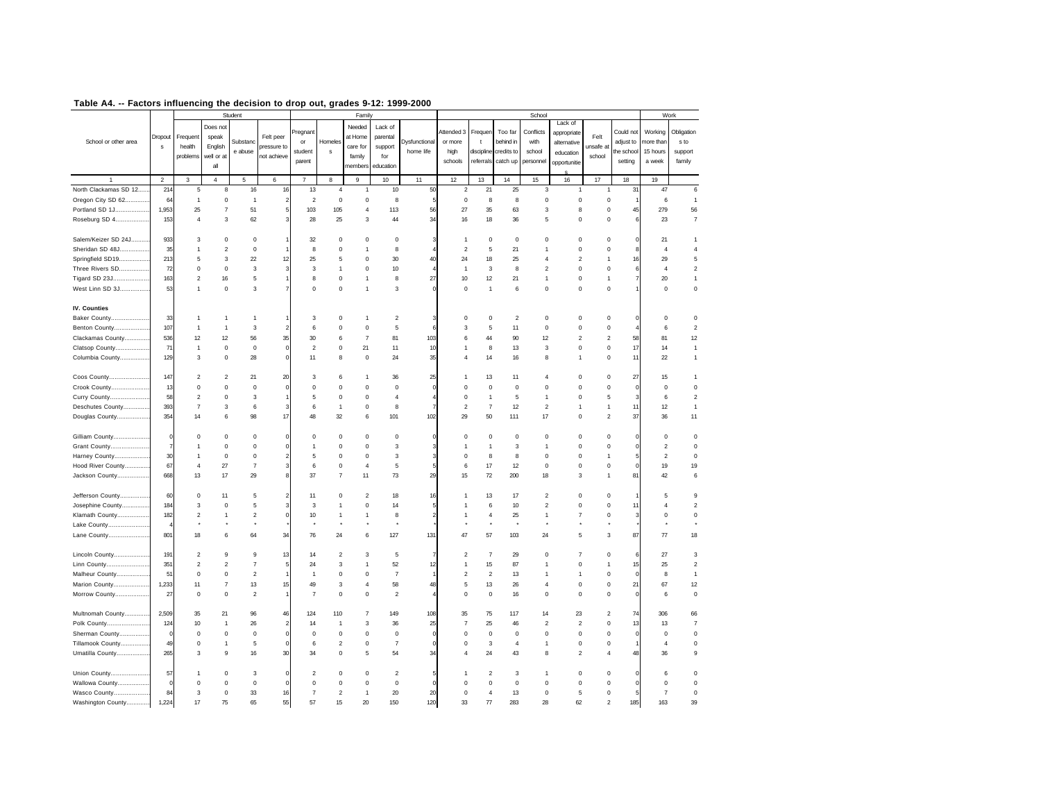## Table A4. -- Factors influencing the decision to drop out, grades 9-12: 1999-2000

| School or other area | Dropouts | Student | | | | Family | | | | | School | | | | | | | Work | |
|---|---|---|---|---|---|---|---|---|---|---|---|---|---|---|---|---|---|---|---|
| | | Frequent health problems | Does not speak English well or at all | Substance abuse | Felt peer pressure to not achieve | Pregnant or student parent | Homeless | Needed at Home care for family members | Lack of parental support for education | Dysfunctional home life | Attended 3 or more high schools | Frequent discipline referrals | Too far behind in credits to catch up | Conflicts with school personnel | Lack of appropriate alternative education opportunities | Felt unsafe at school | Could not adjust to the school setting | Working more than 15 hours a week | Obligations to support family |
| 1 | 2 | 3 | 4 | 5 | 6 | 7 | 8 | 9 | 10 | 11 | 12 | 13 | 14 | 15 | 16 | 17 | 18 | 19 | |
| North Clackamas SD 12...... | 214 | 5 | 8 | 16 | 16 | 13 | 4 | 1 | 10 | 50 | 2 | 21 | 25 | 3 | 1 | 1 | 31 | 47 | 6 |
| Oregon City SD 62.............. | 64 | 1 | 0 | 1 | 2 | 2 | 0 | 0 | 8 | 5 | 0 | 8 | 8 | 0 | 0 | 0 | 1 | 6 | 1 |
| Portland SD 1J.................... | 1,953 | 25 | 7 | 51 | 5 | 103 | 105 | 4 | 113 | 56 | 27 | 35 | 63 | 3 | 8 | 0 | 45 | 279 | 56 |
| Roseburg SD 4.................... | 153 | 4 | 3 | 62 | 3 | 28 | 25 | 3 | 44 | 34 | 16 | 18 | 36 | 5 | 0 | 0 | 6 | 23 | 7 |
| Salem/Keizer SD 24J........... | 933 | 3 | 0 | 0 | 1 | 32 | 0 | 0 | 0 | 3 | 1 | 0 | 0 | 0 | 0 | 0 | 0 | 21 | 1 |
| Sheridan SD 48J.................. | 35 | 1 | 2 | 0 | 1 | 8 | 0 | 1 | 8 | 4 | 2 | 5 | 21 | 1 | 0 | 0 | 8 | 4 | 4 |
| Springfield SD19.................. | 213 | 5 | 3 | 22 | 12 | 25 | 5 | 0 | 30 | 40 | 24 | 18 | 25 | 4 | 2 | 1 | 16 | 29 | 5 |
| Three Rivers SD.................. | 72 | 0 | 0 | 3 | 3 | 3 | 1 | 0 | 10 | 4 | 1 | 3 | 8 | 2 | 0 | 0 | 6 | 4 | 2 |
| Tigard SD 23J...................... | 163 | 2 | 16 | 5 | 1 | 8 | 0 | 1 | 8 | 27 | 10 | 12 | 21 | 1 | 0 | 1 | 7 | 20 | 1 |
| West Linn SD 3J.................. | 53 | 1 | 0 | 3 | 7 | 0 | 0 | 1 | 3 | 0 | 0 | 1 | 6 | 0 | 0 | 0 | 1 | 0 | 0 |
| **IV. Counties** | | | | | | | | | | | | | | | | | | | |
| Baker County...................... | 33 | 1 | 1 | 1 | 1 | 3 | 0 | 1 | 2 | 3 | 0 | 0 | 2 | 0 | 0 | 0 | 0 | 0 | 0 |
| Benton County.................... | 107 | 1 | 1 | 3 | 2 | 6 | 0 | 0 | 5 | 6 | 3 | 5 | 11 | 0 | 0 | 0 | 4 | 6 | 2 |
| Clackamas County.............. | 536 | 12 | 12 | 56 | 35 | 30 | 6 | 7 | 81 | 103 | 6 | 44 | 90 | 12 | 2 | 2 | 58 | 81 | 12 |
| Clatsop County................... | 71 | 1 | 0 | 0 | 0 | 2 | 0 | 21 | 11 | 10 | 1 | 8 | 13 | 3 | 0 | 0 | 17 | 14 | 1 |
| Columbia County................ | 129 | 3 | 0 | 28 | 0 | 11 | 8 | 0 | 24 | 35 | 4 | 14 | 16 | 8 | 1 | 0 | 11 | 22 | 1 |
| Coos County....................... | 147 | 2 | 2 | 21 | 20 | 3 | 6 | 1 | 36 | 25 | 1 | 13 | 11 | 4 | 0 | 0 | 27 | 15 | 1 |
| Crook County...................... | 13 | 0 | 0 | 0 | 0 | 0 | 0 | 0 | 0 | 0 | 0 | 0 | 0 | 0 | 0 | 0 | 0 | 0 | 0 |
| Curry County....................... | 58 | 2 | 0 | 3 | 1 | 5 | 0 | 0 | 4 | 4 | 0 | 1 | 5 | 1 | 0 | 5 | 3 | 6 | 2 |
| Deschutes County.............. | 393 | 7 | 3 | 6 | 3 | 6 | 1 | 0 | 8 | 7 | 2 | 7 | 12 | 2 | 1 | 1 | 11 | 12 | 1 |
| Douglas County.................. | 354 | 14 | 6 | 98 | 17 | 48 | 32 | 6 | 101 | 102 | 29 | 50 | 111 | 17 | 0 | 2 | 37 | 36 | 11 |
| Gilliam County.................... | 0 | 0 | 0 | 0 | 0 | 0 | 0 | 0 | 0 | 0 | 0 | 0 | 0 | 0 | 0 | 0 | 0 | 0 | 0 |
| Grant County...................... | 7 | 1 | 0 | 0 | 0 | 1 | 0 | 0 | 3 | 3 | 1 | 1 | 3 | 1 | 0 | 0 | 0 | 2 | 0 |
| Harney County.................... | 30 | 1 | 0 | 0 | 2 | 5 | 0 | 0 | 3 | 3 | 0 | 8 | 8 | 0 | 0 | 1 | 5 | 2 | 0 |
| Hood River County.............. | 67 | 4 | 27 | 7 | 3 | 6 | 0 | 4 | 5 | 5 | 6 | 17 | 12 | 0 | 0 | 0 | 0 | 19 | 19 |
| Jackson County.................. | 668 | 13 | 17 | 29 | 8 | 37 | 7 | 11 | 73 | 29 | 15 | 72 | 200 | 18 | 3 | 1 | 81 | 42 | 6 |
| Jefferson County................ | 60 | 0 | 11 | 5 | 2 | 11 | 0 | 2 | 18 | 16 | 1 | 13 | 17 | 2 | 0 | 0 | 1 | 5 | 9 |
| Josephine County............... | 184 | 3 | 0 | 5 | 3 | 3 | 1 | 0 | 14 | 5 | 1 | 6 | 10 | 2 | 0 | 0 | 11 | 4 | 2 |
| Klamath County.................. | 182 | 2 | 1 | 2 | 0 | 10 | 1 | 1 | 8 | 2 | 1 | 4 | 25 | 1 | 7 | 0 | 3 | 0 | 0 |
| Lake County....................... | 4 | * | * | * | * | * | * | * | * | * | * | * | * | * | * | * | * | * | * |
| Lane County....................... | 801 | 18 | 6 | 64 | 34 | 76 | 24 | 6 | 127 | 131 | 47 | 57 | 103 | 24 | 5 | 3 | 87 | 77 | 18 |
| Lincoln County.................... | 191 | 2 | 9 | 9 | 13 | 14 | 2 | 3 | 5 | 7 | 2 | 7 | 29 | 0 | 7 | 0 | 6 | 27 | 3 |
| Linn County........................ | 351 | 2 | 2 | 7 | 5 | 24 | 3 | 1 | 52 | 12 | 1 | 15 | 87 | 1 | 0 | 1 | 15 | 25 | 2 |
| Malheur County.................. | 51 | 0 | 0 | 2 | 1 | 1 | 0 | 0 | 7 | 1 | 2 | 2 | 13 | 1 | 1 | 0 | 0 | 8 | 1 |
| Marion County.................... | 1,233 | 11 | 7 | 13 | 15 | 49 | 3 | 4 | 58 | 48 | 5 | 13 | 26 | 4 | 0 | 0 | 21 | 67 | 12 |
| Morrow County................... | 27 | 0 | 0 | 2 | 1 | 7 | 0 | 0 | 2 | 4 | 0 | 0 | 16 | 0 | 0 | 0 | 0 | 6 | 0 |
| Multnomah County.............. | 2,509 | 35 | 21 | 96 | 46 | 124 | 110 | 7 | 149 | 108 | 35 | 75 | 117 | 14 | 23 | 2 | 74 | 306 | 66 |
| Polk County........................ | 124 | 10 | 1 | 26 | 2 | 14 | 1 | 3 | 36 | 25 | 7 | 25 | 46 | 2 | 2 | 0 | 13 | 13 | 7 |
| Sherman County................. | 0 | 0 | 0 | 0 | 0 | 0 | 0 | 0 | 0 | 0 | 0 | 0 | 0 | 0 | 0 | 0 | 0 | 0 | 0 |
| Tillamook County................ | 49 | 0 | 1 | 5 | 0 | 6 | 2 | 0 | 7 | 0 | 0 | 3 | 4 | 1 | 0 | 0 | 1 | 4 | 0 |
| Umatilla County.................. | 265 | 3 | 9 | 16 | 30 | 34 | 0 | 5 | 54 | 34 | 4 | 24 | 43 | 8 | 2 | 4 | 48 | 36 | 9 |
| Union County...................... | 57 | 1 | 0 | 3 | 0 | 2 | 0 | 0 | 2 | 5 | 1 | 2 | 3 | 1 | 0 | 0 | 0 | 6 | 0 |
| Wallowa County.................. | 0 | 0 | 0 | 0 | 0 | 0 | 0 | 0 | 0 | 0 | 0 | 0 | 0 | 0 | 0 | 0 | 0 | 0 | 0 |
| Wasco County.................... | 84 | 3 | 0 | 33 | 16 | 7 | 2 | 1 | 20 | 20 | 0 | 4 | 13 | 0 | 5 | 0 | 5 | 7 | 0 |
| Washington County............. | 1,224 | 17 | 75 | 65 | 55 | 57 | 15 | 20 | 150 | 120 | 33 | 77 | 283 | 28 | 62 | 2 | 185 | 163 | 39 |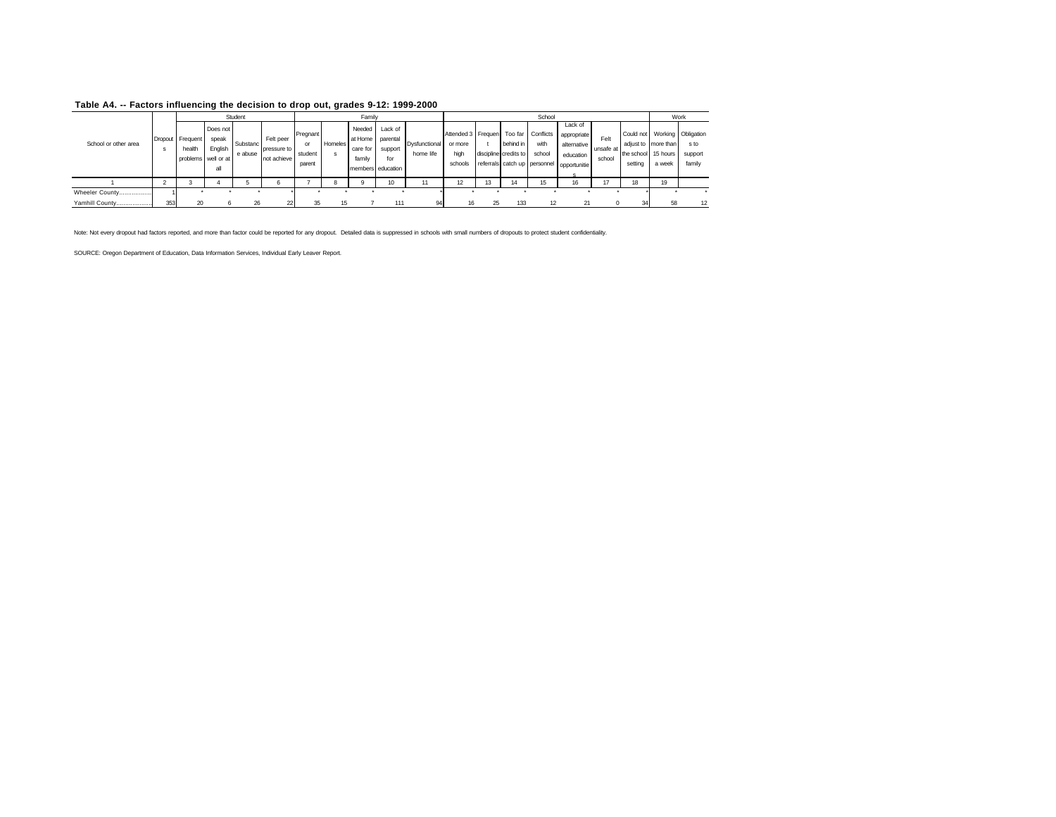**Table A4. -- Factors influencing the decision to drop out, grades 9-12: 1999-2000**

| School or other area | Dropouts | Student | | | | Family | | | | | School | | | | | | | Work | |
|---|---|---|---|---|---|---|---|---|---|---|---|---|---|---|---|---|---|---|---|
| | | Frequent health problems | Does not speak English well or at all | Substance abuse | Felt peer pressure to not achieve | Pregnant or student parent | Homeless | Needed at Home care for family members | Lack of parental support for education | Dysfunctional home life | Attended 3 or more high schools | Frequent discipline referrals | Too far behind in credits to catch up | Conflicts with school personnel | Lack of appropriate alternative education opportunities | Felt unsafe at school | Could not adjust to the school setting | Working more than 15 hours a week | Obligations to support family |
| 1 | 2 | 3 | 4 | 5 | 6 | 7 | 8 | 9 | 10 | 11 | 12 | 13 | 14 | 15 | 16 | 17 | 18 | 19 | |
| Wheeler County.................. | 1 | * | * | * | * | * | * | * | * | * | * | * | * | * | * | * | * | * | * |
| Yamhill County.................... | 353 | 20 | 6 | 26 | 22 | 35 | 15 | 7 | 111 | 94 | 16 | 25 | 133 | 12 | 21 | 0 | 34 | 58 | 12 |

Note: Not every dropout had factors reported, and more than factor could be reported for any dropout. Detailed data is suppressed in schools with small numbers of dropouts to protect student confidentiality.

SOURCE: Oregon Department of Education, Data Information Services, Individual Early Leaver Report.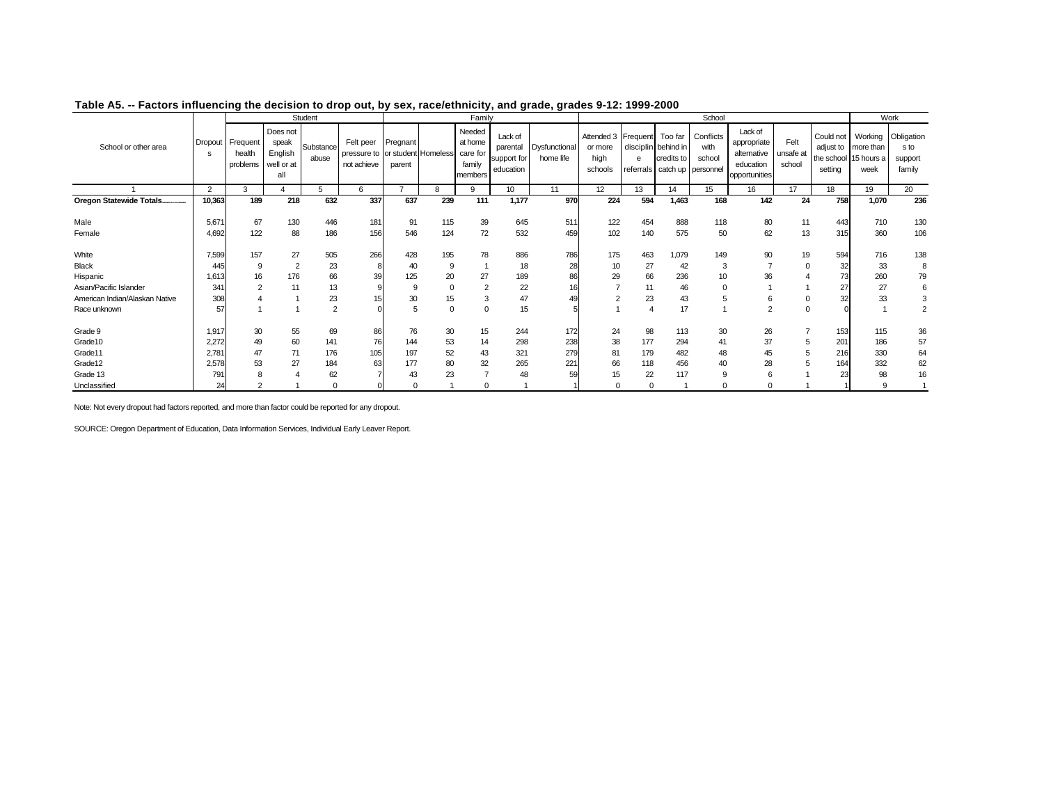**Table A5. -- Factors influencing the decision to drop out, by sex, race/ethnicity, and grade, grades 9-12: 1999-2000**

| School or other area | Dropouts | Student | | | | Family | | | | | School | | | | | | | Work | |
|---|---|---|---|---|---|---|---|---|---|---|---|---|---|---|---|---|---|---|---|
| | | Frequent health problems | Does not speak English well or at all | Substance abuse | Felt peer pressure to not achieve | Pregnant or student parent | Homeless | Needed at home care for family members | Lack of parental support for education | Dysfunctional home life | Attended 3 or more high schools | Frequent disciplin e referrals | Too far behind in credits to catch up | Conflicts with school personnel | Lack of appropriate alternative education opportunities | Felt unsafe at school | Could not adjust to the school setting | Working more than 15 hours a week | Obligations to support family |
| 1 | 2 | 3 | 4 | 5 | 6 | 7 | 8 | 9 | 10 | 11 | 12 | 13 | 14 | 15 | 16 | 17 | 18 | 19 | 20 |
| **Oregon Statewide Totals...........** | **10,363** | **189** | **218** | **632** | **337** | **637** | **239** | **111** | **1,177** | **970** | **224** | **594** | **1,463** | **168** | **142** | **24** | **758** | **1,070** | **236** |
| Male | 5,671 | 67 | 130 | 446 | 181 | 91 | 115 | 39 | 645 | 511 | 122 | 454 | 888 | 118 | 80 | 11 | 443 | 710 | 130 |
| Female | 4,692 | 122 | 88 | 186 | 156 | 546 | 124 | 72 | 532 | 459 | 102 | 140 | 575 | 50 | 62 | 13 | 315 | 360 | 106 |
| White | 7,599 | 157 | 27 | 505 | 266 | 428 | 195 | 78 | 886 | 786 | 175 | 463 | 1,079 | 149 | 90 | 19 | 594 | 716 | 138 |
| Black | 445 | 9 | 2 | 23 | 8 | 40 | 9 | 1 | 18 | 28 | 10 | 27 | 42 | 3 | 7 | 0 | 32 | 33 | 8 |
| Hispanic | 1,613 | 16 | 176 | 66 | 39 | 125 | 20 | 27 | 189 | 86 | 29 | 66 | 236 | 10 | 36 | 4 | 73 | 260 | 79 |
| Asian/Pacific Islander | 341 | 2 | 11 | 13 | 9 | 9 | 0 | 2 | 22 | 16 | 7 | 11 | 46 | 0 | 1 | 1 | 27 | 27 | 6 |
| American Indian/Alaskan Native | 308 | 4 | 1 | 23 | 15 | 30 | 15 | 3 | 47 | 49 | 2 | 23 | 43 | 5 | 6 | 0 | 32 | 33 | 3 |
| Race unknown | 57 | 1 | 1 | 2 | 0 | 5 | 0 | 0 | 15 | 5 | 1 | 4 | 17 | 1 | 2 | 0 | 0 | 1 | 2 |
| Grade 9 | 1,917 | 30 | 55 | 69 | 86 | 76 | 30 | 15 | 244 | 172 | 24 | 98 | 113 | 30 | 26 | 7 | 153 | 115 | 36 |
| Grade10 | 2,272 | 49 | 60 | 141 | 76 | 144 | 53 | 14 | 298 | 238 | 38 | 177 | 294 | 41 | 37 | 5 | 201 | 186 | 57 |
| Grade11 | 2,781 | 47 | 71 | 176 | 105 | 197 | 52 | 43 | 321 | 279 | 81 | 179 | 482 | 48 | 45 | 5 | 216 | 330 | 64 |
| Grade12 | 2,578 | 53 | 27 | 184 | 63 | 177 | 80 | 32 | 265 | 221 | 66 | 118 | 456 | 40 | 28 | 5 | 164 | 332 | 62 |
| Grade 13 | 791 | 8 | 4 | 62 | 7 | 43 | 23 | 7 | 48 | 59 | 15 | 22 | 117 | 9 | 6 | 1 | 23 | 98 | 16 |
| Unclassified | 24 | 2 | 1 | 0 | 0 | 0 | 1 | 0 | 1 | 1 | 0 | 0 | 1 | 0 | 0 | 1 | 1 | 9 | 1 |

Note: Not every dropout had factors reported, and more than factor could be reported for any dropout.

SOURCE: Oregon Department of Education, Data Information Services, Individual Early Leaver Report.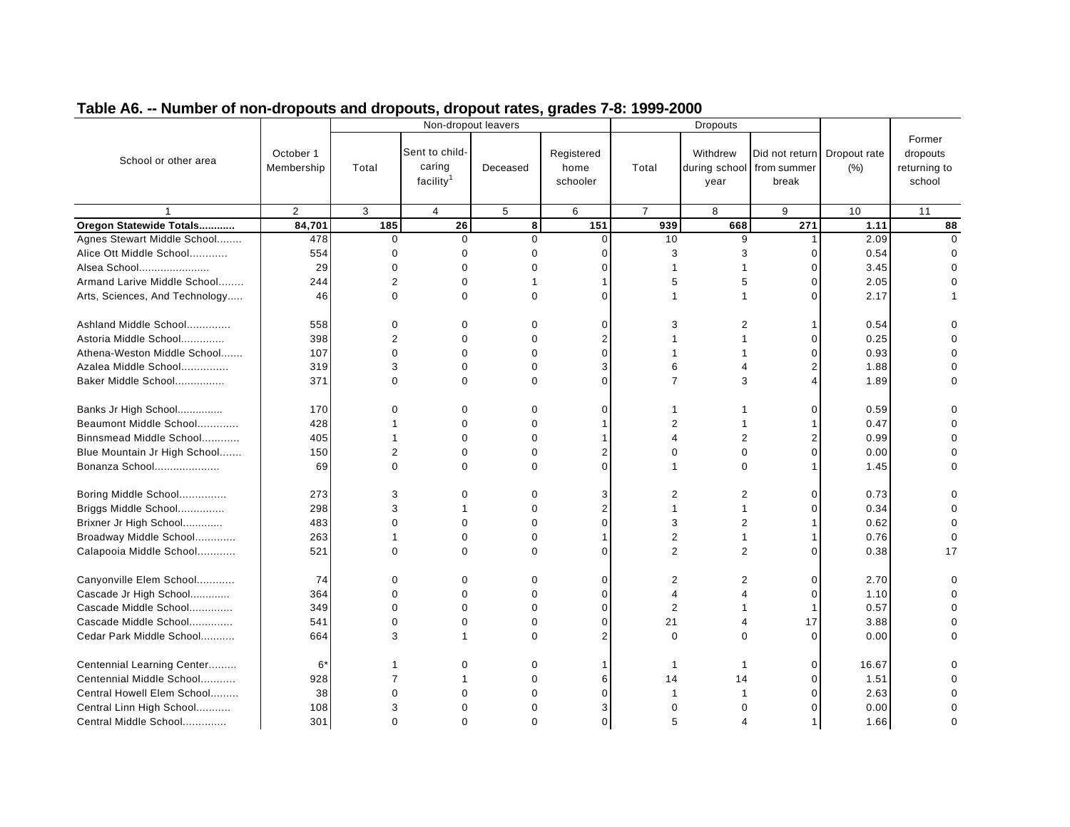## Table A6. -- Number of non-dropouts and dropouts, dropout rates, grades 7-8: 1999-2000

| School or other area | October 1 Membership | Non-dropout leavers | | | | Dropouts | | | Dropout rate (%) | Former dropouts returning to school |
|---|---|---|---|---|---|---|---|---|---|---|
| | | Total | Sent to child-caring facility[1] | Deceased | Registered home schooler | Total | Withdrew during school year | Did not return from summer break | | |
| 1 | 2 | 3 | 4 | 5 | 6 | 7 | 8 | 9 | 10 | 11 |
| **Oregon Statewide Totals............** | **84,701** | **185** | **26** | **8** | **151** | **939** | **668** | **271** | **1.11** | **88** |
| Agnes Stewart Middle School........ | 478 | 0 | 0 | 0 | 0 | 10 | 9 | 1 | 2.09 | 0 |
| Alice Ott Middle School............ | 554 | 0 | 0 | 0 | 0 | 3 | 3 | 0 | 0.54 | 0 |
| Alsea School....................... | 29 | 0 | 0 | 0 | 0 | 1 | 1 | 0 | 3.45 | 0 |
| Armand Larive Middle School........ | 244 | 2 | 0 | 1 | 1 | 5 | 5 | 0 | 2.05 | 0 |
| Arts, Sciences, And Technology..... | 46 | 0 | 0 | 0 | 0 | 1 | 1 | 0 | 2.17 | 1 |
| Ashland Middle School.............. | 558 | 0 | 0 | 0 | 0 | 3 | 2 | 1 | 0.54 | 0 |
| Astoria Middle School.............. | 398 | 2 | 0 | 0 | 2 | 1 | 1 | 0 | 0.25 | 0 |
| Athena-Weston Middle School....... | 107 | 0 | 0 | 0 | 0 | 1 | 1 | 0 | 0.93 | 0 |
| Azalea Middle School............... | 319 | 3 | 0 | 0 | 3 | 6 | 4 | 2 | 1.88 | 0 |
| Baker Middle School................ | 371 | 0 | 0 | 0 | 0 | 7 | 3 | 4 | 1.89 | 0 |
| Banks Jr High School............... | 170 | 0 | 0 | 0 | 0 | 1 | 1 | 0 | 0.59 | 0 |
| Beaumont Middle School............. | 428 | 1 | 0 | 0 | 1 | 2 | 1 | 1 | 0.47 | 0 |
| Binnsmead Middle School............ | 405 | 1 | 0 | 0 | 1 | 4 | 2 | 2 | 0.99 | 0 |
| Blue Mountain Jr High School....... | 150 | 2 | 0 | 0 | 2 | 0 | 0 | 0 | 0.00 | 0 |
| Bonanza School..................... | 69 | 0 | 0 | 0 | 0 | 1 | 0 | 1 | 1.45 | 0 |
| Boring Middle School............... | 273 | 3 | 0 | 0 | 3 | 2 | 2 | 0 | 0.73 | 0 |
| Briggs Middle School............... | 298 | 3 | 1 | 0 | 2 | 1 | 1 | 0 | 0.34 | 0 |
| Brixner Jr High School............. | 483 | 0 | 0 | 0 | 0 | 3 | 2 | 1 | 0.62 | 0 |
| Broadway Middle School............. | 263 | 1 | 0 | 0 | 1 | 2 | 1 | 1 | 0.76 | 0 |
| Calapooia Middle School............ | 521 | 0 | 0 | 0 | 0 | 2 | 2 | 0 | 0.38 | 17 |
| Canyonville Elem School............ | 74 | 0 | 0 | 0 | 0 | 2 | 2 | 0 | 2.70 | 0 |
| Cascade Jr High School............ | 364 | 0 | 0 | 0 | 0 | 4 | 4 | 0 | 1.10 | 0 |
| Cascade Middle School.............. | 349 | 0 | 0 | 0 | 0 | 2 | 1 | 1 | 0.57 | 0 |
| Cascade Middle School.............. | 541 | 0 | 0 | 0 | 0 | 21 | 4 | 17 | 3.88 | 0 |
| Cedar Park Middle School........... | 664 | 3 | 1 | 0 | 2 | 0 | 0 | 0 | 0.00 | 0 |
| Centennial Learning Center......... | 6* | 1 | 0 | 0 | 1 | 1 | 1 | 0 | 16.67 | 0 |
| Centennial Middle School........... | 928 | 7 | 1 | 0 | 6 | 14 | 14 | 0 | 1.51 | 0 |
| Central Howell Elem School......... | 38 | 0 | 0 | 0 | 0 | 1 | 1 | 0 | 2.63 | 0 |
| Central Linn High School........... | 108 | 3 | 0 | 0 | 3 | 0 | 0 | 0 | 0.00 | 0 |
| Central Middle School.............. | 301 | 0 | 0 | 0 | 0 | 5 | 4 | 1 | 1.66 | 0 |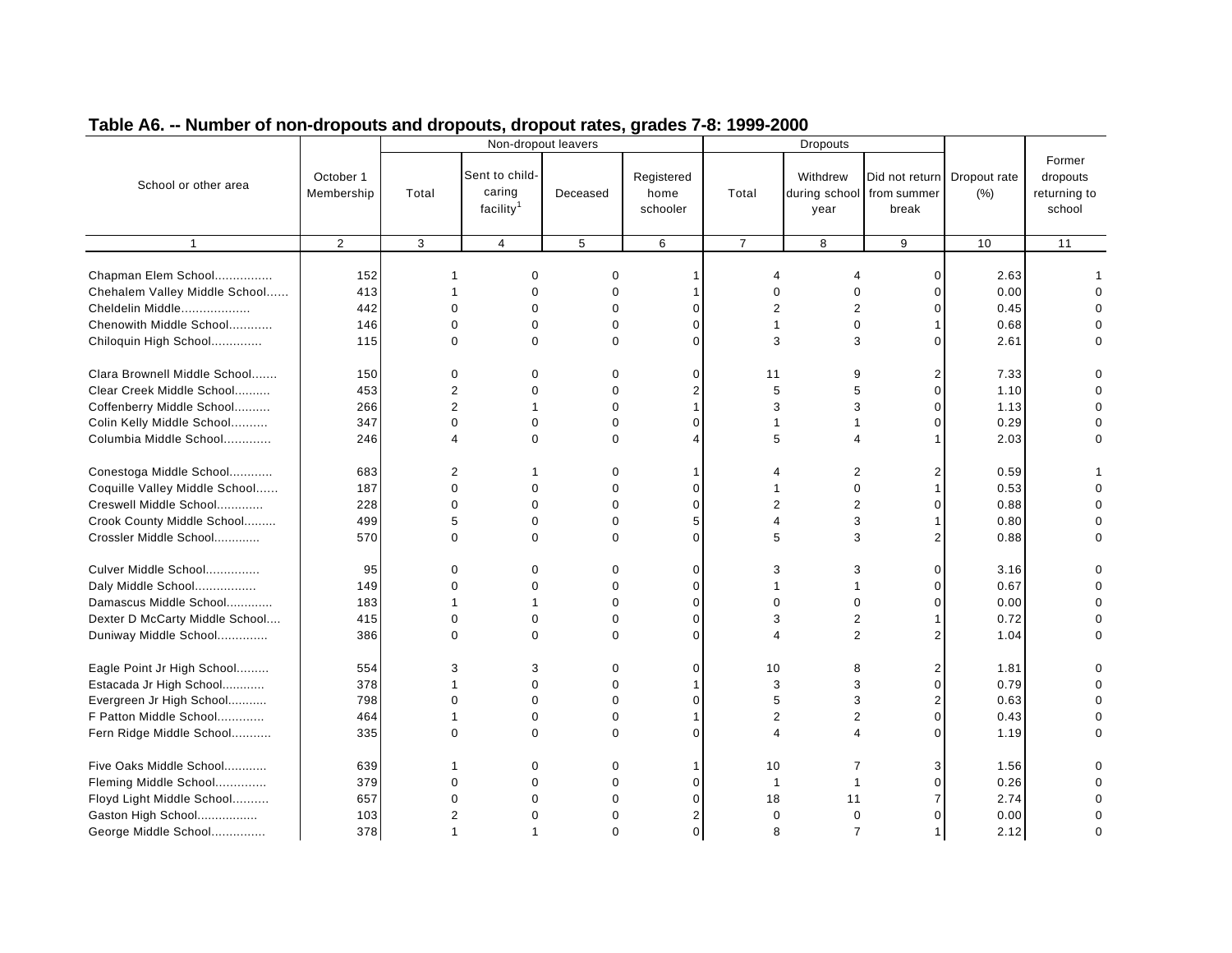## Table A6. -- Number of non-dropouts and dropouts, dropout rates, grades 7-8: 1999-2000

| School or other area | October 1 Membership | Non-dropout leavers | | | | Dropouts | | | Dropout rate (%) | Former dropouts returning to school |
|---|---|---|---|---|---|---|---|---|---|---|
| | | Total | Sent to child-caring facility[1] | Deceased | Registered home schooler | Total | Withdrew during school year | Did not return from summer break | | |
| 1 | 2 | 3 | 4 | 5 | 6 | 7 | 8 | 9 | 10 | 11 |
| Chapman Elem School................ | 152 | 1 | 0 | 0 | 1 | 4 | 4 | 0 | 2.63 | 1 |
| Chehalem Valley Middle School...... | 413 | 1 | 0 | 0 | 1 | 0 | 0 | 0 | 0.00 | 0 |
| Cheldelin Middle................... | 442 | 0 | 0 | 0 | 0 | 2 | 2 | 0 | 0.45 | 0 |
| Chenowith Middle School............ | 146 | 0 | 0 | 0 | 0 | 1 | 0 | 1 | 0.68 | 0 |
| Chiloquin High School.............. | 115 | 0 | 0 | 0 | 0 | 3 | 3 | 0 | 2.61 | 0 |
| Clara Brownell Middle School....... | 150 | 0 | 0 | 0 | 0 | 11 | 9 | 2 | 7.33 | 0 |
| Clear Creek Middle School.......... | 453 | 2 | 0 | 0 | 2 | 5 | 5 | 0 | 1.10 | 0 |
| Coffenberry Middle School.......... | 266 | 2 | 1 | 0 | 1 | 3 | 3 | 0 | 1.13 | 0 |
| Colin Kelly Middle School.......... | 347 | 0 | 0 | 0 | 0 | 1 | 1 | 0 | 0.29 | 0 |
| Columbia Middle School............. | 246 | 4 | 0 | 0 | 4 | 5 | 4 | 1 | 2.03 | 0 |
| Conestoga Middle School............ | 683 | 2 | 1 | 0 | 1 | 4 | 2 | 2 | 0.59 | 1 |
| Coquille Valley Middle School...... | 187 | 0 | 0 | 0 | 0 | 1 | 0 | 1 | 0.53 | 0 |
| Creswell Middle School............. | 228 | 0 | 0 | 0 | 0 | 2 | 2 | 0 | 0.88 | 0 |
| Crook County Middle School......... | 499 | 5 | 0 | 0 | 5 | 4 | 3 | 1 | 0.80 | 0 |
| Crossler Middle School............. | 570 | 0 | 0 | 0 | 0 | 5 | 3 | 2 | 0.88 | 0 |
| Culver Middle School............... | 95 | 0 | 0 | 0 | 0 | 3 | 3 | 0 | 3.16 | 0 |
| Daly Middle School................. | 149 | 0 | 0 | 0 | 0 | 1 | 1 | 0 | 0.67 | 0 |
| Damascus Middle School............. | 183 | 1 | 1 | 0 | 0 | 0 | 0 | 0 | 0.00 | 0 |
| Dexter D McCarty Middle School.... | 415 | 0 | 0 | 0 | 0 | 3 | 2 | 1 | 0.72 | 0 |
| Duniway Middle School.............. | 386 | 0 | 0 | 0 | 0 | 4 | 2 | 2 | 1.04 | 0 |
| Eagle Point Jr High School......... | 554 | 3 | 3 | 0 | 0 | 10 | 8 | 2 | 1.81 | 0 |
| Estacada Jr High School........... | 378 | 1 | 0 | 0 | 1 | 3 | 3 | 0 | 0.79 | 0 |
| Evergreen Jr High School........... | 798 | 0 | 0 | 0 | 0 | 5 | 3 | 2 | 0.63 | 0 |
| F Patton Middle School............. | 464 | 1 | 0 | 0 | 1 | 2 | 2 | 0 | 0.43 | 0 |
| Fern Ridge Middle School........... | 335 | 0 | 0 | 0 | 0 | 4 | 4 | 0 | 1.19 | 0 |
| Five Oaks Middle School............ | 639 | 1 | 0 | 0 | 1 | 10 | 7 | 3 | 1.56 | 0 |
| Fleming Middle School.............. | 379 | 0 | 0 | 0 | 0 | 1 | 1 | 0 | 0.26 | 0 |
| Floyd Light Middle School.......... | 657 | 0 | 0 | 0 | 0 | 18 | 11 | 7 | 2.74 | 0 |
| Gaston High School................. | 103 | 2 | 0 | 0 | 2 | 0 | 0 | 0 | 0.00 | 0 |
| George Middle School............... | 378 | 1 | 1 | 0 | 0 | 8 | 7 | 1 | 2.12 | 0 |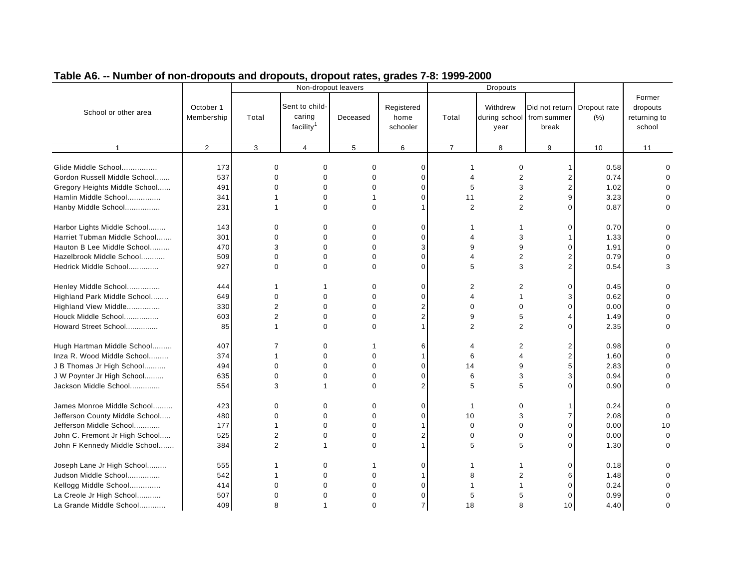## Table A6. -- Number of non-dropouts and dropouts, dropout rates, grades 7-8: 1999-2000

| School or other area | October 1 Membership | Non-dropout leavers | | | | Dropouts | | | Dropout rate (%) | Former dropouts returning to school |
|---|---|---|---|---|---|---|---|---|---|---|
| | | Total | Sent to child-caring facility[1] | Deceased | Registered home schooler | Total | Withdrew during school year | Did not return from summer break | | |
| 1 | 2 | 3 | 4 | 5 | 6 | 7 | 8 | 9 | 10 | 11 |
| Glide Middle School................ | 173 | 0 | 0 | 0 | 0 | 1 | 0 | 1 | 0.58 | 0 |
| Gordon Russell Middle School....... | 537 | 0 | 0 | 0 | 0 | 4 | 2 | 2 | 0.74 | 0 |
| Gregory Heights Middle School...... | 491 | 0 | 0 | 0 | 0 | 5 | 3 | 2 | 1.02 | 0 |
| Hamlin Middle School............... | 341 | 1 | 0 | 1 | 0 | 11 | 2 | 9 | 3.23 | 0 |
| Hanby Middle School................ | 231 | 1 | 0 | 0 | 1 | 2 | 2 | 0 | 0.87 | 0 |
| Harbor Lights Middle School........ | 143 | 0 | 0 | 0 | 0 | 1 | 1 | 0 | 0.70 | 0 |
| Harriet Tubman Middle School....... | 301 | 0 | 0 | 0 | 0 | 4 | 3 | 1 | 1.33 | 0 |
| Hauton B Lee Middle School......... | 470 | 3 | 0 | 0 | 3 | 9 | 9 | 0 | 1.91 | 0 |
| Hazelbrook Middle School........... | 509 | 0 | 0 | 0 | 0 | 4 | 2 | 2 | 0.79 | 0 |
| Hedrick Middle School.............. | 927 | 0 | 0 | 0 | 0 | 5 | 3 | 2 | 0.54 | 3 |
| Henley Middle School............... | 444 | 1 | 1 | 0 | 0 | 2 | 2 | 0 | 0.45 | 0 |
| Highland Park Middle School........ | 649 | 0 | 0 | 0 | 0 | 4 | 1 | 3 | 0.62 | 0 |
| Highland View Middle............... | 330 | 2 | 0 | 0 | 2 | 0 | 0 | 0 | 0.00 | 0 |
| Houck Middle School................ | 603 | 2 | 0 | 0 | 2 | 9 | 5 | 4 | 1.49 | 0 |
| Howard Street School............... | 85 | 1 | 0 | 0 | 1 | 2 | 2 | 0 | 2.35 | 0 |
| Hugh Hartman Middle School......... | 407 | 7 | 0 | 1 | 6 | 4 | 2 | 2 | 0.98 | 0 |
| Inza R. Wood Middle School......... | 374 | 1 | 0 | 0 | 1 | 6 | 4 | 2 | 1.60 | 0 |
| J B Thomas Jr High School.......... | 494 | 0 | 0 | 0 | 0 | 14 | 9 | 5 | 2.83 | 0 |
| J W Poynter Jr High School......... | 635 | 0 | 0 | 0 | 0 | 6 | 3 | 3 | 0.94 | 0 |
| Jackson Middle School.............. | 554 | 3 | 1 | 0 | 2 | 5 | 5 | 0 | 0.90 | 0 |
| James Monroe Middle School......... | 423 | 0 | 0 | 0 | 0 | 1 | 0 | 1 | 0.24 | 0 |
| Jefferson County Middle School..... | 480 | 0 | 0 | 0 | 0 | 10 | 3 | 7 | 2.08 | 0 |
| Jefferson Middle School............ | 177 | 1 | 0 | 0 | 1 | 0 | 0 | 0 | 0.00 | 10 |
| John C. Fremont Jr High School..... | 525 | 2 | 0 | 0 | 2 | 0 | 0 | 0 | 0.00 | 0 |
| John F Kennedy Middle School....... | 384 | 2 | 1 | 0 | 1 | 5 | 5 | 0 | 1.30 | 0 |
| Joseph Lane Jr High School......... | 555 | 1 | 0 | 1 | 0 | 1 | 1 | 0 | 0.18 | 0 |
| Judson Middle School............... | 542 | 1 | 0 | 0 | 1 | 8 | 2 | 6 | 1.48 | 0 |
| Kellogg Middle School.............. | 414 | 0 | 0 | 0 | 0 | 1 | 1 | 0 | 0.24 | 0 |
| La Creole Jr High School........... | 507 | 0 | 0 | 0 | 0 | 5 | 5 | 0 | 0.99 | 0 |
| La Grande Middle School............ | 409 | 8 | 1 | 0 | 7 | 18 | 8 | 10 | 4.40 | 0 |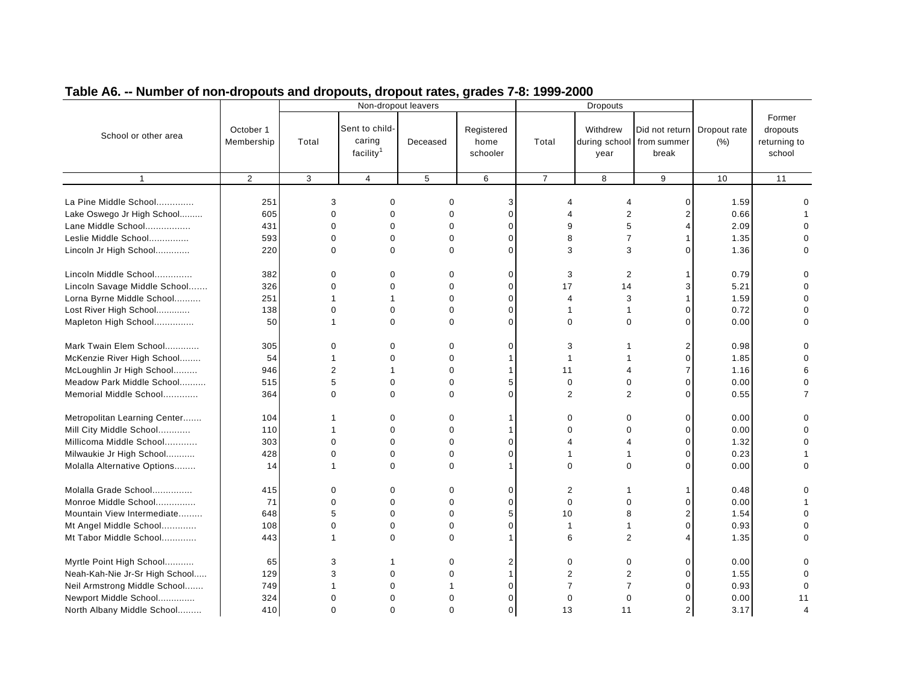## Table A6. -- Number of non-dropouts and dropouts, dropout rates, grades 7-8: 1999-2000

| School or other area | October 1 Membership | Non-dropout leavers | | | | Dropouts | | | Dropout rate (%) | Former dropouts returning to school |
|---|---|---|---|---|---|---|---|---|---|---|
| | | Total | Sent to child-caring facility[1] | Deceased | Registered home schooler | Total | Withdrew during school year | Did not return from summer break | | |
| 1 | 2 | 3 | 4 | 5 | 6 | 7 | 8 | 9 | 10 | 11 |
| La Pine Middle School.............. | 251 | 3 | 0 | 0 | 3 | 4 | 4 | 0 | 1.59 | 0 |
| Lake Oswego Jr High School......... | 605 | 0 | 0 | 0 | 0 | 4 | 2 | 2 | 0.66 | 1 |
| Lane Middle School................. | 431 | 0 | 0 | 0 | 0 | 9 | 5 | 4 | 2.09 | 0 |
| Leslie Middle School............... | 593 | 0 | 0 | 0 | 0 | 8 | 7 | 1 | 1.35 | 0 |
| Lincoln Jr High School............. | 220 | 0 | 0 | 0 | 0 | 3 | 3 | 0 | 1.36 | 0 |
| Lincoln Middle School.............. | 382 | 0 | 0 | 0 | 0 | 3 | 2 | 1 | 0.79 | 0 |
| Lincoln Savage Middle School....... | 326 | 0 | 0 | 0 | 0 | 17 | 14 | 3 | 5.21 | 0 |
| Lorna Byrne Middle School.......... | 251 | 1 | 1 | 0 | 0 | 4 | 3 | 1 | 1.59 | 0 |
| Lost River High School............. | 138 | 0 | 0 | 0 | 0 | 1 | 1 | 0 | 0.72 | 0 |
| Mapleton High School............... | 50 | 1 | 0 | 0 | 0 | 0 | 0 | 0 | 0.00 | 0 |
| Mark Twain Elem School............. | 305 | 0 | 0 | 0 | 0 | 3 | 1 | 2 | 0.98 | 0 |
| McKenzie River High School........ | 54 | 1 | 0 | 0 | 1 | 1 | 1 | 0 | 1.85 | 0 |
| McLoughlin Jr High School......... | 946 | 2 | 1 | 0 | 1 | 11 | 4 | 7 | 1.16 | 6 |
| Meadow Park Middle School.......... | 515 | 5 | 0 | 0 | 5 | 0 | 0 | 0 | 0.00 | 0 |
| Memorial Middle School............. | 364 | 0 | 0 | 0 | 0 | 2 | 2 | 0 | 0.55 | 7 |
| Metropolitan Learning Center....... | 104 | 1 | 0 | 0 | 1 | 0 | 0 | 0 | 0.00 | 0 |
| Mill City Middle School............ | 110 | 1 | 0 | 0 | 1 | 0 | 0 | 0 | 0.00 | 0 |
| Millicoma Middle School............ | 303 | 0 | 0 | 0 | 0 | 4 | 4 | 0 | 1.32 | 0 |
| Milwaukie Jr High School........... | 428 | 0 | 0 | 0 | 0 | 1 | 1 | 0 | 0.23 | 1 |
| Molalla Alternative Options........ | 14 | 1 | 0 | 0 | 1 | 0 | 0 | 0 | 0.00 | 0 |
| Molalla Grade School............... | 415 | 0 | 0 | 0 | 0 | 2 | 1 | 1 | 0.48 | 0 |
| Monroe Middle School............... | 71 | 0 | 0 | 0 | 0 | 0 | 0 | 0 | 0.00 | 1 |
| Mountain View Intermediate......... | 648 | 5 | 0 | 0 | 5 | 10 | 8 | 2 | 1.54 | 0 |
| Mt Angel Middle School............. | 108 | 0 | 0 | 0 | 0 | 1 | 1 | 0 | 0.93 | 0 |
| Mt Tabor Middle School............. | 443 | 1 | 0 | 0 | 1 | 6 | 2 | 4 | 1.35 | 0 |
| Myrtle Point High School........... | 65 | 3 | 1 | 0 | 2 | 0 | 0 | 0 | 0.00 | 0 |
| Neah-Kah-Nie Jr-Sr High School..... | 129 | 3 | 0 | 0 | 1 | 2 | 2 | 0 | 1.55 | 0 |
| Neil Armstrong Middle School....... | 749 | 1 | 0 | 1 | 0 | 7 | 7 | 0 | 0.93 | 0 |
| Newport Middle School.............. | 324 | 0 | 0 | 0 | 0 | 0 | 0 | 0 | 0.00 | 11 |
| North Albany Middle School......... | 410 | 0 | 0 | 0 | 0 | 13 | 11 | 2 | 3.17 | 4 |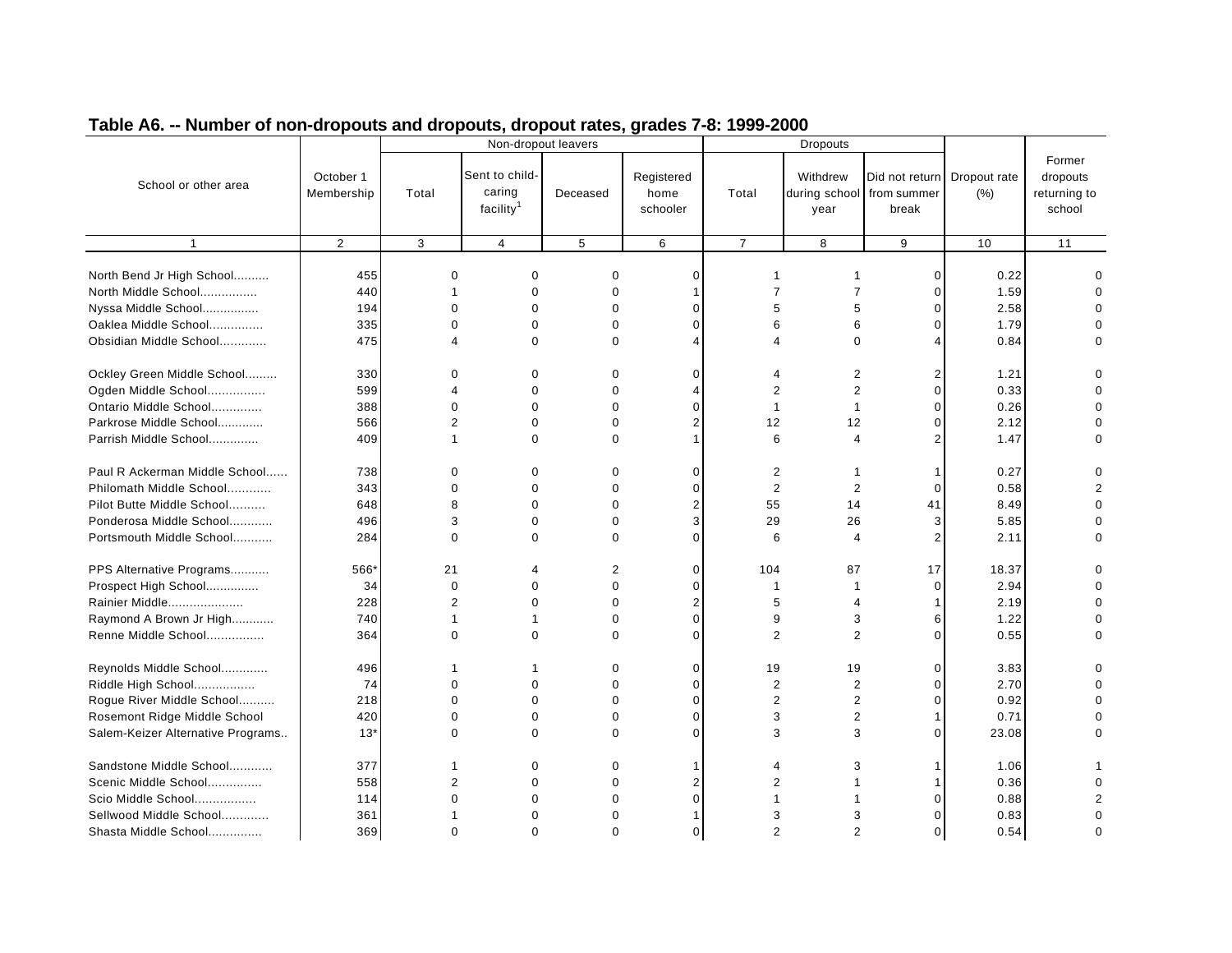## Table A6. -- Number of non-dropouts and dropouts, dropout rates, grades 7-8: 1999-2000

| School or other area | October 1 Membership | Non-dropout leavers | | | | Dropouts | | | Dropout rate (%) | Former dropouts returning to school |
|---|---|---|---|---|---|---|---|---|---|---|
| | | Total | Sent to child-caring facility[1] | Deceased | Registered home schooler | Total | Withdrew during school year | Did not return from summer break | | |
| 1 | 2 | 3 | 4 | 5 | 6 | 7 | 8 | 9 | 10 | 11 |
| North Bend Jr High School.......... | 455 | 0 | 0 | 0 | 0 | 1 | 1 | 0 | 0.22 | 0 |
| North Middle School................ | 440 | 1 | 0 | 0 | 1 | 7 | 7 | 0 | 1.59 | 0 |
| Nyssa Middle School................ | 194 | 0 | 0 | 0 | 0 | 5 | 5 | 0 | 2.58 | 0 |
| Oaklea Middle School............... | 335 | 0 | 0 | 0 | 0 | 6 | 6 | 0 | 1.79 | 0 |
| Obsidian Middle School............. | 475 | 4 | 0 | 0 | 4 | 4 | 0 | 4 | 0.84 | 0 |
| Ockley Green Middle School......... | 330 | 0 | 0 | 0 | 0 | 4 | 2 | 2 | 1.21 | 0 |
| Ogden Middle School................ | 599 | 4 | 0 | 0 | 4 | 2 | 2 | 0 | 0.33 | 0 |
| Ontario Middle School.............. | 388 | 0 | 0 | 0 | 0 | 1 | 1 | 0 | 0.26 | 0 |
| Parkrose Middle School............. | 566 | 2 | 0 | 0 | 2 | 12 | 12 | 0 | 2.12 | 0 |
| Parrish Middle School.............. | 409 | 1 | 0 | 0 | 1 | 6 | 4 | 2 | 1.47 | 0 |
| Paul R Ackerman Middle School...... | 738 | 0 | 0 | 0 | 0 | 2 | 1 | 1 | 0.27 | 0 |
| Philomath Middle School............ | 343 | 0 | 0 | 0 | 0 | 2 | 2 | 0 | 0.58 | 2 |
| Pilot Butte Middle School.......... | 648 | 8 | 0 | 0 | 2 | 55 | 14 | 41 | 8.49 | 0 |
| Ponderosa Middle School............ | 496 | 3 | 0 | 0 | 3 | 29 | 26 | 3 | 5.85 | 0 |
| Portsmouth Middle School........... | 284 | 0 | 0 | 0 | 0 | 6 | 4 | 2 | 2.11 | 0 |
| PPS Alternative Programs........... | 566* | 21 | 4 | 2 | 0 | 104 | 87 | 17 | 18.37 | 0 |
| Prospect High School............... | 34 | 0 | 0 | 0 | 0 | 1 | 1 | 0 | 2.94 | 0 |
| Rainier Middle..................... | 228 | 2 | 0 | 0 | 2 | 5 | 4 | 1 | 2.19 | 0 |
| Raymond A Brown Jr High............ | 740 | 1 | 1 | 0 | 0 | 9 | 3 | 6 | 1.22 | 0 |
| Renne Middle School................ | 364 | 0 | 0 | 0 | 0 | 2 | 2 | 0 | 0.55 | 0 |
| Reynolds Middle School............. | 496 | 1 | 1 | 0 | 0 | 19 | 19 | 0 | 3.83 | 0 |
| Riddle High School................. | 74 | 0 | 0 | 0 | 0 | 2 | 2 | 0 | 2.70 | 0 |
| Rogue River Middle School.......... | 218 | 0 | 0 | 0 | 0 | 2 | 2 | 0 | 0.92 | 0 |
| Rosemont Ridge Middle School | 420 | 0 | 0 | 0 | 0 | 3 | 2 | 1 | 0.71 | 0 |
| Salem-Keizer Alternative Programs.. | 13* | 0 | 0 | 0 | 0 | 3 | 3 | 0 | 23.08 | 0 |
| Sandstone Middle School............ | 377 | 1 | 0 | 0 | 1 | 4 | 3 | 1 | 1.06 | 1 |
| Scenic Middle School............... | 558 | 2 | 0 | 0 | 2 | 2 | 1 | 1 | 0.36 | 0 |
| Scio Middle School................. | 114 | 0 | 0 | 0 | 0 | 1 | 1 | 0 | 0.88 | 2 |
| Sellwood Middle School............. | 361 | 1 | 0 | 0 | 1 | 3 | 3 | 0 | 0.83 | 0 |
| Shasta Middle School............... | 369 | 0 | 0 | 0 | 0 | 2 | 2 | 0 | 0.54 | 0 |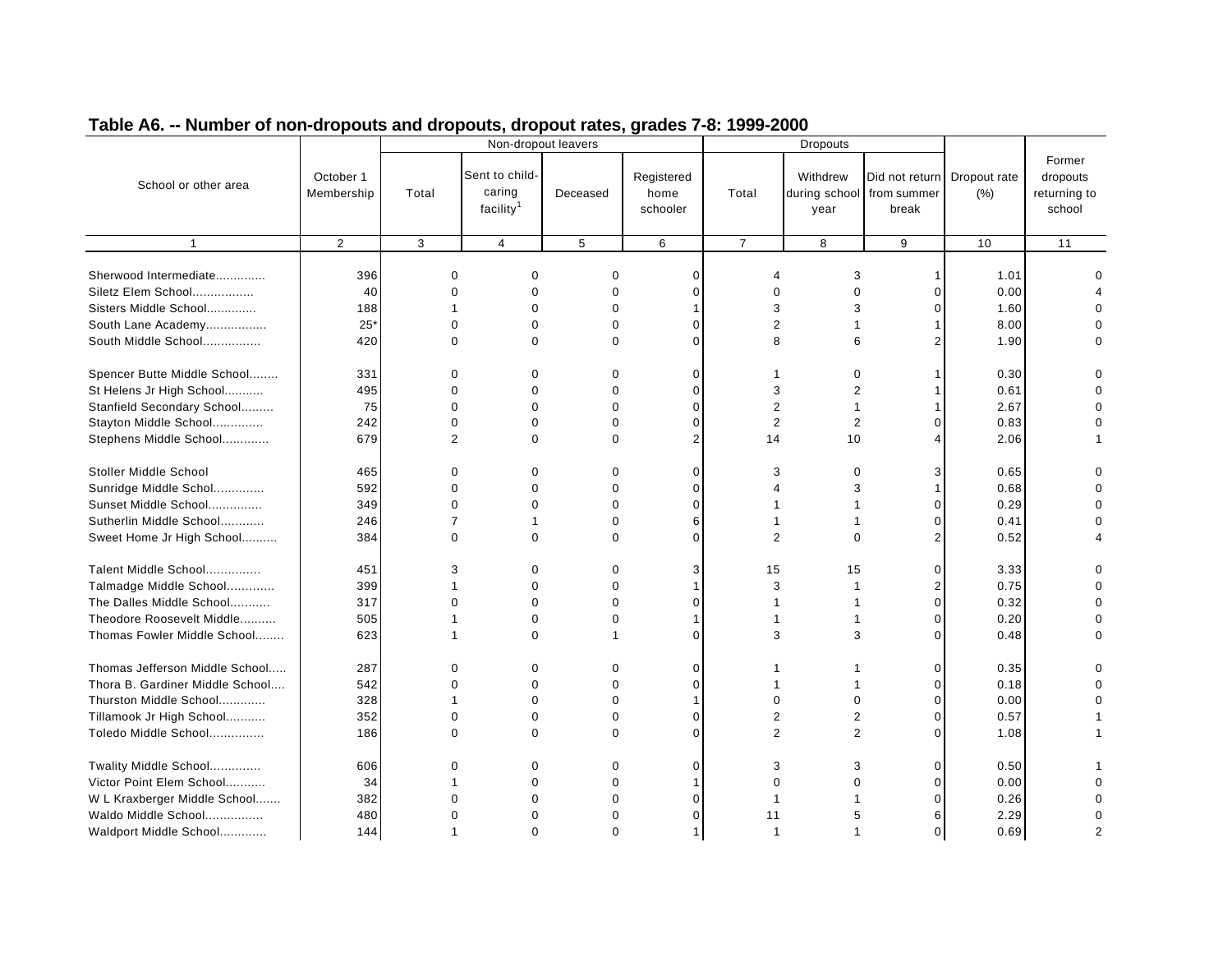## Table A6. -- Number of non-dropouts and dropouts, dropout rates, grades 7-8: 1999-2000

| School or other area | October 1 Membership | Non-dropout leavers | | | | Dropouts | | | Dropout rate (%) | Former dropouts returning to school |
|---|---|---|---|---|---|---|---|---|---|---|
| | | Total | Sent to child-caring facility[1] | Deceased | Registered home schooler | Total | Withdrew during school year | Did not return from summer break | | |
| 1 | 2 | 3 | 4 | 5 | 6 | 7 | 8 | 9 | 10 | 11 |
| Sherwood Intermediate............. | 396 | 0 | 0 | 0 | 0 | 4 | 3 | 1 | 1.01 | 0 |
| Siletz Elem School................. | 40 | 0 | 0 | 0 | 0 | 0 | 0 | 0 | 0.00 | 4 |
| Sisters Middle School............. | 188 | 1 | 0 | 0 | 1 | 3 | 3 | 0 | 1.60 | 0 |
| South Lane Academy................ | 25* | 0 | 0 | 0 | 0 | 2 | 1 | 1 | 8.00 | 0 |
| South Middle School................ | 420 | 0 | 0 | 0 | 0 | 8 | 6 | 2 | 1.90 | 0 |
| Spencer Butte Middle School........ | 331 | 0 | 0 | 0 | 0 | 1 | 0 | 1 | 0.30 | 0 |
| St Helens Jr High School........... | 495 | 0 | 0 | 0 | 0 | 3 | 2 | 1 | 0.61 | 0 |
| Stanfield Secondary School......... | 75 | 0 | 0 | 0 | 0 | 2 | 1 | 1 | 2.67 | 0 |
| Stayton Middle School............. | 242 | 0 | 0 | 0 | 0 | 2 | 2 | 0 | 0.83 | 0 |
| Stephens Middle School............ | 679 | 2 | 0 | 0 | 2 | 14 | 10 | 4 | 2.06 | 1 |
| Stoller Middle School | 465 | 0 | 0 | 0 | 0 | 3 | 0 | 3 | 0.65 | 0 |
| Sunridge Middle Schol............. | 592 | 0 | 0 | 0 | 0 | 4 | 3 | 1 | 0.68 | 0 |
| Sunset Middle School.............. | 349 | 0 | 0 | 0 | 0 | 1 | 1 | 0 | 0.29 | 0 |
| Sutherlin Middle School............ | 246 | 7 | 1 | 0 | 6 | 1 | 1 | 0 | 0.41 | 0 |
| Sweet Home Jr High School.......... | 384 | 0 | 0 | 0 | 0 | 2 | 0 | 2 | 0.52 | 4 |
| Talent Middle School............... | 451 | 3 | 0 | 0 | 3 | 15 | 15 | 0 | 3.33 | 0 |
| Talmadge Middle School............ | 399 | 1 | 0 | 0 | 1 | 3 | 1 | 2 | 0.75 | 0 |
| The Dalles Middle School........... | 317 | 0 | 0 | 0 | 0 | 1 | 1 | 0 | 0.32 | 0 |
| Theodore Roosevelt Middle.......... | 505 | 1 | 0 | 0 | 1 | 1 | 1 | 0 | 0.20 | 0 |
| Thomas Fowler Middle School........ | 623 | 1 | 0 | 1 | 0 | 3 | 3 | 0 | 0.48 | 0 |
| Thomas Jefferson Middle School..... | 287 | 0 | 0 | 0 | 0 | 1 | 1 | 0 | 0.35 | 0 |
| Thora B. Gardiner Middle School.... | 542 | 0 | 0 | 0 | 0 | 1 | 1 | 0 | 0.18 | 0 |
| Thurston Middle School............ | 328 | 1 | 0 | 0 | 1 | 0 | 0 | 0 | 0.00 | 0 |
| Tillamook Jr High School........... | 352 | 0 | 0 | 0 | 0 | 2 | 2 | 0 | 0.57 | 1 |
| Toledo Middle School............... | 186 | 0 | 0 | 0 | 0 | 2 | 2 | 0 | 1.08 | 1 |
| Twality Middle School............. | 606 | 0 | 0 | 0 | 0 | 3 | 3 | 0 | 0.50 | 1 |
| Victor Point Elem School........... | 34 | 1 | 0 | 0 | 1 | 0 | 0 | 0 | 0.00 | 0 |
| W L Kraxberger Middle School....... | 382 | 0 | 0 | 0 | 0 | 1 | 1 | 0 | 0.26 | 0 |
| Waldo Middle School................ | 480 | 0 | 0 | 0 | 0 | 11 | 5 | 6 | 2.29 | 0 |
| Waldport Middle School............ | 144 | 1 | 0 | 0 | 1 | 1 | 1 | 0 | 0.69 | 2 |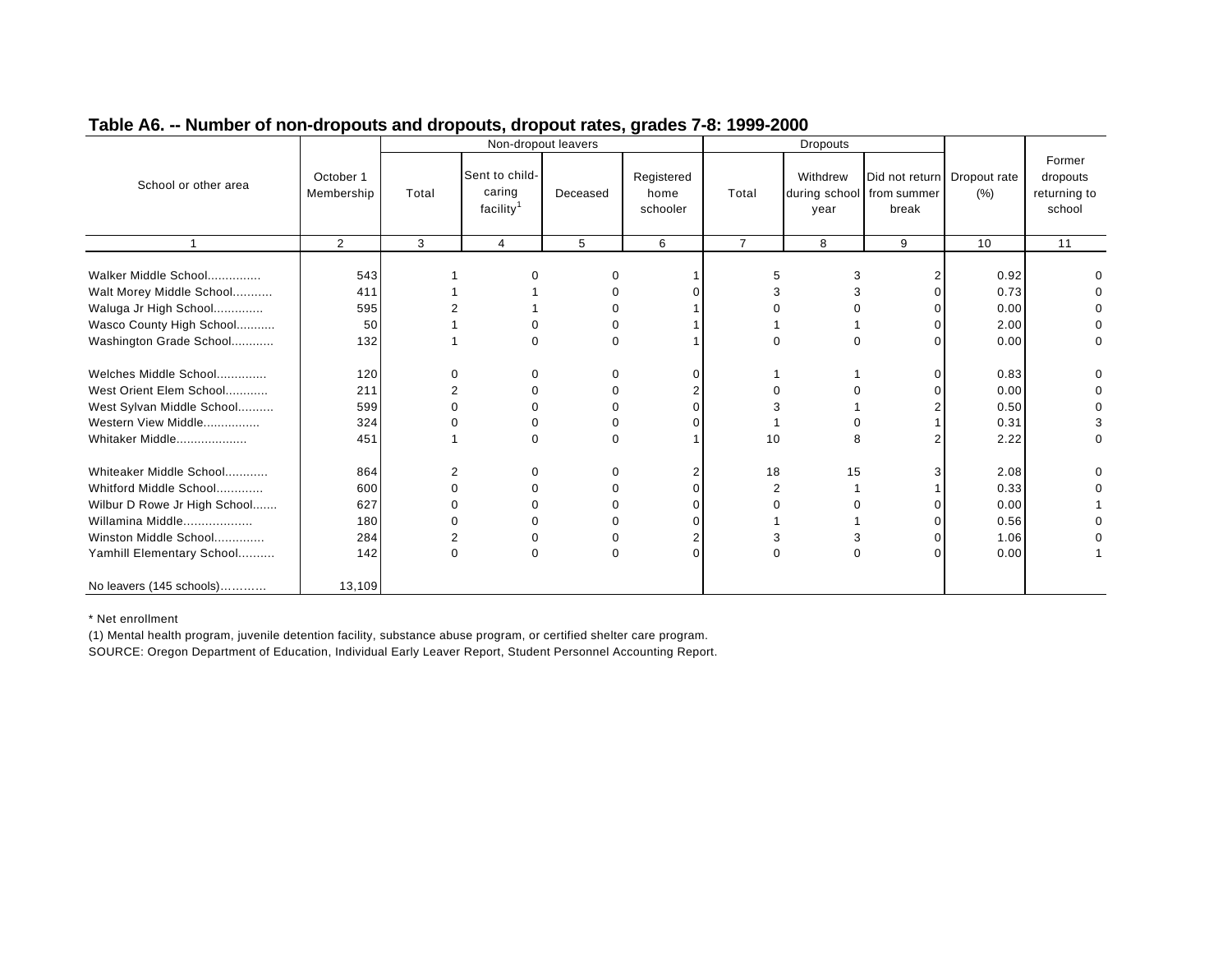## Table A6. -- Number of non-dropouts and dropouts, dropout rates, grades 7-8: 1999-2000

| School or other area | October 1 Membership | Non-dropout leavers | | | | Dropouts | | | Dropout rate (%) | Former dropouts returning to school |
|---|---|---|---|---|---|---|---|---|---|---|
| | | Total | Sent to child-caring facility[1] | Deceased | Registered home schooler | Total | Withdrew during school year | Did not return from summer break | | |
| 1 | 2 | 3 | 4 | 5 | 6 | 7 | 8 | 9 | 10 | 11 |
| Walker Middle School............... | 543 | 1 | 0 | 0 | 1 | 5 | 3 | 2 | 0.92 | 0 |
| Walt Morey Middle School........... | 411 | 1 | 1 | 0 | 0 | 3 | 3 | 0 | 0.73 | 0 |
| Waluga Jr High School.............. | 595 | 2 | 1 | 0 | 1 | 0 | 0 | 0 | 0.00 | 0 |
| Wasco County High School........... | 50 | 1 | 0 | 0 | 1 | 1 | 1 | 0 | 2.00 | 0 |
| Washington Grade School............ | 132 | 1 | 0 | 0 | 1 | 0 | 0 | 0 | 0.00 | 0 |
| Welches Middle School.............. | 120 | 0 | 0 | 0 | 0 | 1 | 1 | 0 | 0.83 | 0 |
| West Orient Elem School............ | 211 | 2 | 0 | 0 | 2 | 0 | 0 | 0 | 0.00 | 0 |
| West Sylvan Middle School.......... | 599 | 0 | 0 | 0 | 0 | 3 | 1 | 2 | 0.50 | 0 |
| Western View Middle................ | 324 | 0 | 0 | 0 | 0 | 1 | 0 | 1 | 0.31 | 3 |
| Whitaker Middle.................... | 451 | 1 | 0 | 0 | 1 | 10 | 8 | 2 | 2.22 | 0 |
| Whiteaker Middle School............ | 864 | 2 | 0 | 0 | 2 | 18 | 15 | 3 | 2.08 | 0 |
| Whitford Middle School............. | 600 | 0 | 0 | 0 | 0 | 2 | 1 | 1 | 0.33 | 0 |
| Wilbur D Rowe Jr High School....... | 627 | 0 | 0 | 0 | 0 | 0 | 0 | 0 | 0.00 | 1 |
| Willamina Middle................... | 180 | 0 | 0 | 0 | 0 | 1 | 1 | 0 | 0.56 | 0 |
| Winston Middle School.............. | 284 | 2 | 0 | 0 | 2 | 3 | 3 | 0 | 1.06 | 0 |
| Yamhill Elementary School.......... | 142 | 0 | 0 | 0 | 0 | 0 | 0 | 0 | 0.00 | 1 |
| No leavers (145 schools)............ | 13,109 | | | | | | | | | |

* Net enrollment

(1) Mental health program, juvenile detention facility, substance abuse program, or certified shelter care program.

SOURCE: Oregon Department of Education, Individual Early Leaver Report, Student Personnel Accounting Report.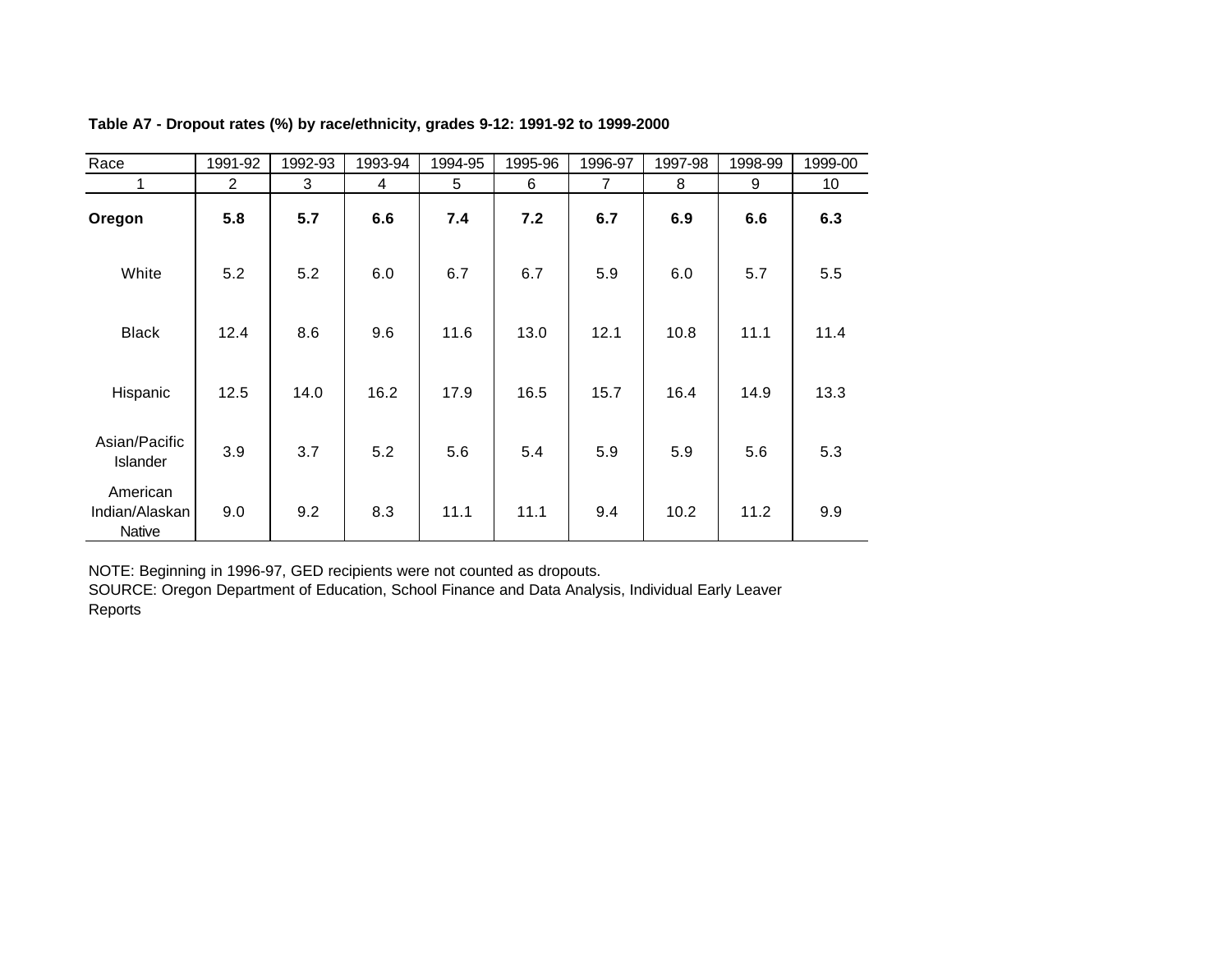**Table A7 - Dropout rates (%) by race/ethnicity, grades 9-12: 1991-92 to 1999-2000**

| Race | 1991-92 | 1992-93 | 1993-94 | 1994-95 | 1995-96 | 1996-97 | 1997-98 | 1998-99 | 1999-00 |
|---|---|---|---|---|---|---|---|---|---|
| 1 | 2 | 3 | 4 | 5 | 6 | 7 | 8 | 9 | 10 |
| **Oregon** | **5.8** | **5.7** | **6.6** | **7.4** | **7.2** | **6.7** | **6.9** | **6.6** | **6.3** |
| White | 5.2 | 5.2 | 6.0 | 6.7 | 6.7 | 5.9 | 6.0 | 5.7 | 5.5 |
| Black | 12.4 | 8.6 | 9.6 | 11.6 | 13.0 | 12.1 | 10.8 | 11.1 | 11.4 |
| Hispanic | 12.5 | 14.0 | 16.2 | 17.9 | 16.5 | 15.7 | 16.4 | 14.9 | 13.3 |
| Asian/Pacific Islander | 3.9 | 3.7 | 5.2 | 5.6 | 5.4 | 5.9 | 5.9 | 5.6 | 5.3 |
| American Indian/Alaskan Native | 9.0 | 9.2 | 8.3 | 11.1 | 11.1 | 9.4 | 10.2 | 11.2 | 9.9 |

NOTE: Beginning in 1996-97, GED recipients were not counted as dropouts.
SOURCE: Oregon Department of Education, School Finance and Data Analysis, Individual Early Leaver Reports